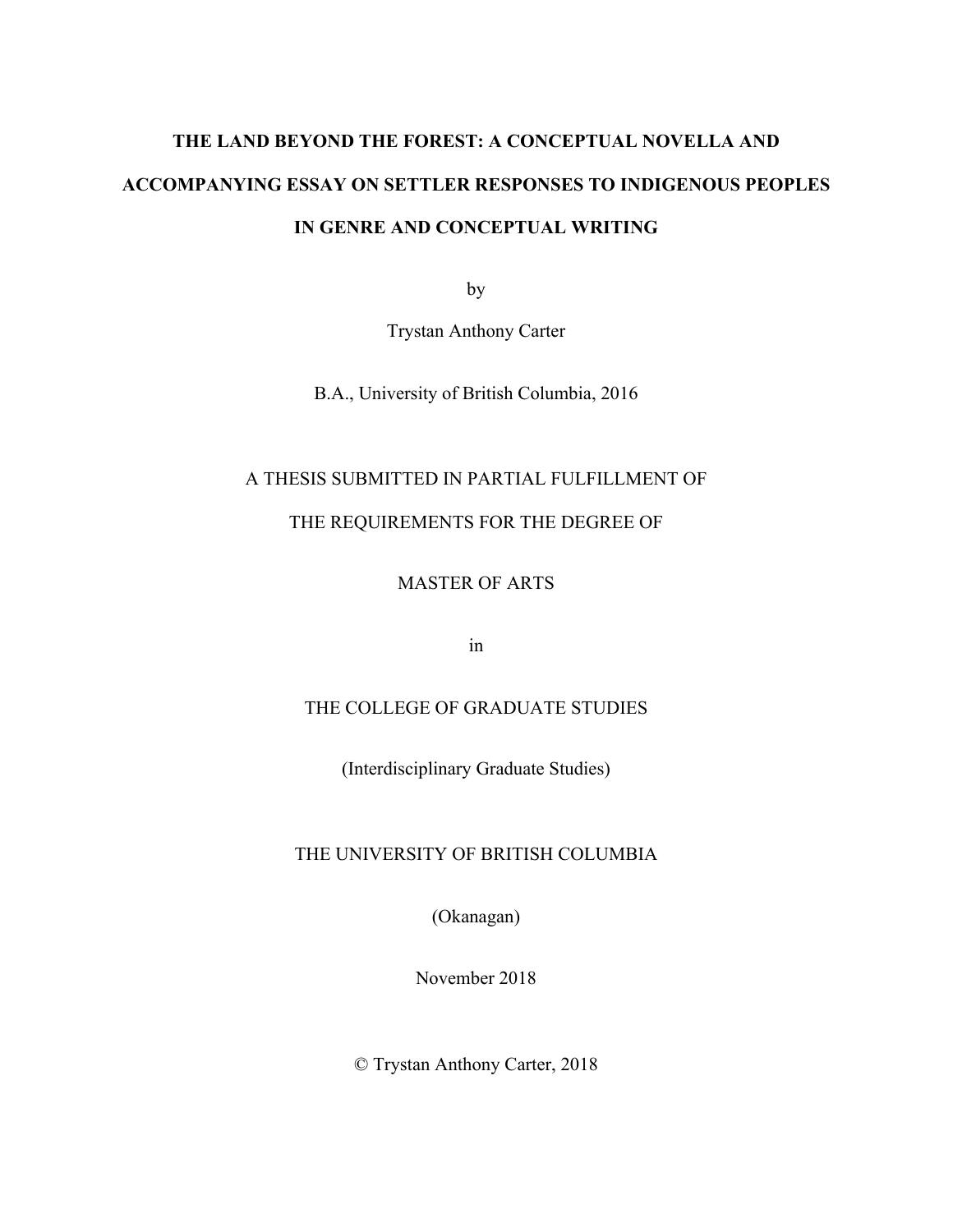# THE LAND BEYOND THE FOREST: A CONCEPTUAL NOVELLA AND ACCOMPANYING ESSAY ON SETTLER RESPONSES TO INDIGENOUS PEOPLES IN GENRE AND CONCEPTUAL WRITING

by

Trystan Anthony Carter

B.A., University of British Columbia, 2016

A THESIS SUBMITTED IN PARTIAL FULFILLMENT OF

THE REQUIREMENTS FOR THE DEGREE OF

MASTER OF ARTS

in

THE COLLEGE OF GRADUATE STUDIES

(Interdisciplinary Graduate Studies)

THE UNIVERSITY OF BRITISH COLUMBIA

(Okanagan)

November 2018

© Trystan Anthony Carter, 2018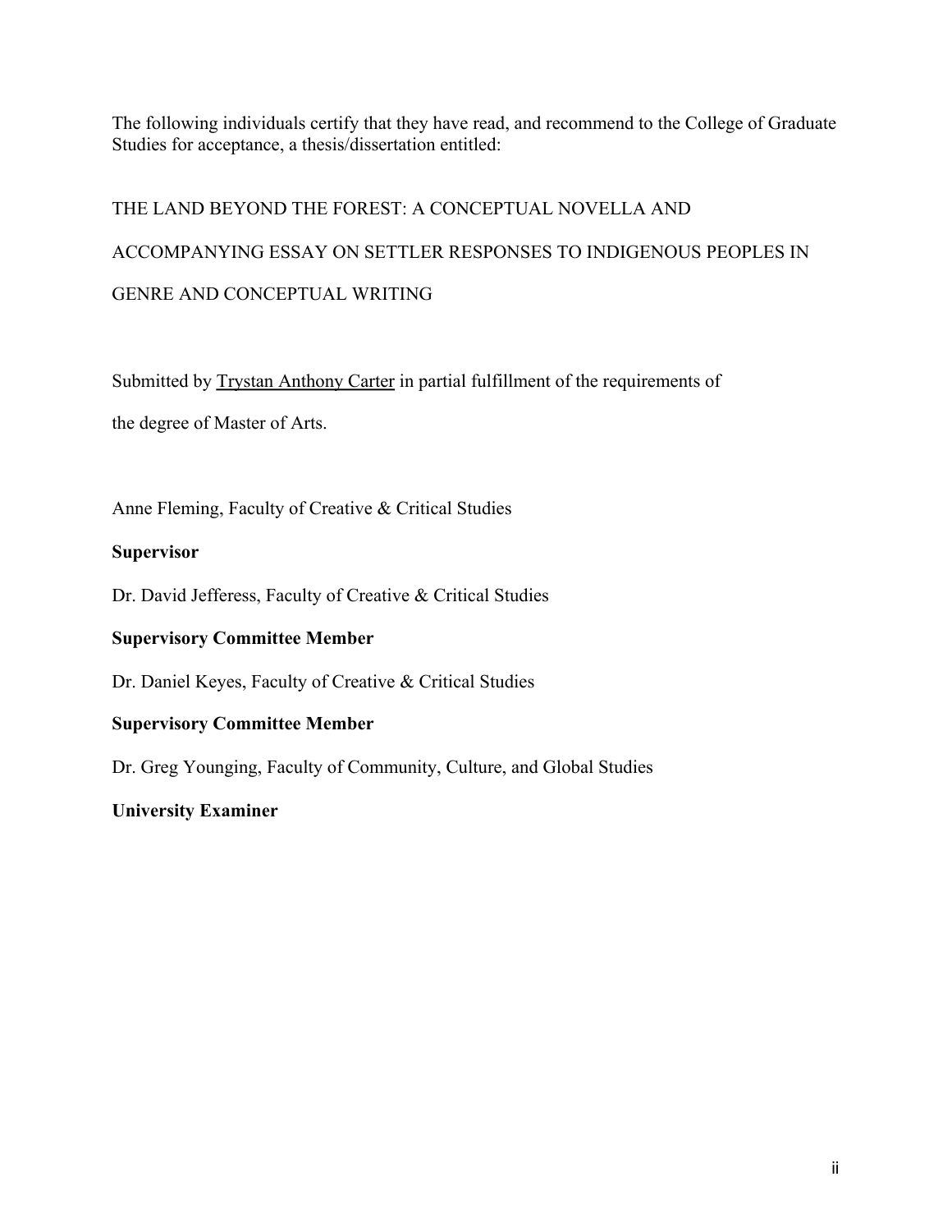The following individuals certify that they have read, and recommend to the College of Graduate Studies for acceptance, a thesis/dissertation entitled:

THE LAND BEYOND THE FOREST: A CONCEPTUAL NOVELLA AND ACCOMPANYING ESSAY ON SETTLER RESPONSES TO INDIGENOUS PEOPLES IN GENRE AND CONCEPTUAL WRITING

Submitted by Trystan Anthony Carter in partial fulfillment of the requirements of the degree of Master of Arts.

Anne Fleming, Faculty of Creative & Critical Studies

**Supervisor**

Dr. David Jefferess, Faculty of Creative & Critical Studies

**Supervisory Committee Member**

Dr. Daniel Keyes, Faculty of Creative & Critical Studies

**Supervisory Committee Member**

Dr. Greg Younging, Faculty of Community, Culture, and Global Studies

**University Examiner**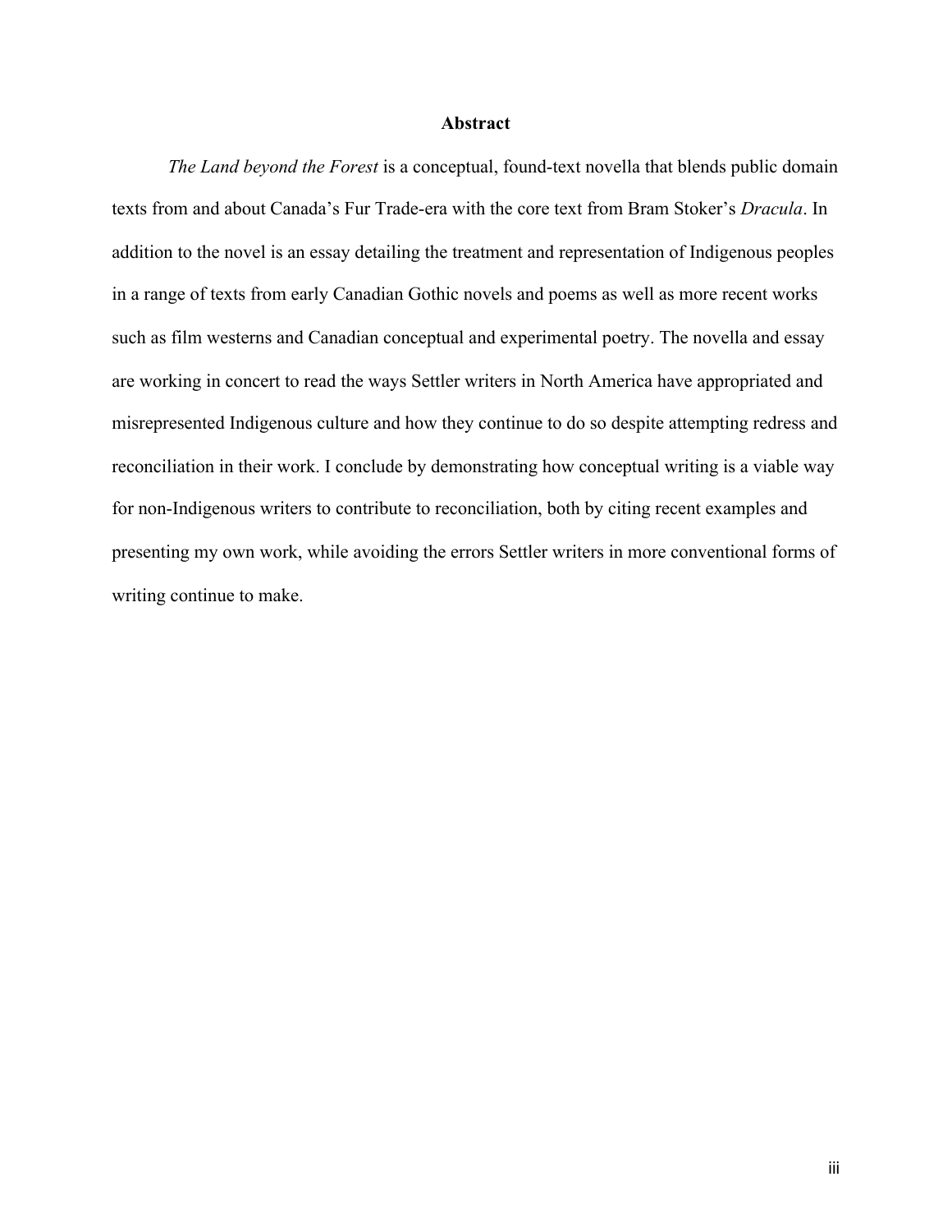## Abstract

*The Land beyond the Forest* is a conceptual, found-text novella that blends public domain texts from and about Canada's Fur Trade-era with the core text from Bram Stoker's *Dracula*. In addition to the novel is an essay detailing the treatment and representation of Indigenous peoples in a range of texts from early Canadian Gothic novels and poems as well as more recent works such as film westerns and Canadian conceptual and experimental poetry. The novella and essay are working in concert to read the ways Settler writers in North America have appropriated and misrepresented Indigenous culture and how they continue to do so despite attempting redress and reconciliation in their work. I conclude by demonstrating how conceptual writing is a viable way for non-Indigenous writers to contribute to reconciliation, both by citing recent examples and presenting my own work, while avoiding the errors Settler writers in more conventional forms of writing continue to make.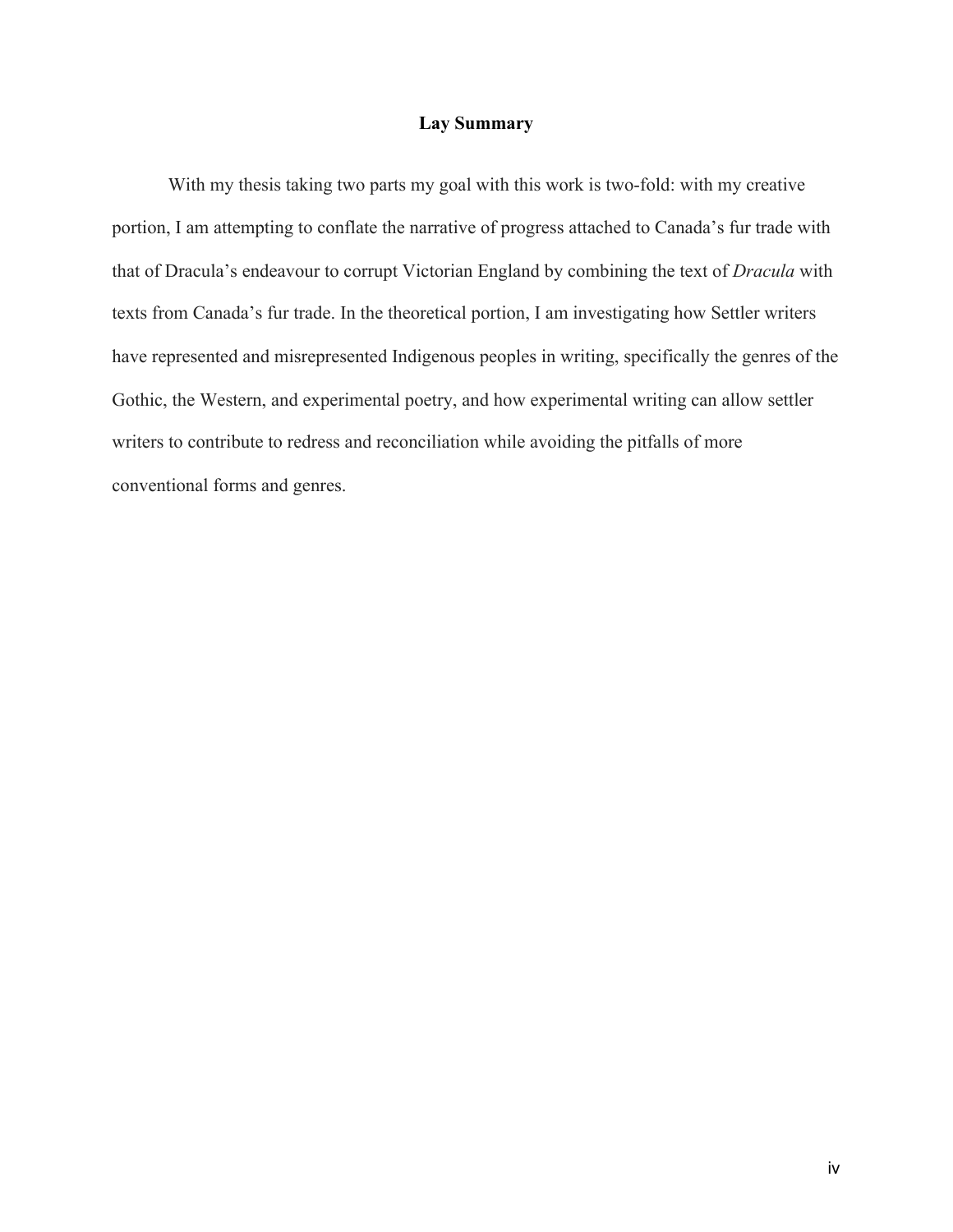# Lay Summary

With my thesis taking two parts my goal with this work is two-fold: with my creative portion, I am attempting to conflate the narrative of progress attached to Canada's fur trade with that of Dracula's endeavour to corrupt Victorian England by combining the text of *Dracula* with texts from Canada's fur trade. In the theoretical portion, I am investigating how Settler writers have represented and misrepresented Indigenous peoples in writing, specifically the genres of the Gothic, the Western, and experimental poetry, and how experimental writing can allow settler writers to contribute to redress and reconciliation while avoiding the pitfalls of more conventional forms and genres.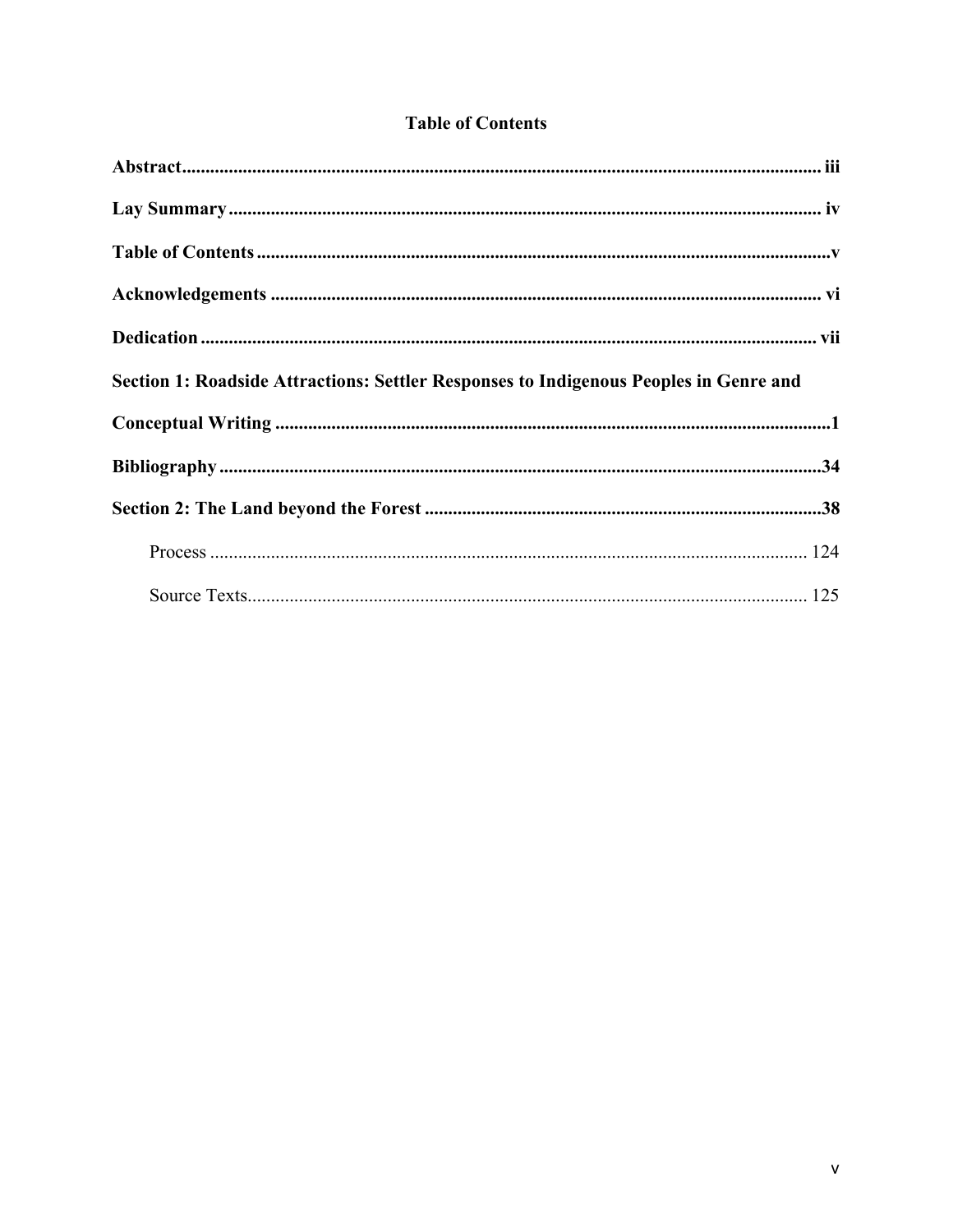# Table of Contents

**Abstract** ........................................................................................................................ **iii**

**Lay Summary** ............................................................................................................. **iv**

**Table of Contents** .......................................................................................................... **v**

**Acknowledgements** ..................................................................................................... **vi**

**Dedication** .................................................................................................................. **vii**

**Section 1: Roadside Attractions: Settler Responses to Indigenous Peoples in Genre and Conceptual Writing** ..................................................................................................... **1**

**Bibliography** ................................................................................................................ **34**

**Section 2: The Land beyond the Forest** .................................................................... **38**

- Process ............................................................................................................... 124
- Source Texts....................................................................................................... 125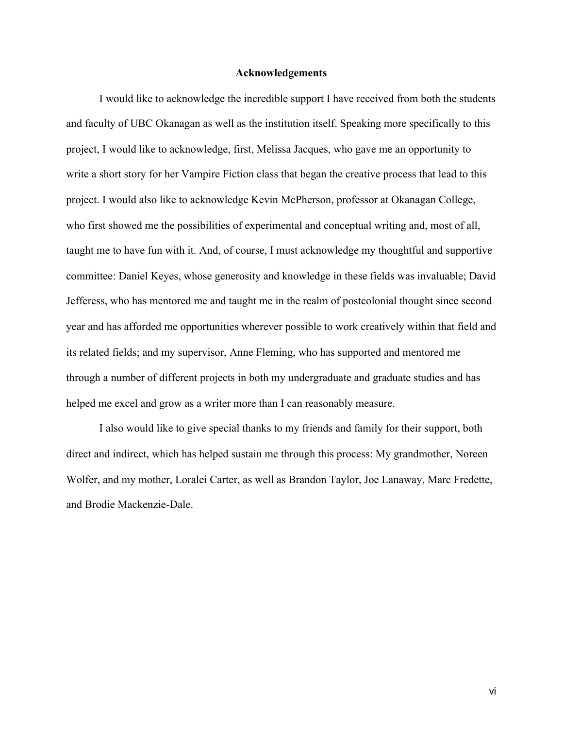# Acknowledgements

I would like to acknowledge the incredible support I have received from both the students and faculty of UBC Okanagan as well as the institution itself. Speaking more specifically to this project, I would like to acknowledge, first, Melissa Jacques, who gave me an opportunity to write a short story for her Vampire Fiction class that began the creative process that lead to this project. I would also like to acknowledge Kevin McPherson, professor at Okanagan College, who first showed me the possibilities of experimental and conceptual writing and, most of all, taught me to have fun with it. And, of course, I must acknowledge my thoughtful and supportive committee: Daniel Keyes, whose generosity and knowledge in these fields was invaluable; David Jefferess, who has mentored me and taught me in the realm of postcolonial thought since second year and has afforded me opportunities wherever possible to work creatively within that field and its related fields; and my supervisor, Anne Fleming, who has supported and mentored me through a number of different projects in both my undergraduate and graduate studies and has helped me excel and grow as a writer more than I can reasonably measure.

I also would like to give special thanks to my friends and family for their support, both direct and indirect, which has helped sustain me through this process: My grandmother, Noreen Wolfer, and my mother, Loralei Carter, as well as Brandon Taylor, Joe Lanaway, Marc Fredette, and Brodie Mackenzie-Dale.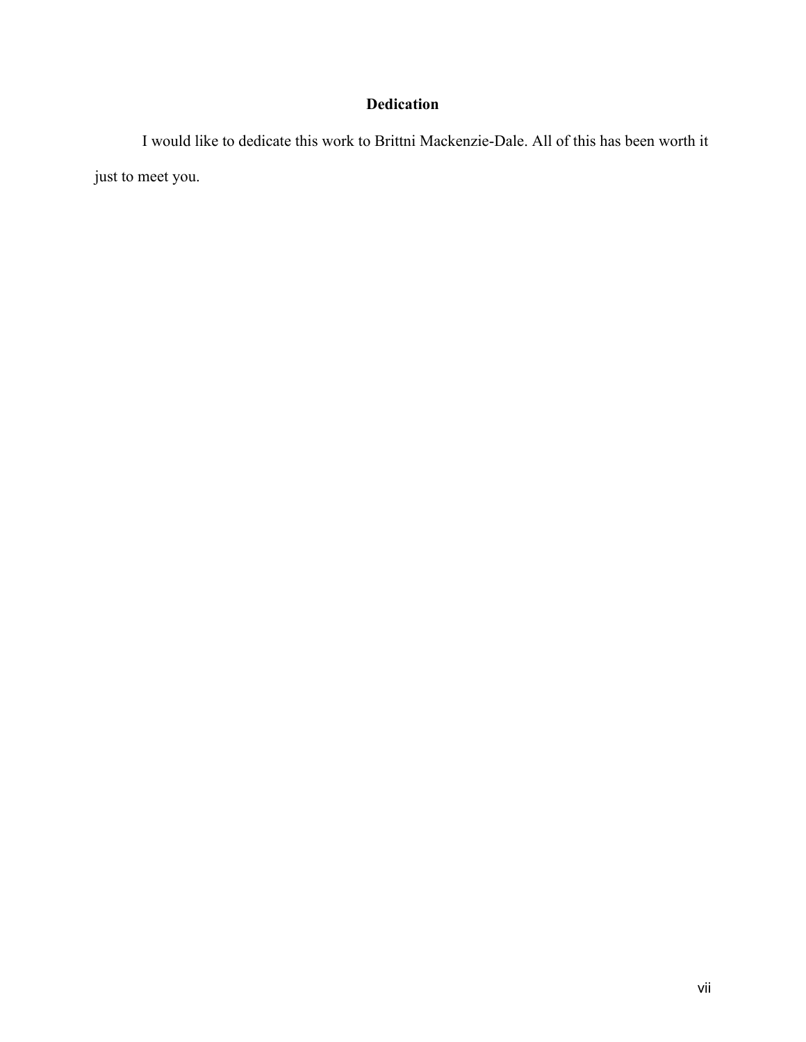## Dedication

I would like to dedicate this work to Brittni Mackenzie-Dale. All of this has been worth it just to meet you.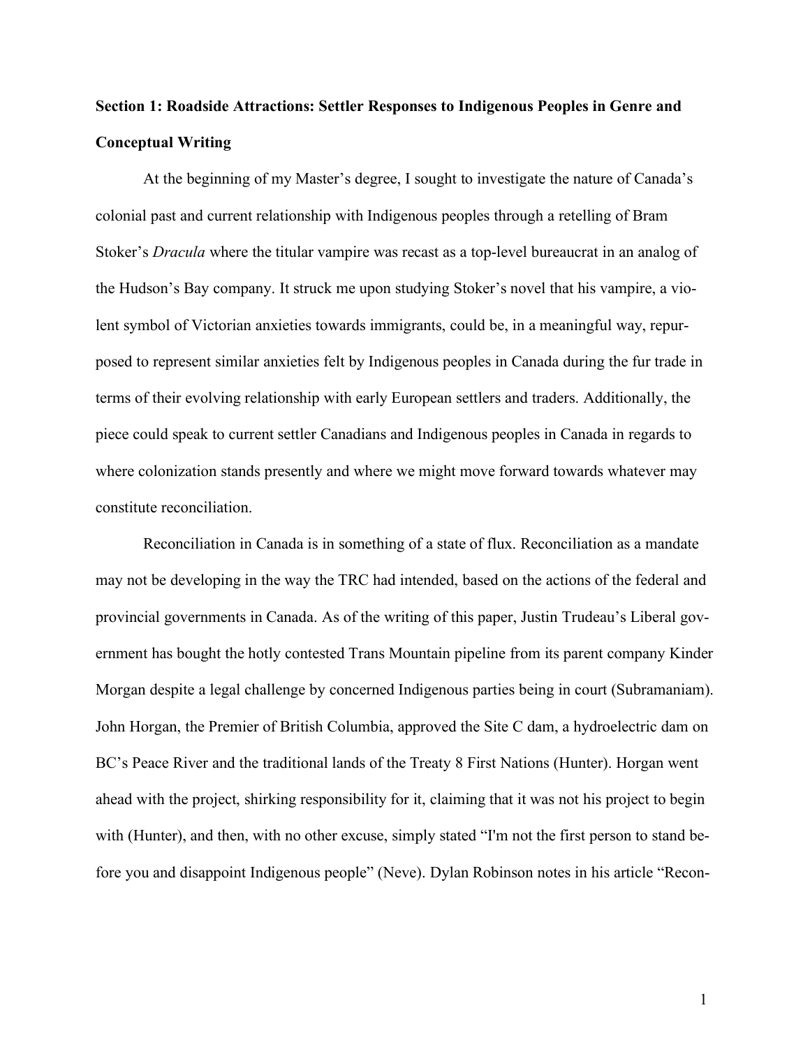**Section 1: Roadside Attractions: Settler Responses to Indigenous Peoples in Genre and Conceptual Writing**

At the beginning of my Master's degree, I sought to investigate the nature of Canada's colonial past and current relationship with Indigenous peoples through a retelling of Bram Stoker's *Dracula* where the titular vampire was recast as a top-level bureaucrat in an analog of the Hudson's Bay company. It struck me upon studying Stoker's novel that his vampire, a violent symbol of Victorian anxieties towards immigrants, could be, in a meaningful way, repurposed to represent similar anxieties felt by Indigenous peoples in Canada during the fur trade in terms of their evolving relationship with early European settlers and traders. Additionally, the piece could speak to current settler Canadians and Indigenous peoples in Canada in regards to where colonization stands presently and where we might move forward towards whatever may constitute reconciliation.

Reconciliation in Canada is in something of a state of flux. Reconciliation as a mandate may not be developing in the way the TRC had intended, based on the actions of the federal and provincial governments in Canada. As of the writing of this paper, Justin Trudeau's Liberal government has bought the hotly contested Trans Mountain pipeline from its parent company Kinder Morgan despite a legal challenge by concerned Indigenous parties being in court (Subramaniam). John Horgan, the Premier of British Columbia, approved the Site C dam, a hydroelectric dam on BC's Peace River and the traditional lands of the Treaty 8 First Nations (Hunter). Horgan went ahead with the project, shirking responsibility for it, claiming that it was not his project to begin with (Hunter), and then, with no other excuse, simply stated "I'm not the first person to stand before you and disappoint Indigenous people" (Neve). Dylan Robinson notes in his article "Recon-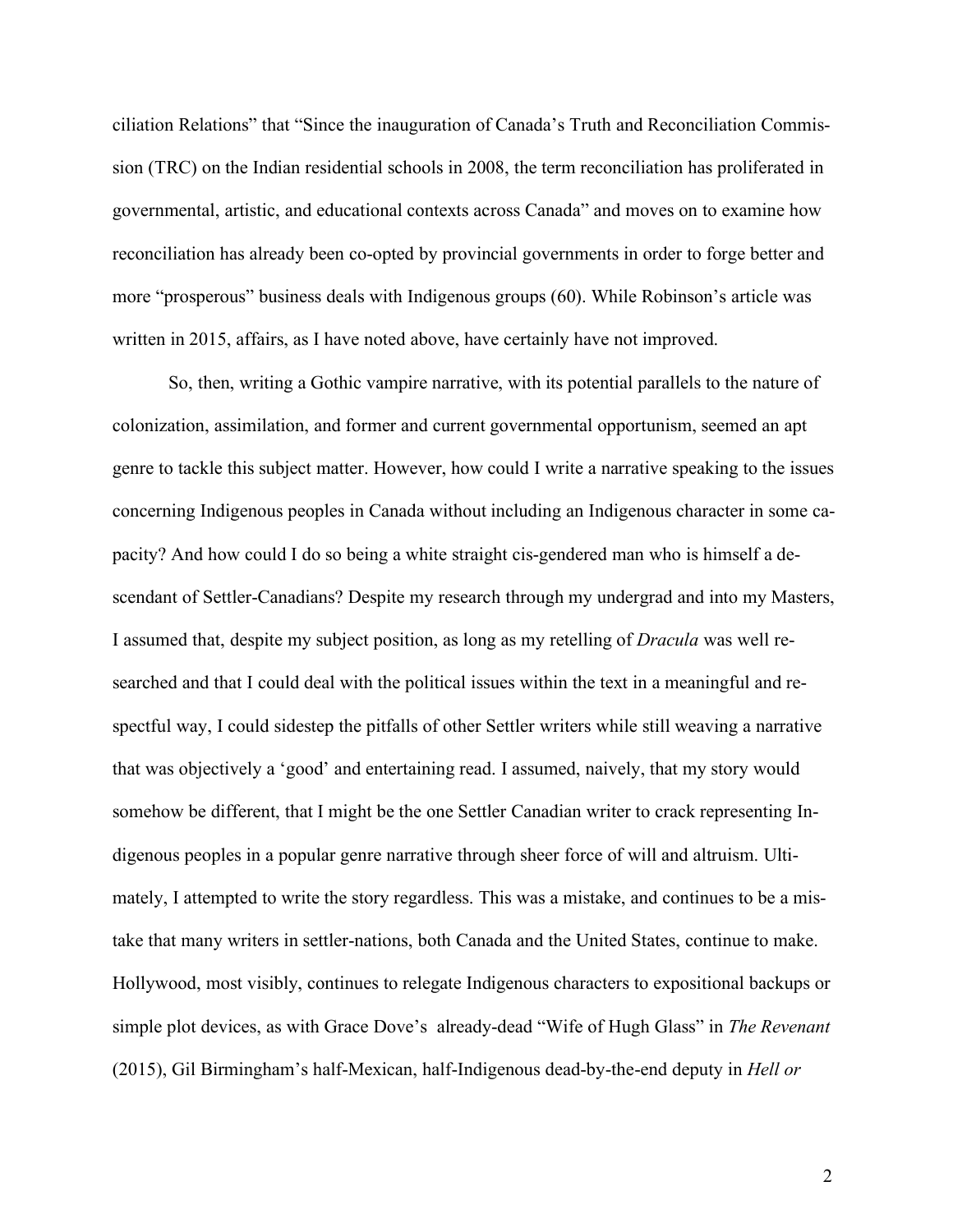ciliation Relations" that "Since the inauguration of Canada's Truth and Reconciliation Commission (TRC) on the Indian residential schools in 2008, the term reconciliation has proliferated in governmental, artistic, and educational contexts across Canada" and moves on to examine how reconciliation has already been co-opted by provincial governments in order to forge better and more "prosperous" business deals with Indigenous groups (60). While Robinson's article was written in 2015, affairs, as I have noted above, have certainly have not improved.

So, then, writing a Gothic vampire narrative, with its potential parallels to the nature of colonization, assimilation, and former and current governmental opportunism, seemed an apt genre to tackle this subject matter. However, how could I write a narrative speaking to the issues concerning Indigenous peoples in Canada without including an Indigenous character in some capacity? And how could I do so being a white straight cis-gendered man who is himself a descendant of Settler-Canadians? Despite my research through my undergrad and into my Masters, I assumed that, despite my subject position, as long as my retelling of *Dracula* was well researched and that I could deal with the political issues within the text in a meaningful and respectful way, I could sidestep the pitfalls of other Settler writers while still weaving a narrative that was objectively a 'good' and entertaining read. I assumed, naively, that my story would somehow be different, that I might be the one Settler Canadian writer to crack representing Indigenous peoples in a popular genre narrative through sheer force of will and altruism. Ultimately, I attempted to write the story regardless. This was a mistake, and continues to be a mistake that many writers in settler-nations, both Canada and the United States, continue to make. Hollywood, most visibly, continues to relegate Indigenous characters to expositional backups or simple plot devices, as with Grace Dove's already-dead "Wife of Hugh Glass" in *The Revenant* (2015), Gil Birmingham's half-Mexican, half-Indigenous dead-by-the-end deputy in *Hell or*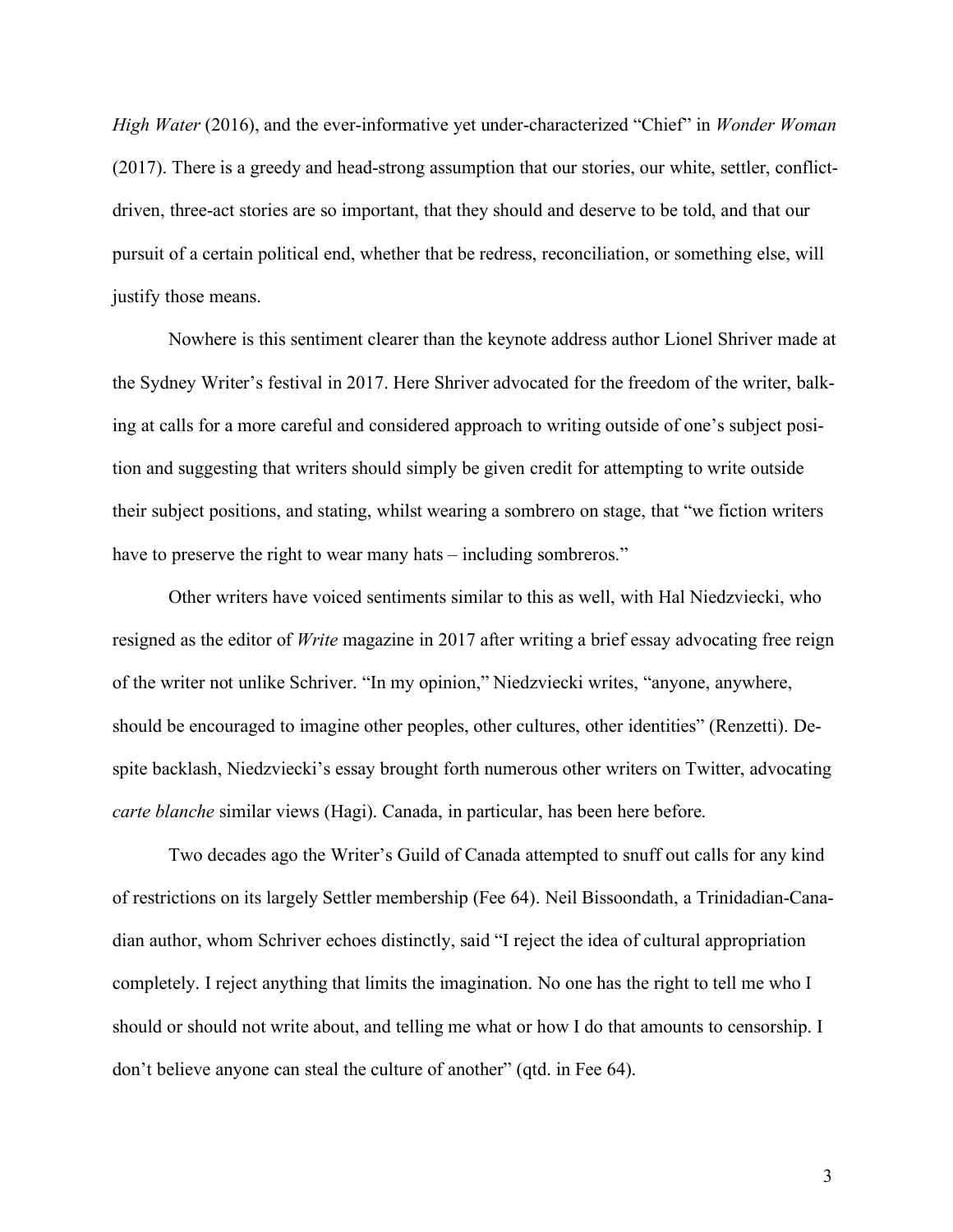*High Water* (2016), and the ever-informative yet under-characterized "Chief" in *Wonder Woman* (2017). There is a greedy and head-strong assumption that our stories, our white, settler, conflict-driven, three-act stories are so important, that they should and deserve to be told, and that our pursuit of a certain political end, whether that be redress, reconciliation, or something else, will justify those means.

Nowhere is this sentiment clearer than the keynote address author Lionel Shriver made at the Sydney Writer's festival in 2017. Here Shriver advocated for the freedom of the writer, balking at calls for a more careful and considered approach to writing outside of one's subject position and suggesting that writers should simply be given credit for attempting to write outside their subject positions, and stating, whilst wearing a sombrero on stage, that "we fiction writers have to preserve the right to wear many hats – including sombreros."

Other writers have voiced sentiments similar to this as well, with Hal Niedzviecki, who resigned as the editor of *Write* magazine in 2017 after writing a brief essay advocating free reign of the writer not unlike Schriver. "In my opinion," Niedzviecki writes, "anyone, anywhere, should be encouraged to imagine other peoples, other cultures, other identities" (Renzetti). Despite backlash, Niedzviecki's essay brought forth numerous other writers on Twitter, advocating *carte blanche* similar views (Hagi). Canada, in particular, has been here before.

Two decades ago the Writer's Guild of Canada attempted to snuff out calls for any kind of restrictions on its largely Settler membership (Fee 64). Neil Bissoondath, a Trinidadian-Canadian author, whom Schriver echoes distinctly, said "I reject the idea of cultural appropriation completely. I reject anything that limits the imagination. No one has the right to tell me who I should or should not write about, and telling me what or how I do that amounts to censorship. I don't believe anyone can steal the culture of another" (qtd. in Fee 64).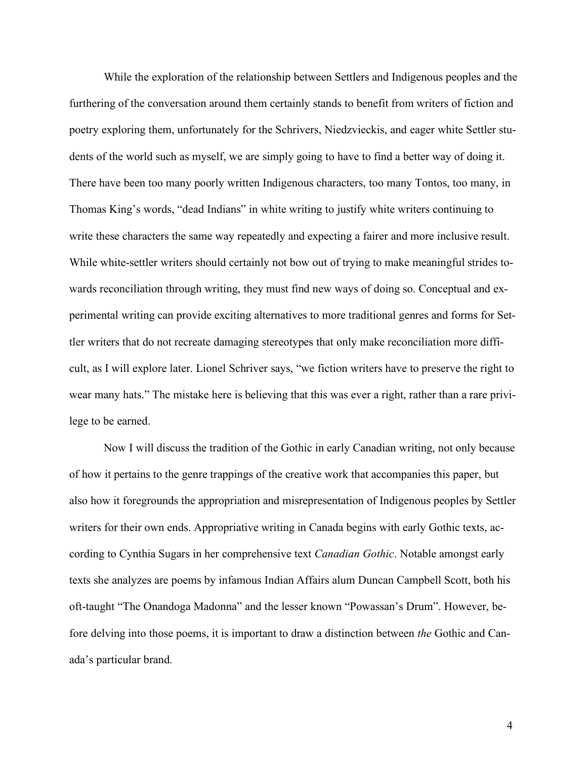While the exploration of the relationship between Settlers and Indigenous peoples and the furthering of the conversation around them certainly stands to benefit from writers of fiction and poetry exploring them, unfortunately for the Schrivers, Niedzvieckis, and eager white Settler students of the world such as myself, we are simply going to have to find a better way of doing it. There have been too many poorly written Indigenous characters, too many Tontos, too many, in Thomas King's words, "dead Indians" in white writing to justify white writers continuing to write these characters the same way repeatedly and expecting a fairer and more inclusive result. While white-settler writers should certainly not bow out of trying to make meaningful strides towards reconciliation through writing, they must find new ways of doing so. Conceptual and experimental writing can provide exciting alternatives to more traditional genres and forms for Settler writers that do not recreate damaging stereotypes that only make reconciliation more difficult, as I will explore later. Lionel Schriver says, "we fiction writers have to preserve the right to wear many hats." The mistake here is believing that this was ever a right, rather than a rare privilege to be earned.

Now I will discuss the tradition of the Gothic in early Canadian writing, not only because of how it pertains to the genre trappings of the creative work that accompanies this paper, but also how it foregrounds the appropriation and misrepresentation of Indigenous peoples by Settler writers for their own ends. Appropriative writing in Canada begins with early Gothic texts, according to Cynthia Sugars in her comprehensive text *Canadian Gothic*. Notable amongst early texts she analyzes are poems by infamous Indian Affairs alum Duncan Campbell Scott, both his oft-taught "The Onandoga Madonna" and the lesser known "Powassan's Drum". However, before delving into those poems, it is important to draw a distinction between *the* Gothic and Canada's particular brand.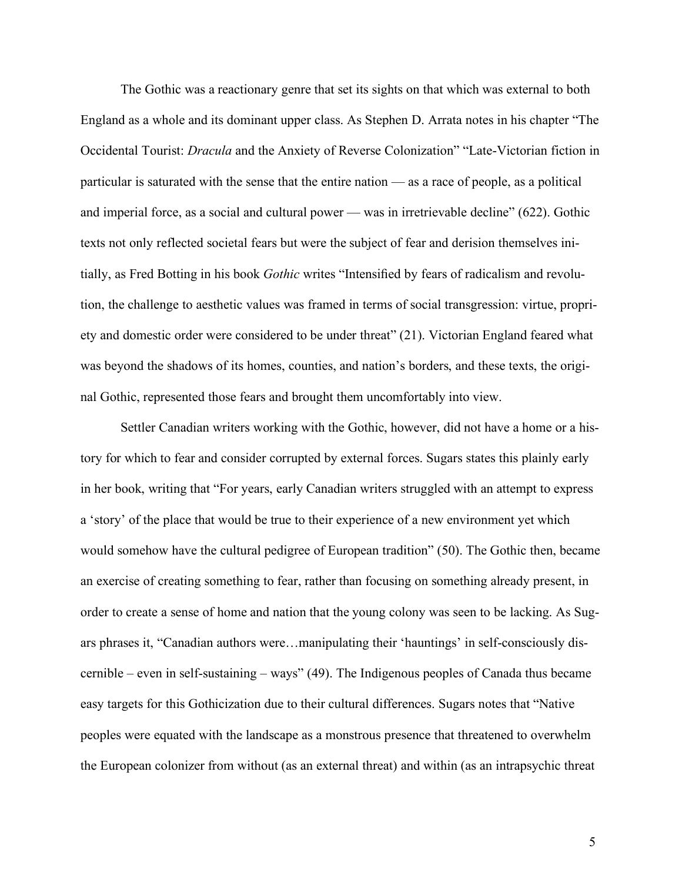The Gothic was a reactionary genre that set its sights on that which was external to both England as a whole and its dominant upper class. As Stephen D. Arrata notes in his chapter "The Occidental Tourist: *Dracula* and the Anxiety of Reverse Colonization" "Late-Victorian fiction in particular is saturated with the sense that the entire nation — as a race of people, as a political and imperial force, as a social and cultural power — was in irretrievable decline" (622). Gothic texts not only reflected societal fears but were the subject of fear and derision themselves initially, as Fred Botting in his book *Gothic* writes "Intensified by fears of radicalism and revolution, the challenge to aesthetic values was framed in terms of social transgression: virtue, propriety and domestic order were considered to be under threat" (21). Victorian England feared what was beyond the shadows of its homes, counties, and nation's borders, and these texts, the original Gothic, represented those fears and brought them uncomfortably into view.

Settler Canadian writers working with the Gothic, however, did not have a home or a history for which to fear and consider corrupted by external forces. Sugars states this plainly early in her book, writing that "For years, early Canadian writers struggled with an attempt to express a 'story' of the place that would be true to their experience of a new environment yet which would somehow have the cultural pedigree of European tradition" (50). The Gothic then, became an exercise of creating something to fear, rather than focusing on something already present, in order to create a sense of home and nation that the young colony was seen to be lacking. As Sugars phrases it, "Canadian authors were…manipulating their 'hauntings' in self-consciously discernible – even in self-sustaining – ways" (49). The Indigenous peoples of Canada thus became easy targets for this Gothicization due to their cultural differences. Sugars notes that "Native peoples were equated with the landscape as a monstrous presence that threatened to overwhelm the European colonizer from without (as an external threat) and within (as an intrapsychic threat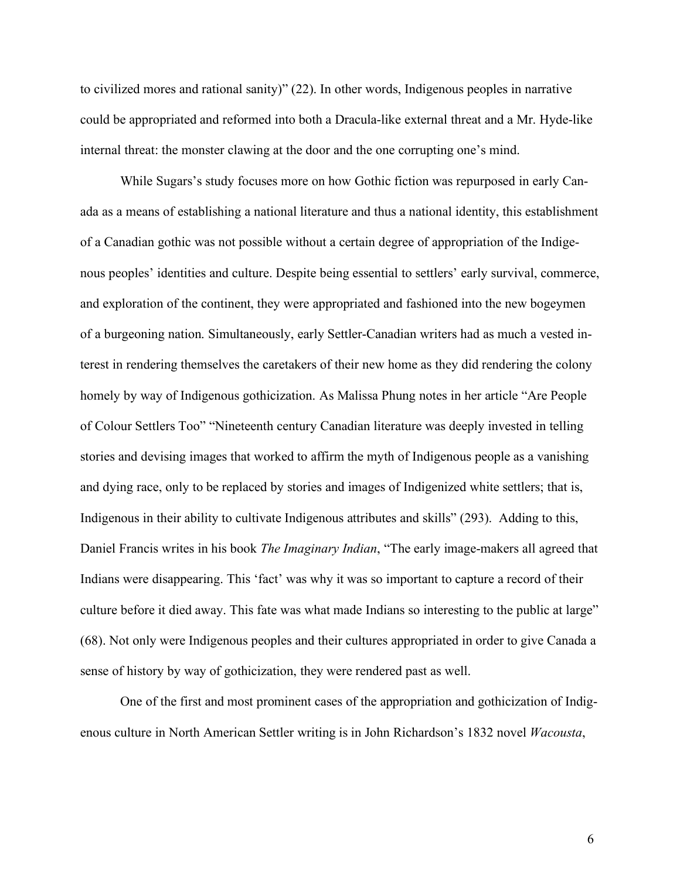to civilized mores and rational sanity)" (22). In other words, Indigenous peoples in narrative could be appropriated and reformed into both a Dracula-like external threat and a Mr. Hyde-like internal threat: the monster clawing at the door and the one corrupting one's mind.

While Sugars's study focuses more on how Gothic fiction was repurposed in early Canada as a means of establishing a national literature and thus a national identity, this establishment of a Canadian gothic was not possible without a certain degree of appropriation of the Indigenous peoples' identities and culture. Despite being essential to settlers' early survival, commerce, and exploration of the continent, they were appropriated and fashioned into the new bogeymen of a burgeoning nation. Simultaneously, early Settler-Canadian writers had as much a vested interest in rendering themselves the caretakers of their new home as they did rendering the colony homely by way of Indigenous gothicization. As Malissa Phung notes in her article "Are People of Colour Settlers Too" "Nineteenth century Canadian literature was deeply invested in telling stories and devising images that worked to affirm the myth of Indigenous people as a vanishing and dying race, only to be replaced by stories and images of Indigenized white settlers; that is, Indigenous in their ability to cultivate Indigenous attributes and skills" (293). Adding to this, Daniel Francis writes in his book *The Imaginary Indian*, "The early image-makers all agreed that Indians were disappearing. This 'fact' was why it was so important to capture a record of their culture before it died away. This fate was what made Indians so interesting to the public at large" (68). Not only were Indigenous peoples and their cultures appropriated in order to give Canada a sense of history by way of gothicization, they were rendered past as well.

One of the first and most prominent cases of the appropriation and gothicization of Indigenous culture in North American Settler writing is in John Richardson's 1832 novel *Wacousta*,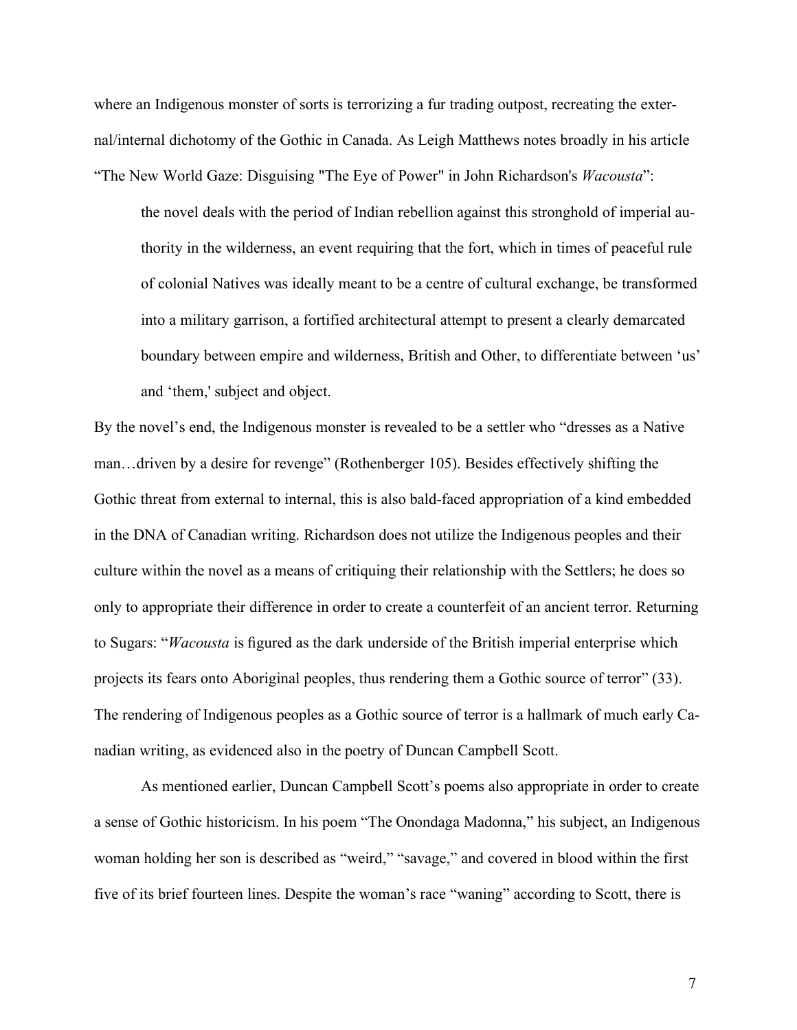where an Indigenous monster of sorts is terrorizing a fur trading outpost, recreating the external/internal dichotomy of the Gothic in Canada. As Leigh Matthews notes broadly in his article "The New World Gaze: Disguising "The Eye of Power" in John Richardson's *Wacousta*":

> the novel deals with the period of Indian rebellion against this stronghold of imperial authority in the wilderness, an event requiring that the fort, which in times of peaceful rule of colonial Natives was ideally meant to be a centre of cultural exchange, be transformed into a military garrison, a fortified architectural attempt to present a clearly demarcated boundary between empire and wilderness, British and Other, to differentiate between 'us' and 'them,' subject and object.

By the novel's end, the Indigenous monster is revealed to be a settler who "dresses as a Native man…driven by a desire for revenge" (Rothenberger 105). Besides effectively shifting the Gothic threat from external to internal, this is also bald-faced appropriation of a kind embedded in the DNA of Canadian writing. Richardson does not utilize the Indigenous peoples and their culture within the novel as a means of critiquing their relationship with the Settlers; he does so only to appropriate their difference in order to create a counterfeit of an ancient terror. Returning to Sugars: "*Wacousta* is figured as the dark underside of the British imperial enterprise which projects its fears onto Aboriginal peoples, thus rendering them a Gothic source of terror" (33). The rendering of Indigenous peoples as a Gothic source of terror is a hallmark of much early Canadian writing, as evidenced also in the poetry of Duncan Campbell Scott.

As mentioned earlier, Duncan Campbell Scott's poems also appropriate in order to create a sense of Gothic historicism. In his poem "The Onondaga Madonna," his subject, an Indigenous woman holding her son is described as "weird," "savage," and covered in blood within the first five of its brief fourteen lines. Despite the woman's race "waning" according to Scott, there is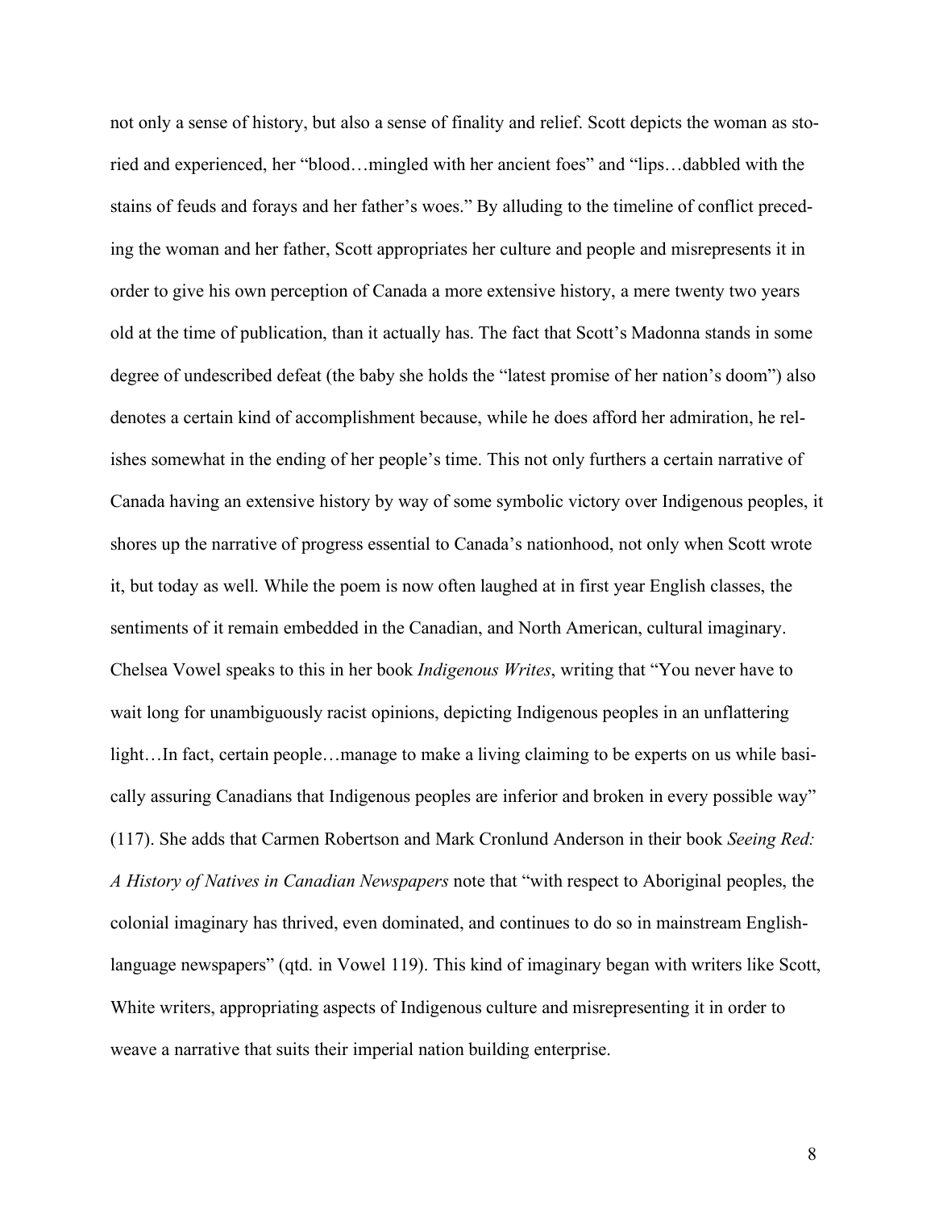not only a sense of history, but also a sense of finality and relief. Scott depicts the woman as storied and experienced, her "blood…mingled with her ancient foes" and "lips…dabbled with the stains of feuds and forays and her father's woes." By alluding to the timeline of conflict preceding the woman and her father, Scott appropriates her culture and people and misrepresents it in order to give his own perception of Canada a more extensive history, a mere twenty two years old at the time of publication, than it actually has. The fact that Scott's Madonna stands in some degree of undescribed defeat (the baby she holds the "latest promise of her nation's doom") also denotes a certain kind of accomplishment because, while he does afford her admiration, he relishes somewhat in the ending of her people's time. This not only furthers a certain narrative of Canada having an extensive history by way of some symbolic victory over Indigenous peoples, it shores up the narrative of progress essential to Canada's nationhood, not only when Scott wrote it, but today as well. While the poem is now often laughed at in first year English classes, the sentiments of it remain embedded in the Canadian, and North American, cultural imaginary. Chelsea Vowel speaks to this in her book *Indigenous Writes*, writing that "You never have to wait long for unambiguously racist opinions, depicting Indigenous peoples in an unflattering light…In fact, certain people…manage to make a living claiming to be experts on us while basically assuring Canadians that Indigenous peoples are inferior and broken in every possible way" (117). She adds that Carmen Robertson and Mark Cronlund Anderson in their book *Seeing Red: A History of Natives in Canadian Newspapers* note that "with respect to Aboriginal peoples, the colonial imaginary has thrived, even dominated, and continues to do so in mainstream English-language newspapers" (qtd. in Vowel 119). This kind of imaginary began with writers like Scott, White writers, appropriating aspects of Indigenous culture and misrepresenting it in order to weave a narrative that suits their imperial nation building enterprise.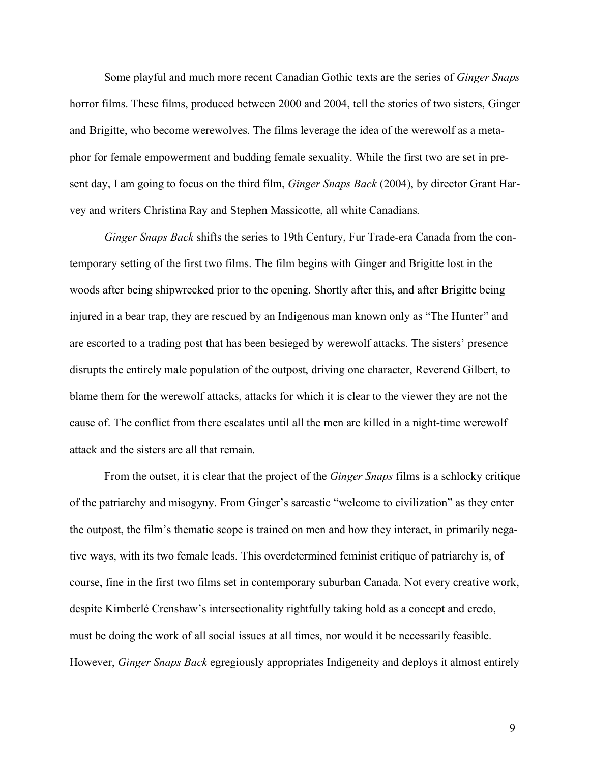Some playful and much more recent Canadian Gothic texts are the series of *Ginger Snaps* horror films. These films, produced between 2000 and 2004, tell the stories of two sisters, Ginger and Brigitte, who become werewolves. The films leverage the idea of the werewolf as a metaphor for female empowerment and budding female sexuality. While the first two are set in present day, I am going to focus on the third film, *Ginger Snaps Back* (2004), by director Grant Harvey and writers Christina Ray and Stephen Massicotte, all white Canadians.

*Ginger Snaps Back* shifts the series to 19th Century, Fur Trade-era Canada from the contemporary setting of the first two films. The film begins with Ginger and Brigitte lost in the woods after being shipwrecked prior to the opening. Shortly after this, and after Brigitte being injured in a bear trap, they are rescued by an Indigenous man known only as "The Hunter" and are escorted to a trading post that has been besieged by werewolf attacks. The sisters' presence disrupts the entirely male population of the outpost, driving one character, Reverend Gilbert, to blame them for the werewolf attacks, attacks for which it is clear to the viewer they are not the cause of. The conflict from there escalates until all the men are killed in a night-time werewolf attack and the sisters are all that remain.

From the outset, it is clear that the project of the *Ginger Snaps* films is a schlocky critique of the patriarchy and misogyny. From Ginger's sarcastic "welcome to civilization" as they enter the outpost, the film's thematic scope is trained on men and how they interact, in primarily negative ways, with its two female leads. This overdetermined feminist critique of patriarchy is, of course, fine in the first two films set in contemporary suburban Canada. Not every creative work, despite Kimberlé Crenshaw's intersectionality rightfully taking hold as a concept and credo, must be doing the work of all social issues at all times, nor would it be necessarily feasible. However, *Ginger Snaps Back* egregiously appropriates Indigeneity and deploys it almost entirely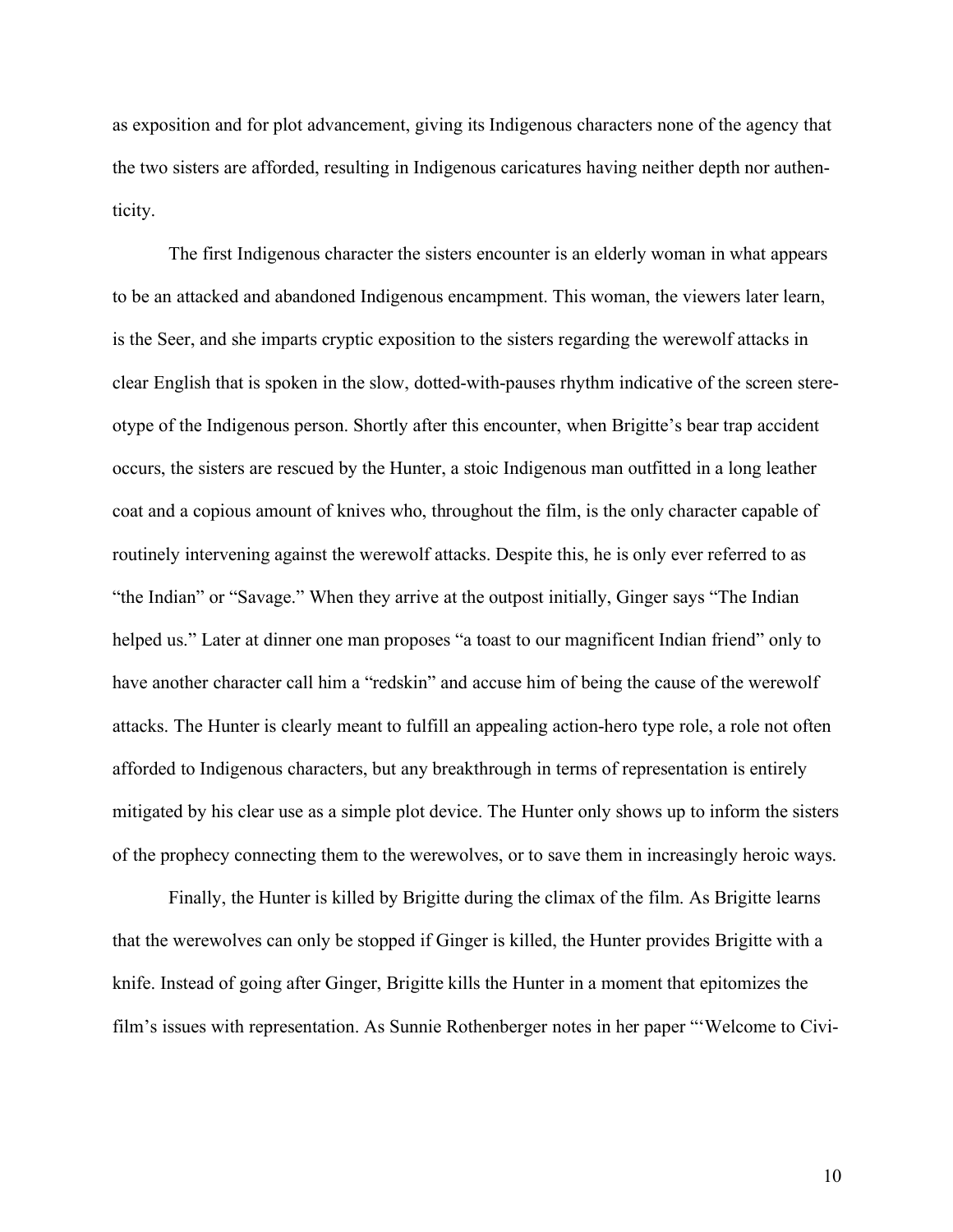as exposition and for plot advancement, giving its Indigenous characters none of the agency that the two sisters are afforded, resulting in Indigenous caricatures having neither depth nor authenticity.

The first Indigenous character the sisters encounter is an elderly woman in what appears to be an attacked and abandoned Indigenous encampment. This woman, the viewers later learn, is the Seer, and she imparts cryptic exposition to the sisters regarding the werewolf attacks in clear English that is spoken in the slow, dotted-with-pauses rhythm indicative of the screen stereotype of the Indigenous person. Shortly after this encounter, when Brigitte's bear trap accident occurs, the sisters are rescued by the Hunter, a stoic Indigenous man outfitted in a long leather coat and a copious amount of knives who, throughout the film, is the only character capable of routinely intervening against the werewolf attacks. Despite this, he is only ever referred to as "the Indian" or "Savage." When they arrive at the outpost initially, Ginger says "The Indian helped us." Later at dinner one man proposes "a toast to our magnificent Indian friend" only to have another character call him a "redskin" and accuse him of being the cause of the werewolf attacks. The Hunter is clearly meant to fulfill an appealing action-hero type role, a role not often afforded to Indigenous characters, but any breakthrough in terms of representation is entirely mitigated by his clear use as a simple plot device. The Hunter only shows up to inform the sisters of the prophecy connecting them to the werewolves, or to save them in increasingly heroic ways.

Finally, the Hunter is killed by Brigitte during the climax of the film. As Brigitte learns that the werewolves can only be stopped if Ginger is killed, the Hunter provides Brigitte with a knife. Instead of going after Ginger, Brigitte kills the Hunter in a moment that epitomizes the film's issues with representation. As Sunnie Rothenberger notes in her paper "'Welcome to Civi-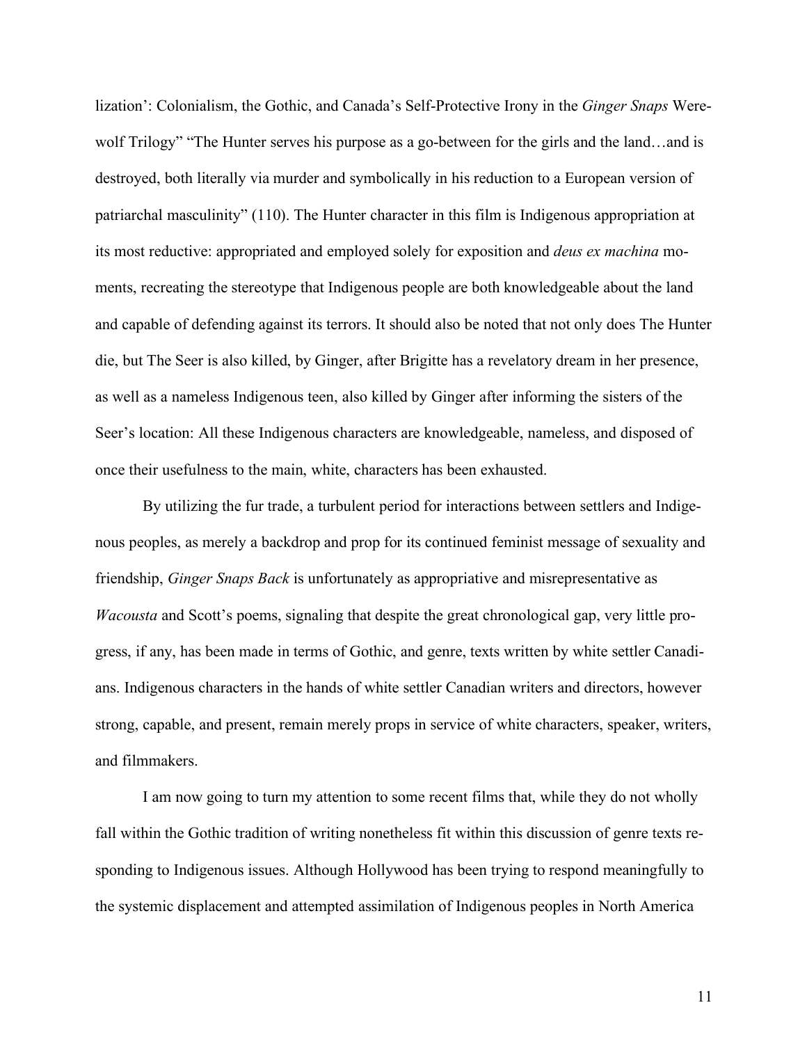lization': Colonialism, the Gothic, and Canada's Self-Protective Irony in the *Ginger Snaps* Werewolf Trilogy" "The Hunter serves his purpose as a go-between for the girls and the land…and is destroyed, both literally via murder and symbolically in his reduction to a European version of patriarchal masculinity" (110). The Hunter character in this film is Indigenous appropriation at its most reductive: appropriated and employed solely for exposition and *deus ex machina* moments, recreating the stereotype that Indigenous people are both knowledgeable about the land and capable of defending against its terrors. It should also be noted that not only does The Hunter die, but The Seer is also killed, by Ginger, after Brigitte has a revelatory dream in her presence, as well as a nameless Indigenous teen, also killed by Ginger after informing the sisters of the Seer's location: All these Indigenous characters are knowledgeable, nameless, and disposed of once their usefulness to the main, white, characters has been exhausted.

By utilizing the fur trade, a turbulent period for interactions between settlers and Indigenous peoples, as merely a backdrop and prop for its continued feminist message of sexuality and friendship, *Ginger Snaps Back* is unfortunately as appropriative and misrepresentative as *Wacousta* and Scott's poems, signaling that despite the great chronological gap, very little progress, if any, has been made in terms of Gothic, and genre, texts written by white settler Canadians. Indigenous characters in the hands of white settler Canadian writers and directors, however strong, capable, and present, remain merely props in service of white characters, speaker, writers, and filmmakers.

I am now going to turn my attention to some recent films that, while they do not wholly fall within the Gothic tradition of writing nonetheless fit within this discussion of genre texts responding to Indigenous issues. Although Hollywood has been trying to respond meaningfully to the systemic displacement and attempted assimilation of Indigenous peoples in North America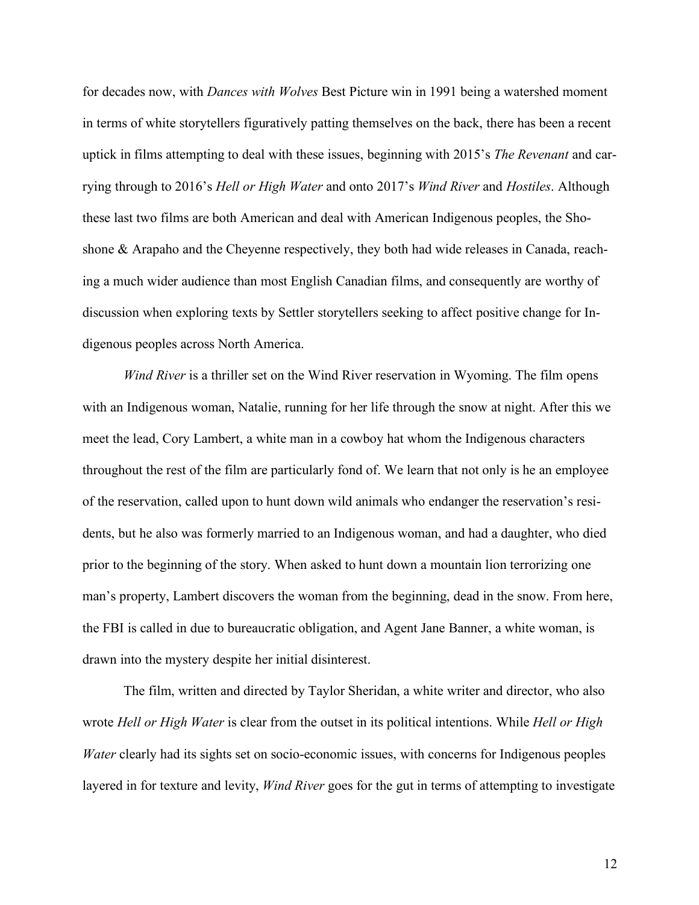for decades now, with *Dances with Wolves* Best Picture win in 1991 being a watershed moment in terms of white storytellers figuratively patting themselves on the back, there has been a recent uptick in films attempting to deal with these issues, beginning with 2015's *The Revenant* and carrying through to 2016's *Hell or High Water* and onto 2017's *Wind River* and *Hostiles*. Although these last two films are both American and deal with American Indigenous peoples, the Shoshone & Arapaho and the Cheyenne respectively, they both had wide releases in Canada, reaching a much wider audience than most English Canadian films, and consequently are worthy of discussion when exploring texts by Settler storytellers seeking to affect positive change for Indigenous peoples across North America.

*Wind River* is a thriller set on the Wind River reservation in Wyoming. The film opens with an Indigenous woman, Natalie, running for her life through the snow at night. After this we meet the lead, Cory Lambert, a white man in a cowboy hat whom the Indigenous characters throughout the rest of the film are particularly fond of. We learn that not only is he an employee of the reservation, called upon to hunt down wild animals who endanger the reservation's residents, but he also was formerly married to an Indigenous woman, and had a daughter, who died prior to the beginning of the story. When asked to hunt down a mountain lion terrorizing one man's property, Lambert discovers the woman from the beginning, dead in the snow. From here, the FBI is called in due to bureaucratic obligation, and Agent Jane Banner, a white woman, is drawn into the mystery despite her initial disinterest.

The film, written and directed by Taylor Sheridan, a white writer and director, who also wrote *Hell or High Water* is clear from the outset in its political intentions. While *Hell or High Water* clearly had its sights set on socio-economic issues, with concerns for Indigenous peoples layered in for texture and levity, *Wind River* goes for the gut in terms of attempting to investigate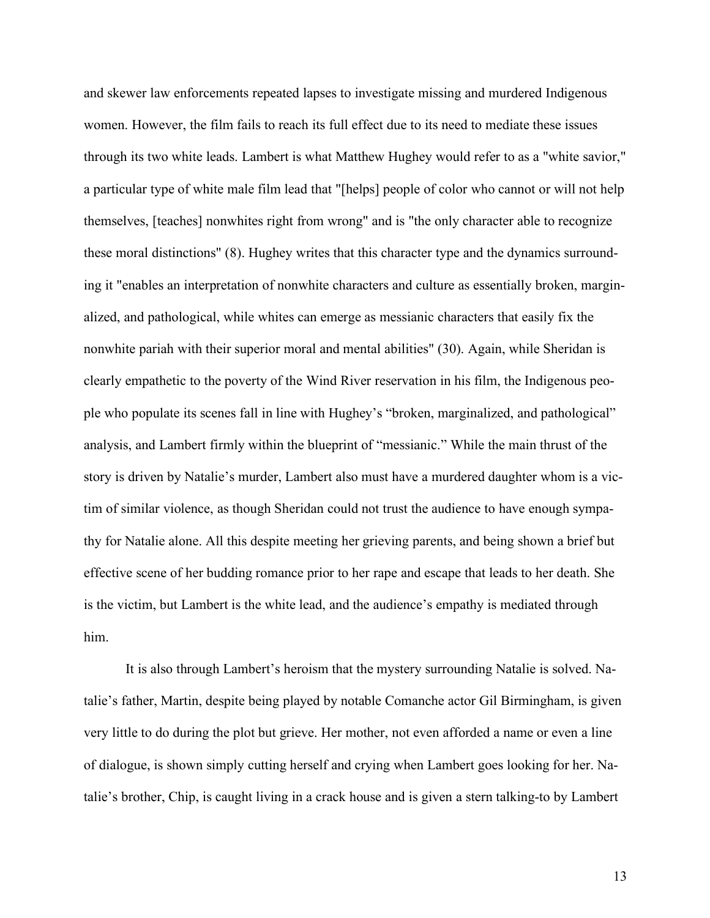and skewer law enforcements repeated lapses to investigate missing and murdered Indigenous women. However, the film fails to reach its full effect due to its need to mediate these issues through its two white leads. Lambert is what Matthew Hughey would refer to as a "white savior," a particular type of white male film lead that "[helps] people of color who cannot or will not help themselves, [teaches] nonwhites right from wrong" and is "the only character able to recognize these moral distinctions" (8). Hughey writes that this character type and the dynamics surrounding it "enables an interpretation of nonwhite characters and culture as essentially broken, marginalized, and pathological, while whites can emerge as messianic characters that easily fix the nonwhite pariah with their superior moral and mental abilities" (30). Again, while Sheridan is clearly empathetic to the poverty of the Wind River reservation in his film, the Indigenous people who populate its scenes fall in line with Hughey's "broken, marginalized, and pathological" analysis, and Lambert firmly within the blueprint of "messianic." While the main thrust of the story is driven by Natalie's murder, Lambert also must have a murdered daughter whom is a victim of similar violence, as though Sheridan could not trust the audience to have enough sympathy for Natalie alone. All this despite meeting her grieving parents, and being shown a brief but effective scene of her budding romance prior to her rape and escape that leads to her death. She is the victim, but Lambert is the white lead, and the audience's empathy is mediated through him.

It is also through Lambert's heroism that the mystery surrounding Natalie is solved. Natalie's father, Martin, despite being played by notable Comanche actor Gil Birmingham, is given very little to do during the plot but grieve. Her mother, not even afforded a name or even a line of dialogue, is shown simply cutting herself and crying when Lambert goes looking for her. Natalie's brother, Chip, is caught living in a crack house and is given a stern talking-to by Lambert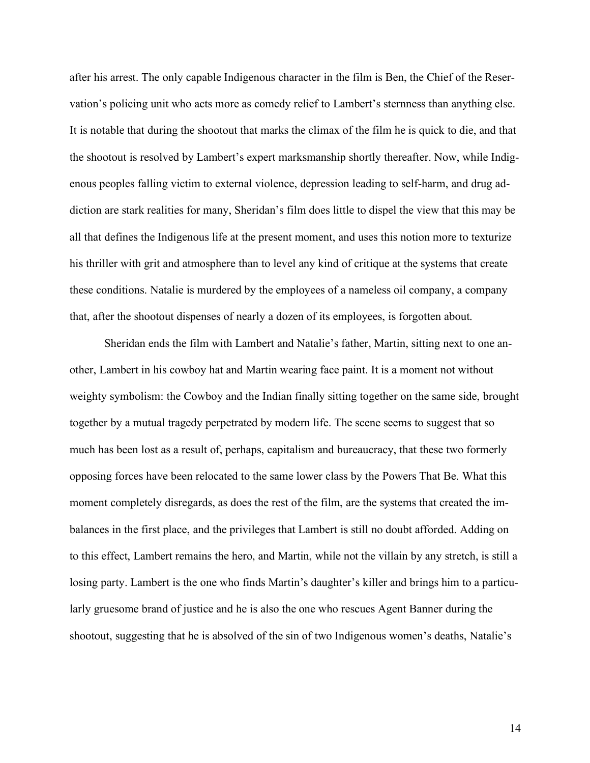after his arrest. The only capable Indigenous character in the film is Ben, the Chief of the Reservation's policing unit who acts more as comedy relief to Lambert's sternness than anything else. It is notable that during the shootout that marks the climax of the film he is quick to die, and that the shootout is resolved by Lambert's expert marksmanship shortly thereafter. Now, while Indigenous peoples falling victim to external violence, depression leading to self-harm, and drug addiction are stark realities for many, Sheridan's film does little to dispel the view that this may be all that defines the Indigenous life at the present moment, and uses this notion more to texturize his thriller with grit and atmosphere than to level any kind of critique at the systems that create these conditions. Natalie is murdered by the employees of a nameless oil company, a company that, after the shootout dispenses of nearly a dozen of its employees, is forgotten about.

Sheridan ends the film with Lambert and Natalie's father, Martin, sitting next to one another, Lambert in his cowboy hat and Martin wearing face paint. It is a moment not without weighty symbolism: the Cowboy and the Indian finally sitting together on the same side, brought together by a mutual tragedy perpetrated by modern life. The scene seems to suggest that so much has been lost as a result of, perhaps, capitalism and bureaucracy, that these two formerly opposing forces have been relocated to the same lower class by the Powers That Be. What this moment completely disregards, as does the rest of the film, are the systems that created the imbalances in the first place, and the privileges that Lambert is still no doubt afforded. Adding on to this effect, Lambert remains the hero, and Martin, while not the villain by any stretch, is still a losing party. Lambert is the one who finds Martin's daughter's killer and brings him to a particularly gruesome brand of justice and he is also the one who rescues Agent Banner during the shootout, suggesting that he is absolved of the sin of two Indigenous women's deaths, Natalie's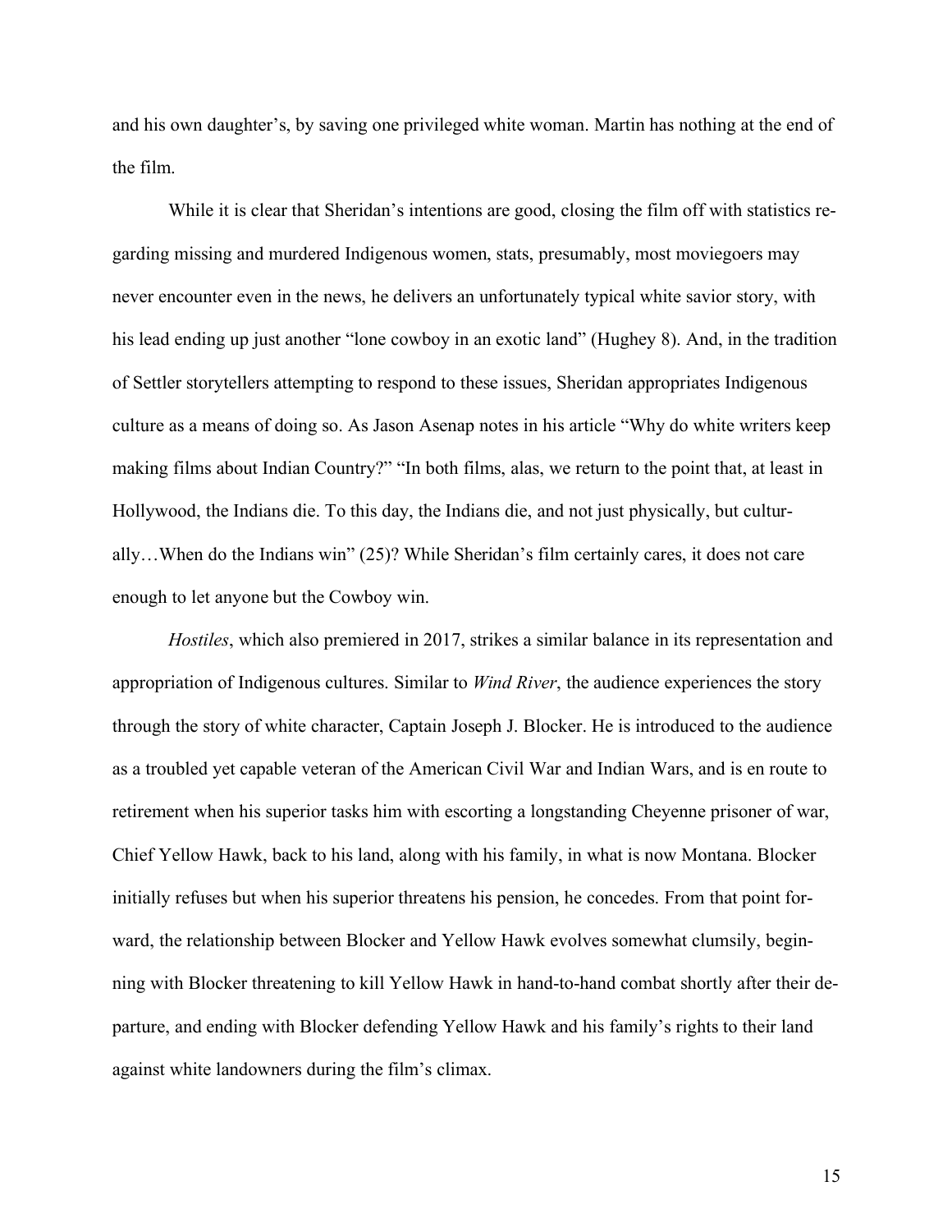and his own daughter's, by saving one privileged white woman. Martin has nothing at the end of the film.

While it is clear that Sheridan's intentions are good, closing the film off with statistics regarding missing and murdered Indigenous women, stats, presumably, most moviegoers may never encounter even in the news, he delivers an unfortunately typical white savior story, with his lead ending up just another "lone cowboy in an exotic land" (Hughey 8). And, in the tradition of Settler storytellers attempting to respond to these issues, Sheridan appropriates Indigenous culture as a means of doing so. As Jason Asenap notes in his article "Why do white writers keep making films about Indian Country?" "In both films, alas, we return to the point that, at least in Hollywood, the Indians die. To this day, the Indians die, and not just physically, but culturally…When do the Indians win" (25)? While Sheridan's film certainly cares, it does not care enough to let anyone but the Cowboy win.

*Hostiles*, which also premiered in 2017, strikes a similar balance in its representation and appropriation of Indigenous cultures. Similar to *Wind River*, the audience experiences the story through the story of white character, Captain Joseph J. Blocker. He is introduced to the audience as a troubled yet capable veteran of the American Civil War and Indian Wars, and is en route to retirement when his superior tasks him with escorting a longstanding Cheyenne prisoner of war, Chief Yellow Hawk, back to his land, along with his family, in what is now Montana. Blocker initially refuses but when his superior threatens his pension, he concedes. From that point forward, the relationship between Blocker and Yellow Hawk evolves somewhat clumsily, beginning with Blocker threatening to kill Yellow Hawk in hand-to-hand combat shortly after their departure, and ending with Blocker defending Yellow Hawk and his family's rights to their land against white landowners during the film's climax.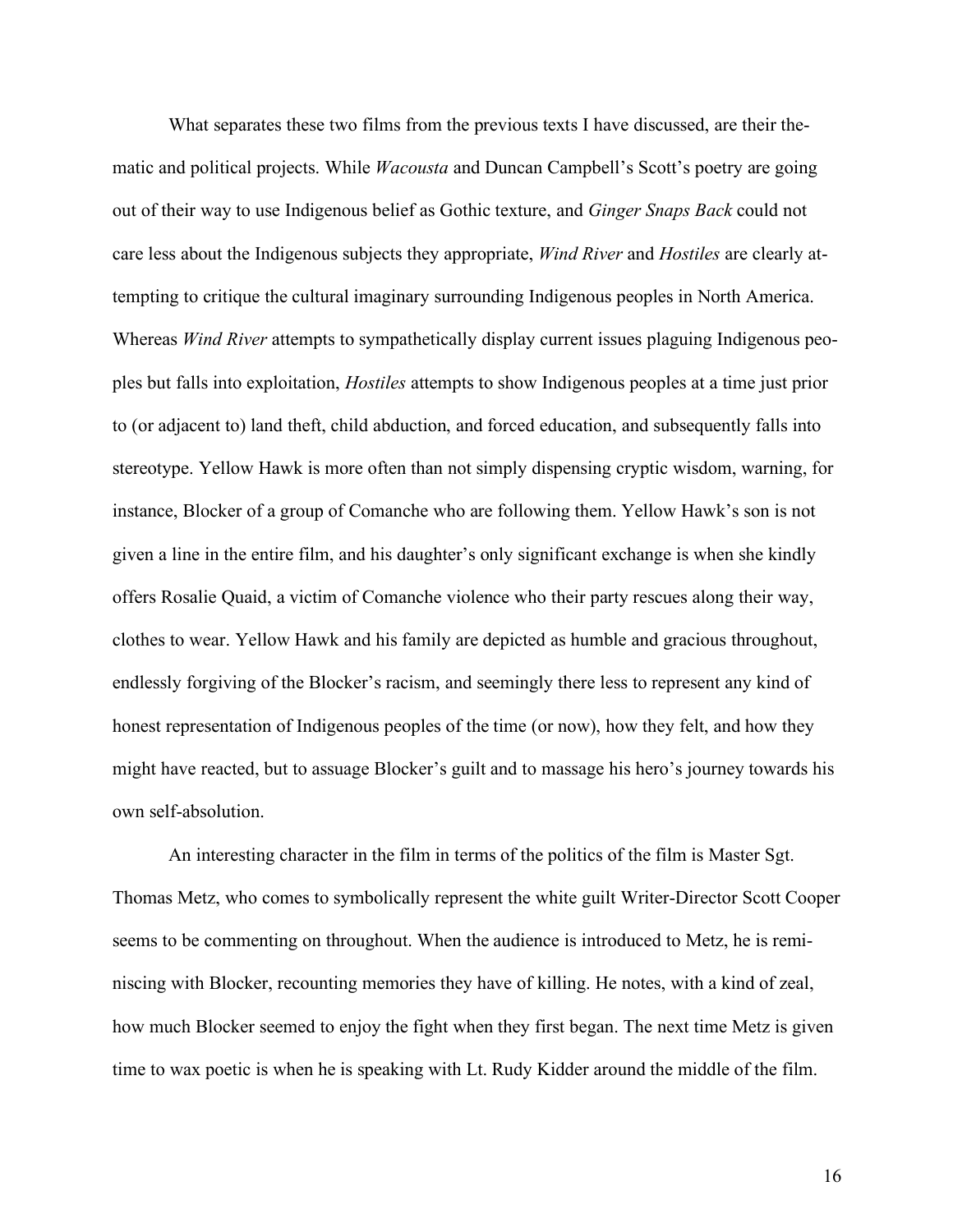What separates these two films from the previous texts I have discussed, are their thematic and political projects. While *Wacousta* and Duncan Campbell's Scott's poetry are going out of their way to use Indigenous belief as Gothic texture, and *Ginger Snaps Back* could not care less about the Indigenous subjects they appropriate, *Wind River* and *Hostiles* are clearly attempting to critique the cultural imaginary surrounding Indigenous peoples in North America. Whereas *Wind River* attempts to sympathetically display current issues plaguing Indigenous peoples but falls into exploitation, *Hostiles* attempts to show Indigenous peoples at a time just prior to (or adjacent to) land theft, child abduction, and forced education, and subsequently falls into stereotype. Yellow Hawk is more often than not simply dispensing cryptic wisdom, warning, for instance, Blocker of a group of Comanche who are following them. Yellow Hawk's son is not given a line in the entire film, and his daughter's only significant exchange is when she kindly offers Rosalie Quaid, a victim of Comanche violence who their party rescues along their way, clothes to wear. Yellow Hawk and his family are depicted as humble and gracious throughout, endlessly forgiving of the Blocker's racism, and seemingly there less to represent any kind of honest representation of Indigenous peoples of the time (or now), how they felt, and how they might have reacted, but to assuage Blocker's guilt and to massage his hero's journey towards his own self-absolution.

An interesting character in the film in terms of the politics of the film is Master Sgt. Thomas Metz, who comes to symbolically represent the white guilt Writer-Director Scott Cooper seems to be commenting on throughout. When the audience is introduced to Metz, he is reminiscing with Blocker, recounting memories they have of killing. He notes, with a kind of zeal, how much Blocker seemed to enjoy the fight when they first began. The next time Metz is given time to wax poetic is when he is speaking with Lt. Rudy Kidder around the middle of the film.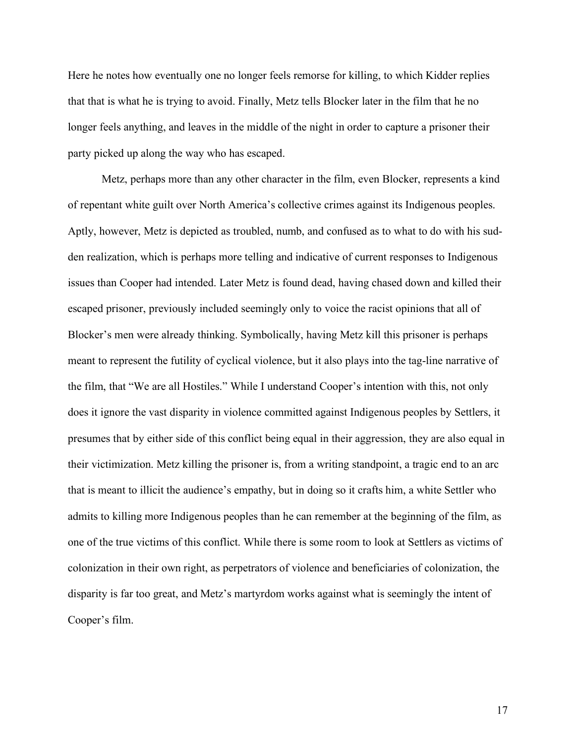Here he notes how eventually one no longer feels remorse for killing, to which Kidder replies that that is what he is trying to avoid. Finally, Metz tells Blocker later in the film that he no longer feels anything, and leaves in the middle of the night in order to capture a prisoner their party picked up along the way who has escaped.

Metz, perhaps more than any other character in the film, even Blocker, represents a kind of repentant white guilt over North America's collective crimes against its Indigenous peoples. Aptly, however, Metz is depicted as troubled, numb, and confused as to what to do with his sudden realization, which is perhaps more telling and indicative of current responses to Indigenous issues than Cooper had intended. Later Metz is found dead, having chased down and killed their escaped prisoner, previously included seemingly only to voice the racist opinions that all of Blocker's men were already thinking. Symbolically, having Metz kill this prisoner is perhaps meant to represent the futility of cyclical violence, but it also plays into the tag-line narrative of the film, that "We are all Hostiles." While I understand Cooper's intention with this, not only does it ignore the vast disparity in violence committed against Indigenous peoples by Settlers, it presumes that by either side of this conflict being equal in their aggression, they are also equal in their victimization. Metz killing the prisoner is, from a writing standpoint, a tragic end to an arc that is meant to illicit the audience's empathy, but in doing so it crafts him, a white Settler who admits to killing more Indigenous peoples than he can remember at the beginning of the film, as one of the true victims of this conflict. While there is some room to look at Settlers as victims of colonization in their own right, as perpetrators of violence and beneficiaries of colonization, the disparity is far too great, and Metz's martyrdom works against what is seemingly the intent of Cooper's film.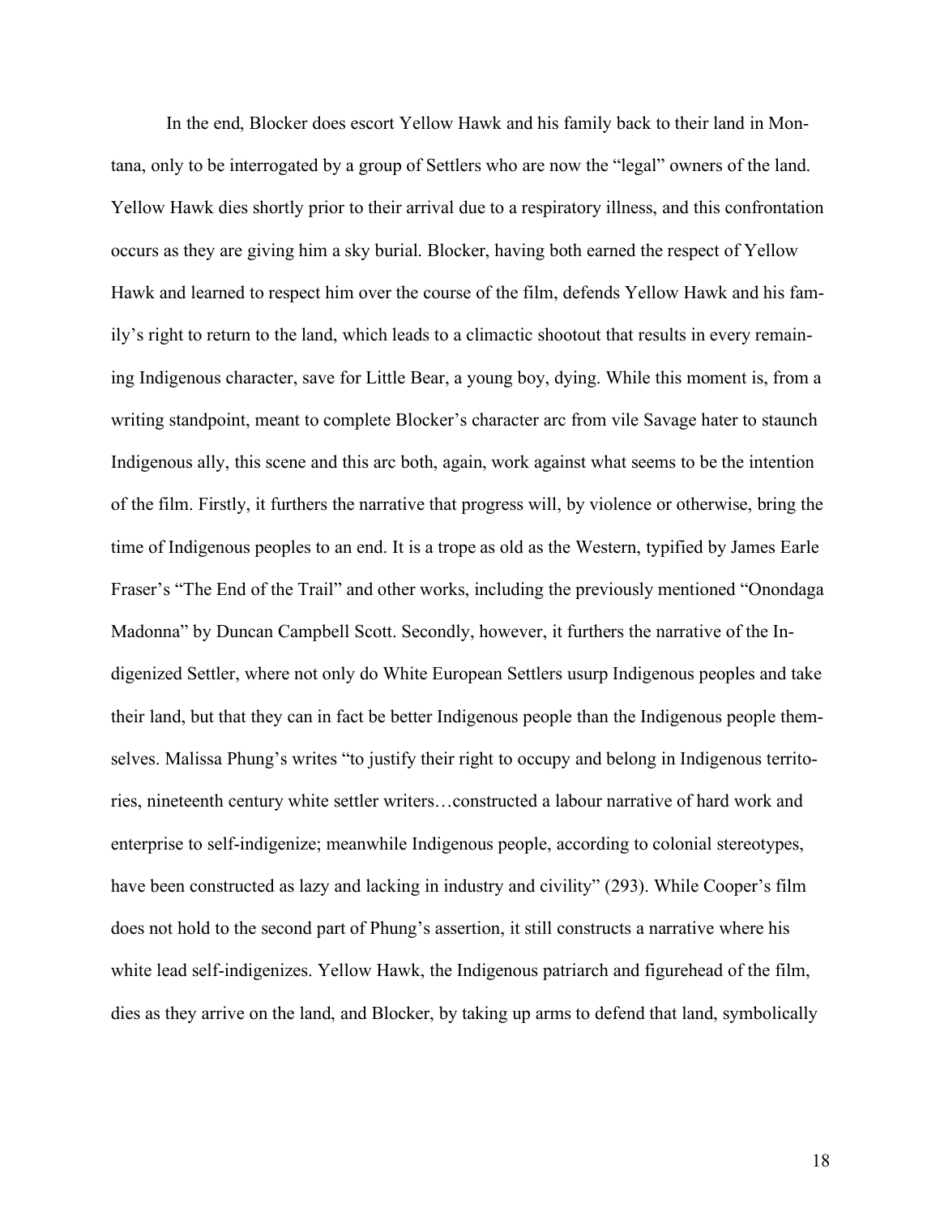In the end, Blocker does escort Yellow Hawk and his family back to their land in Montana, only to be interrogated by a group of Settlers who are now the "legal" owners of the land. Yellow Hawk dies shortly prior to their arrival due to a respiratory illness, and this confrontation occurs as they are giving him a sky burial. Blocker, having both earned the respect of Yellow Hawk and learned to respect him over the course of the film, defends Yellow Hawk and his family's right to return to the land, which leads to a climactic shootout that results in every remaining Indigenous character, save for Little Bear, a young boy, dying. While this moment is, from a writing standpoint, meant to complete Blocker's character arc from vile Savage hater to staunch Indigenous ally, this scene and this arc both, again, work against what seems to be the intention of the film. Firstly, it furthers the narrative that progress will, by violence or otherwise, bring the time of Indigenous peoples to an end. It is a trope as old as the Western, typified by James Earle Fraser's "The End of the Trail" and other works, including the previously mentioned "Onondaga Madonna" by Duncan Campbell Scott. Secondly, however, it furthers the narrative of the Indigenized Settler, where not only do White European Settlers usurp Indigenous peoples and take their land, but that they can in fact be better Indigenous people than the Indigenous people themselves. Malissa Phung's writes "to justify their right to occupy and belong in Indigenous territories, nineteenth century white settler writers…constructed a labour narrative of hard work and enterprise to self-indigenize; meanwhile Indigenous people, according to colonial stereotypes, have been constructed as lazy and lacking in industry and civility" (293). While Cooper's film does not hold to the second part of Phung's assertion, it still constructs a narrative where his white lead self-indigenizes. Yellow Hawk, the Indigenous patriarch and figurehead of the film, dies as they arrive on the land, and Blocker, by taking up arms to defend that land, symbolically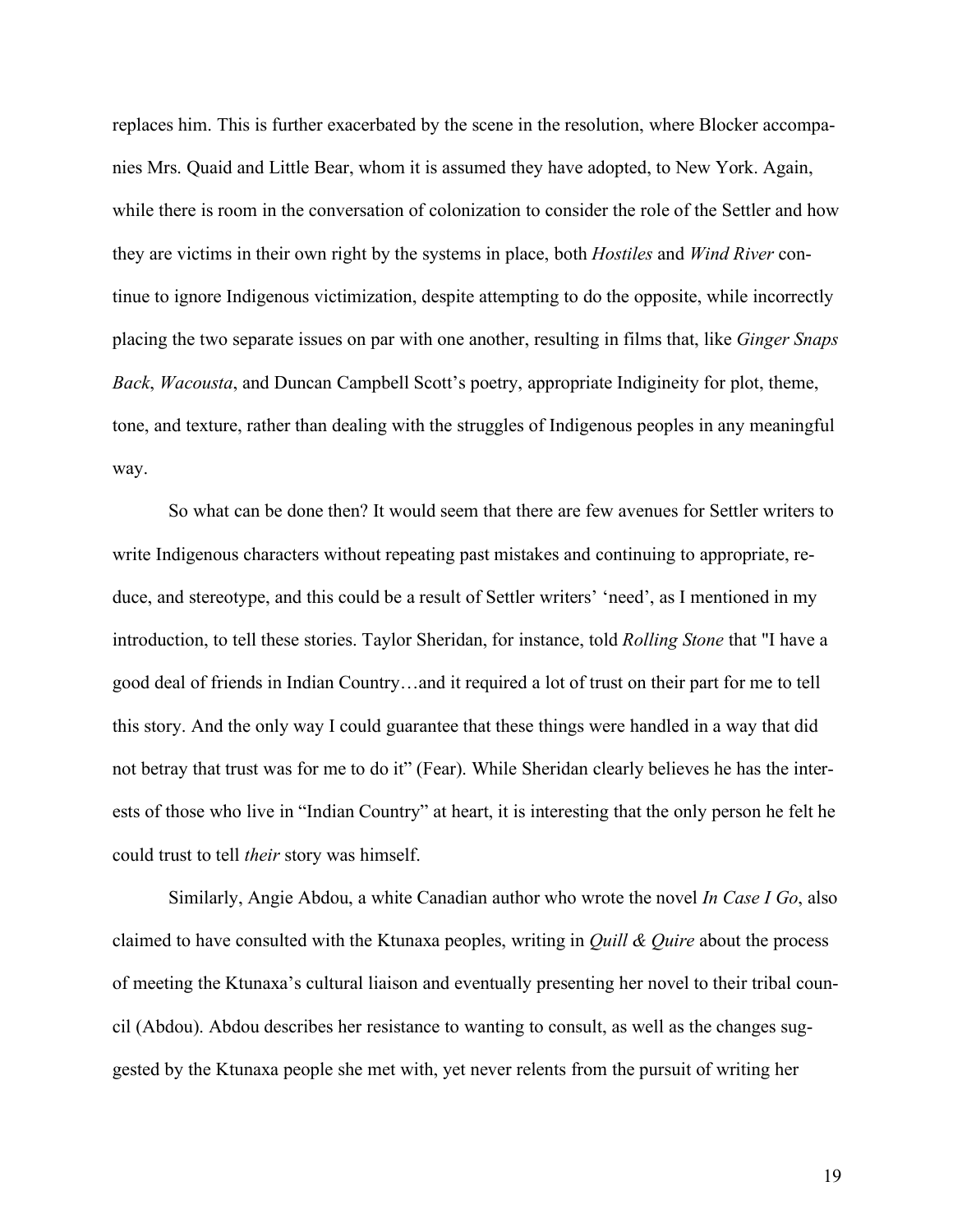replaces him. This is further exacerbated by the scene in the resolution, where Blocker accompanies Mrs. Quaid and Little Bear, whom it is assumed they have adopted, to New York. Again, while there is room in the conversation of colonization to consider the role of the Settler and how they are victims in their own right by the systems in place, both *Hostiles* and *Wind River* continue to ignore Indigenous victimization, despite attempting to do the opposite, while incorrectly placing the two separate issues on par with one another, resulting in films that, like *Ginger Snaps Back*, *Wacousta*, and Duncan Campbell Scott's poetry, appropriate Indigineity for plot, theme, tone, and texture, rather than dealing with the struggles of Indigenous peoples in any meaningful way.

So what can be done then? It would seem that there are few avenues for Settler writers to write Indigenous characters without repeating past mistakes and continuing to appropriate, reduce, and stereotype, and this could be a result of Settler writers' 'need', as I mentioned in my introduction, to tell these stories. Taylor Sheridan, for instance, told *Rolling Stone* that "I have a good deal of friends in Indian Country…and it required a lot of trust on their part for me to tell this story. And the only way I could guarantee that these things were handled in a way that did not betray that trust was for me to do it" (Fear). While Sheridan clearly believes he has the interests of those who live in "Indian Country" at heart, it is interesting that the only person he felt he could trust to tell *their* story was himself.

Similarly, Angie Abdou, a white Canadian author who wrote the novel *In Case I Go*, also claimed to have consulted with the Ktunaxa peoples, writing in *Quill & Quire* about the process of meeting the Ktunaxa's cultural liaison and eventually presenting her novel to their tribal council (Abdou). Abdou describes her resistance to wanting to consult, as well as the changes suggested by the Ktunaxa people she met with, yet never relents from the pursuit of writing her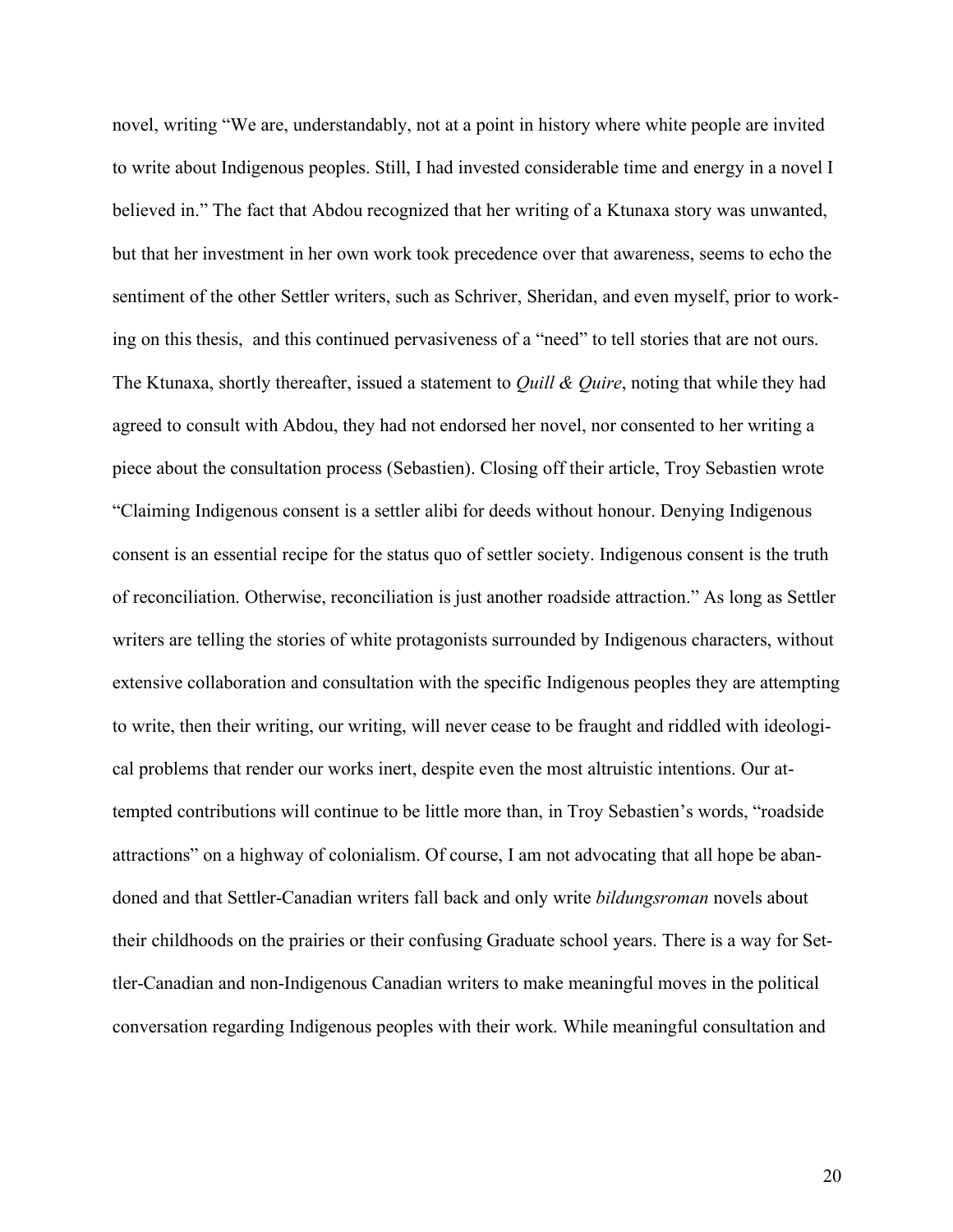novel, writing "We are, understandably, not at a point in history where white people are invited to write about Indigenous peoples. Still, I had invested considerable time and energy in a novel I believed in." The fact that Abdou recognized that her writing of a Ktunaxa story was unwanted, but that her investment in her own work took precedence over that awareness, seems to echo the sentiment of the other Settler writers, such as Schriver, Sheridan, and even myself, prior to working on this thesis,  and this continued pervasiveness of a "need" to tell stories that are not ours. The Ktunaxa, shortly thereafter, issued a statement to *Quill & Quire*, noting that while they had agreed to consult with Abdou, they had not endorsed her novel, nor consented to her writing a piece about the consultation process (Sebastien). Closing off their article, Troy Sebastien wrote "Claiming Indigenous consent is a settler alibi for deeds without honour. Denying Indigenous consent is an essential recipe for the status quo of settler society. Indigenous consent is the truth of reconciliation. Otherwise, reconciliation is just another roadside attraction." As long as Settler writers are telling the stories of white protagonists surrounded by Indigenous characters, without extensive collaboration and consultation with the specific Indigenous peoples they are attempting to write, then their writing, our writing, will never cease to be fraught and riddled with ideological problems that render our works inert, despite even the most altruistic intentions. Our attempted contributions will continue to be little more than, in Troy Sebastien's words, "roadside attractions" on a highway of colonialism. Of course, I am not advocating that all hope be abandoned and that Settler-Canadian writers fall back and only write *bildungsroman* novels about their childhoods on the prairies or their confusing Graduate school years. There is a way for Settler-Canadian and non-Indigenous Canadian writers to make meaningful moves in the political conversation regarding Indigenous peoples with their work. While meaningful consultation and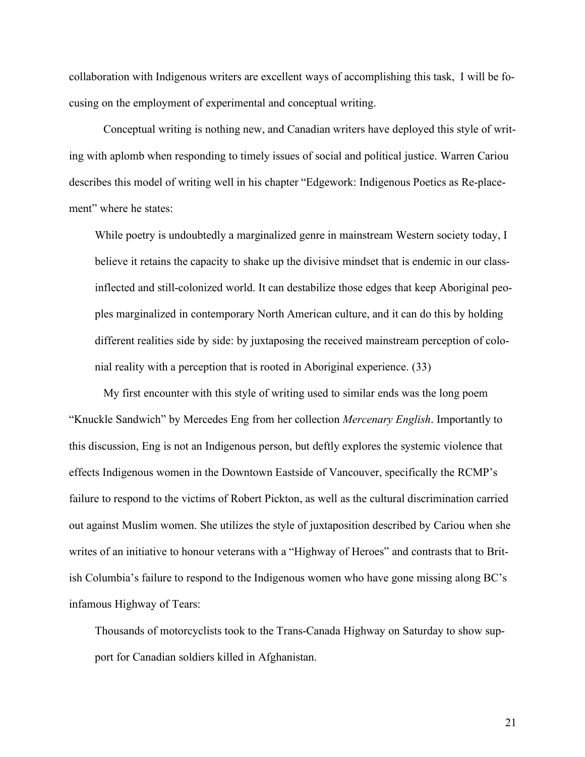collaboration with Indigenous writers are excellent ways of accomplishing this task, I will be focusing on the employment of experimental and conceptual writing.

Conceptual writing is nothing new, and Canadian writers have deployed this style of writing with aplomb when responding to timely issues of social and political justice. Warren Cariou describes this model of writing well in his chapter "Edgework: Indigenous Poetics as Re-placement" where he states:

> While poetry is undoubtedly a marginalized genre in mainstream Western society today, I believe it retains the capacity to shake up the divisive mindset that is endemic in our class-inflected and still-colonized world. It can destabilize those edges that keep Aboriginal peoples marginalized in contemporary North American culture, and it can do this by holding different realities side by side: by juxtaposing the received mainstream perception of colonial reality with a perception that is rooted in Aboriginal experience. (33)

My first encounter with this style of writing used to similar ends was the long poem "Knuckle Sandwich" by Mercedes Eng from her collection *Mercenary English*. Importantly to this discussion, Eng is not an Indigenous person, but deftly explores the systemic violence that effects Indigenous women in the Downtown Eastside of Vancouver, specifically the RCMP's failure to respond to the victims of Robert Pickton, as well as the cultural discrimination carried out against Muslim women. She utilizes the style of juxtaposition described by Cariou when she writes of an initiative to honour veterans with a "Highway of Heroes" and contrasts that to British Columbia's failure to respond to the Indigenous women who have gone missing along BC's infamous Highway of Tears:

> Thousands of motorcyclists took to the Trans-Canada Highway on Saturday to show support for Canadian soldiers killed in Afghanistan.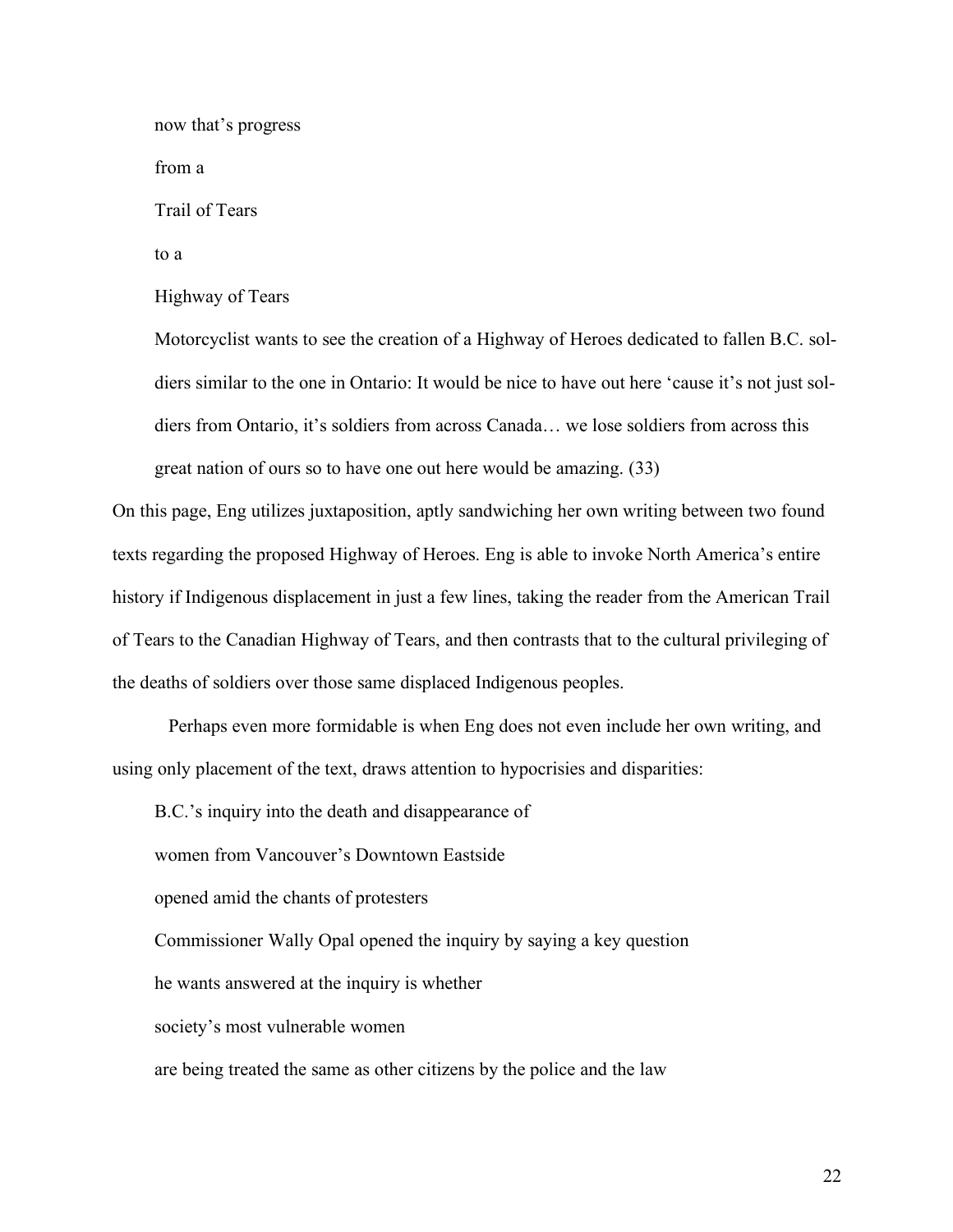now that's progress

from a

Trail of Tears

to a

Highway of Tears

Motorcyclist wants to see the creation of a Highway of Heroes dedicated to fallen B.C. soldiers similar to the one in Ontario: It would be nice to have out here 'cause it's not just soldiers from Ontario, it's soldiers from across Canada… we lose soldiers from across this great nation of ours so to have one out here would be amazing. (33)

On this page, Eng utilizes juxtaposition, aptly sandwiching her own writing between two found texts regarding the proposed Highway of Heroes. Eng is able to invoke North America's entire history if Indigenous displacement in just a few lines, taking the reader from the American Trail of Tears to the Canadian Highway of Tears, and then contrasts that to the cultural privileging of the deaths of soldiers over those same displaced Indigenous peoples.

Perhaps even more formidable is when Eng does not even include her own writing, and using only placement of the text, draws attention to hypocrisies and disparities:

B.C.'s inquiry into the death and disappearance of

women from Vancouver's Downtown Eastside

opened amid the chants of protesters

Commissioner Wally Opal opened the inquiry by saying a key question

he wants answered at the inquiry is whether

society's most vulnerable women

are being treated the same as other citizens by the police and the law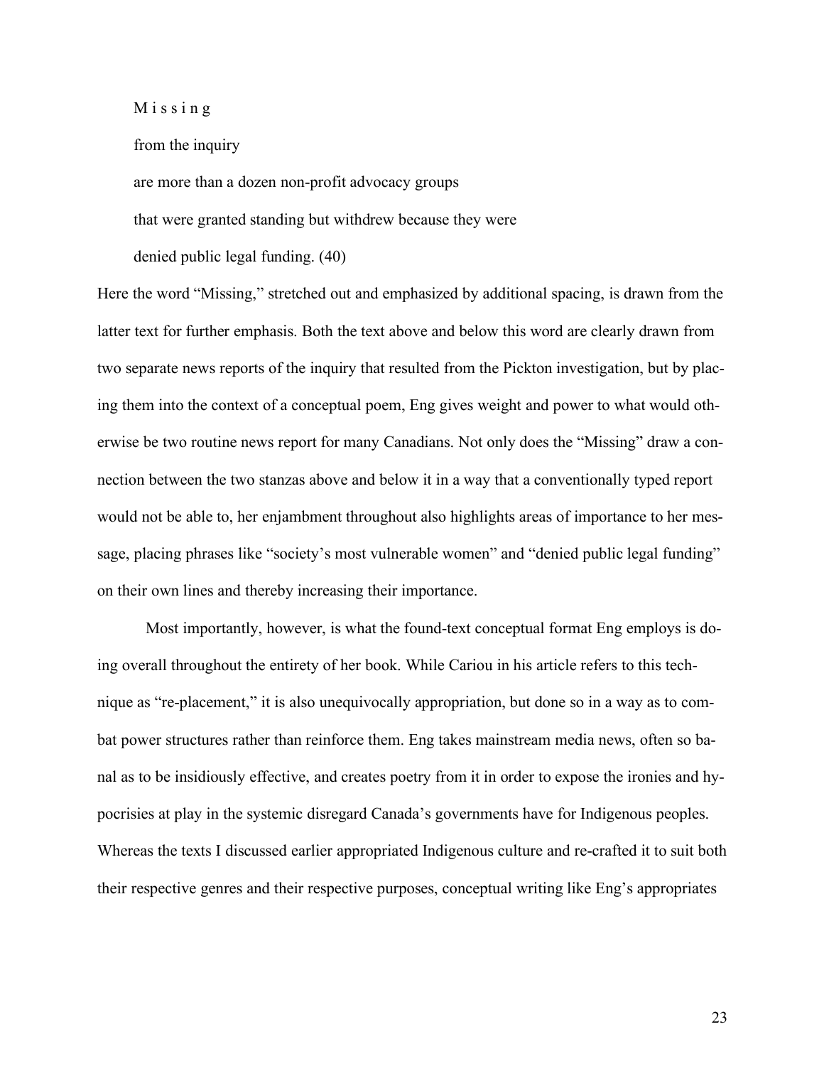> M i s s i n g
>
> from the inquiry
>
> are more than a dozen non-profit advocacy groups
>
> that were granted standing but withdrew because they were
>
> denied public legal funding. (40)

Here the word "Missing," stretched out and emphasized by additional spacing, is drawn from the latter text for further emphasis. Both the text above and below this word are clearly drawn from two separate news reports of the inquiry that resulted from the Pickton investigation, but by placing them into the context of a conceptual poem, Eng gives weight and power to what would otherwise be two routine news report for many Canadians. Not only does the "Missing" draw a connection between the two stanzas above and below it in a way that a conventionally typed report would not be able to, her enjambment throughout also highlights areas of importance to her message, placing phrases like "society's most vulnerable women" and "denied public legal funding" on their own lines and thereby increasing their importance.

Most importantly, however, is what the found-text conceptual format Eng employs is doing overall throughout the entirety of her book. While Cariou in his article refers to this technique as "re-placement," it is also unequivocally appropriation, but done so in a way as to combat power structures rather than reinforce them. Eng takes mainstream media news, often so banal as to be insidiously effective, and creates poetry from it in order to expose the ironies and hypocrisies at play in the systemic disregard Canada's governments have for Indigenous peoples. Whereas the texts I discussed earlier appropriated Indigenous culture and re-crafted it to suit both their respective genres and their respective purposes, conceptual writing like Eng's appropriates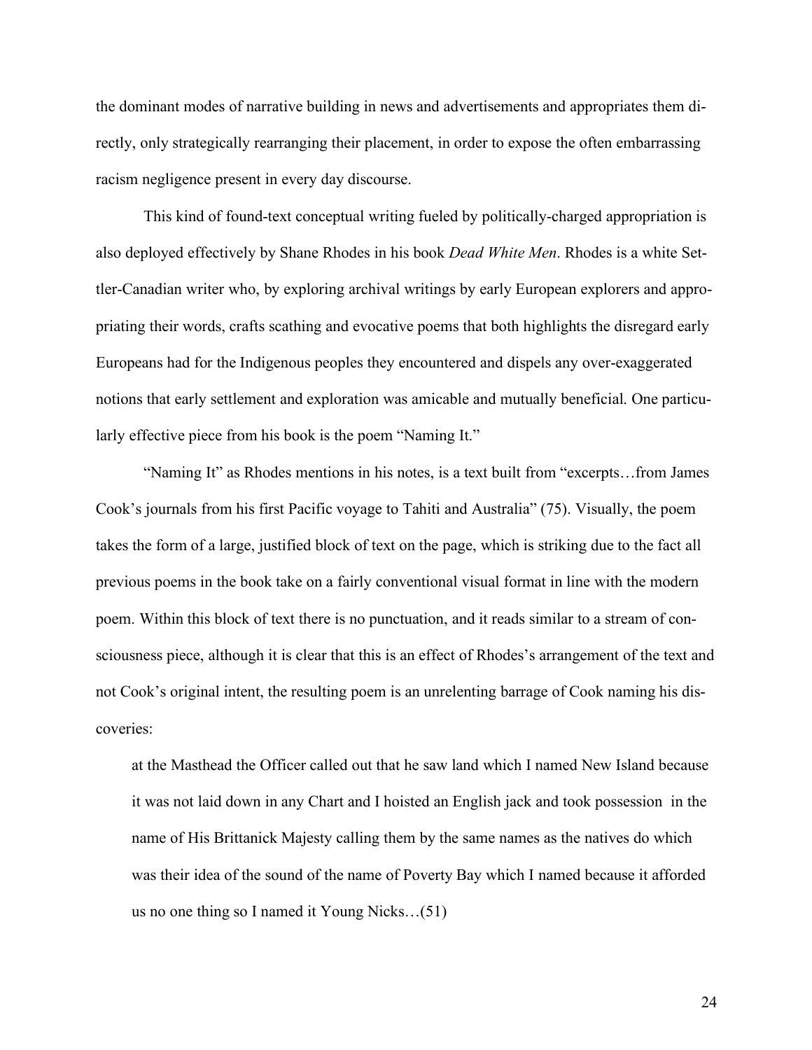the dominant modes of narrative building in news and advertisements and appropriates them directly, only strategically rearranging their placement, in order to expose the often embarrassing racism negligence present in every day discourse.

This kind of found-text conceptual writing fueled by politically-charged appropriation is also deployed effectively by Shane Rhodes in his book *Dead White Men*. Rhodes is a white Settler-Canadian writer who, by exploring archival writings by early European explorers and appropriating their words, crafts scathing and evocative poems that both highlights the disregard early Europeans had for the Indigenous peoples they encountered and dispels any over-exaggerated notions that early settlement and exploration was amicable and mutually beneficial. One particularly effective piece from his book is the poem "Naming It."

"Naming It" as Rhodes mentions in his notes, is a text built from "excerpts…from James Cook's journals from his first Pacific voyage to Tahiti and Australia" (75). Visually, the poem takes the form of a large, justified block of text on the page, which is striking due to the fact all previous poems in the book take on a fairly conventional visual format in line with the modern poem. Within this block of text there is no punctuation, and it reads similar to a stream of consciousness piece, although it is clear that this is an effect of Rhodes's arrangement of the text and not Cook's original intent, the resulting poem is an unrelenting barrage of Cook naming his discoveries:

> at the Masthead the Officer called out that he saw land which I named New Island because it was not laid down in any Chart and I hoisted an English jack and took possession in the name of His Brittanick Majesty calling them by the same names as the natives do which was their idea of the sound of the name of Poverty Bay which I named because it afforded us no one thing so I named it Young Nicks…(51)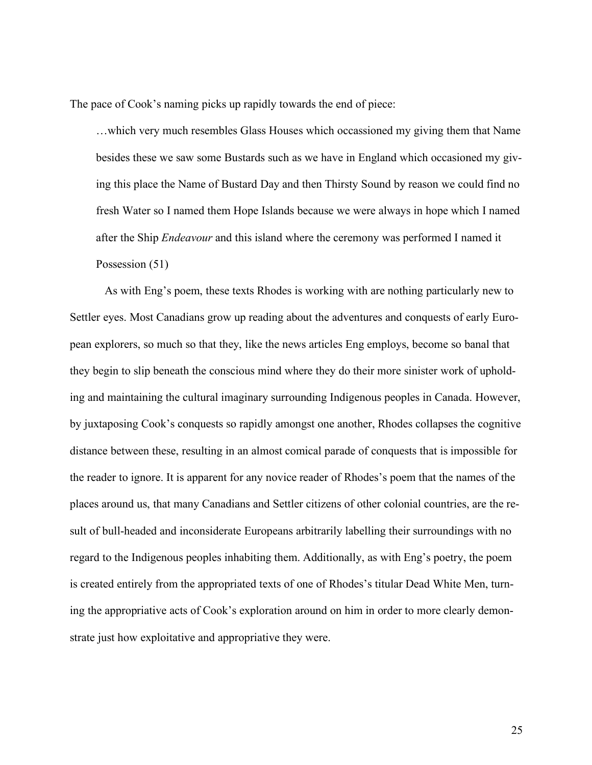The pace of Cook's naming picks up rapidly towards the end of piece:

> …which very much resembles Glass Houses which occassioned my giving them that Name besides these we saw some Bustards such as we have in England which occasioned my giving this place the Name of Bustard Day and then Thirsty Sound by reason we could find no fresh Water so I named them Hope Islands because we were always in hope which I named after the Ship *Endeavour* and this island where the ceremony was performed I named it Possession (51)

As with Eng's poem, these texts Rhodes is working with are nothing particularly new to Settler eyes. Most Canadians grow up reading about the adventures and conquests of early European explorers, so much so that they, like the news articles Eng employs, become so banal that they begin to slip beneath the conscious mind where they do their more sinister work of upholding and maintaining the cultural imaginary surrounding Indigenous peoples in Canada. However, by juxtaposing Cook's conquests so rapidly amongst one another, Rhodes collapses the cognitive distance between these, resulting in an almost comical parade of conquests that is impossible for the reader to ignore. It is apparent for any novice reader of Rhodes's poem that the names of the places around us, that many Canadians and Settler citizens of other colonial countries, are the result of bull-headed and inconsiderate Europeans arbitrarily labelling their surroundings with no regard to the Indigenous peoples inhabiting them. Additionally, as with Eng's poetry, the poem is created entirely from the appropriated texts of one of Rhodes's titular Dead White Men, turning the appropriative acts of Cook's exploration around on him in order to more clearly demonstrate just how exploitative and appropriative they were.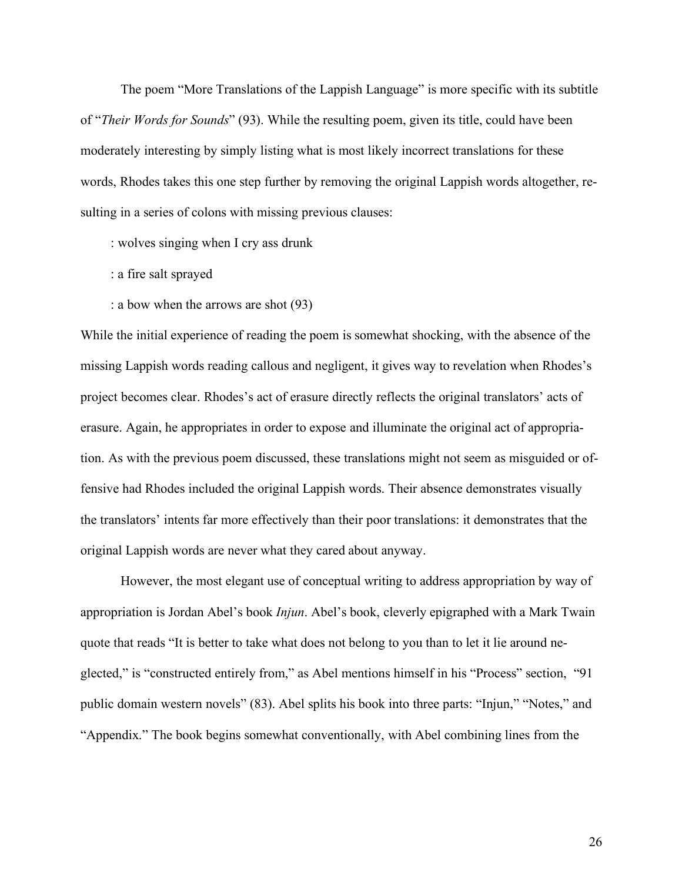The poem "More Translations of the Lappish Language" is more specific with its subtitle of "*Their Words for Sounds*" (93). While the resulting poem, given its title, could have been moderately interesting by simply listing what is most likely incorrect translations for these words, Rhodes takes this one step further by removing the original Lappish words altogether, resulting in a series of colons with missing previous clauses:

> : wolves singing when I cry ass drunk
>
> : a fire salt sprayed
>
> : a bow when the arrows are shot (93)

While the initial experience of reading the poem is somewhat shocking, with the absence of the missing Lappish words reading callous and negligent, it gives way to revelation when Rhodes's project becomes clear. Rhodes's act of erasure directly reflects the original translators' acts of erasure. Again, he appropriates in order to expose and illuminate the original act of appropriation. As with the previous poem discussed, these translations might not seem as misguided or offensive had Rhodes included the original Lappish words. Their absence demonstrates visually the translators' intents far more effectively than their poor translations: it demonstrates that the original Lappish words are never what they cared about anyway.

However, the most elegant use of conceptual writing to address appropriation by way of appropriation is Jordan Abel's book *Injun*. Abel's book, cleverly epigraphed with a Mark Twain quote that reads "It is better to take what does not belong to you than to let it lie around neglected," is "constructed entirely from," as Abel mentions himself in his "Process" section, "91 public domain western novels" (83). Abel splits his book into three parts: "Injun," "Notes," and "Appendix." The book begins somewhat conventionally, with Abel combining lines from the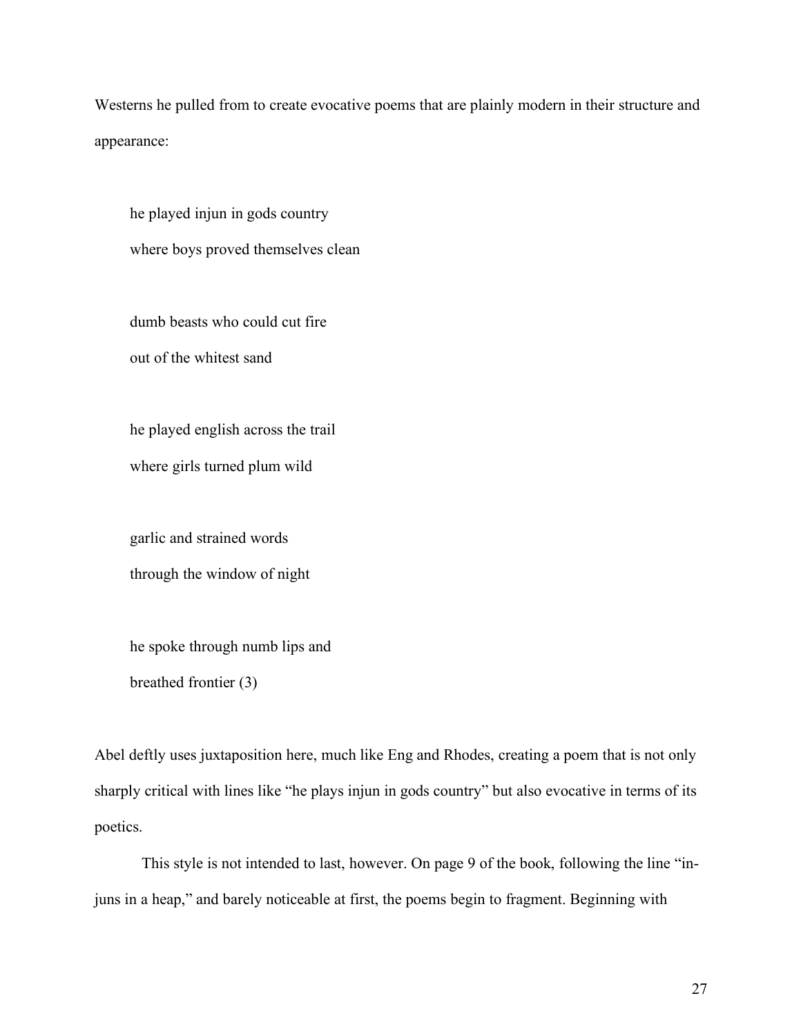Westerns he pulled from to create evocative poems that are plainly modern in their structure and appearance:

> he played injun in gods country
> where boys proved themselves clean
>
> dumb beasts who could cut fire
> out of the whitest sand
>
> he played english across the trail
> where girls turned plum wild
>
> garlic and strained words
> through the window of night
>
> he spoke through numb lips and
> breathed frontier (3)

Abel deftly uses juxtaposition here, much like Eng and Rhodes, creating a poem that is not only sharply critical with lines like "he plays injun in gods country" but also evocative in terms of its poetics.

This style is not intended to last, however. On page 9 of the book, following the line "in-juns in a heap," and barely noticeable at first, the poems begin to fragment. Beginning with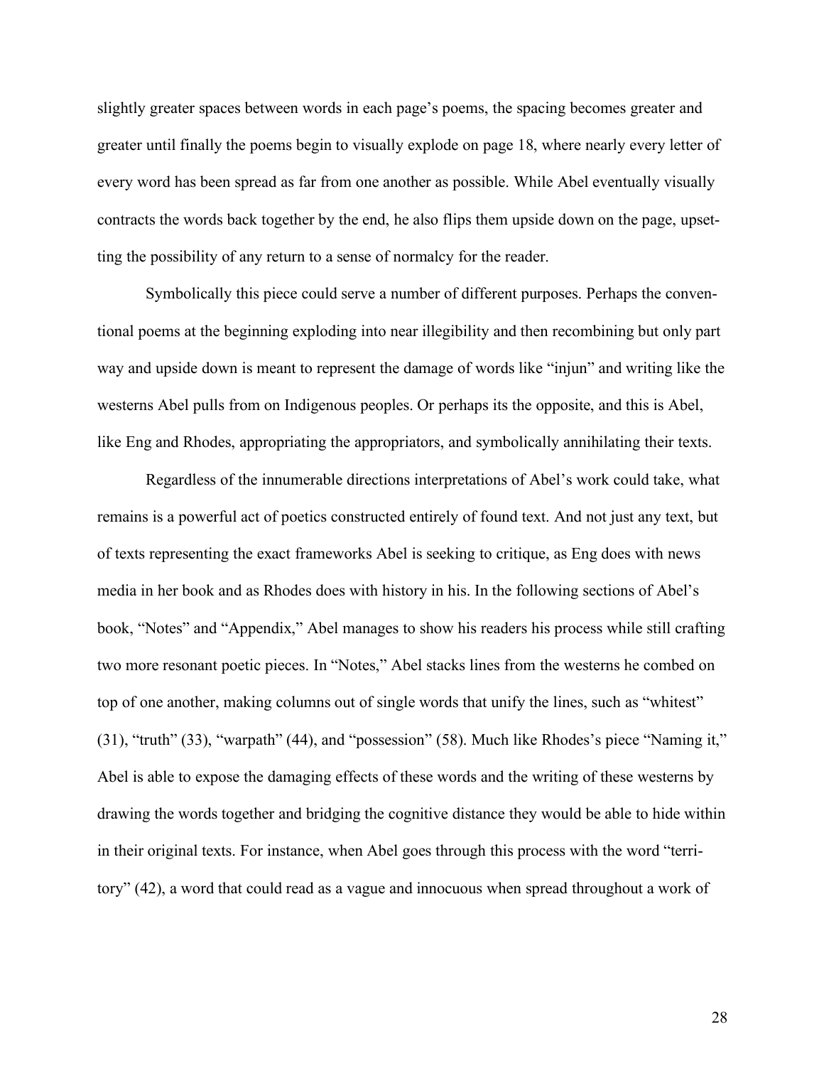slightly greater spaces between words in each page's poems, the spacing becomes greater and greater until finally the poems begin to visually explode on page 18, where nearly every letter of every word has been spread as far from one another as possible. While Abel eventually visually contracts the words back together by the end, he also flips them upside down on the page, upsetting the possibility of any return to a sense of normalcy for the reader.

Symbolically this piece could serve a number of different purposes. Perhaps the conventional poems at the beginning exploding into near illegibility and then recombining but only part way and upside down is meant to represent the damage of words like "injun" and writing like the westerns Abel pulls from on Indigenous peoples. Or perhaps its the opposite, and this is Abel, like Eng and Rhodes, appropriating the appropriators, and symbolically annihilating their texts.

Regardless of the innumerable directions interpretations of Abel's work could take, what remains is a powerful act of poetics constructed entirely of found text. And not just any text, but of texts representing the exact frameworks Abel is seeking to critique, as Eng does with news media in her book and as Rhodes does with history in his. In the following sections of Abel's book, "Notes" and "Appendix," Abel manages to show his readers his process while still crafting two more resonant poetic pieces. In "Notes," Abel stacks lines from the westerns he combed on top of one another, making columns out of single words that unify the lines, such as "whitest" (31), "truth" (33), "warpath" (44), and "possession" (58). Much like Rhodes's piece "Naming it," Abel is able to expose the damaging effects of these words and the writing of these westerns by drawing the words together and bridging the cognitive distance they would be able to hide within in their original texts. For instance, when Abel goes through this process with the word "territory" (42), a word that could read as a vague and innocuous when spread throughout a work of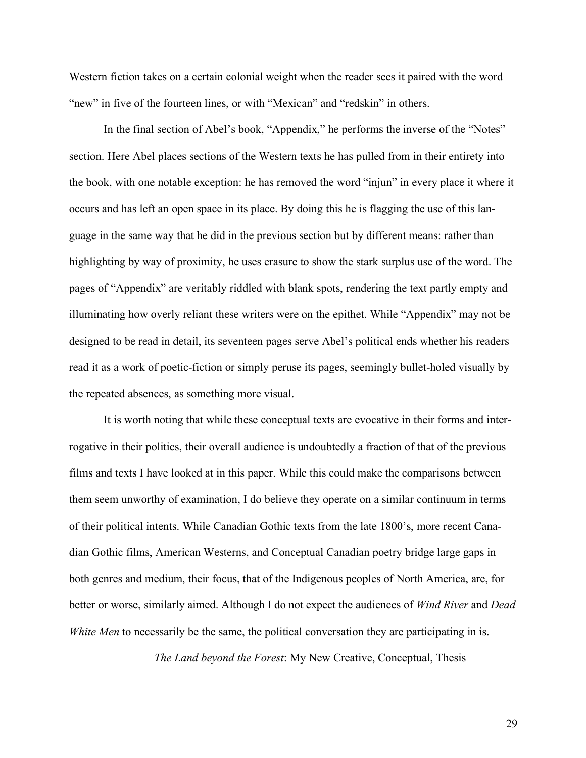Western fiction takes on a certain colonial weight when the reader sees it paired with the word "new" in five of the fourteen lines, or with "Mexican" and "redskin" in others.

In the final section of Abel's book, "Appendix," he performs the inverse of the "Notes" section. Here Abel places sections of the Western texts he has pulled from in their entirety into the book, with one notable exception: he has removed the word "injun" in every place it where it occurs and has left an open space in its place. By doing this he is flagging the use of this language in the same way that he did in the previous section but by different means: rather than highlighting by way of proximity, he uses erasure to show the stark surplus use of the word. The pages of "Appendix" are veritably riddled with blank spots, rendering the text partly empty and illuminating how overly reliant these writers were on the epithet. While "Appendix" may not be designed to be read in detail, its seventeen pages serve Abel's political ends whether his readers read it as a work of poetic-fiction or simply peruse its pages, seemingly bullet-holed visually by the repeated absences, as something more visual.

It is worth noting that while these conceptual texts are evocative in their forms and interrogative in their politics, their overall audience is undoubtedly a fraction of that of the previous films and texts I have looked at in this paper. While this could make the comparisons between them seem unworthy of examination, I do believe they operate on a similar continuum in terms of their political intents. While Canadian Gothic texts from the late 1800's, more recent Canadian Gothic films, American Westerns, and Conceptual Canadian poetry bridge large gaps in both genres and medium, their focus, that of the Indigenous peoples of North America, are, for better or worse, similarly aimed. Although I do not expect the audiences of *Wind River* and *Dead White Men* to necessarily be the same, the political conversation they are participating in is.

## *The Land beyond the Forest*: My New Creative, Conceptual, Thesis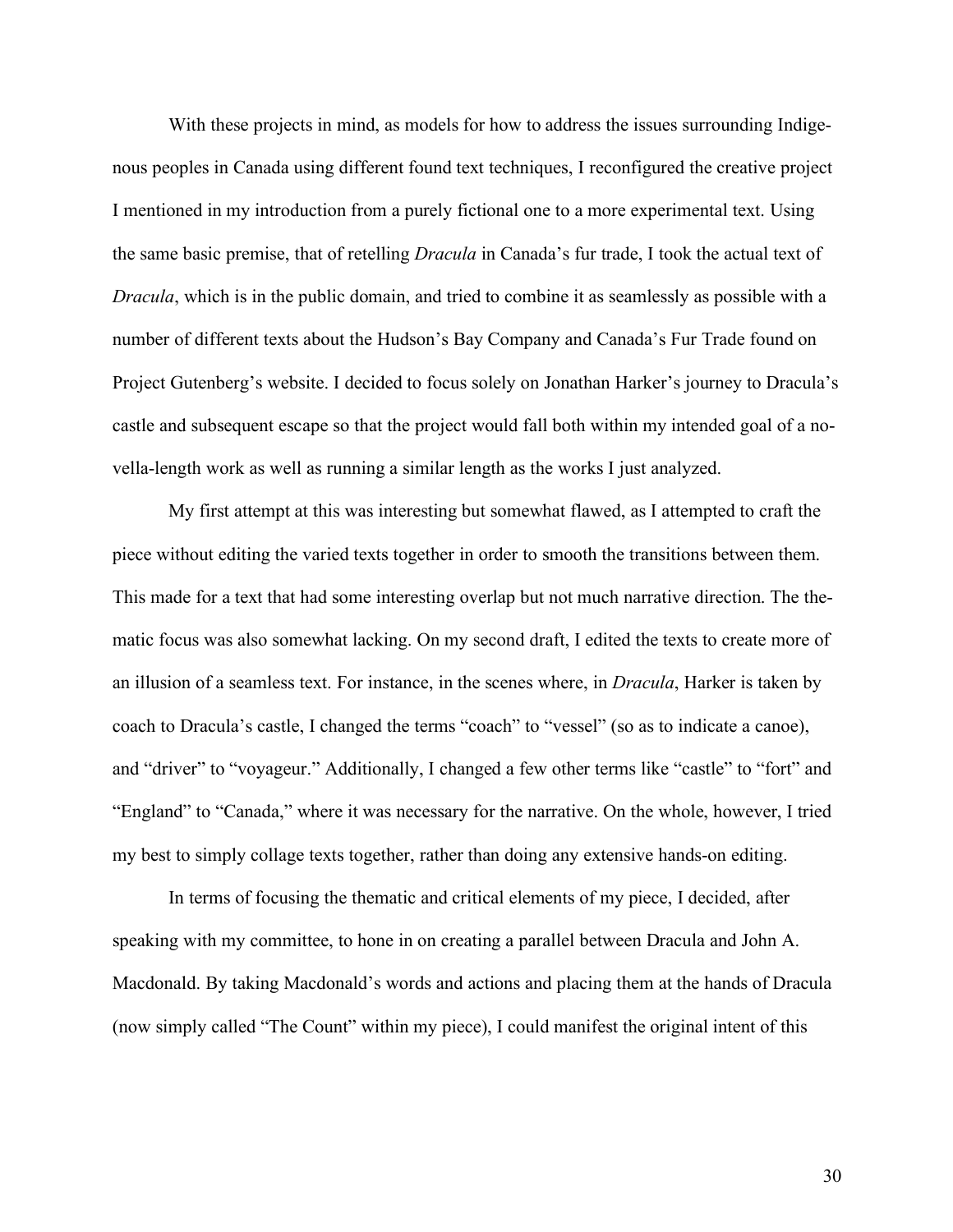With these projects in mind, as models for how to address the issues surrounding Indigenous peoples in Canada using different found text techniques, I reconfigured the creative project I mentioned in my introduction from a purely fictional one to a more experimental text. Using the same basic premise, that of retelling *Dracula* in Canada's fur trade, I took the actual text of *Dracula*, which is in the public domain, and tried to combine it as seamlessly as possible with a number of different texts about the Hudson's Bay Company and Canada's Fur Trade found on Project Gutenberg's website. I decided to focus solely on Jonathan Harker's journey to Dracula's castle and subsequent escape so that the project would fall both within my intended goal of a novella-length work as well as running a similar length as the works I just analyzed.

My first attempt at this was interesting but somewhat flawed, as I attempted to craft the piece without editing the varied texts together in order to smooth the transitions between them. This made for a text that had some interesting overlap but not much narrative direction. The thematic focus was also somewhat lacking. On my second draft, I edited the texts to create more of an illusion of a seamless text. For instance, in the scenes where, in *Dracula*, Harker is taken by coach to Dracula's castle, I changed the terms "coach" to "vessel" (so as to indicate a canoe), and "driver" to "voyageur." Additionally, I changed a few other terms like "castle" to "fort" and "England" to "Canada," where it was necessary for the narrative. On the whole, however, I tried my best to simply collage texts together, rather than doing any extensive hands-on editing.

In terms of focusing the thematic and critical elements of my piece, I decided, after speaking with my committee, to hone in on creating a parallel between Dracula and John A. Macdonald. By taking Macdonald's words and actions and placing them at the hands of Dracula (now simply called "The Count" within my piece), I could manifest the original intent of this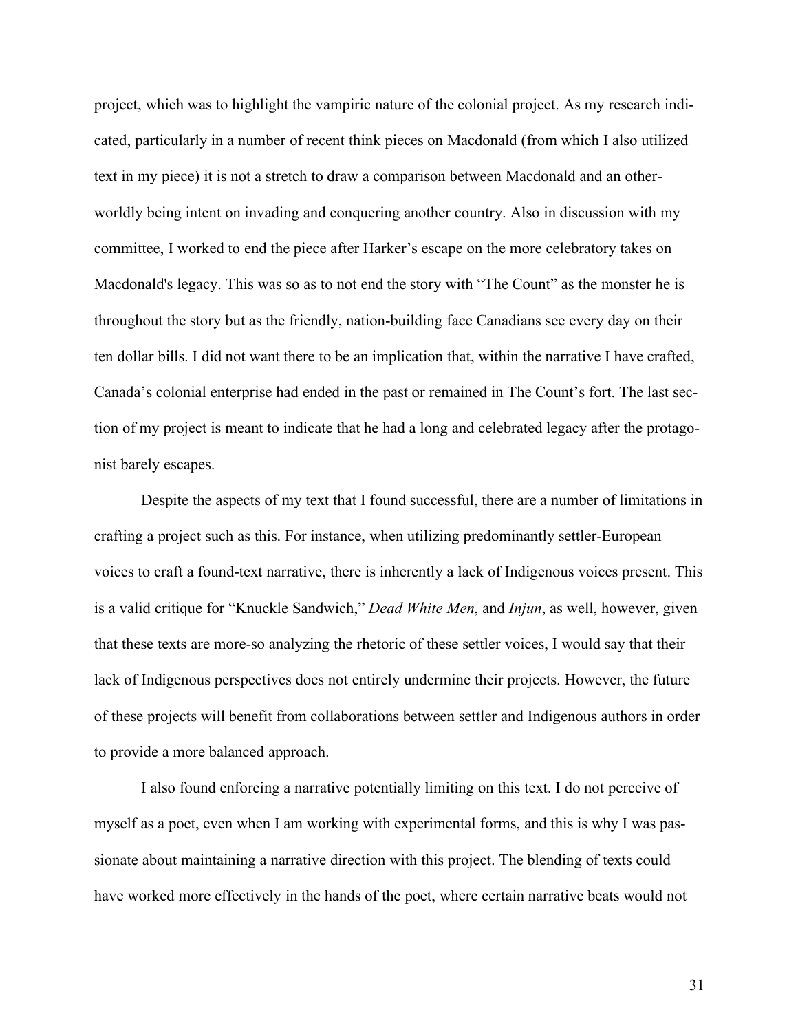project, which was to highlight the vampiric nature of the colonial project. As my research indicated, particularly in a number of recent think pieces on Macdonald (from which I also utilized text in my piece) it is not a stretch to draw a comparison between Macdonald and an otherworldly being intent on invading and conquering another country. Also in discussion with my committee, I worked to end the piece after Harker's escape on the more celebratory takes on Macdonald's legacy. This was so as to not end the story with "The Count" as the monster he is throughout the story but as the friendly, nation-building face Canadians see every day on their ten dollar bills. I did not want there to be an implication that, within the narrative I have crafted, Canada's colonial enterprise had ended in the past or remained in The Count's fort. The last section of my project is meant to indicate that he had a long and celebrated legacy after the protagonist barely escapes.

Despite the aspects of my text that I found successful, there are a number of limitations in crafting a project such as this. For instance, when utilizing predominantly settler-European voices to craft a found-text narrative, there is inherently a lack of Indigenous voices present. This is a valid critique for "Knuckle Sandwich," *Dead White Men*, and *Injun*, as well, however, given that these texts are more-so analyzing the rhetoric of these settler voices, I would say that their lack of Indigenous perspectives does not entirely undermine their projects. However, the future of these projects will benefit from collaborations between settler and Indigenous authors in order to provide a more balanced approach.

I also found enforcing a narrative potentially limiting on this text. I do not perceive of myself as a poet, even when I am working with experimental forms, and this is why I was passionate about maintaining a narrative direction with this project. The blending of texts could have worked more effectively in the hands of the poet, where certain narrative beats would not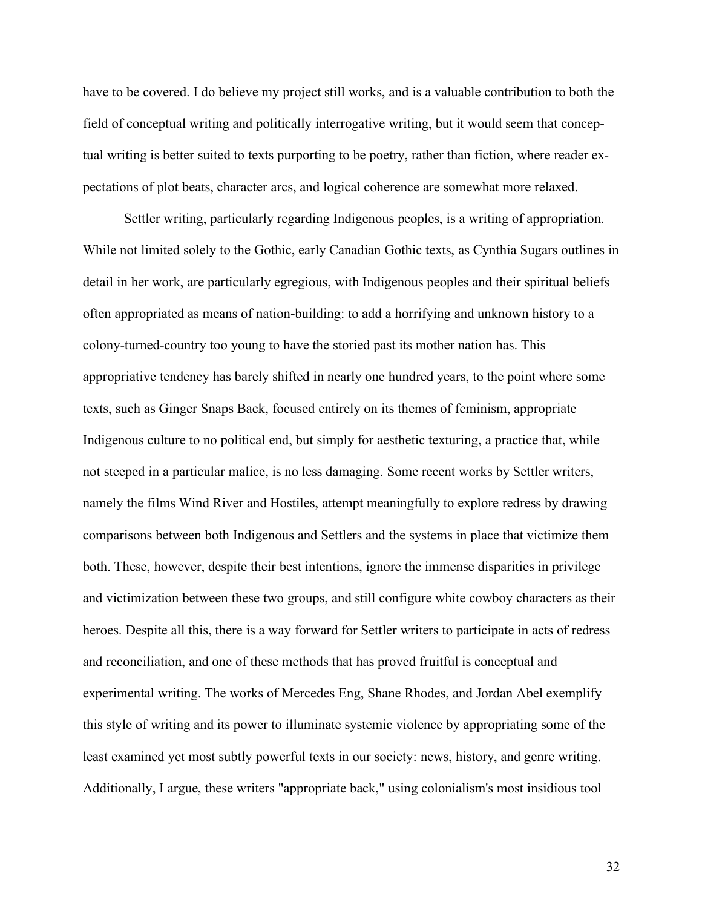have to be covered. I do believe my project still works, and is a valuable contribution to both the field of conceptual writing and politically interrogative writing, but it would seem that conceptual writing is better suited to texts purporting to be poetry, rather than fiction, where reader expectations of plot beats, character arcs, and logical coherence are somewhat more relaxed.

Settler writing, particularly regarding Indigenous peoples, is a writing of appropriation. While not limited solely to the Gothic, early Canadian Gothic texts, as Cynthia Sugars outlines in detail in her work, are particularly egregious, with Indigenous peoples and their spiritual beliefs often appropriated as means of nation-building: to add a horrifying and unknown history to a colony-turned-country too young to have the storied past its mother nation has. This appropriative tendency has barely shifted in nearly one hundred years, to the point where some texts, such as Ginger Snaps Back, focused entirely on its themes of feminism, appropriate Indigenous culture to no political end, but simply for aesthetic texturing, a practice that, while not steeped in a particular malice, is no less damaging. Some recent works by Settler writers, namely the films Wind River and Hostiles, attempt meaningfully to explore redress by drawing comparisons between both Indigenous and Settlers and the systems in place that victimize them both. These, however, despite their best intentions, ignore the immense disparities in privilege and victimization between these two groups, and still configure white cowboy characters as their heroes. Despite all this, there is a way forward for Settler writers to participate in acts of redress and reconciliation, and one of these methods that has proved fruitful is conceptual and experimental writing. The works of Mercedes Eng, Shane Rhodes, and Jordan Abel exemplify this style of writing and its power to illuminate systemic violence by appropriating some of the least examined yet most subtly powerful texts in our society: news, history, and genre writing. Additionally, I argue, these writers "appropriate back," using colonialism's most insidious tool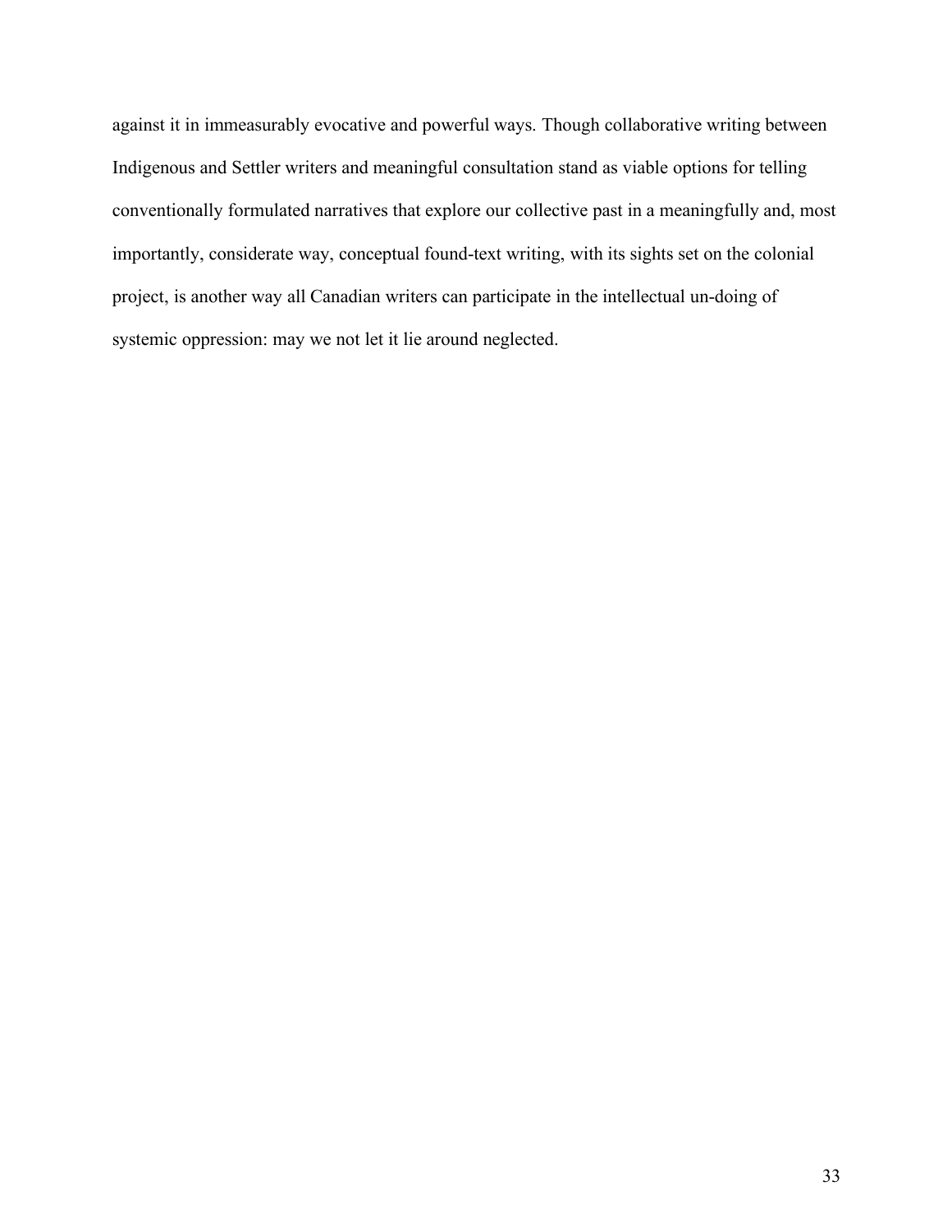against it in immeasurably evocative and powerful ways. Though collaborative writing between Indigenous and Settler writers and meaningful consultation stand as viable options for telling conventionally formulated narratives that explore our collective past in a meaningfully and, most importantly, considerate way, conceptual found-text writing, with its sights set on the colonial project, is another way all Canadian writers can participate in the intellectual un-doing of systemic oppression: may we not let it lie around neglected.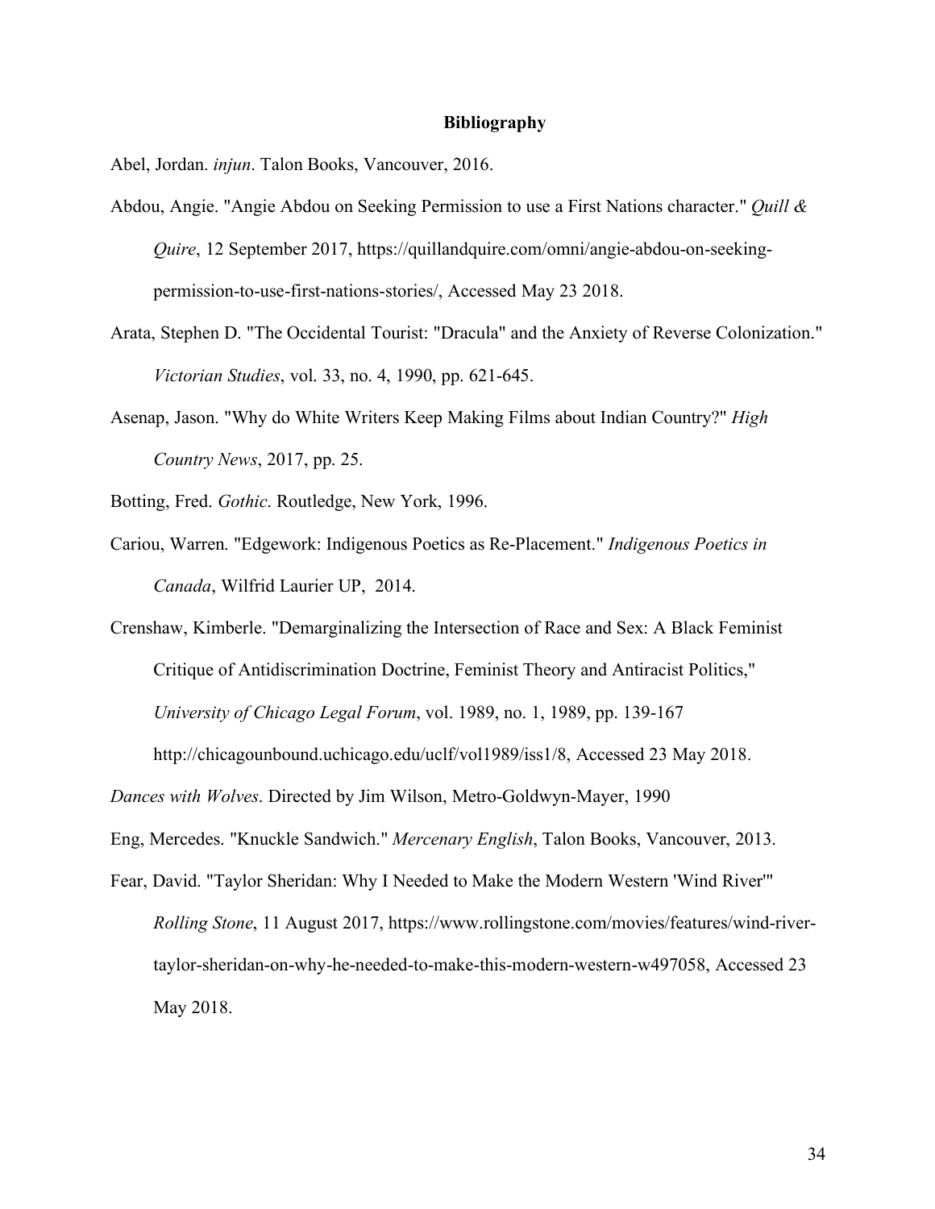## Bibliography

Abel, Jordan. *injun*. Talon Books, Vancouver, 2016.

Abdou, Angie. "Angie Abdou on Seeking Permission to use a First Nations character." *Quill & Quire*, 12 September 2017, https://quillandquire.com/omni/angie-abdou-on-seeking-permission-to-use-first-nations-stories/, Accessed May 23 2018.

Arata, Stephen D. "The Occidental Tourist: "Dracula" and the Anxiety of Reverse Colonization." *Victorian Studies*, vol. 33, no. 4, 1990, pp. 621-645.

Asenap, Jason. "Why do White Writers Keep Making Films about Indian Country?" *High Country News*, 2017, pp. 25.

Botting, Fred. *Gothic*. Routledge, New York, 1996.

Cariou, Warren. "Edgework: Indigenous Poetics as Re-Placement." *Indigenous Poetics in Canada*, Wilfrid Laurier UP, 2014.

Crenshaw, Kimberle. "Demarginalizing the Intersection of Race and Sex: A Black Feminist Critique of Antidiscrimination Doctrine, Feminist Theory and Antiracist Politics," *University of Chicago Legal Forum*, vol. 1989, no. 1, 1989, pp. 139-167 http://chicagounbound.uchicago.edu/uclf/vol1989/iss1/8, Accessed 23 May 2018.

*Dances with Wolves*. Directed by Jim Wilson, Metro-Goldwyn-Mayer, 1990

Eng, Mercedes. "Knuckle Sandwich." *Mercenary English*, Talon Books, Vancouver, 2013.

Fear, David. "Taylor Sheridan: Why I Needed to Make the Modern Western 'Wind River'" *Rolling Stone*, 11 August 2017, https://www.rollingstone.com/movies/features/wind-river-taylor-sheridan-on-why-he-needed-to-make-this-modern-western-w497058, Accessed 23 May 2018.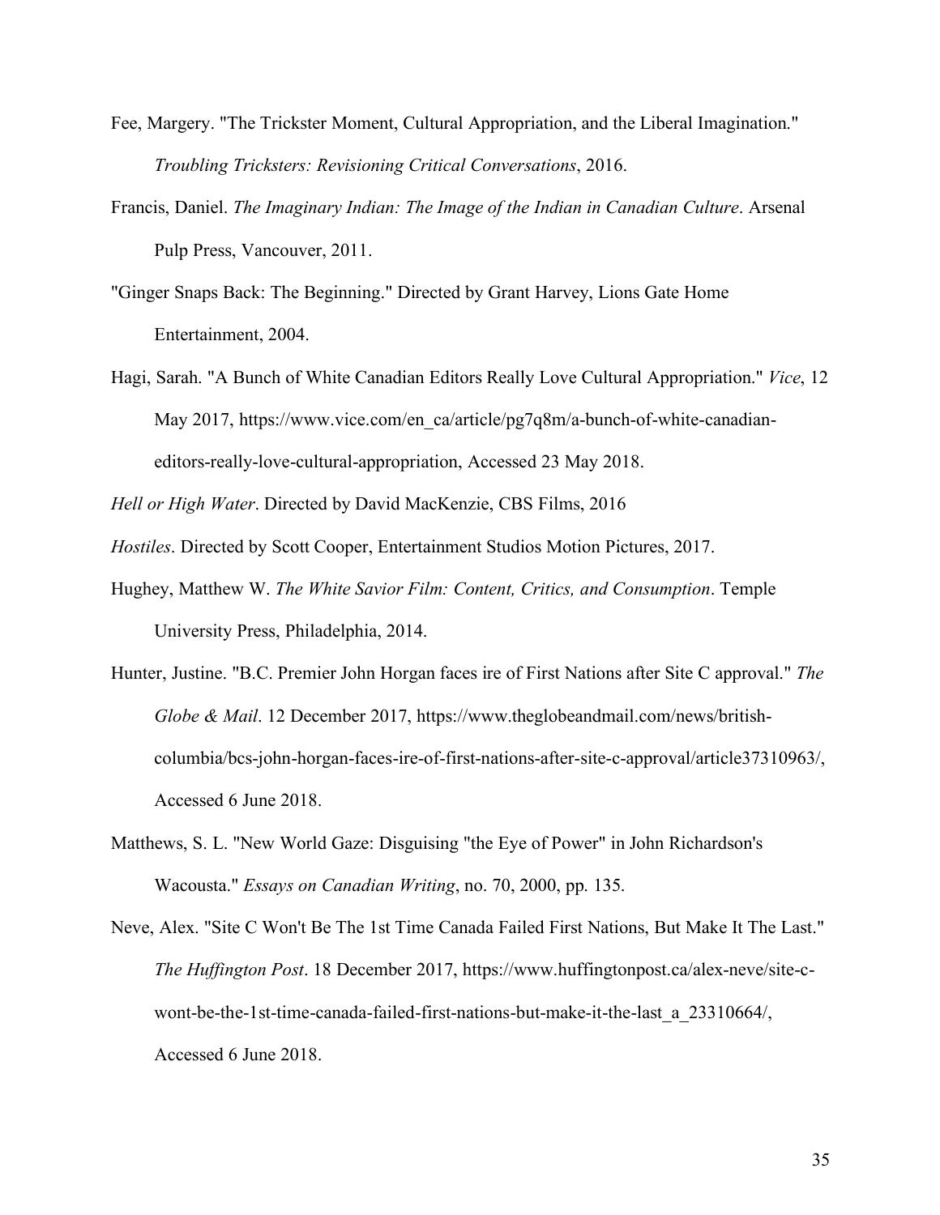Fee, Margery. "The Trickster Moment, Cultural Appropriation, and the Liberal Imagination." *Troubling Tricksters: Revisioning Critical Conversations*, 2016.

Francis, Daniel. *The Imaginary Indian: The Image of the Indian in Canadian Culture*. Arsenal Pulp Press, Vancouver, 2011.

"Ginger Snaps Back: The Beginning." Directed by Grant Harvey, Lions Gate Home Entertainment, 2004.

Hagi, Sarah. "A Bunch of White Canadian Editors Really Love Cultural Appropriation." *Vice*, 12 May 2017, https://www.vice.com/en_ca/article/pg7q8m/a-bunch-of-white-canadian-editors-really-love-cultural-appropriation, Accessed 23 May 2018.

*Hell or High Water*. Directed by David MacKenzie, CBS Films, 2016

*Hostiles*. Directed by Scott Cooper, Entertainment Studios Motion Pictures, 2017.

Hughey, Matthew W. *The White Savior Film: Content, Critics, and Consumption*. Temple University Press, Philadelphia, 2014.

Hunter, Justine. "B.C. Premier John Horgan faces ire of First Nations after Site C approval." *The Globe & Mail*. 12 December 2017, https://www.theglobeandmail.com/news/british-columbia/bcs-john-horgan-faces-ire-of-first-nations-after-site-c-approval/article37310963/, Accessed 6 June 2018.

Matthews, S. L. "New World Gaze: Disguising "the Eye of Power" in John Richardson's Wacousta." *Essays on Canadian Writing*, no. 70, 2000, pp. 135.

Neve, Alex. "Site C Won't Be The 1st Time Canada Failed First Nations, But Make It The Last." *The Huffington Post*. 18 December 2017, https://www.huffingtonpost.ca/alex-neve/site-c-wont-be-the-1st-time-canada-failed-first-nations-but-make-it-the-last_a_23310664/, Accessed 6 June 2018.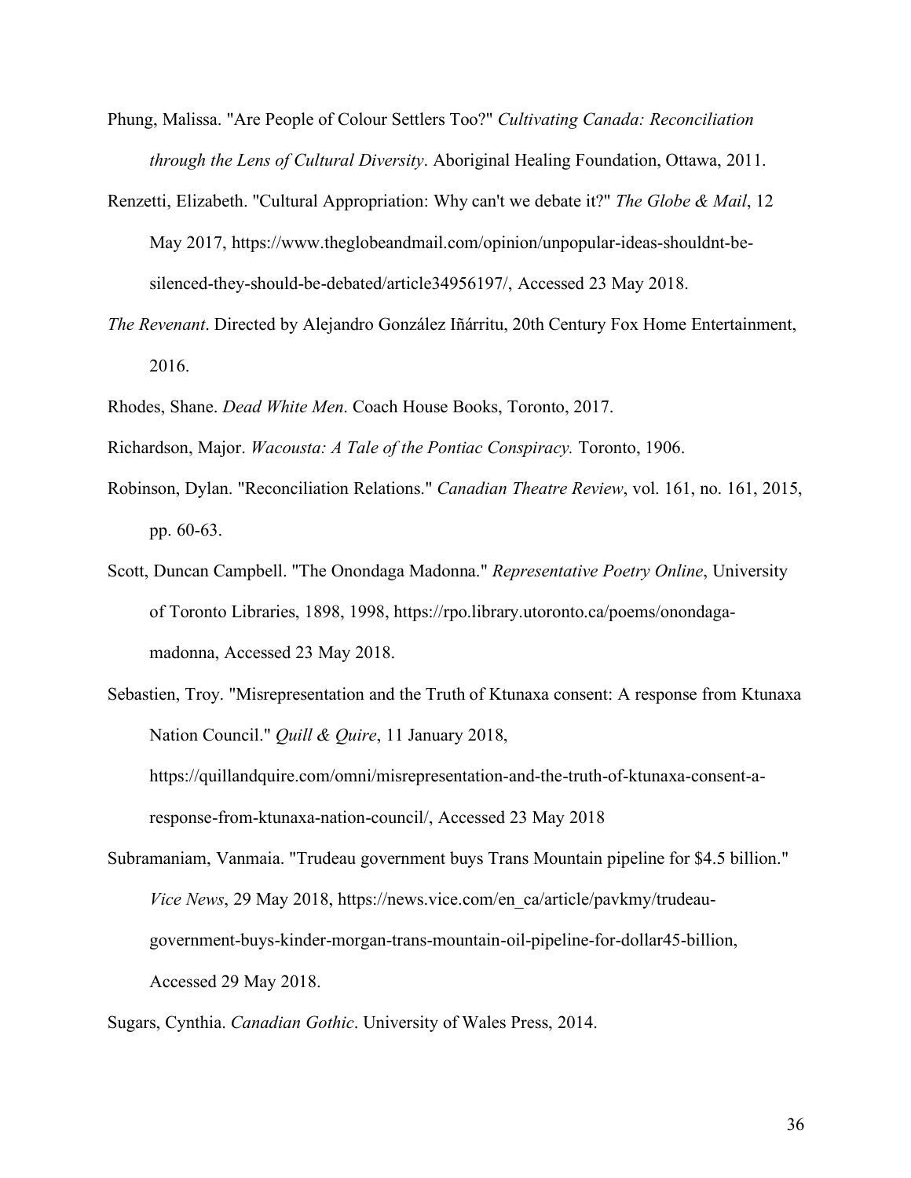Phung, Malissa. "Are People of Colour Settlers Too?" *Cultivating Canada: Reconciliation through the Lens of Cultural Diversity*. Aboriginal Healing Foundation, Ottawa, 2011.

Renzetti, Elizabeth. "Cultural Appropriation: Why can't we debate it?" *The Globe & Mail*, 12 May 2017, https://www.theglobeandmail.com/opinion/unpopular-ideas-shouldnt-be-silenced-they-should-be-debated/article34956197/, Accessed 23 May 2018.

*The Revenant*. Directed by Alejandro González Iñárritu, 20th Century Fox Home Entertainment, 2016.

Rhodes, Shane. *Dead White Men*. Coach House Books, Toronto, 2017.

Richardson, Major. *Wacousta: A Tale of the Pontiac Conspiracy.* Toronto, 1906.

Robinson, Dylan. "Reconciliation Relations." *Canadian Theatre Review*, vol. 161, no. 161, 2015, pp. 60-63.

Scott, Duncan Campbell. "The Onondaga Madonna." *Representative Poetry Online*, University of Toronto Libraries, 1898, 1998, https://rpo.library.utoronto.ca/poems/onondaga-madonna, Accessed 23 May 2018.

Sebastien, Troy. "Misrepresentation and the Truth of Ktunaxa consent: A response from Ktunaxa Nation Council." *Quill & Quire*, 11 January 2018, https://quillandquire.com/omni/misrepresentation-and-the-truth-of-ktunaxa-consent-a-response-from-ktunaxa-nation-council/, Accessed 23 May 2018

Subramaniam, Vanmaia. "Trudeau government buys Trans Mountain pipeline for $4.5 billion." *Vice News*, 29 May 2018, https://news.vice.com/en_ca/article/pavkmy/trudeau-government-buys-kinder-morgan-trans-mountain-oil-pipeline-for-dollar45-billion, Accessed 29 May 2018.

Sugars, Cynthia. *Canadian Gothic*. University of Wales Press, 2014.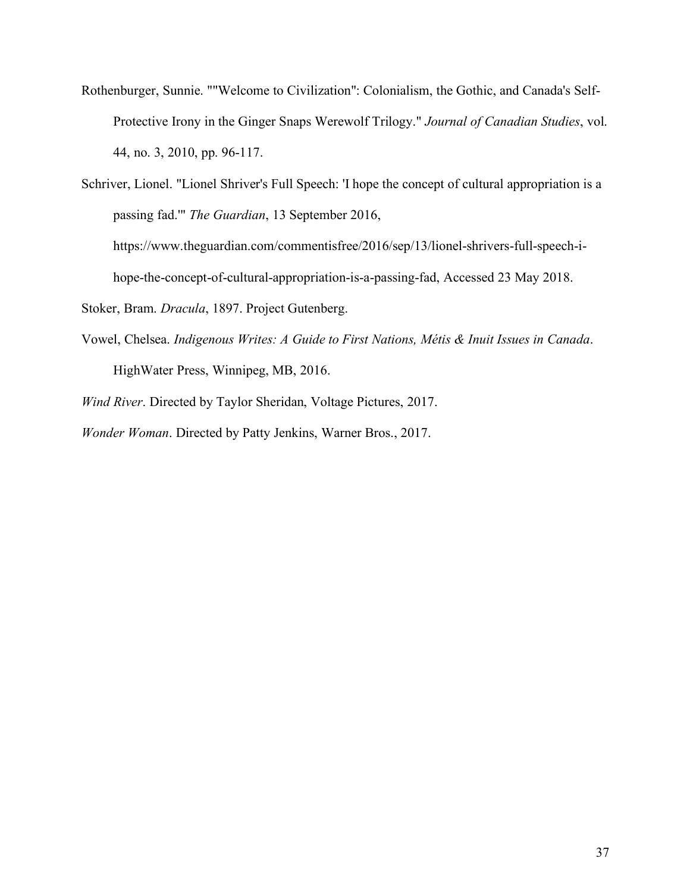Rothenburger, Sunnie. ""Welcome to Civilization": Colonialism, the Gothic, and Canada's Self-Protective Irony in the Ginger Snaps Werewolf Trilogy." *Journal of Canadian Studies*, vol. 44, no. 3, 2010, pp. 96-117.

Schriver, Lionel. "Lionel Shriver's Full Speech: 'I hope the concept of cultural appropriation is a passing fad.'" *The Guardian*, 13 September 2016, https://www.theguardian.com/commentisfree/2016/sep/13/lionel-shrivers-full-speech-i-hope-the-concept-of-cultural-appropriation-is-a-passing-fad, Accessed 23 May 2018.

Stoker, Bram. *Dracula*, 1897. Project Gutenberg.

Vowel, Chelsea. *Indigenous Writes: A Guide to First Nations, Métis & Inuit Issues in Canada*. HighWater Press, Winnipeg, MB, 2016.

*Wind River*. Directed by Taylor Sheridan, Voltage Pictures, 2017.

*Wonder Woman*. Directed by Patty Jenkins, Warner Bros., 2017.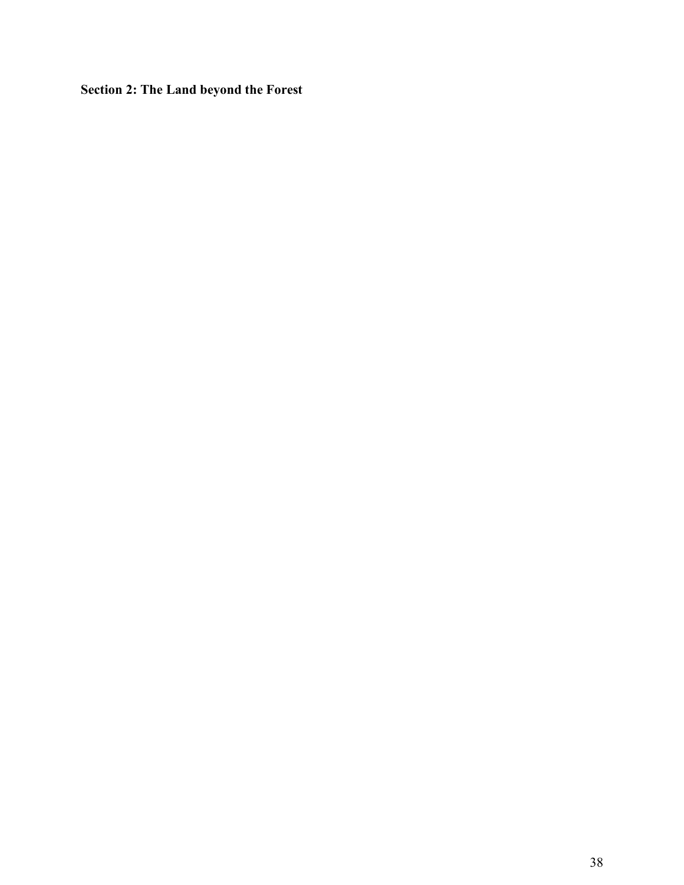## Section 2: The Land beyond the Forest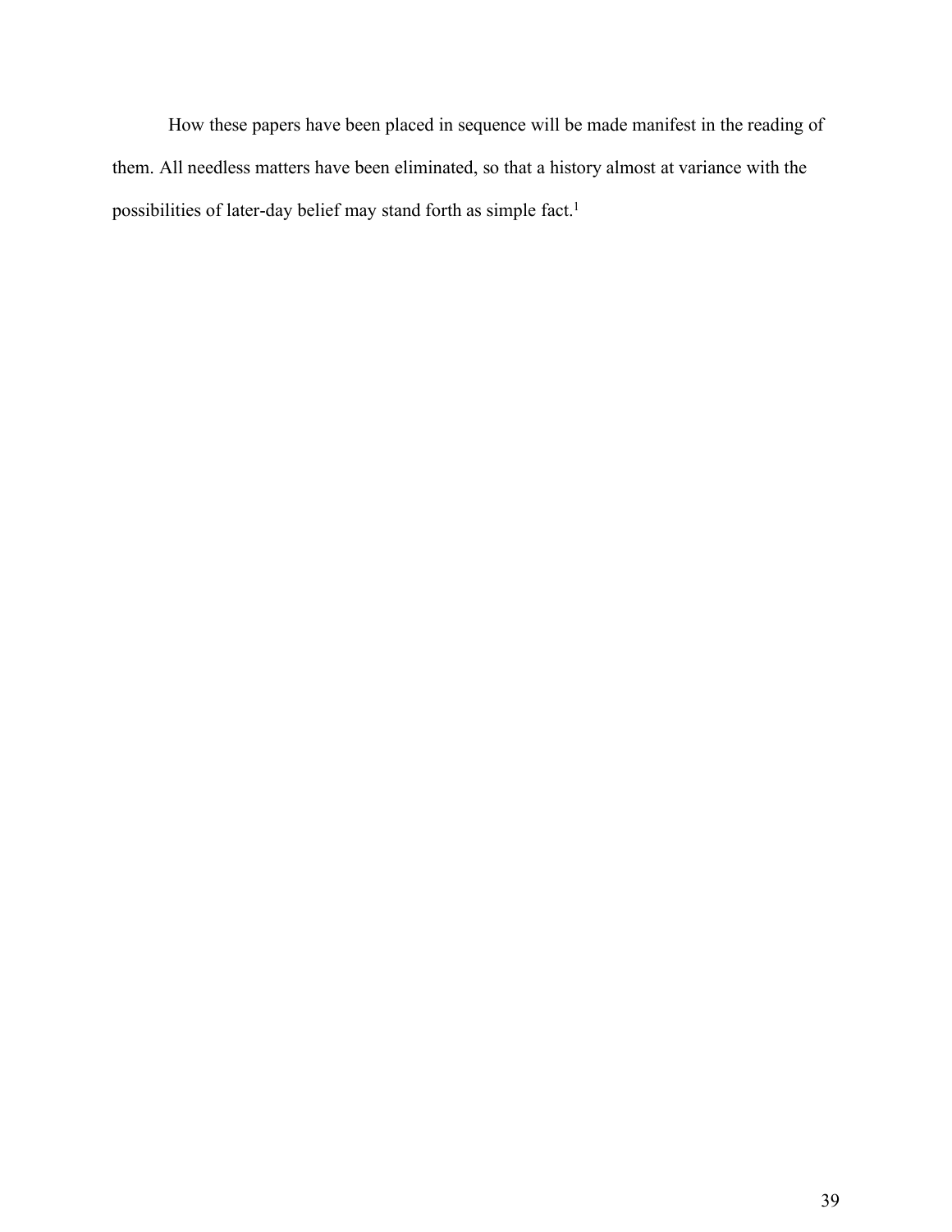How these papers have been placed in sequence will be made manifest in the reading of them. All needless matters have been eliminated, so that a history almost at variance with the possibilities of later-day belief may stand forth as simple fact.[1]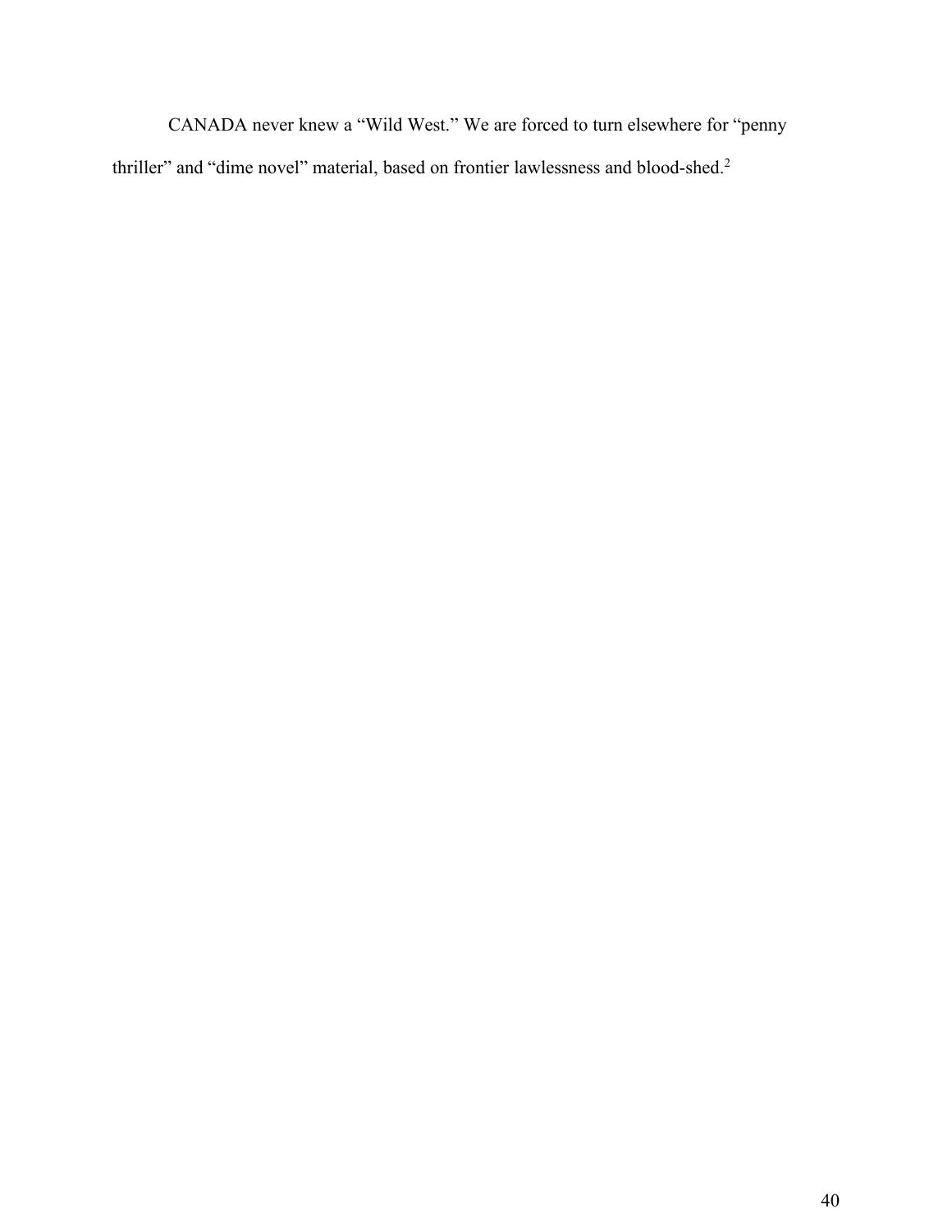CANADA never knew a "Wild West." We are forced to turn elsewhere for "penny thriller" and "dime novel" material, based on frontier lawlessness and blood-shed.[2]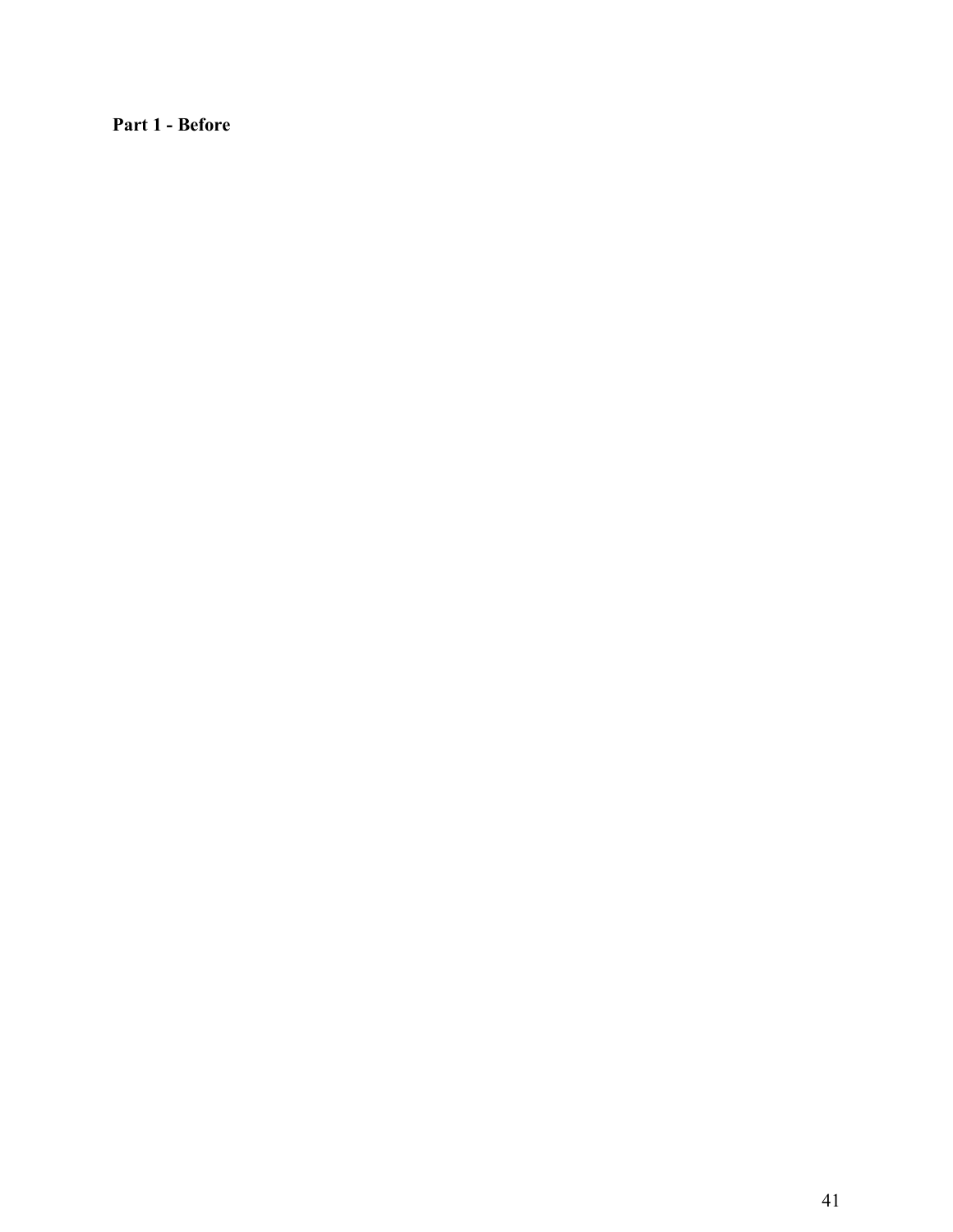**Part 1 - Before**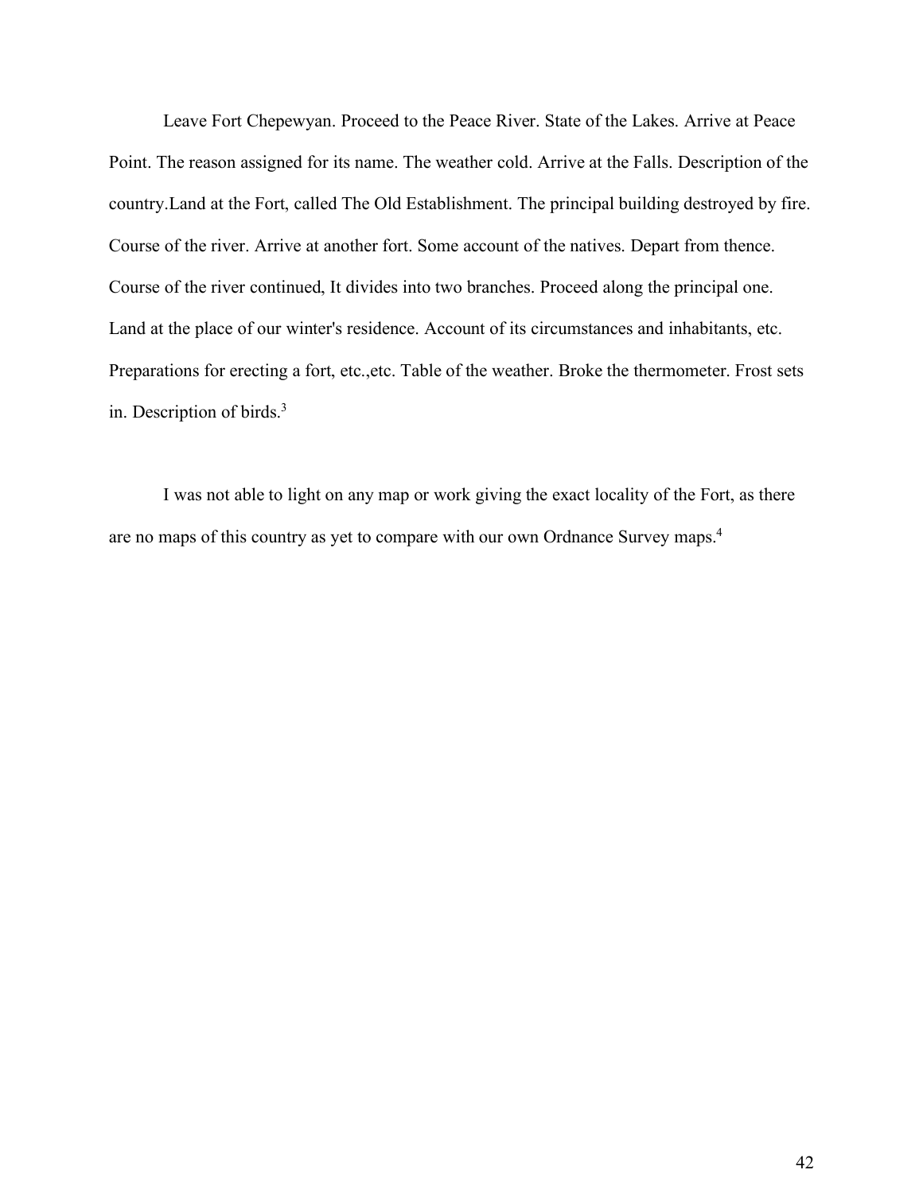Leave Fort Chepewyan. Proceed to the Peace River. State of the Lakes. Arrive at Peace Point. The reason assigned for its name. The weather cold. Arrive at the Falls. Description of the country.Land at the Fort, called The Old Establishment. The principal building destroyed by fire. Course of the river. Arrive at another fort. Some account of the natives. Depart from thence. Course of the river continued, It divides into two branches. Proceed along the principal one. Land at the place of our winter's residence. Account of its circumstances and inhabitants, etc. Preparations for erecting a fort, etc.,etc. Table of the weather. Broke the thermometer. Frost sets in. Description of birds.[3]

I was not able to light on any map or work giving the exact locality of the Fort, as there are no maps of this country as yet to compare with our own Ordnance Survey maps.[4]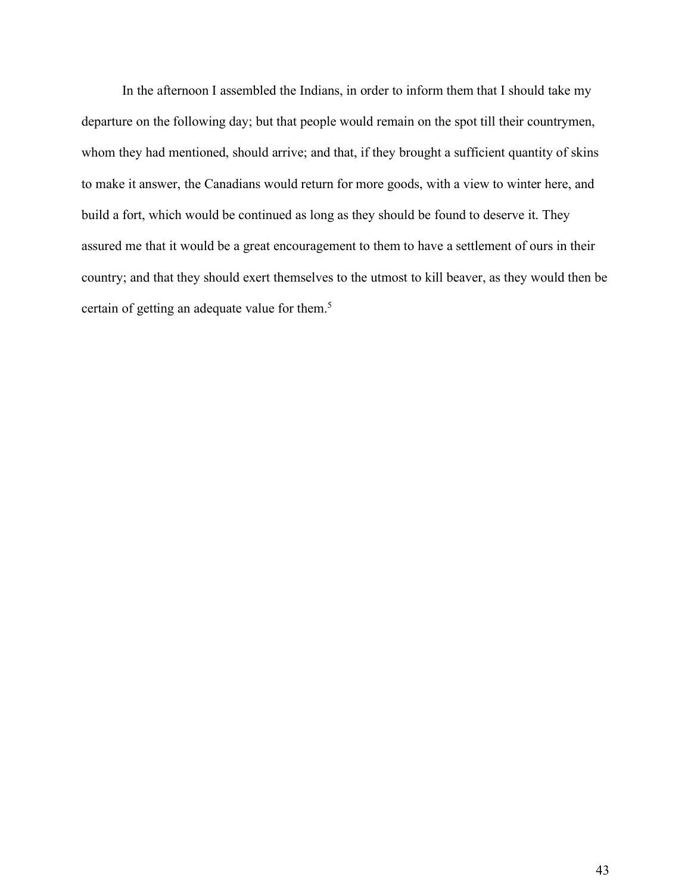In the afternoon I assembled the Indians, in order to inform them that I should take my departure on the following day; but that people would remain on the spot till their countrymen, whom they had mentioned, should arrive; and that, if they brought a sufficient quantity of skins to make it answer, the Canadians would return for more goods, with a view to winter here, and build a fort, which would be continued as long as they should be found to deserve it. They assured me that it would be a great encouragement to them to have a settlement of ours in their country; and that they should exert themselves to the utmost to kill beaver, as they would then be certain of getting an adequate value for them.[5]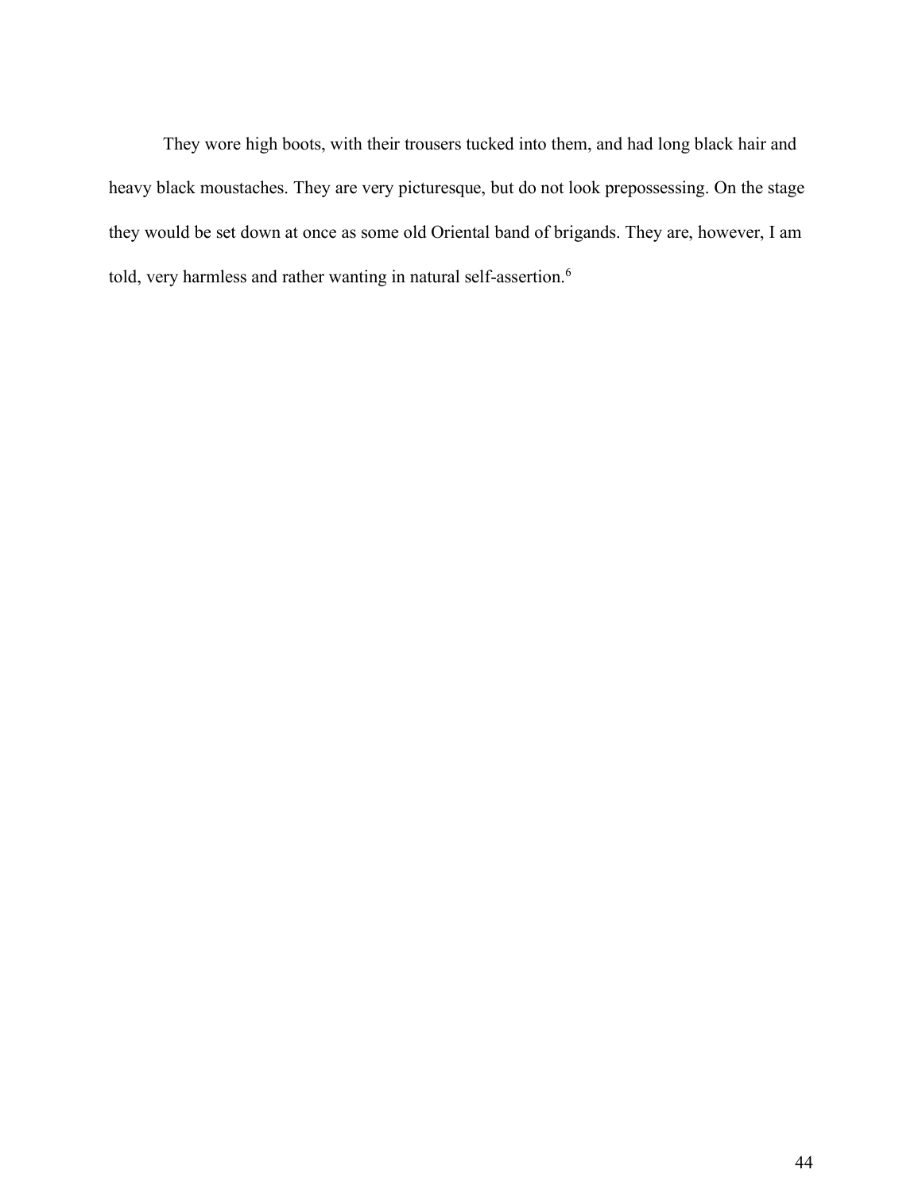They wore high boots, with their trousers tucked into them, and had long black hair and heavy black moustaches. They are very picturesque, but do not look prepossessing. On the stage they would be set down at once as some old Oriental band of brigands. They are, however, I am told, very harmless and rather wanting in natural self-assertion.[6]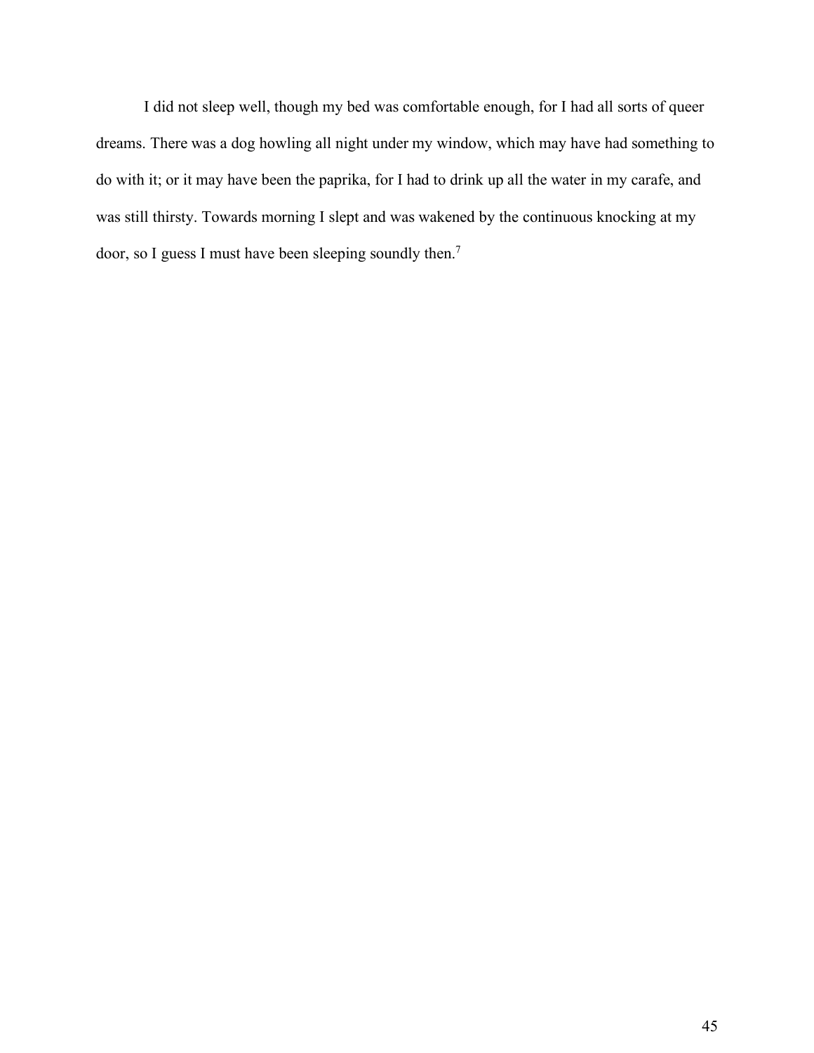I did not sleep well, though my bed was comfortable enough, for I had all sorts of queer dreams. There was a dog howling all night under my window, which may have had something to do with it; or it may have been the paprika, for I had to drink up all the water in my carafe, and was still thirsty. Towards morning I slept and was wakened by the continuous knocking at my door, so I guess I must have been sleeping soundly then.[7]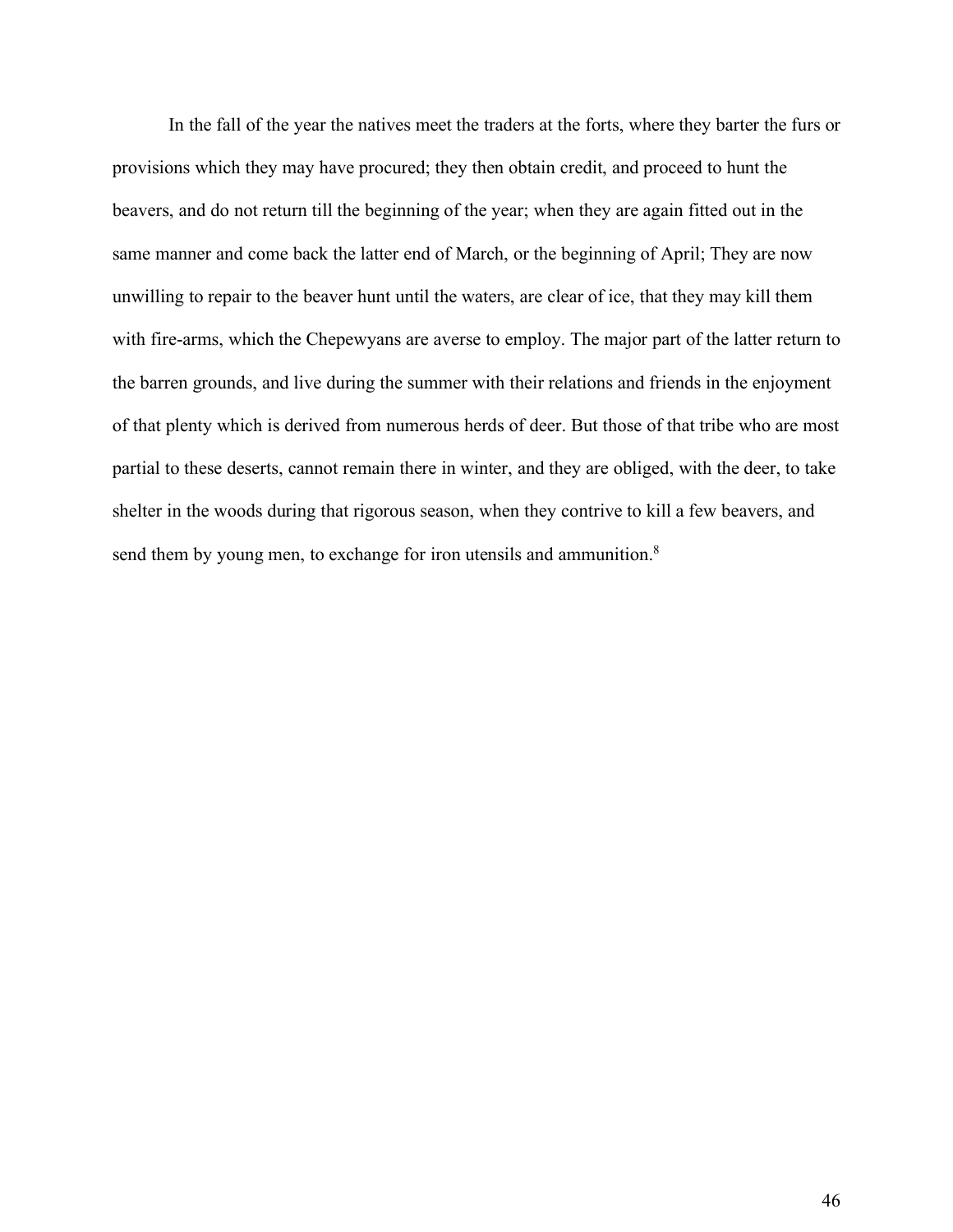In the fall of the year the natives meet the traders at the forts, where they barter the furs or provisions which they may have procured; they then obtain credit, and proceed to hunt the beavers, and do not return till the beginning of the year; when they are again fitted out in the same manner and come back the latter end of March, or the beginning of April; They are now unwilling to repair to the beaver hunt until the waters, are clear of ice, that they may kill them with fire-arms, which the Chepewyans are averse to employ. The major part of the latter return to the barren grounds, and live during the summer with their relations and friends in the enjoyment of that plenty which is derived from numerous herds of deer. But those of that tribe who are most partial to these deserts, cannot remain there in winter, and they are obliged, with the deer, to take shelter in the woods during that rigorous season, when they contrive to kill a few beavers, and send them by young men, to exchange for iron utensils and ammunition.[8]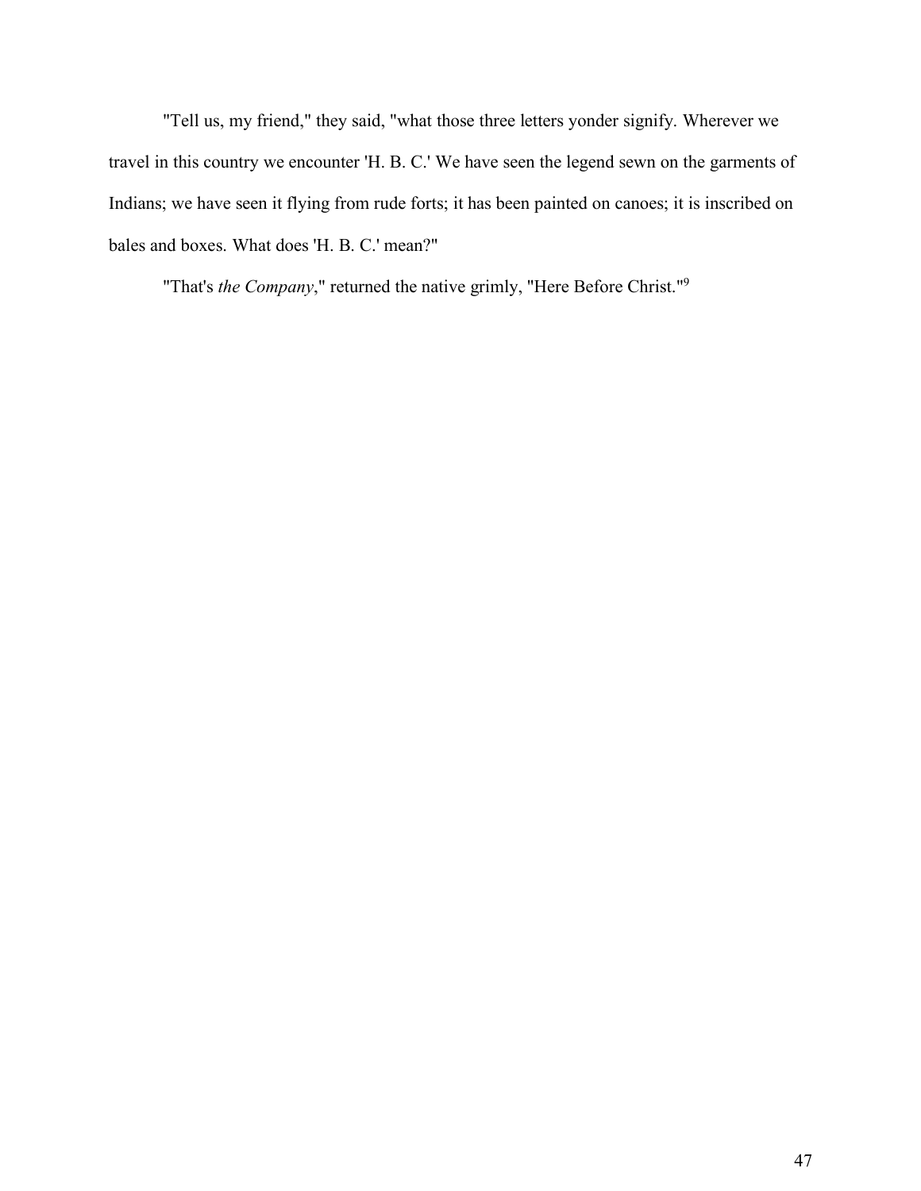"Tell us, my friend," they said, "what those three letters yonder signify. Wherever we travel in this country we encounter 'H. B. C.' We have seen the legend sewn on the garments of Indians; we have seen it flying from rude forts; it has been painted on canoes; it is inscribed on bales and boxes. What does 'H. B. C.' mean?"

"That's *the Company*," returned the native grimly, "Here Before Christ."[9]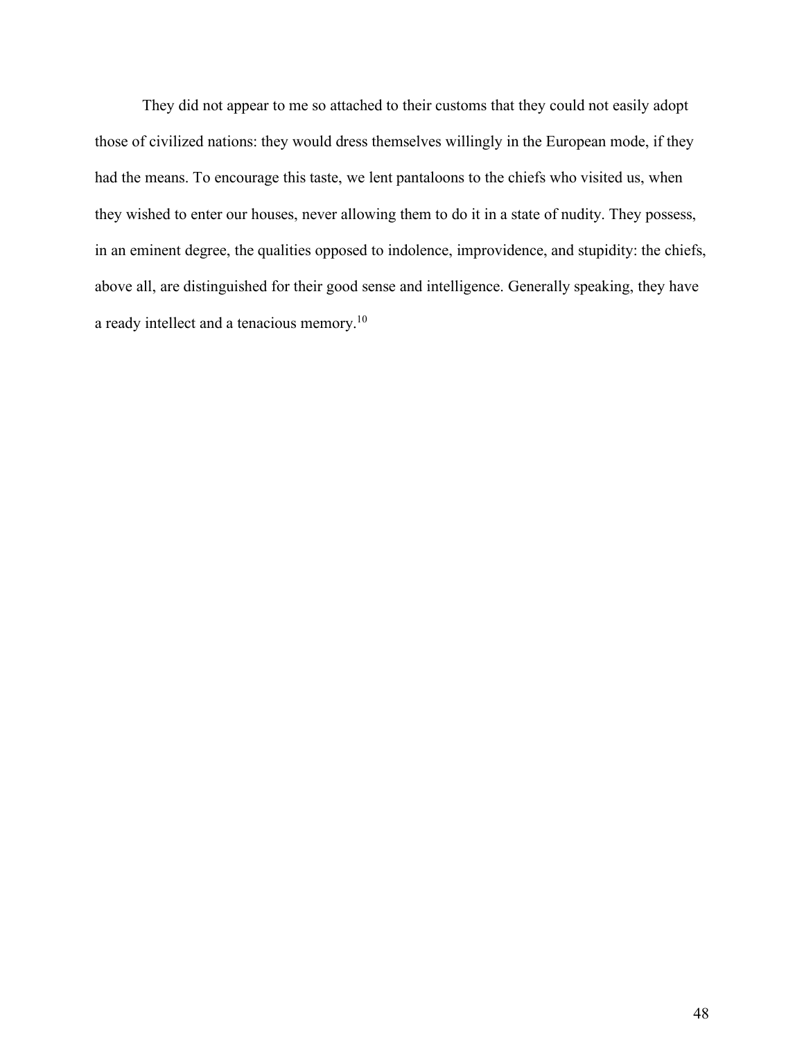They did not appear to me so attached to their customs that they could not easily adopt those of civilized nations: they would dress themselves willingly in the European mode, if they had the means. To encourage this taste, we lent pantaloons to the chiefs who visited us, when they wished to enter our houses, never allowing them to do it in a state of nudity. They possess, in an eminent degree, the qualities opposed to indolence, improvidence, and stupidity: the chiefs, above all, are distinguished for their good sense and intelligence. Generally speaking, they have a ready intellect and a tenacious memory.[10]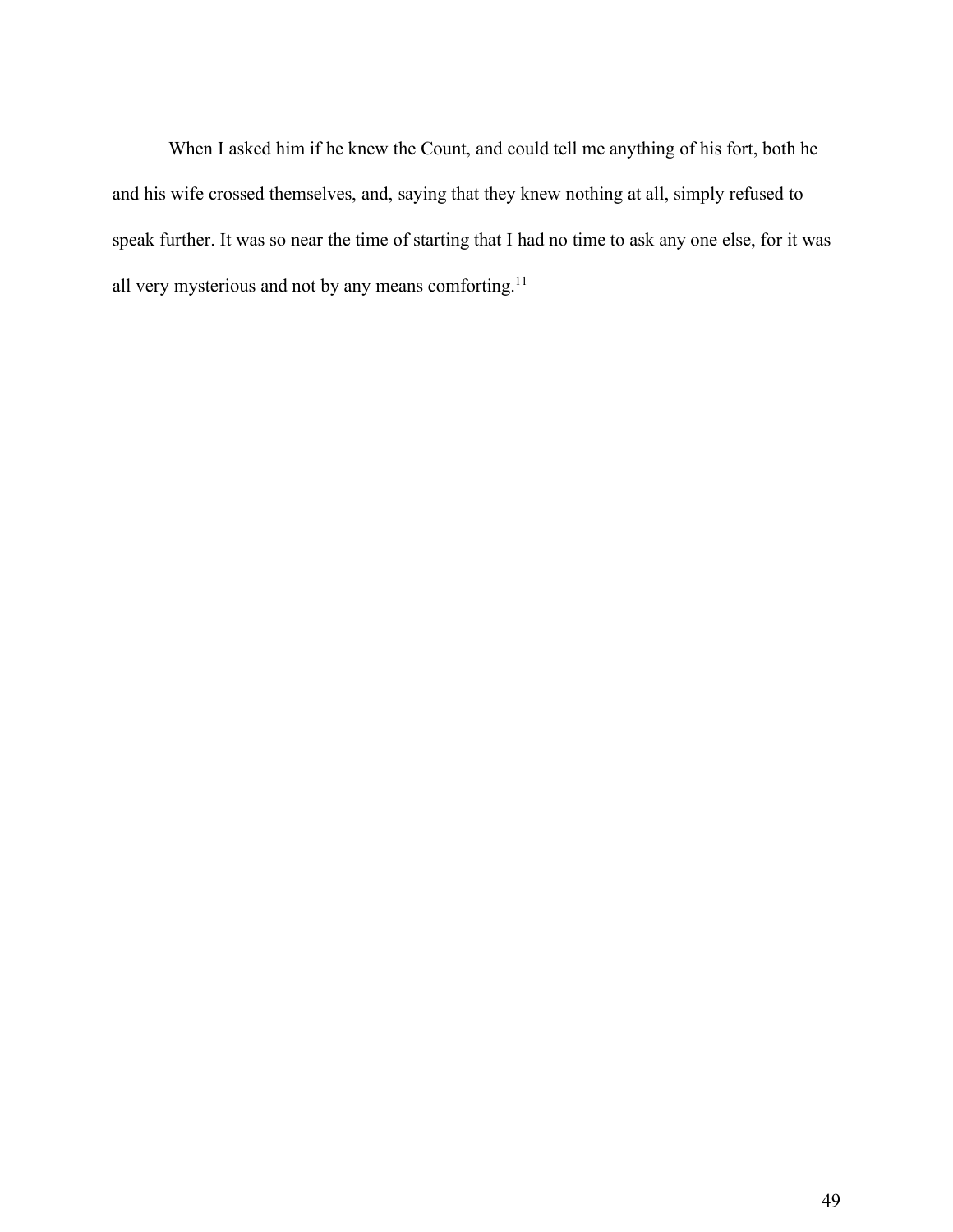When I asked him if he knew the Count, and could tell me anything of his fort, both he and his wife crossed themselves, and, saying that they knew nothing at all, simply refused to speak further. It was so near the time of starting that I had no time to ask any one else, for it was all very mysterious and not by any means comforting.[11]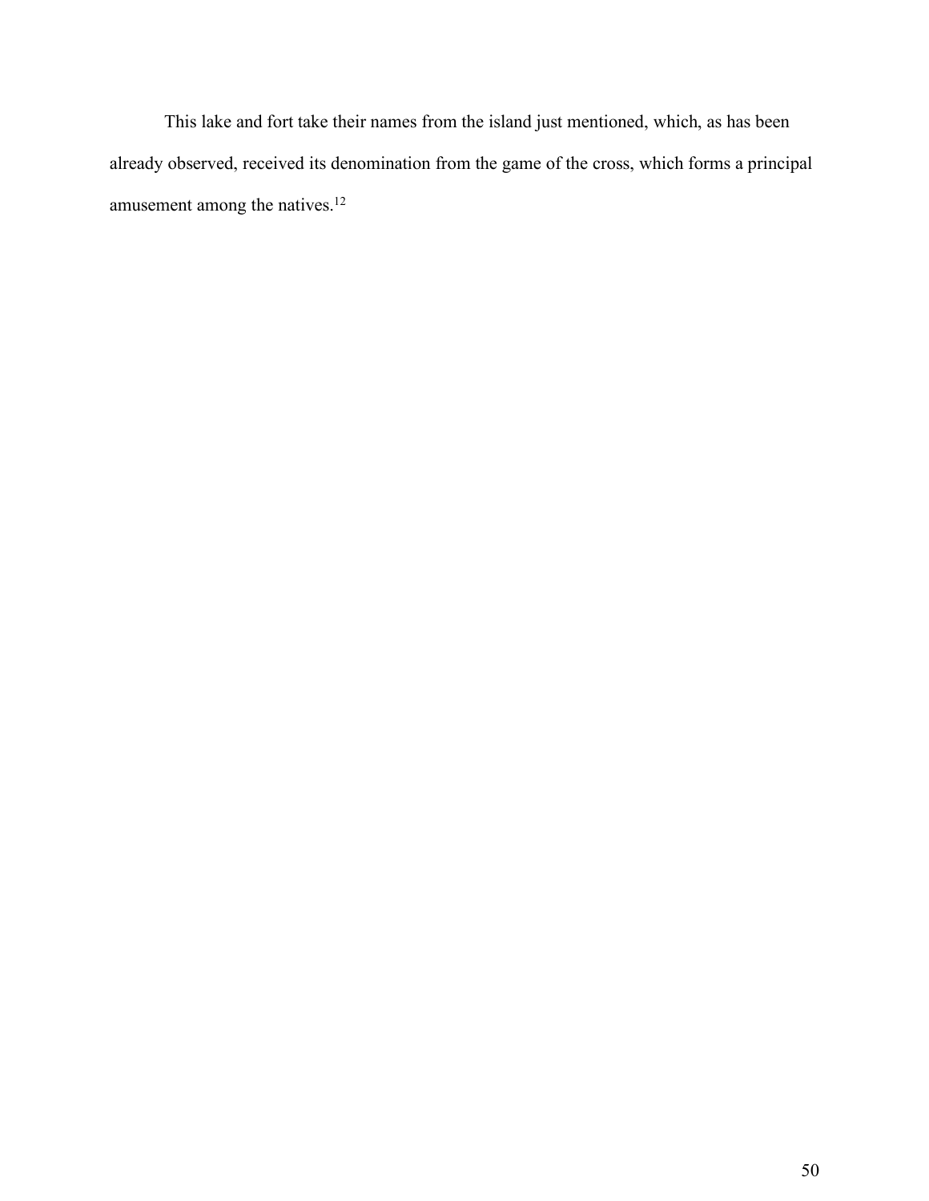This lake and fort take their names from the island just mentioned, which, as has been already observed, received its denomination from the game of the cross, which forms a principal amusement among the natives.[12]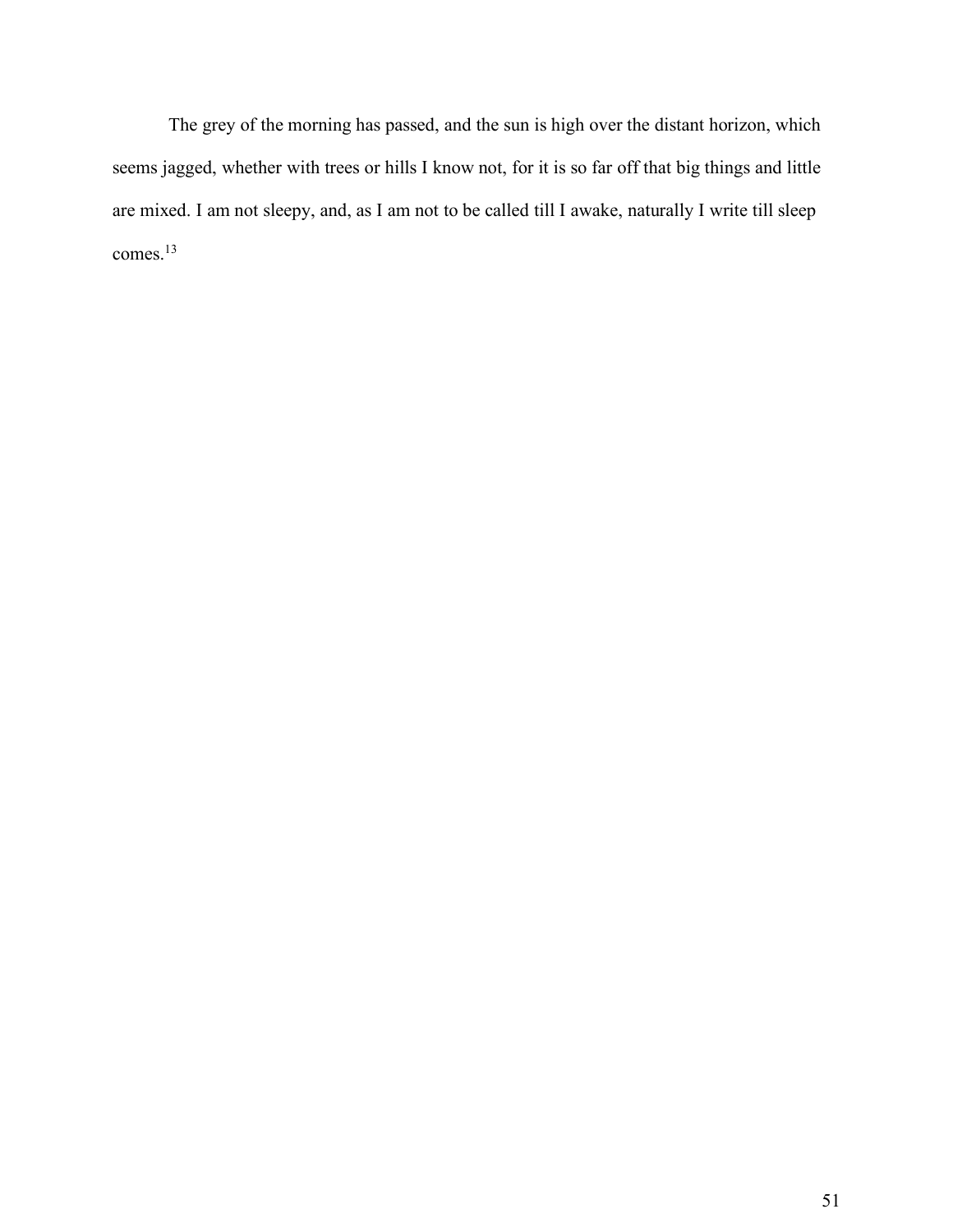The grey of the morning has passed, and the sun is high over the distant horizon, which seems jagged, whether with trees or hills I know not, for it is so far off that big things and little are mixed. I am not sleepy, and, as I am not to be called till I awake, naturally I write till sleep comes.[13]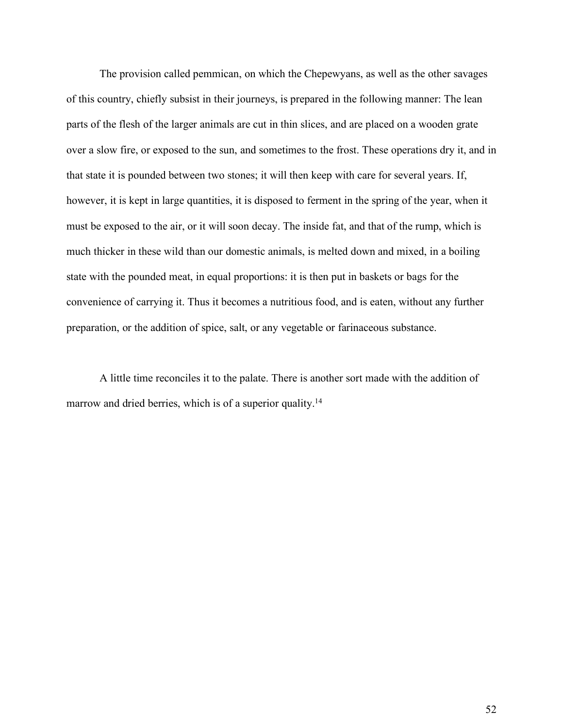The provision called pemmican, on which the Chepewyans, as well as the other savages of this country, chiefly subsist in their journeys, is prepared in the following manner: The lean parts of the flesh of the larger animals are cut in thin slices, and are placed on a wooden grate over a slow fire, or exposed to the sun, and sometimes to the frost. These operations dry it, and in that state it is pounded between two stones; it will then keep with care for several years. If, however, it is kept in large quantities, it is disposed to ferment in the spring of the year, when it must be exposed to the air, or it will soon decay. The inside fat, and that of the rump, which is much thicker in these wild than our domestic animals, is melted down and mixed, in a boiling state with the pounded meat, in equal proportions: it is then put in baskets or bags for the convenience of carrying it. Thus it becomes a nutritious food, and is eaten, without any further preparation, or the addition of spice, salt, or any vegetable or farinaceous substance.

A little time reconciles it to the palate. There is another sort made with the addition of marrow and dried berries, which is of a superior quality.[14]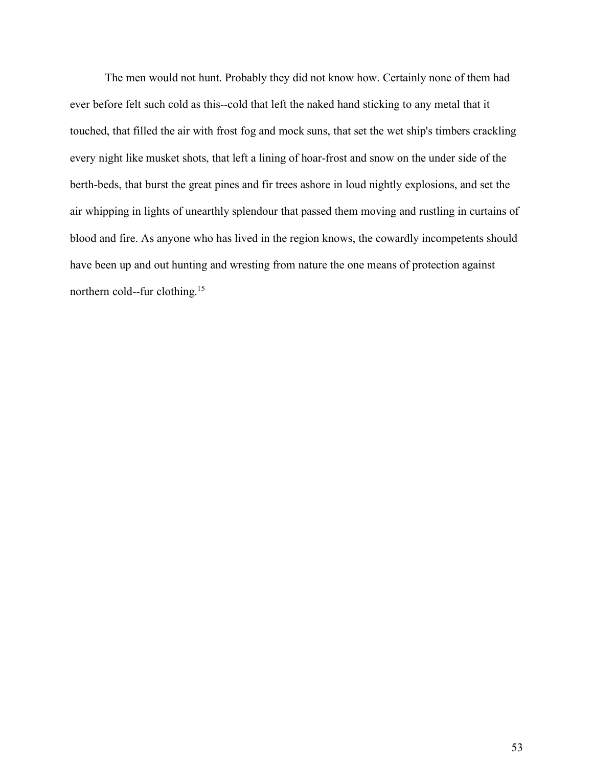The men would not hunt. Probably they did not know how. Certainly none of them had ever before felt such cold as this--cold that left the naked hand sticking to any metal that it touched, that filled the air with frost fog and mock suns, that set the wet ship's timbers crackling every night like musket shots, that left a lining of hoar-frost and snow on the under side of the berth-beds, that burst the great pines and fir trees ashore in loud nightly explosions, and set the air whipping in lights of unearthly splendour that passed them moving and rustling in curtains of blood and fire. As anyone who has lived in the region knows, the cowardly incompetents should have been up and out hunting and wresting from nature the one means of protection against northern cold--fur clothing.[15]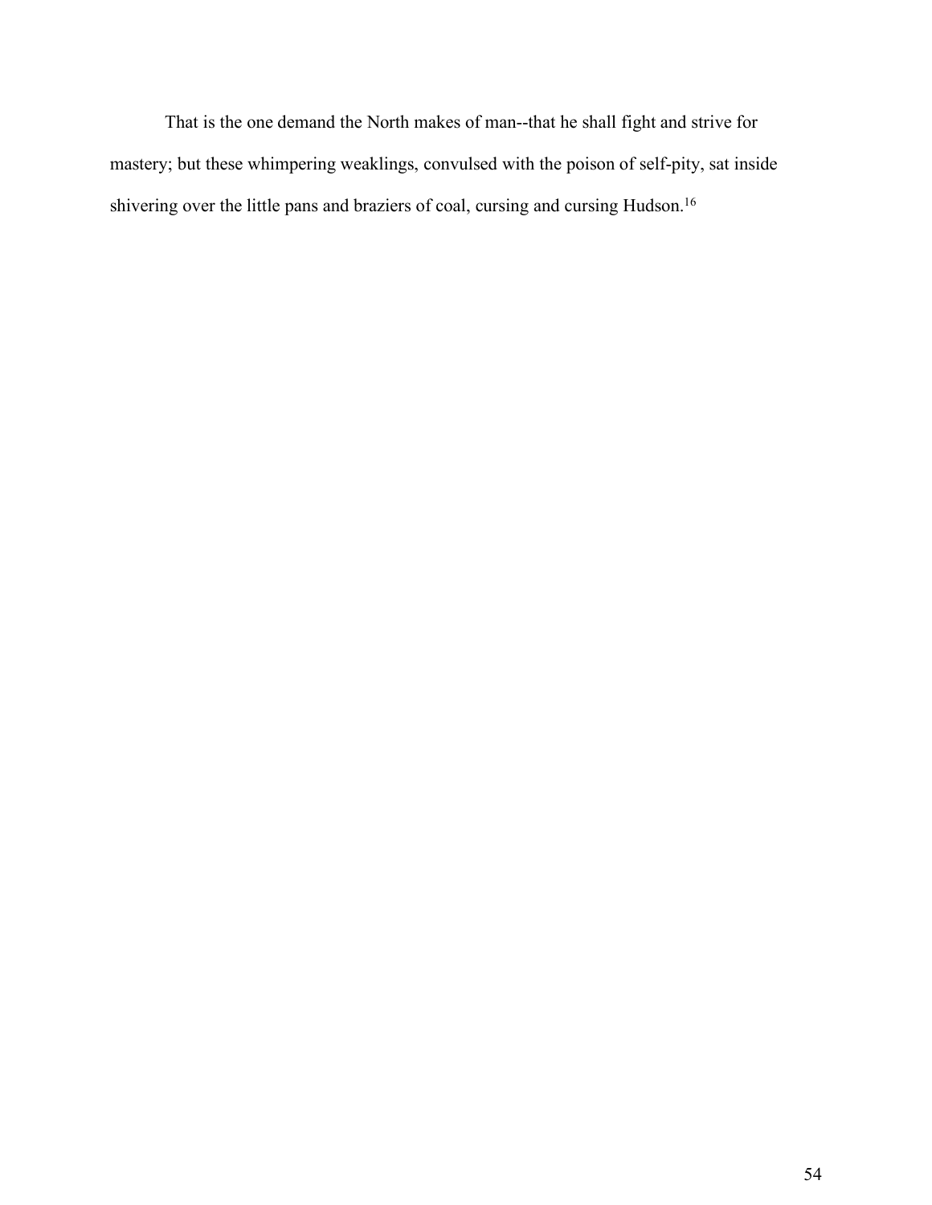That is the one demand the North makes of man--that he shall fight and strive for mastery; but these whimpering weaklings, convulsed with the poison of self-pity, sat inside shivering over the little pans and braziers of coal, cursing and cursing Hudson.[16]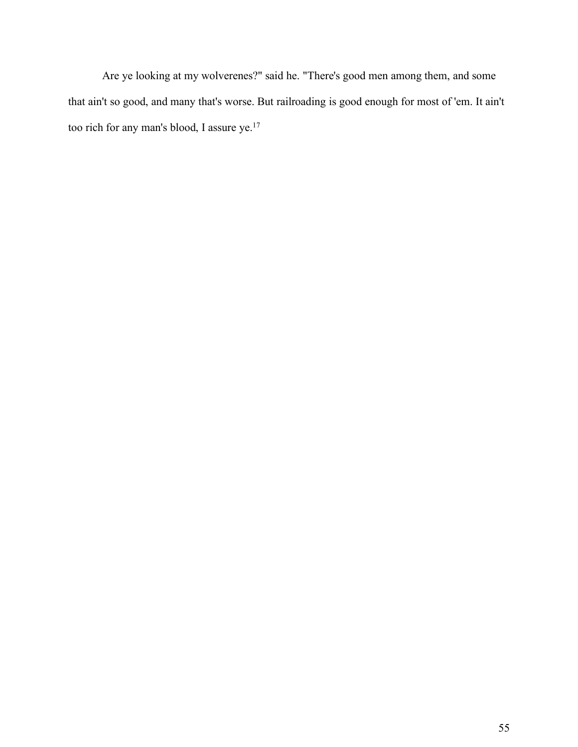Are ye looking at my wolverenes?" said he. "There's good men among them, and some that ain't so good, and many that's worse. But railroading is good enough for most of 'em. It ain't too rich for any man's blood, I assure ye.[17]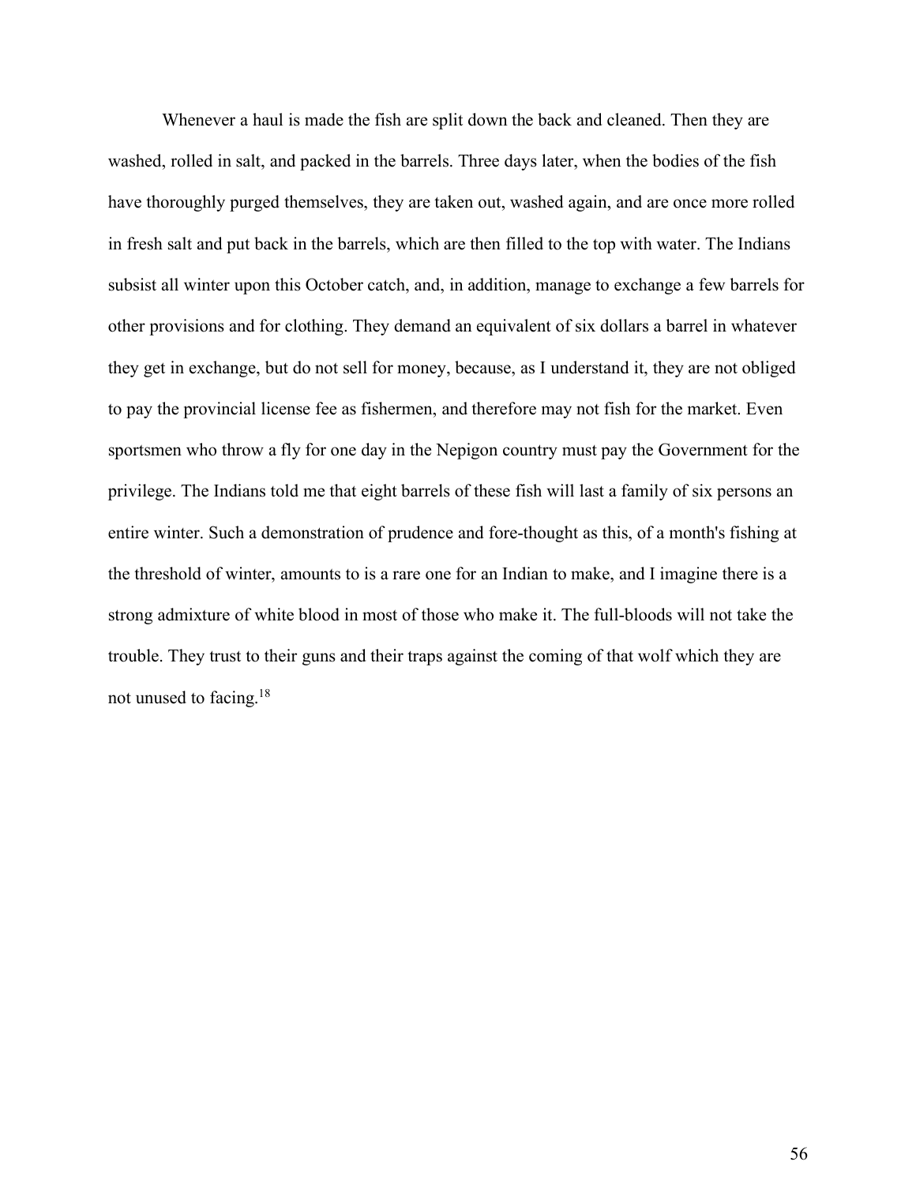Whenever a haul is made the fish are split down the back and cleaned. Then they are washed, rolled in salt, and packed in the barrels. Three days later, when the bodies of the fish have thoroughly purged themselves, they are taken out, washed again, and are once more rolled in fresh salt and put back in the barrels, which are then filled to the top with water. The Indians subsist all winter upon this October catch, and, in addition, manage to exchange a few barrels for other provisions and for clothing. They demand an equivalent of six dollars a barrel in whatever they get in exchange, but do not sell for money, because, as I understand it, they are not obliged to pay the provincial license fee as fishermen, and therefore may not fish for the market. Even sportsmen who throw a fly for one day in the Nepigon country must pay the Government for the privilege. The Indians told me that eight barrels of these fish will last a family of six persons an entire winter. Such a demonstration of prudence and fore-thought as this, of a month's fishing at the threshold of winter, amounts to is a rare one for an Indian to make, and I imagine there is a strong admixture of white blood in most of those who make it. The full-bloods will not take the trouble. They trust to their guns and their traps against the coming of that wolf which they are not unused to facing.[18]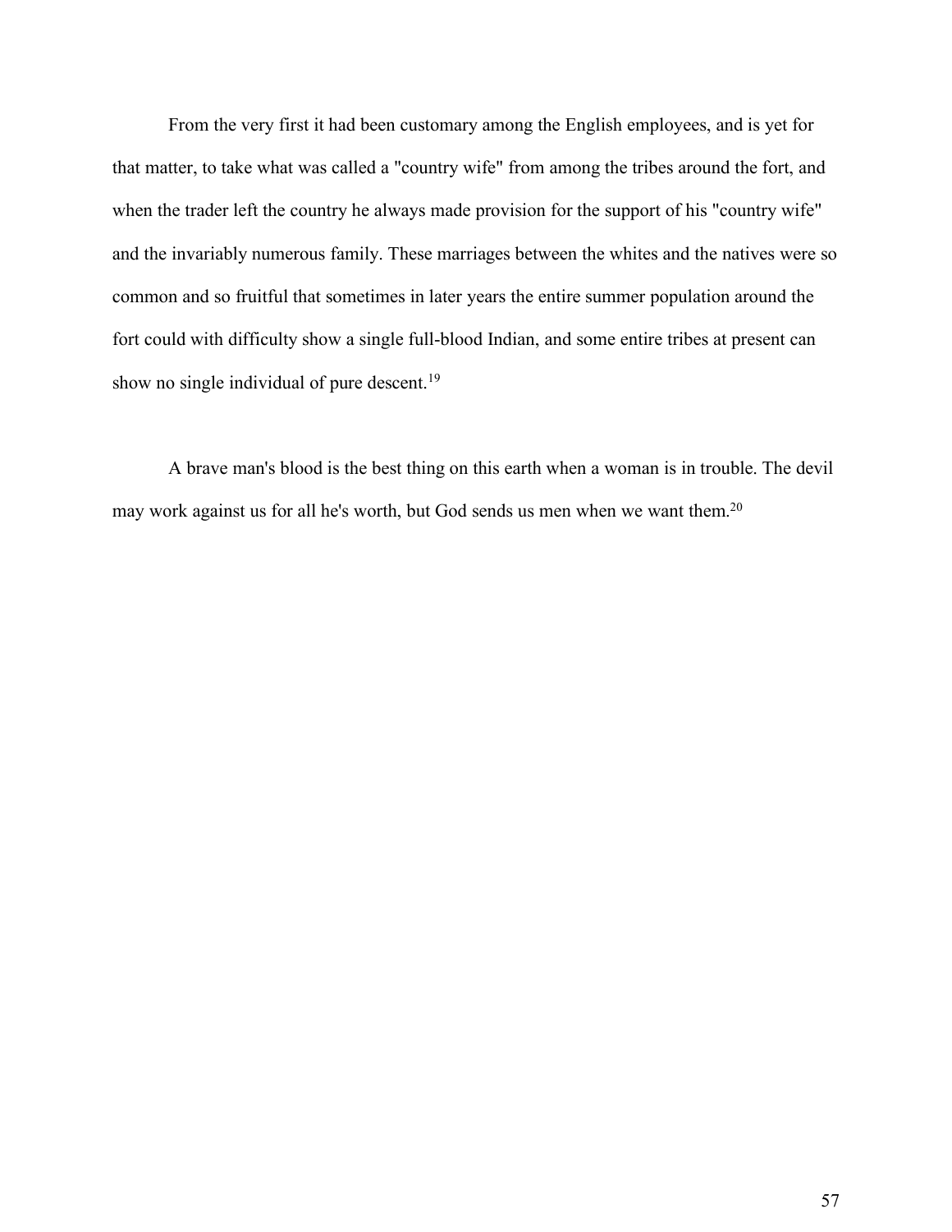From the very first it had been customary among the English employees, and is yet for that matter, to take what was called a "country wife" from among the tribes around the fort, and when the trader left the country he always made provision for the support of his "country wife" and the invariably numerous family. These marriages between the whites and the natives were so common and so fruitful that sometimes in later years the entire summer population around the fort could with difficulty show a single full-blood Indian, and some entire tribes at present can show no single individual of pure descent.[19]

A brave man's blood is the best thing on this earth when a woman is in trouble. The devil may work against us for all he's worth, but God sends us men when we want them.[20]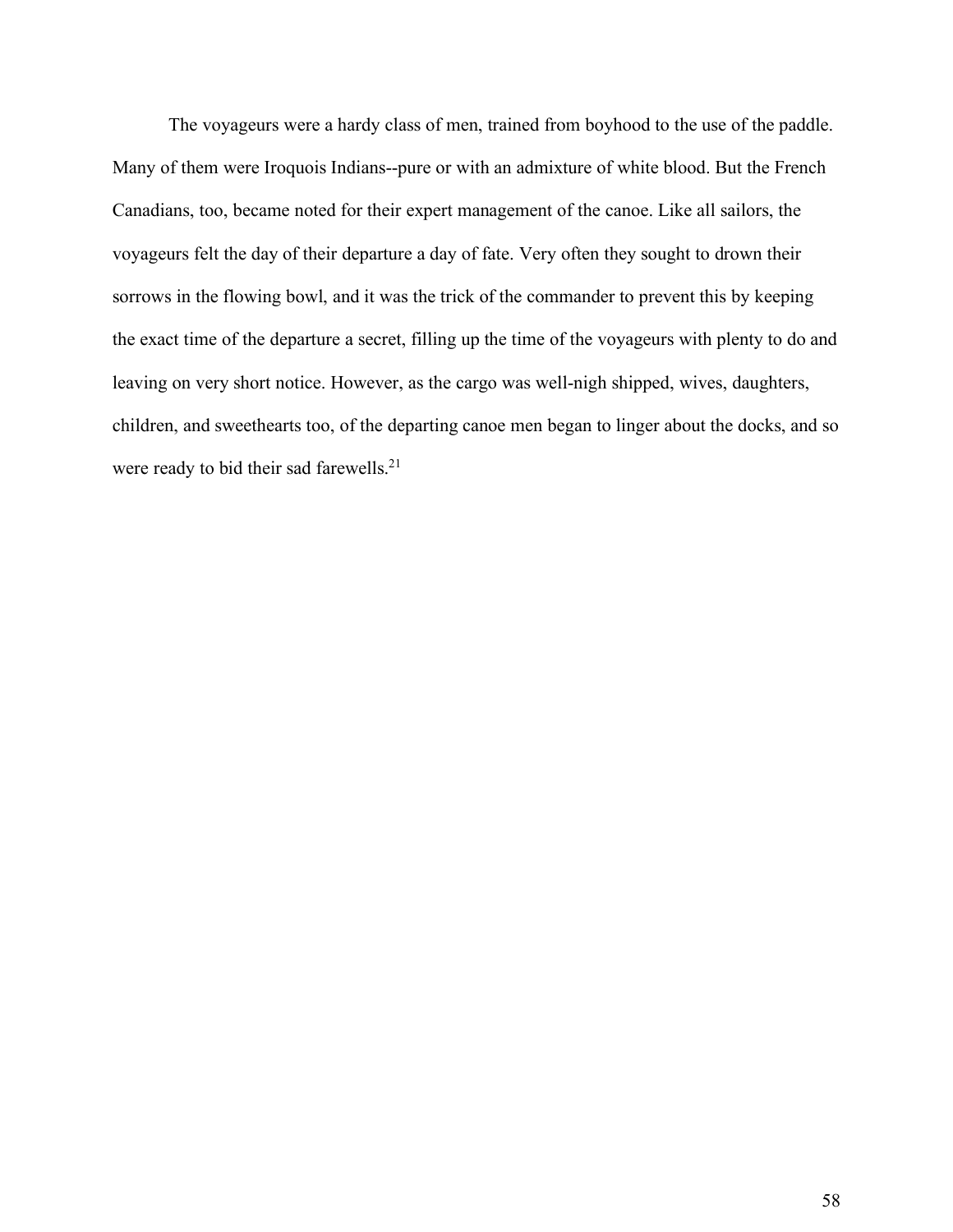The voyageurs were a hardy class of men, trained from boyhood to the use of the paddle. Many of them were Iroquois Indians--pure or with an admixture of white blood. But the French Canadians, too, became noted for their expert management of the canoe. Like all sailors, the voyageurs felt the day of their departure a day of fate. Very often they sought to drown their sorrows in the flowing bowl, and it was the trick of the commander to prevent this by keeping the exact time of the departure a secret, filling up the time of the voyageurs with plenty to do and leaving on very short notice. However, as the cargo was well-nigh shipped, wives, daughters, children, and sweethearts too, of the departing canoe men began to linger about the docks, and so were ready to bid their sad farewells.[21]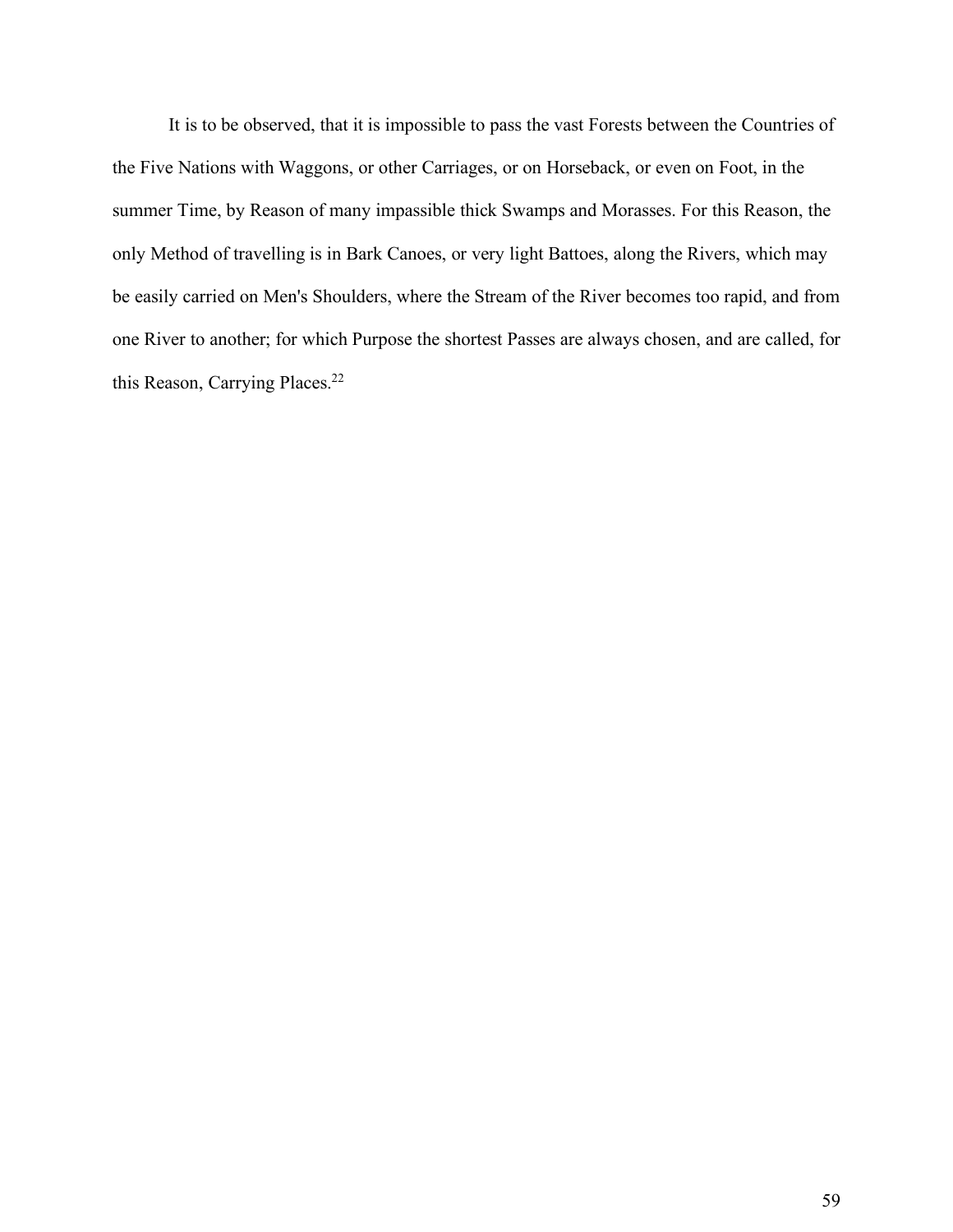It is to be observed, that it is impossible to pass the vast Forests between the Countries of the Five Nations with Waggons, or other Carriages, or on Horseback, or even on Foot, in the summer Time, by Reason of many impassible thick Swamps and Morasses. For this Reason, the only Method of travelling is in Bark Canoes, or very light Battoes, along the Rivers, which may be easily carried on Men's Shoulders, where the Stream of the River becomes too rapid, and from one River to another; for which Purpose the shortest Passes are always chosen, and are called, for this Reason, Carrying Places.[22]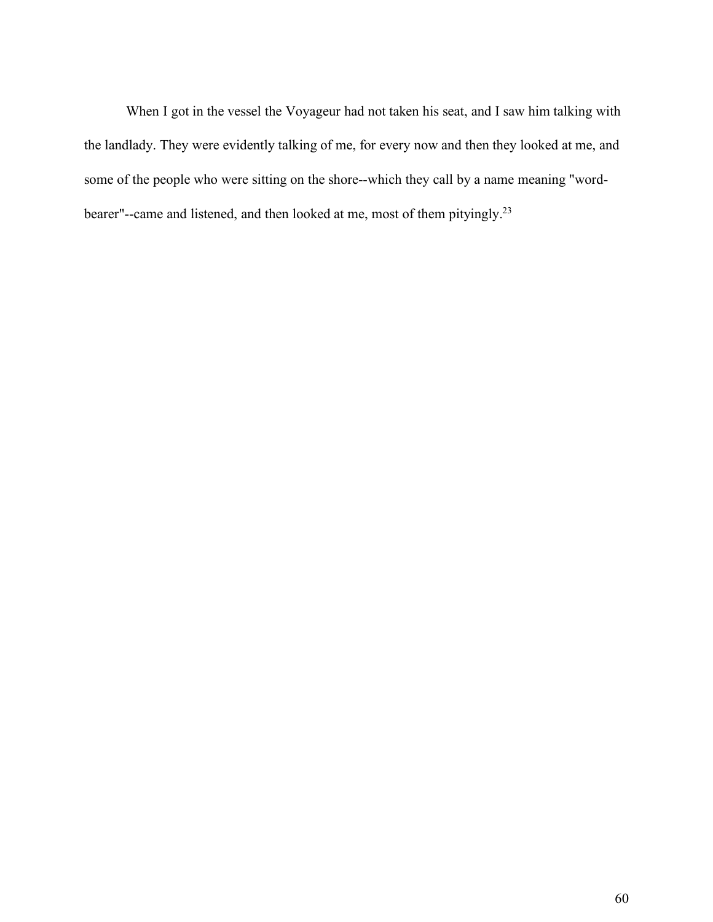When I got in the vessel the Voyageur had not taken his seat, and I saw him talking with the landlady. They were evidently talking of me, for every now and then they looked at me, and some of the people who were sitting on the shore--which they call by a name meaning "word-bearer"--came and listened, and then looked at me, most of them pityingly.[23]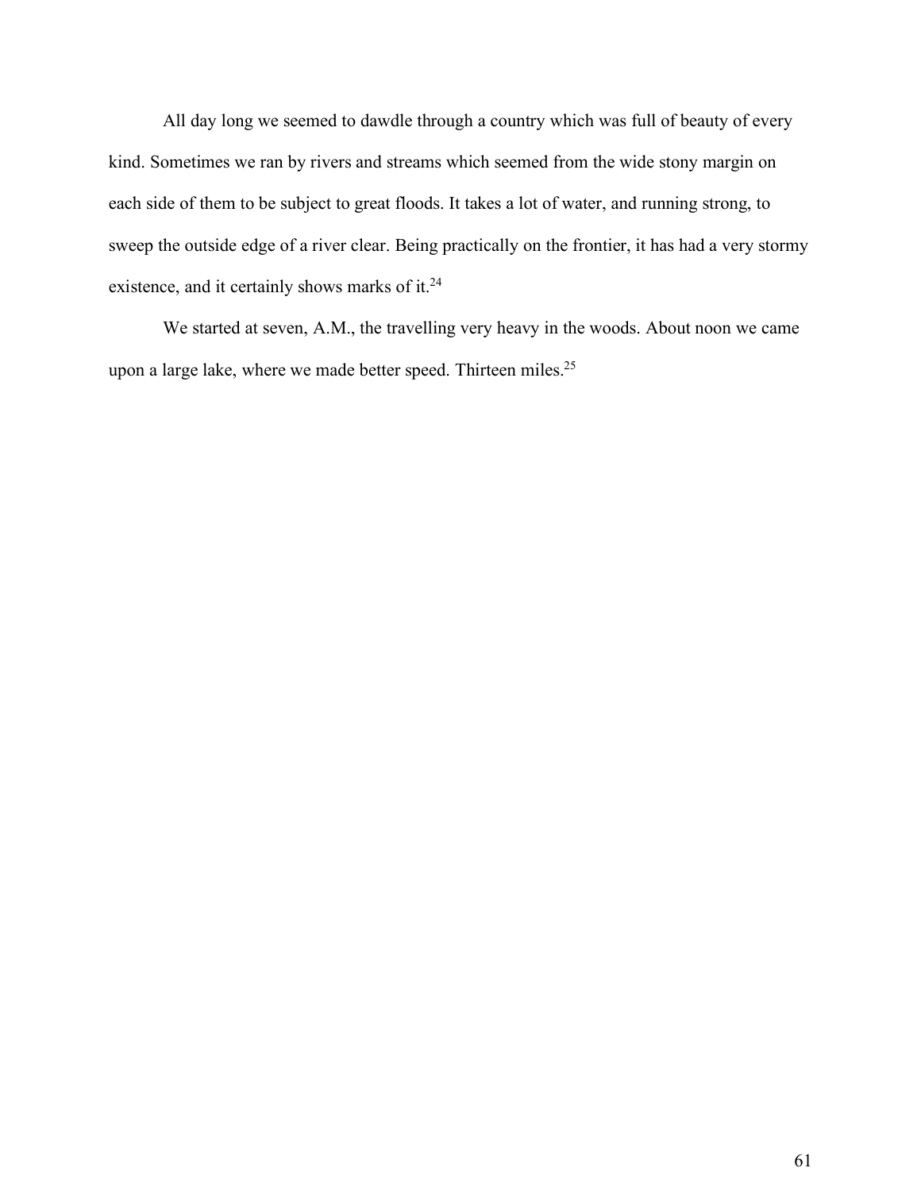All day long we seemed to dawdle through a country which was full of beauty of every kind. Sometimes we ran by rivers and streams which seemed from the wide stony margin on each side of them to be subject to great floods. It takes a lot of water, and running strong, to sweep the outside edge of a river clear. Being practically on the frontier, it has had a very stormy existence, and it certainly shows marks of it.[24]

We started at seven, A.M., the travelling very heavy in the woods. About noon we came upon a large lake, where we made better speed. Thirteen miles.[25]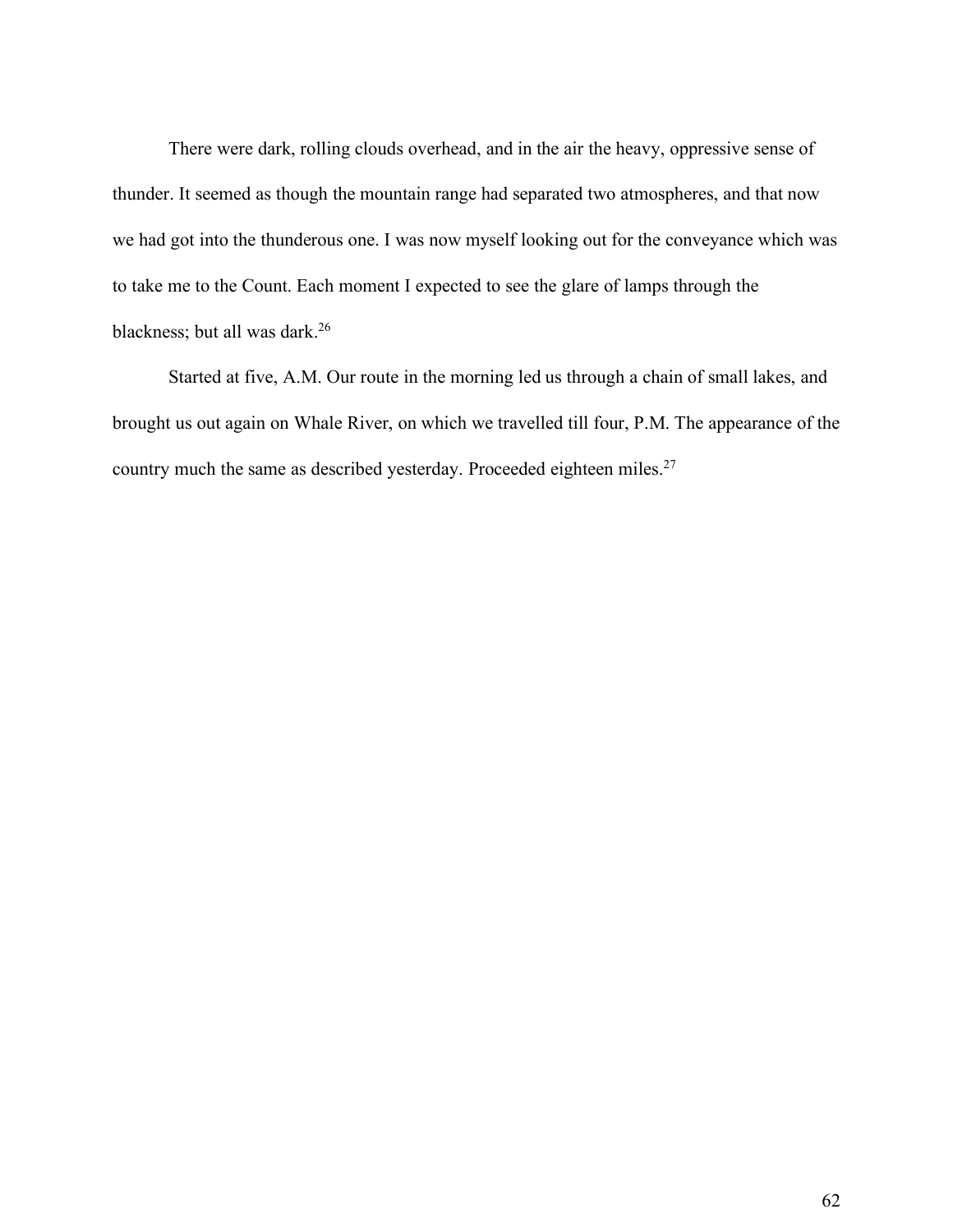There were dark, rolling clouds overhead, and in the air the heavy, oppressive sense of thunder. It seemed as though the mountain range had separated two atmospheres, and that now we had got into the thunderous one. I was now myself looking out for the conveyance which was to take me to the Count. Each moment I expected to see the glare of lamps through the blackness; but all was dark.[26]

Started at five, A.M. Our route in the morning led us through a chain of small lakes, and brought us out again on Whale River, on which we travelled till four, P.M. The appearance of the country much the same as described yesterday. Proceeded eighteen miles.[27]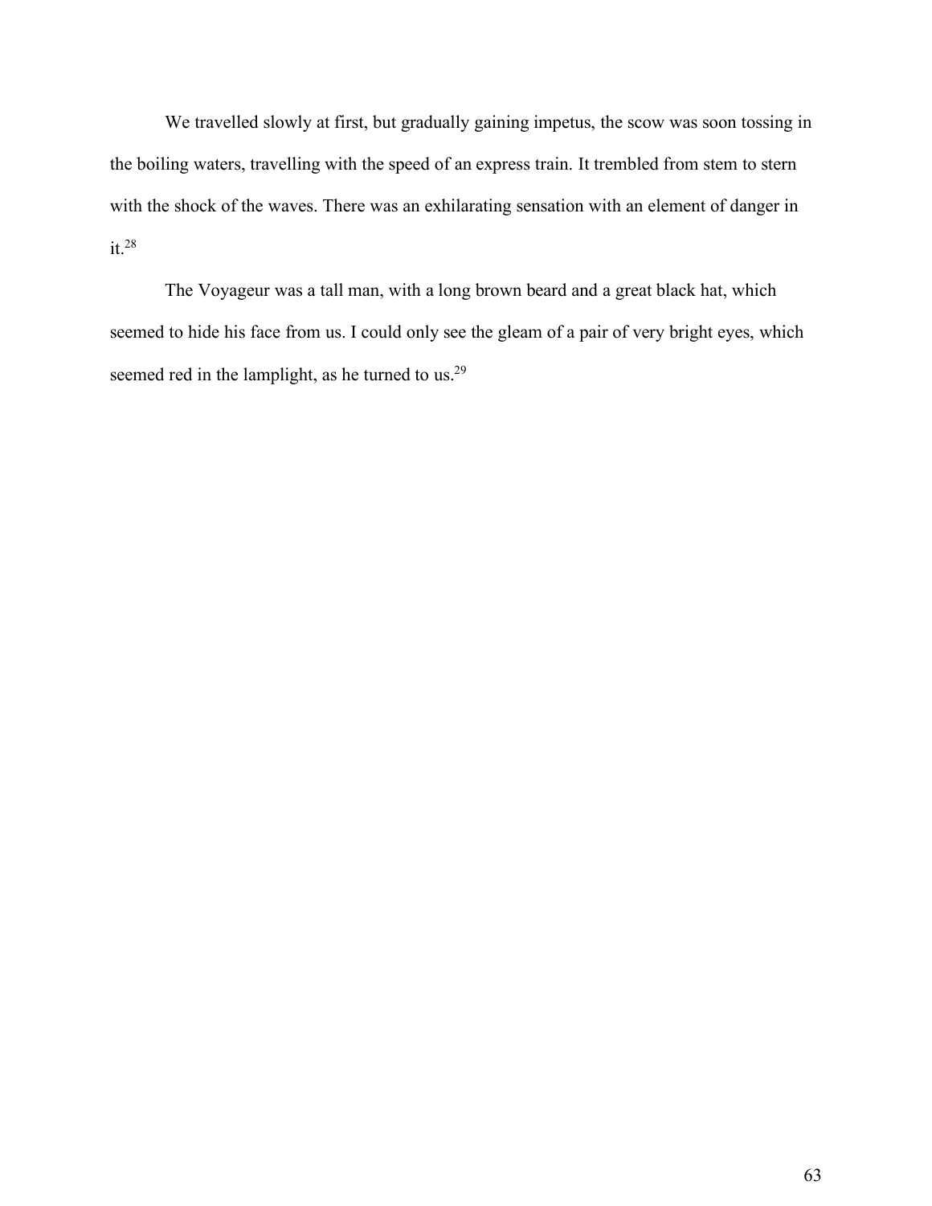We travelled slowly at first, but gradually gaining impetus, the scow was soon tossing in the boiling waters, travelling with the speed of an express train. It trembled from stem to stern with the shock of the waves. There was an exhilarating sensation with an element of danger in it.[28]

The Voyageur was a tall man, with a long brown beard and a great black hat, which seemed to hide his face from us. I could only see the gleam of a pair of very bright eyes, which seemed red in the lamplight, as he turned to us.[29]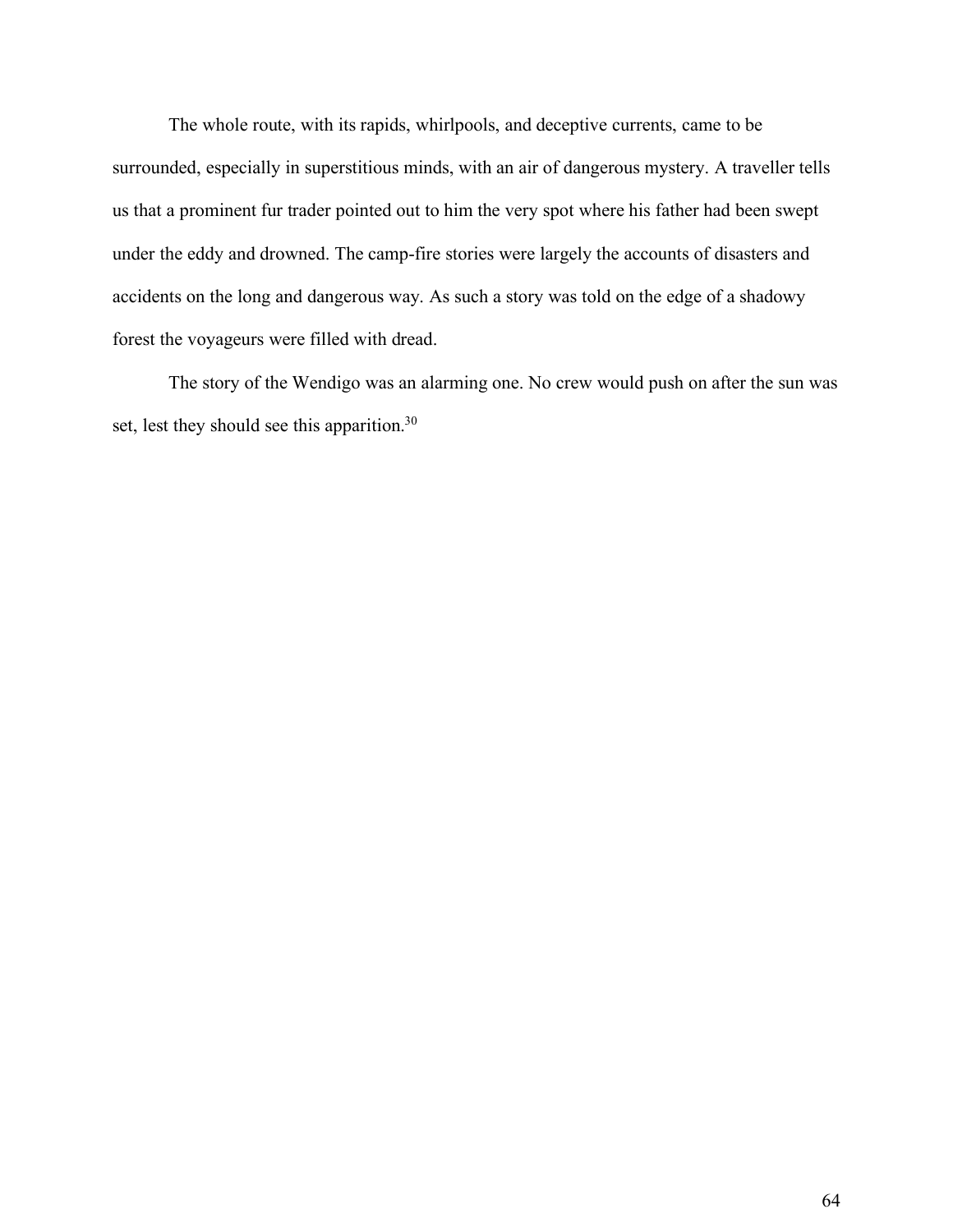The whole route, with its rapids, whirlpools, and deceptive currents, came to be surrounded, especially in superstitious minds, with an air of dangerous mystery. A traveller tells us that a prominent fur trader pointed out to him the very spot where his father had been swept under the eddy and drowned. The camp-fire stories were largely the accounts of disasters and accidents on the long and dangerous way. As such a story was told on the edge of a shadowy forest the voyageurs were filled with dread.

The story of the Wendigo was an alarming one. No crew would push on after the sun was set, lest they should see this apparition.[30]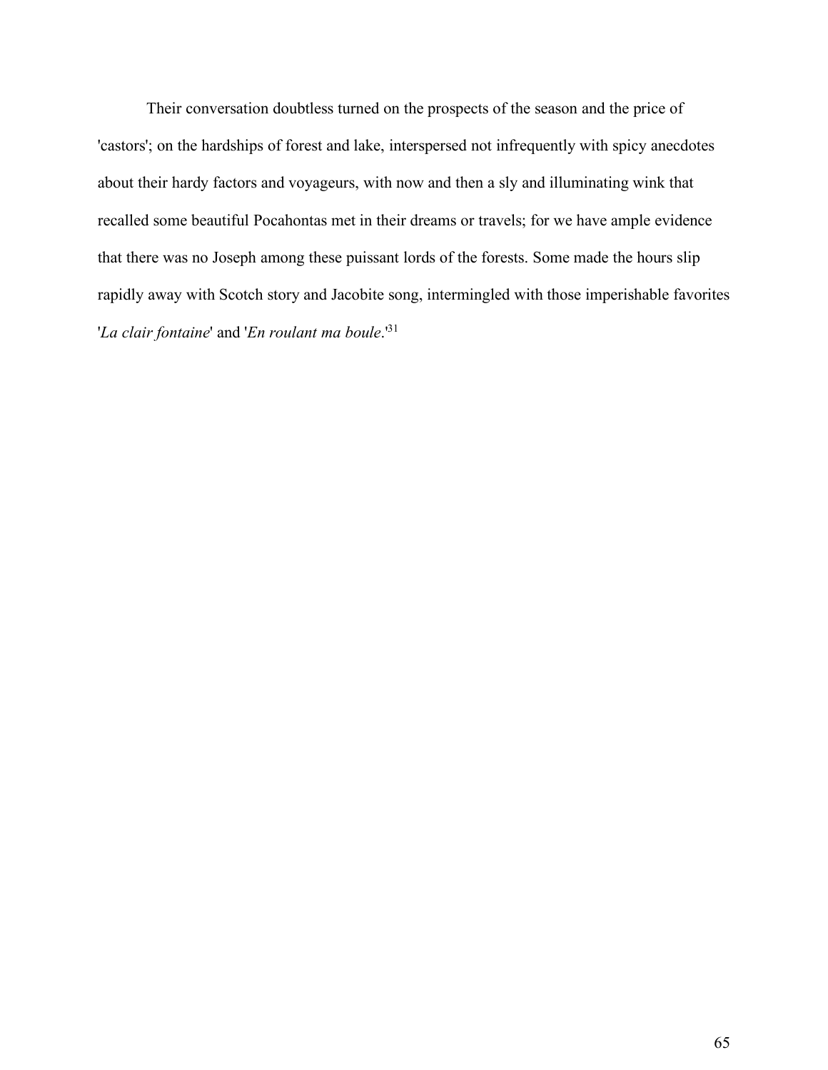Their conversation doubtless turned on the prospects of the season and the price of 'castors'; on the hardships of forest and lake, interspersed not infrequently with spicy anecdotes about their hardy factors and voyageurs, with now and then a sly and illuminating wink that recalled some beautiful Pocahontas met in their dreams or travels; for we have ample evidence that there was no Joseph among these puissant lords of the forests. Some made the hours slip rapidly away with Scotch story and Jacobite song, intermingled with those imperishable favorites '*La clair fontaine*' and '*En roulant ma boule*.'[31]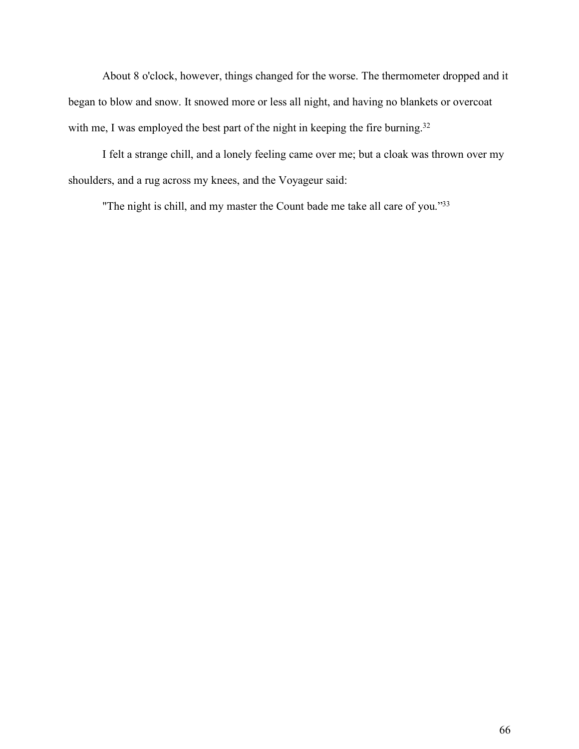About 8 o'clock, however, things changed for the worse. The thermometer dropped and it began to blow and snow. It snowed more or less all night, and having no blankets or overcoat with me, I was employed the best part of the night in keeping the fire burning.[32]

I felt a strange chill, and a lonely feeling came over me; but a cloak was thrown over my shoulders, and a rug across my knees, and the Voyageur said:

"The night is chill, and my master the Count bade me take all care of you."[33]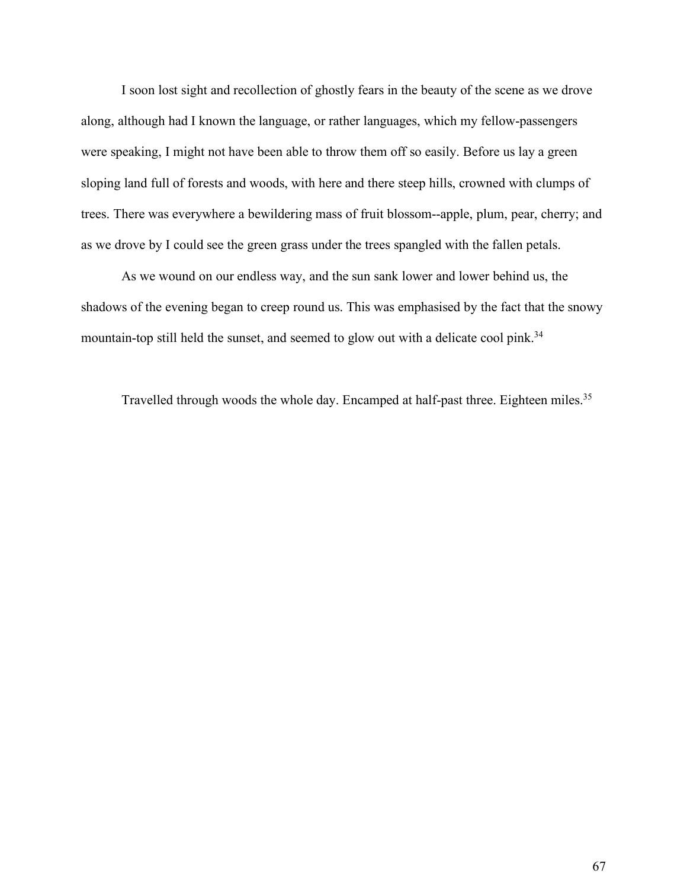I soon lost sight and recollection of ghostly fears in the beauty of the scene as we drove along, although had I known the language, or rather languages, which my fellow-passengers were speaking, I might not have been able to throw them off so easily. Before us lay a green sloping land full of forests and woods, with here and there steep hills, crowned with clumps of trees. There was everywhere a bewildering mass of fruit blossom--apple, plum, pear, cherry; and as we drove by I could see the green grass under the trees spangled with the fallen petals.

As we wound on our endless way, and the sun sank lower and lower behind us, the shadows of the evening began to creep round us. This was emphasised by the fact that the snowy mountain-top still held the sunset, and seemed to glow out with a delicate cool pink.[34]

Travelled through woods the whole day. Encamped at half-past three. Eighteen miles.[35]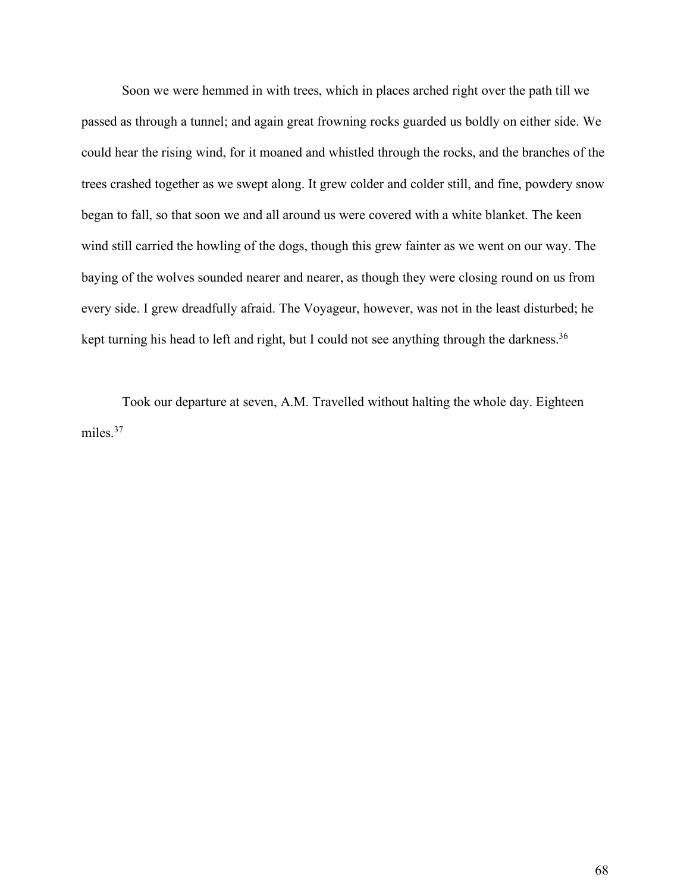Soon we were hemmed in with trees, which in places arched right over the path till we passed as through a tunnel; and again great frowning rocks guarded us boldly on either side. We could hear the rising wind, for it moaned and whistled through the rocks, and the branches of the trees crashed together as we swept along. It grew colder and colder still, and fine, powdery snow began to fall, so that soon we and all around us were covered with a white blanket. The keen wind still carried the howling of the dogs, though this grew fainter as we went on our way. The baying of the wolves sounded nearer and nearer, as though they were closing round on us from every side. I grew dreadfully afraid. The Voyageur, however, was not in the least disturbed; he kept turning his head to left and right, but I could not see anything through the darkness.[36]

Took our departure at seven, A.M. Travelled without halting the whole day. Eighteen miles.[37]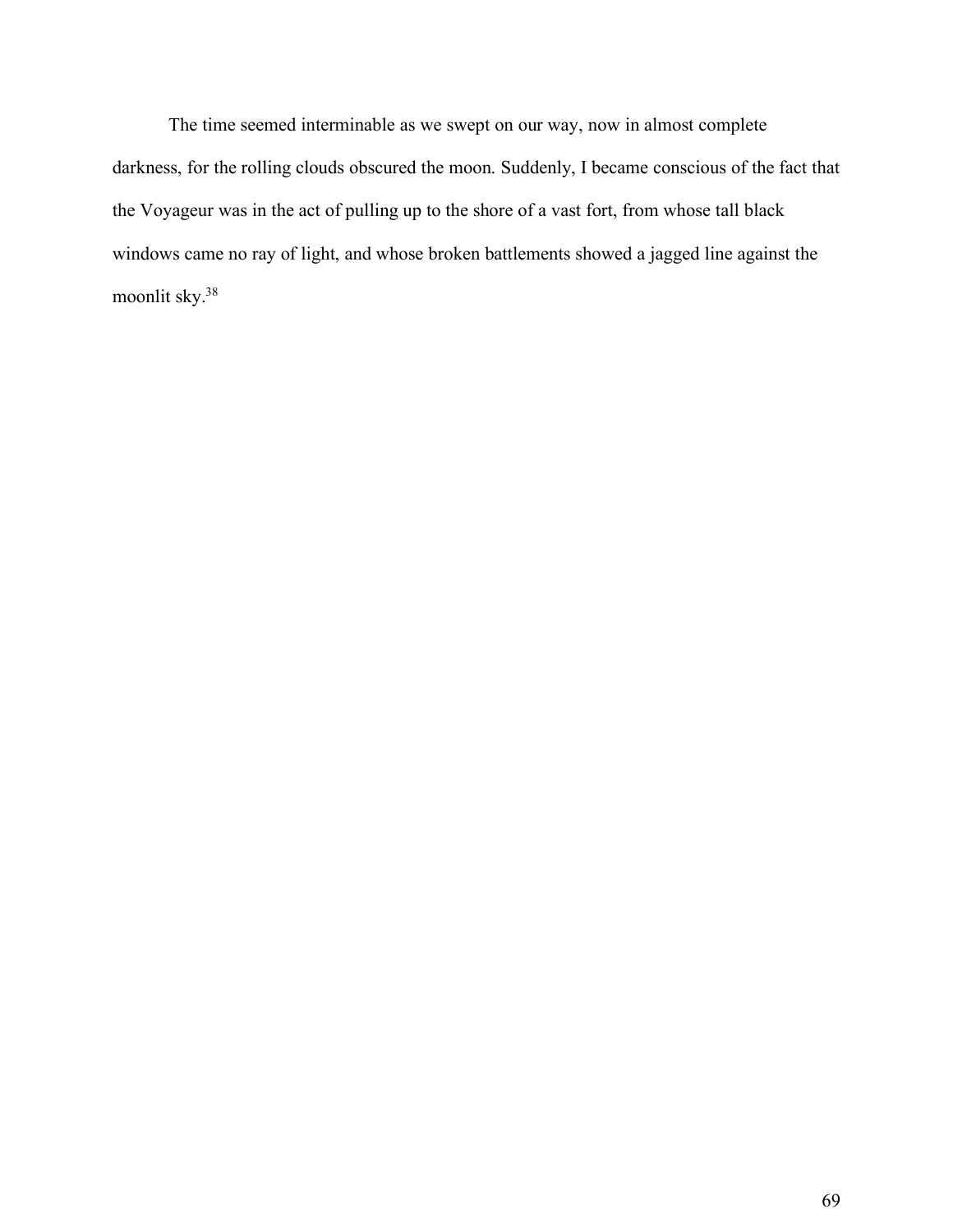The time seemed interminable as we swept on our way, now in almost complete darkness, for the rolling clouds obscured the moon. Suddenly, I became conscious of the fact that the Voyageur was in the act of pulling up to the shore of a vast fort, from whose tall black windows came no ray of light, and whose broken battlements showed a jagged line against the moonlit sky.[38]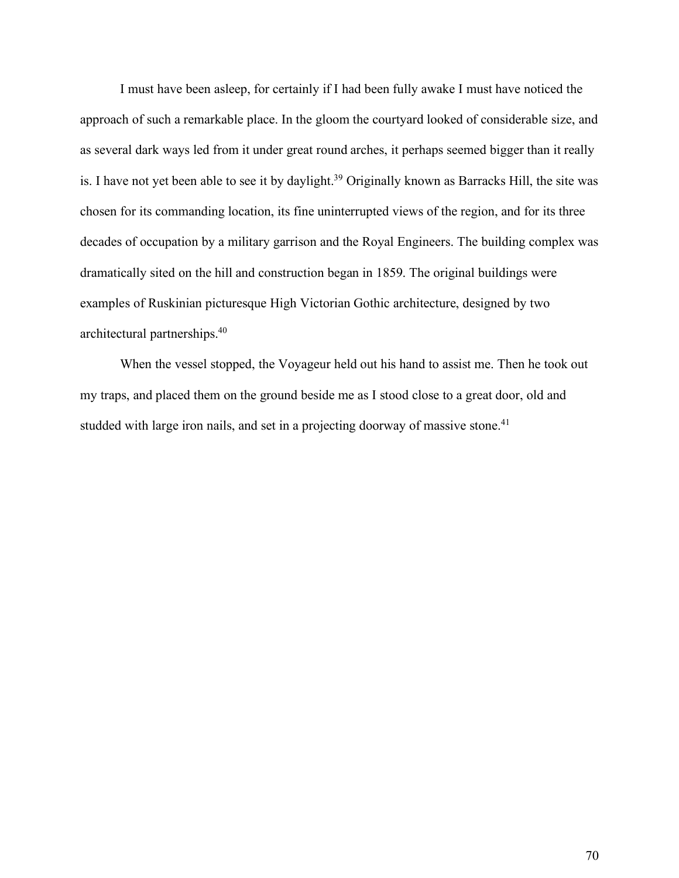I must have been asleep, for certainly if I had been fully awake I must have noticed the approach of such a remarkable place. In the gloom the courtyard looked of considerable size, and as several dark ways led from it under great round arches, it perhaps seemed bigger than it really is. I have not yet been able to see it by daylight.[39] Originally known as Barracks Hill, the site was chosen for its commanding location, its fine uninterrupted views of the region, and for its three decades of occupation by a military garrison and the Royal Engineers. The building complex was dramatically sited on the hill and construction began in 1859. The original buildings were examples of Ruskinian picturesque High Victorian Gothic architecture, designed by two architectural partnerships.[40]

When the vessel stopped, the Voyageur held out his hand to assist me. Then he took out my traps, and placed them on the ground beside me as I stood close to a great door, old and studded with large iron nails, and set in a projecting doorway of massive stone.[41]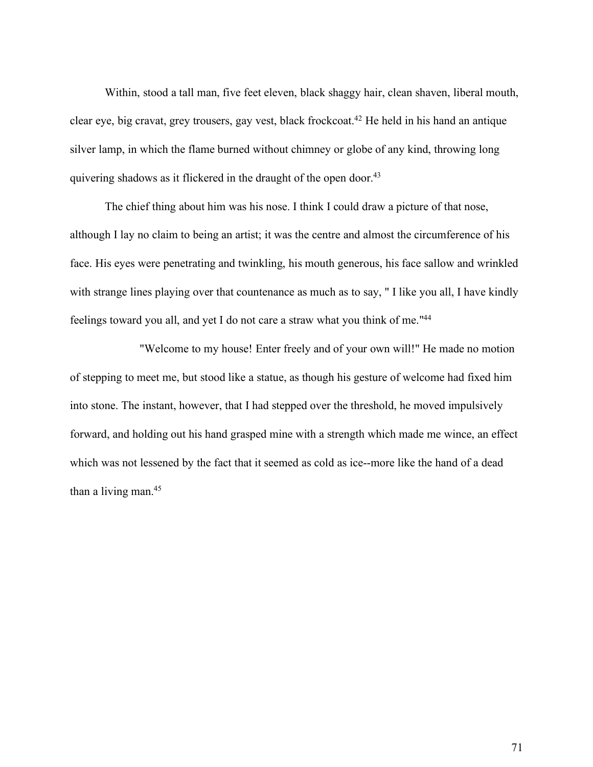Within, stood a tall man, five feet eleven, black shaggy hair, clean shaven, liberal mouth, clear eye, big cravat, grey trousers, gay vest, black frockcoat.[42] He held in his hand an antique silver lamp, in which the flame burned without chimney or globe of any kind, throwing long quivering shadows as it flickered in the draught of the open door.[43]

The chief thing about him was his nose. I think I could draw a picture of that nose, although I lay no claim to being an artist; it was the centre and almost the circumference of his face. His eyes were penetrating and twinkling, his mouth generous, his face sallow and wrinkled with strange lines playing over that countenance as much as to say, " I like you all, I have kindly feelings toward you all, and yet I do not care a straw what you think of me."[44]

"Welcome to my house! Enter freely and of your own will!" He made no motion of stepping to meet me, but stood like a statue, as though his gesture of welcome had fixed him into stone. The instant, however, that I had stepped over the threshold, he moved impulsively forward, and holding out his hand grasped mine with a strength which made me wince, an effect which was not lessened by the fact that it seemed as cold as ice--more like the hand of a dead than a living man.[45]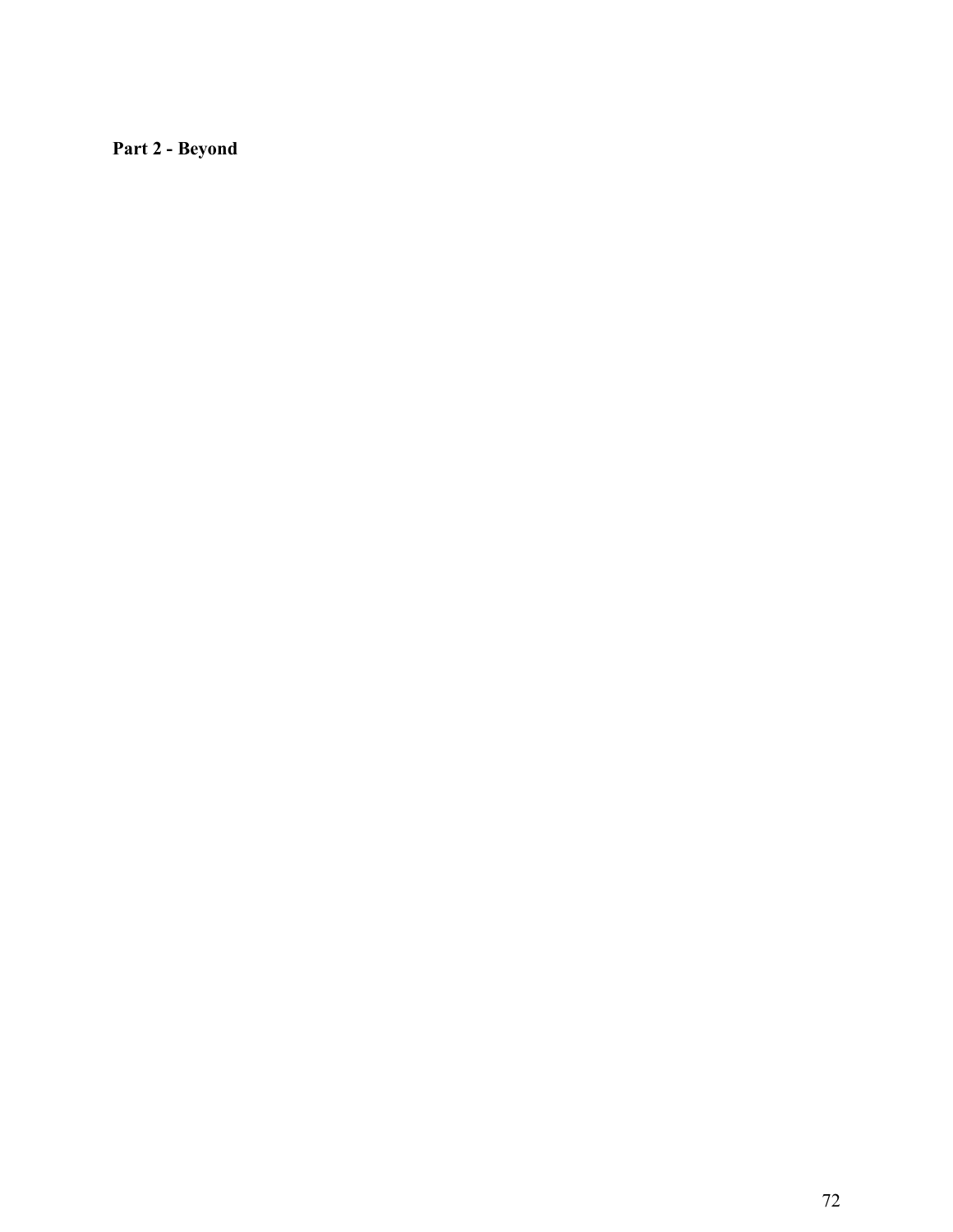**Part 2 - Beyond**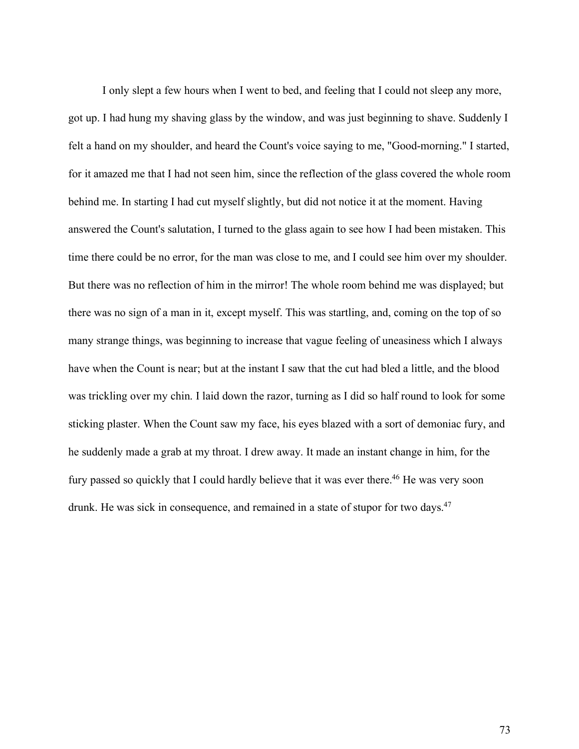I only slept a few hours when I went to bed, and feeling that I could not sleep any more, got up. I had hung my shaving glass by the window, and was just beginning to shave. Suddenly I felt a hand on my shoulder, and heard the Count's voice saying to me, "Good-morning." I started, for it amazed me that I had not seen him, since the reflection of the glass covered the whole room behind me. In starting I had cut myself slightly, but did not notice it at the moment. Having answered the Count's salutation, I turned to the glass again to see how I had been mistaken. This time there could be no error, for the man was close to me, and I could see him over my shoulder. But there was no reflection of him in the mirror! The whole room behind me was displayed; but there was no sign of a man in it, except myself. This was startling, and, coming on the top of so many strange things, was beginning to increase that vague feeling of uneasiness which I always have when the Count is near; but at the instant I saw that the cut had bled a little, and the blood was trickling over my chin. I laid down the razor, turning as I did so half round to look for some sticking plaster. When the Count saw my face, his eyes blazed with a sort of demoniac fury, and he suddenly made a grab at my throat. I drew away. It made an instant change in him, for the fury passed so quickly that I could hardly believe that it was ever there.[46] He was very soon drunk. He was sick in consequence, and remained in a state of stupor for two days.[47]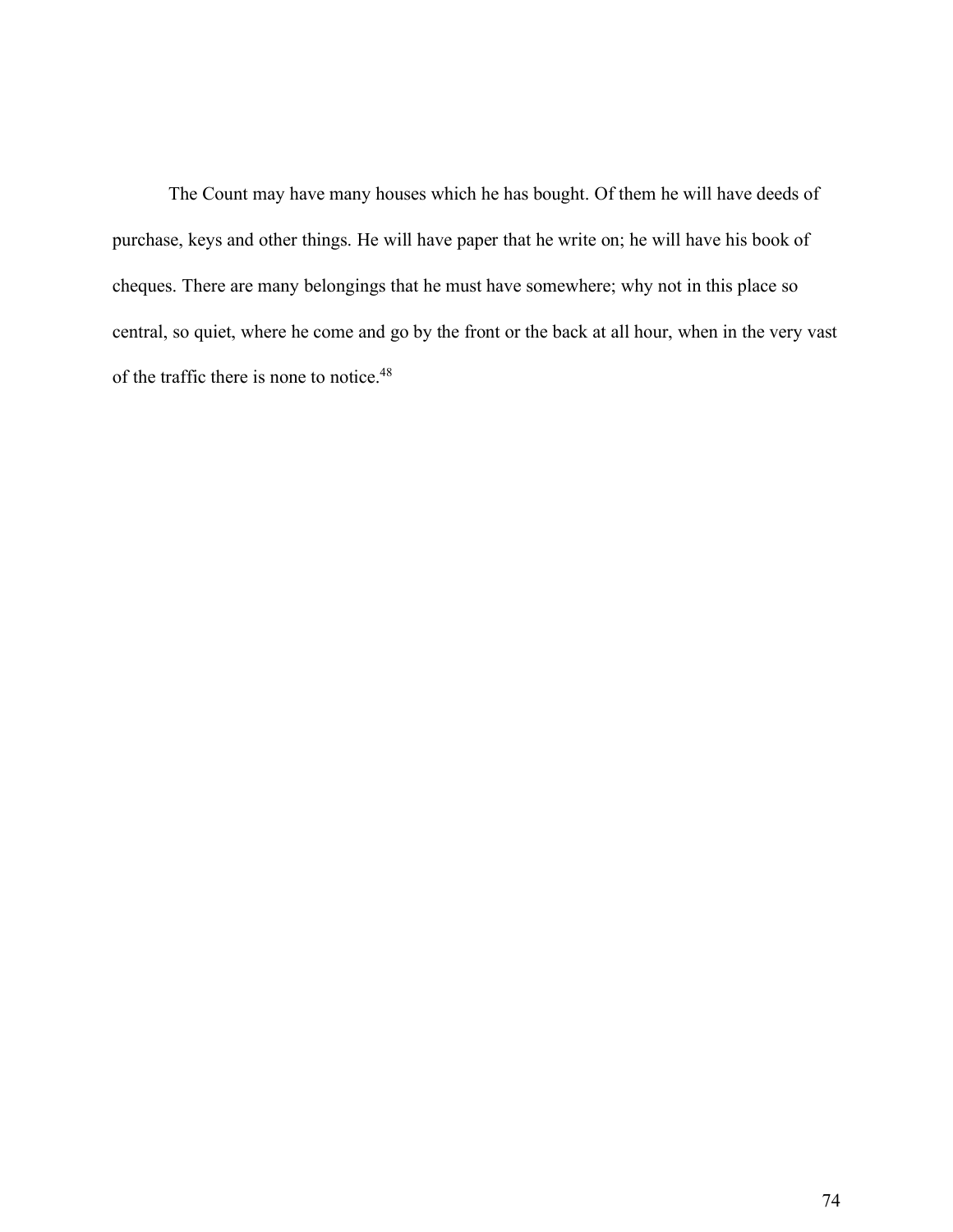The Count may have many houses which he has bought. Of them he will have deeds of purchase, keys and other things. He will have paper that he write on; he will have his book of cheques. There are many belongings that he must have somewhere; why not in this place so central, so quiet, where he come and go by the front or the back at all hour, when in the very vast of the traffic there is none to notice.[48]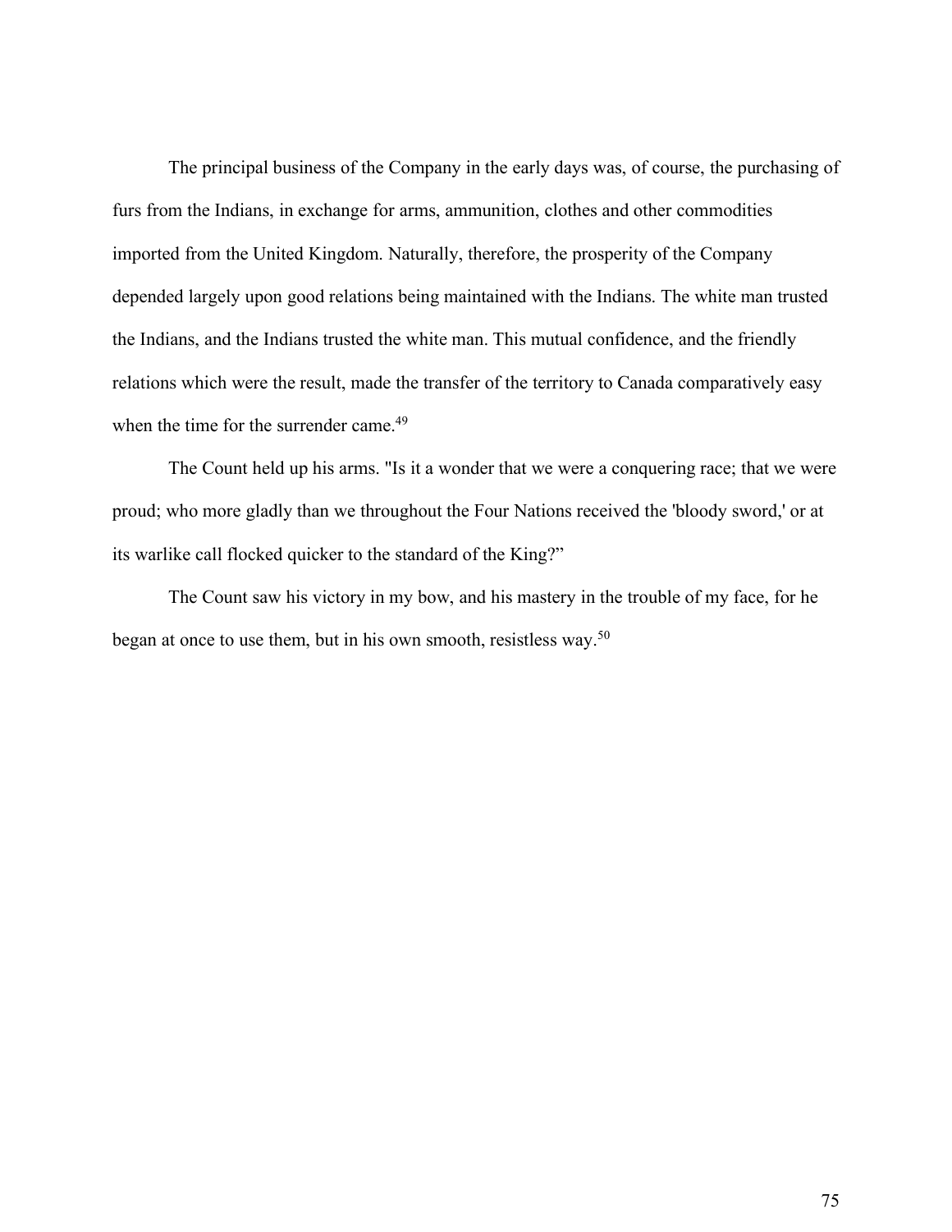The principal business of the Company in the early days was, of course, the purchasing of furs from the Indians, in exchange for arms, ammunition, clothes and other commodities imported from the United Kingdom. Naturally, therefore, the prosperity of the Company depended largely upon good relations being maintained with the Indians. The white man trusted the Indians, and the Indians trusted the white man. This mutual confidence, and the friendly relations which were the result, made the transfer of the territory to Canada comparatively easy when the time for the surrender came.[49]

The Count held up his arms. "Is it a wonder that we were a conquering race; that we were proud; who more gladly than we throughout the Four Nations received the 'bloody sword,' or at its warlike call flocked quicker to the standard of the King?”

The Count saw his victory in my bow, and his mastery in the trouble of my face, for he began at once to use them, but in his own smooth, resistless way.[50]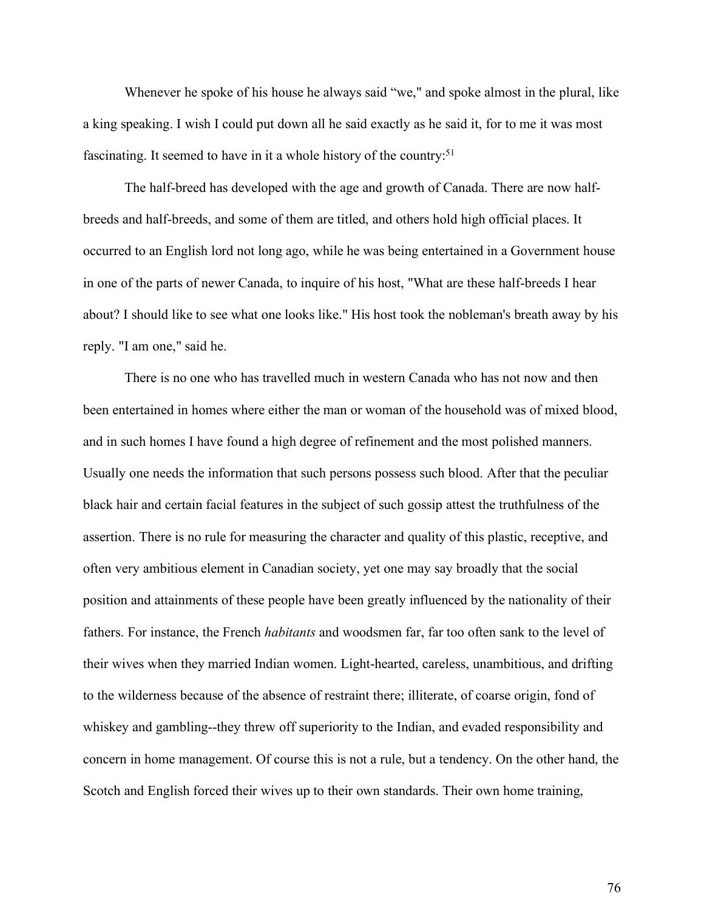Whenever he spoke of his house he always said "we," and spoke almost in the plural, like a king speaking. I wish I could put down all he said exactly as he said it, for to me it was most fascinating. It seemed to have in it a whole history of the country:[51]

The half-breed has developed with the age and growth of Canada. There are now half-breeds and half-breeds, and some of them are titled, and others hold high official places. It occurred to an English lord not long ago, while he was being entertained in a Government house in one of the parts of newer Canada, to inquire of his host, "What are these half-breeds I hear about? I should like to see what one looks like." His host took the nobleman's breath away by his reply. "I am one," said he.

There is no one who has travelled much in western Canada who has not now and then been entertained in homes where either the man or woman of the household was of mixed blood, and in such homes I have found a high degree of refinement and the most polished manners. Usually one needs the information that such persons possess such blood. After that the peculiar black hair and certain facial features in the subject of such gossip attest the truthfulness of the assertion. There is no rule for measuring the character and quality of this plastic, receptive, and often very ambitious element in Canadian society, yet one may say broadly that the social position and attainments of these people have been greatly influenced by the nationality of their fathers. For instance, the French *habitants* and woodsmen far, far too often sank to the level of their wives when they married Indian women. Light-hearted, careless, unambitious, and drifting to the wilderness because of the absence of restraint there; illiterate, of coarse origin, fond of whiskey and gambling--they threw off superiority to the Indian, and evaded responsibility and concern in home management. Of course this is not a rule, but a tendency. On the other hand, the Scotch and English forced their wives up to their own standards. Their own home training,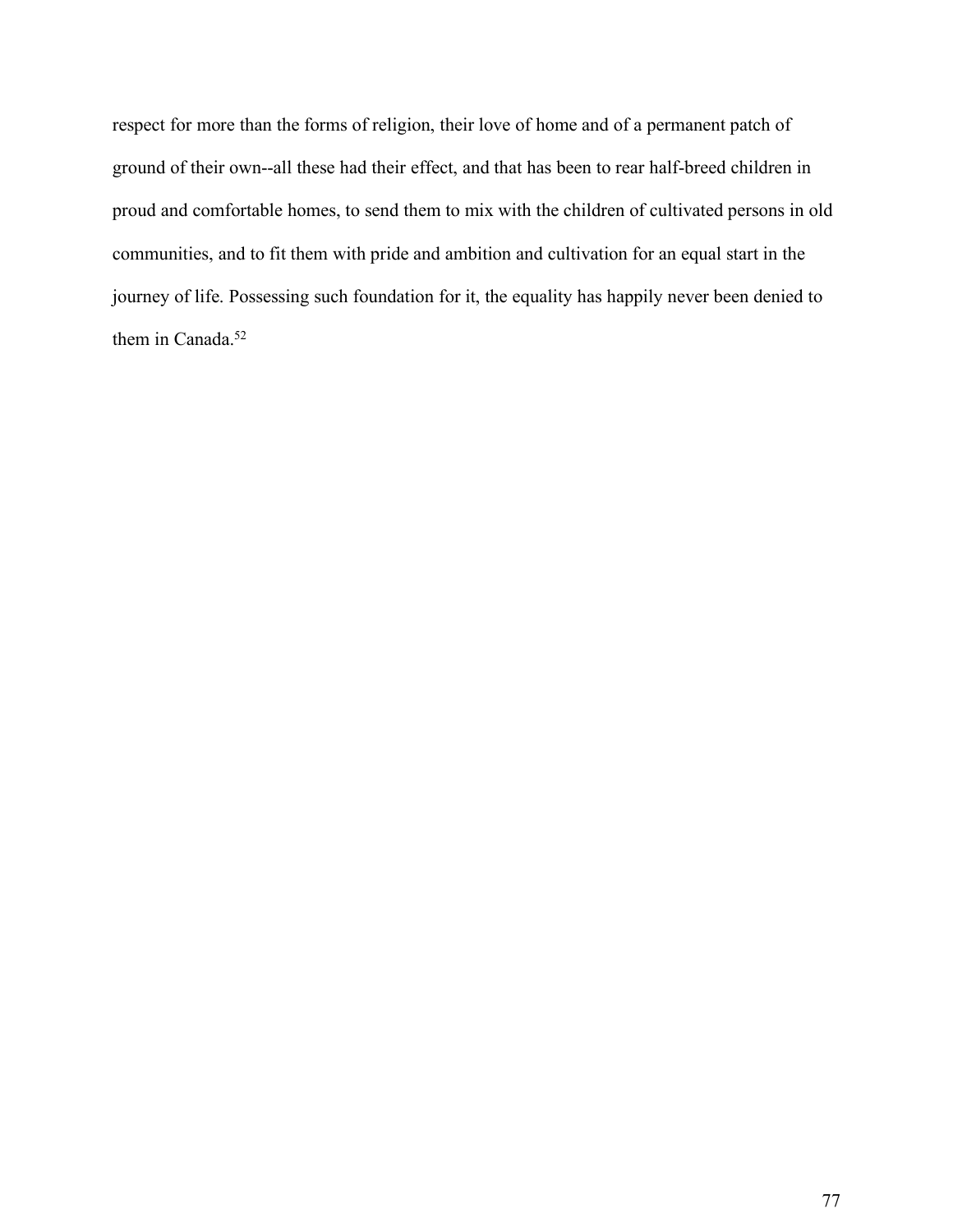respect for more than the forms of religion, their love of home and of a permanent patch of ground of their own--all these had their effect, and that has been to rear half-breed children in proud and comfortable homes, to send them to mix with the children of cultivated persons in old communities, and to fit them with pride and ambition and cultivation for an equal start in the journey of life. Possessing such foundation for it, the equality has happily never been denied to them in Canada.[52]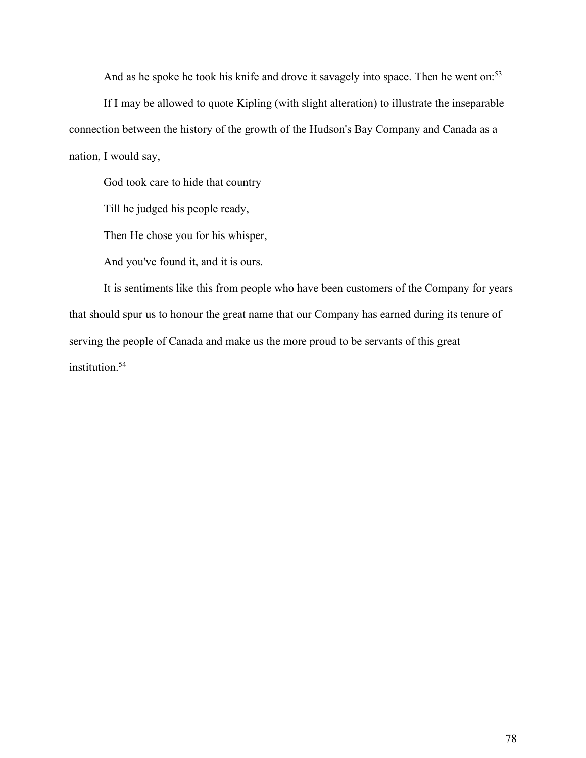And as he spoke he took his knife and drove it savagely into space. Then he went on:[53]

If I may be allowed to quote Kipling (with slight alteration) to illustrate the inseparable connection between the history of the growth of the Hudson's Bay Company and Canada as a nation, I would say,

God took care to hide that country

Till he judged his people ready,

Then He chose you for his whisper,

And you've found it, and it is ours.

It is sentiments like this from people who have been customers of the Company for years that should spur us to honour the great name that our Company has earned during its tenure of serving the people of Canada and make us the more proud to be servants of this great institution.[54]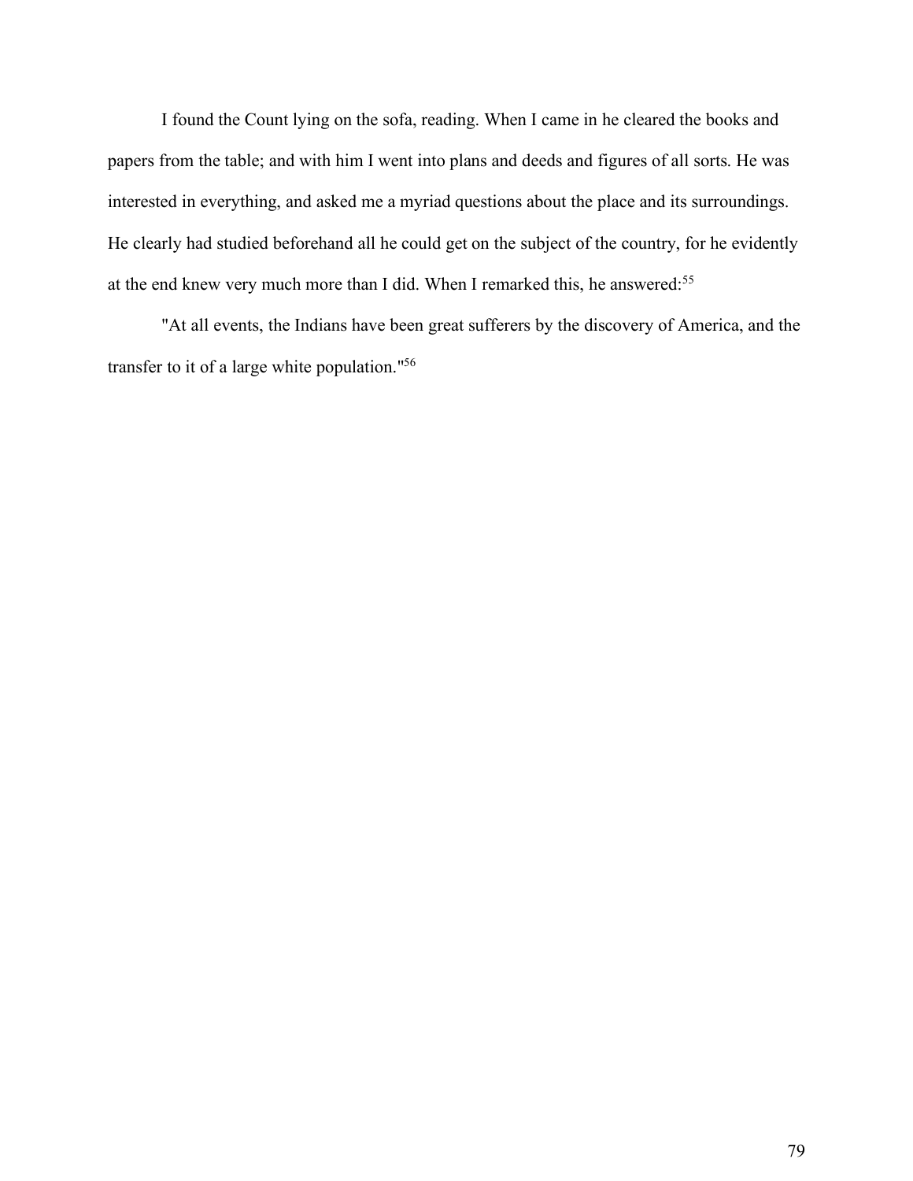I found the Count lying on the sofa, reading. When I came in he cleared the books and papers from the table; and with him I went into plans and deeds and figures of all sorts. He was interested in everything, and asked me a myriad questions about the place and its surroundings. He clearly had studied beforehand all he could get on the subject of the country, for he evidently at the end knew very much more than I did. When I remarked this, he answered:[55]

"At all events, the Indians have been great sufferers by the discovery of America, and the transfer to it of a large white population."[56]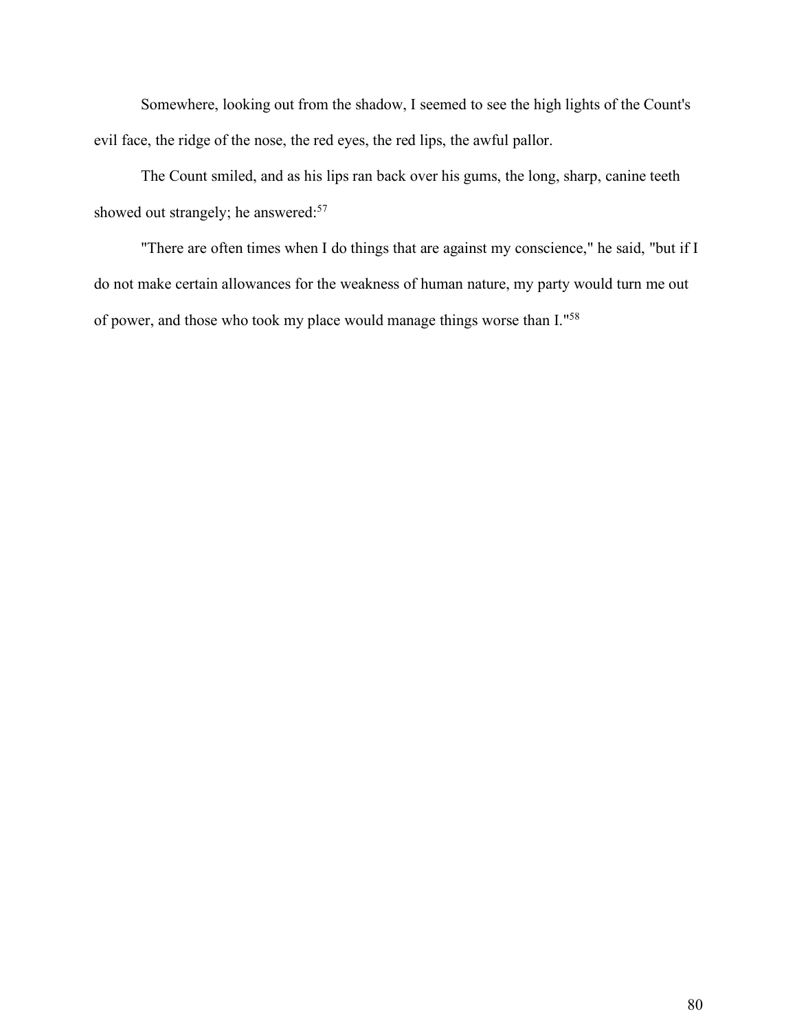Somewhere, looking out from the shadow, I seemed to see the high lights of the Count's evil face, the ridge of the nose, the red eyes, the red lips, the awful pallor.

The Count smiled, and as his lips ran back over his gums, the long, sharp, canine teeth showed out strangely; he answered:[57]

"There are often times when I do things that are against my conscience," he said, "but if I do not make certain allowances for the weakness of human nature, my party would turn me out of power, and those who took my place would manage things worse than I."[58]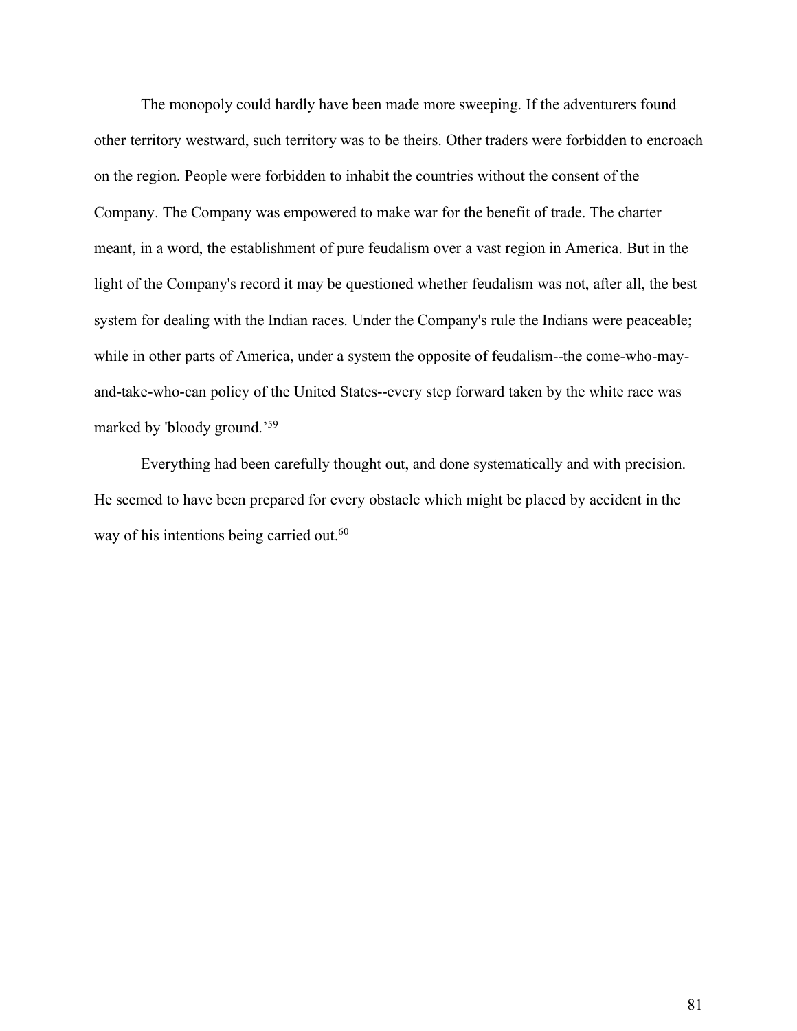The monopoly could hardly have been made more sweeping. If the adventurers found other territory westward, such territory was to be theirs. Other traders were forbidden to encroach on the region. People were forbidden to inhabit the countries without the consent of the Company. The Company was empowered to make war for the benefit of trade. The charter meant, in a word, the establishment of pure feudalism over a vast region in America. But in the light of the Company's record it may be questioned whether feudalism was not, after all, the best system for dealing with the Indian races. Under the Company's rule the Indians were peaceable; while in other parts of America, under a system the opposite of feudalism--the come-who-may-and-take-who-can policy of the United States--every step forward taken by the white race was marked by 'bloody ground.'[59]

Everything had been carefully thought out, and done systematically and with precision. He seemed to have been prepared for every obstacle which might be placed by accident in the way of his intentions being carried out.[60]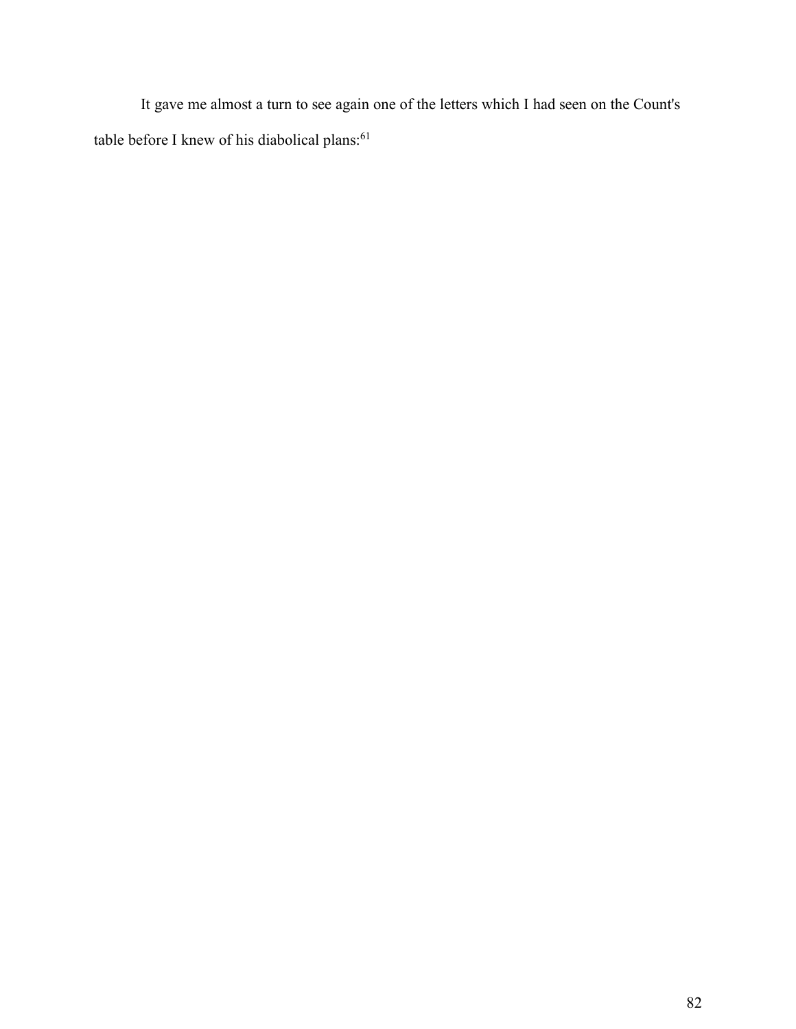It gave me almost a turn to see again one of the letters which I had seen on the Count's table before I knew of his diabolical plans:[61]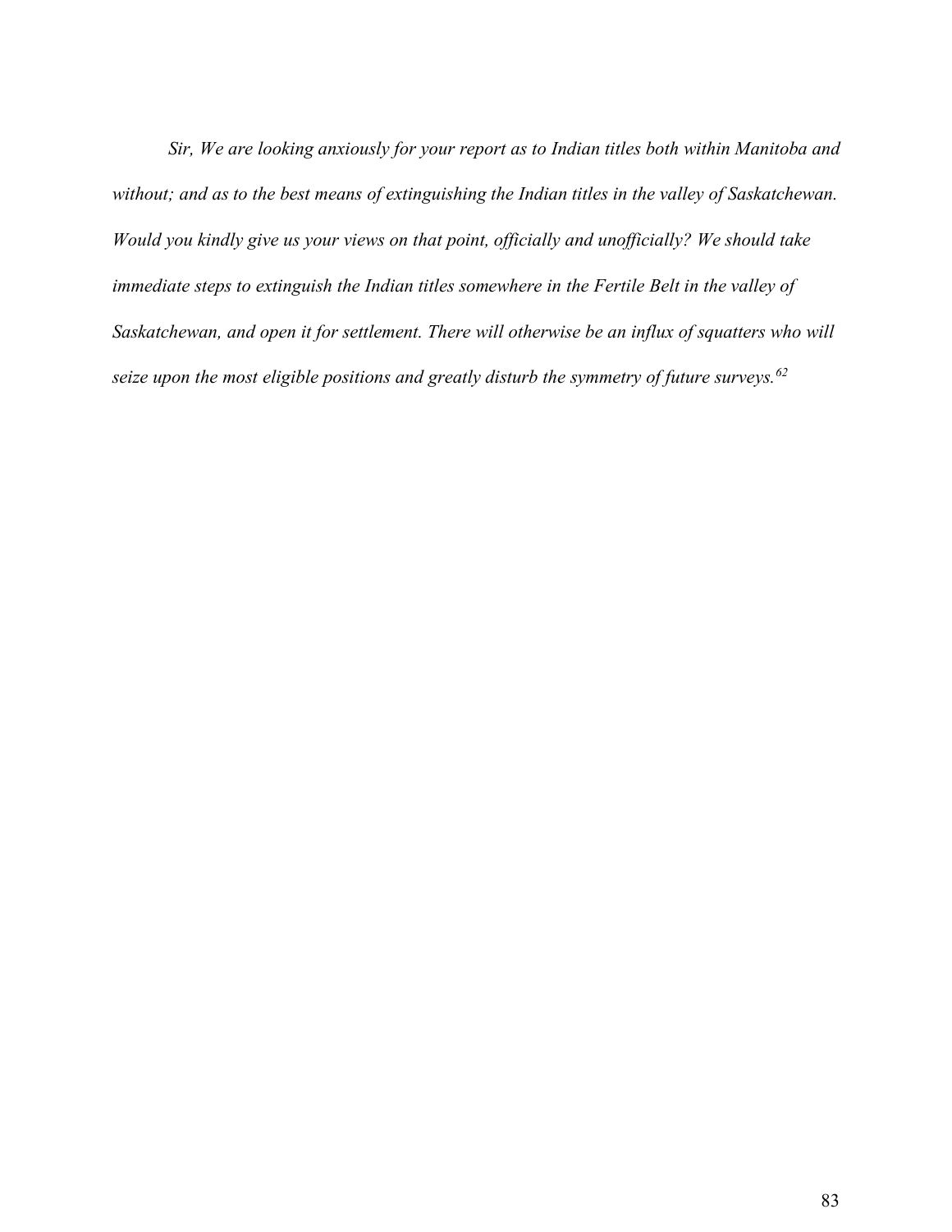*Sir, We are looking anxiously for your report as to Indian titles both within Manitoba and without; and as to the best means of extinguishing the Indian titles in the valley of Saskatchewan. Would you kindly give us your views on that point, officially and unofficially? We should take immediate steps to extinguish the Indian titles somewhere in the Fertile Belt in the valley of Saskatchewan, and open it for settlement. There will otherwise be an influx of squatters who will seize upon the most eligible positions and greatly disturb the symmetry of future surveys.*[62]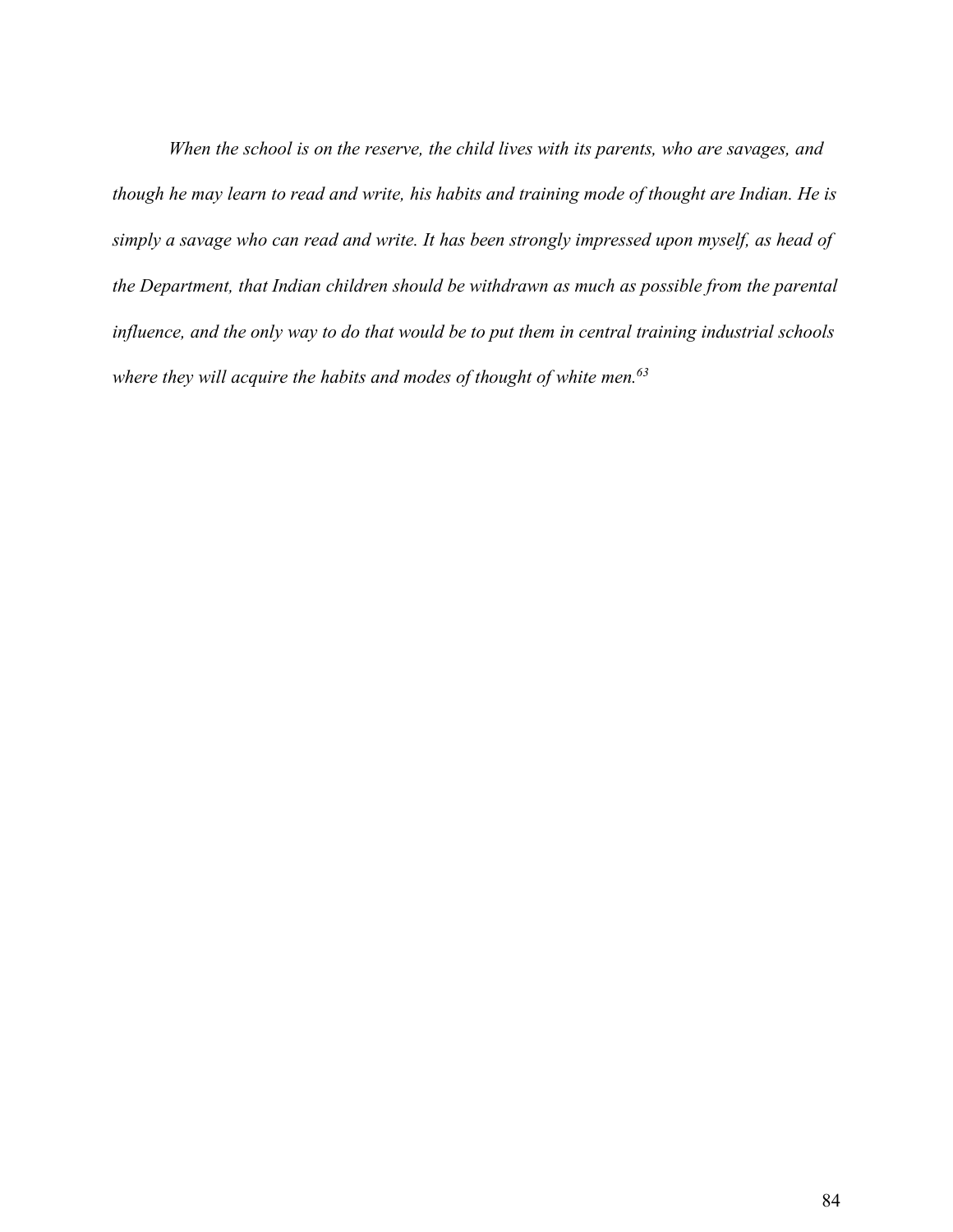*When the school is on the reserve, the child lives with its parents, who are savages, and though he may learn to read and write, his habits and training mode of thought are Indian. He is simply a savage who can read and write. It has been strongly impressed upon myself, as head of the Department, that Indian children should be withdrawn as much as possible from the parental influence, and the only way to do that would be to put them in central training industrial schools where they will acquire the habits and modes of thought of white men.*[63]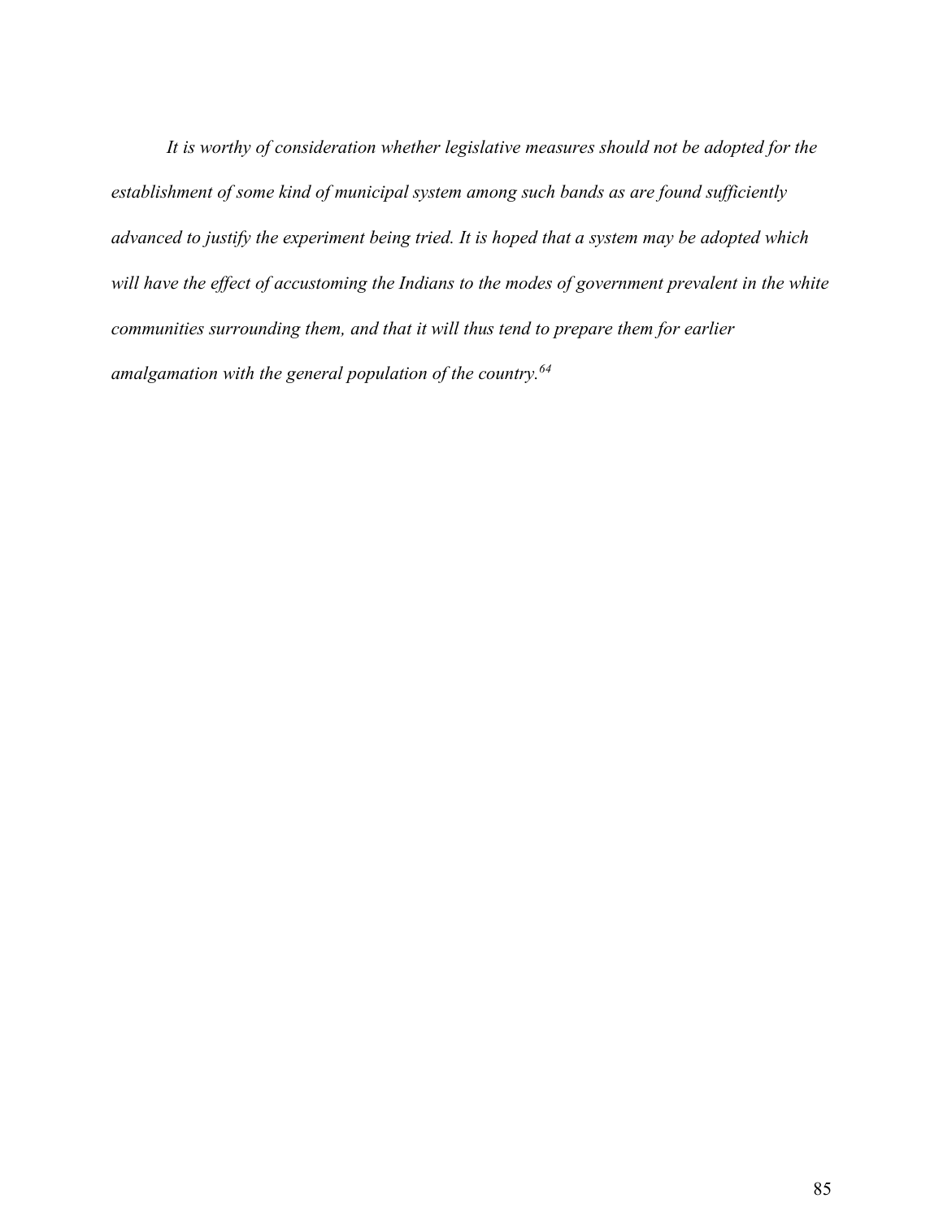*It is worthy of consideration whether legislative measures should not be adopted for the establishment of some kind of municipal system among such bands as are found sufficiently advanced to justify the experiment being tried. It is hoped that a system may be adopted which will have the effect of accustoming the Indians to the modes of government prevalent in the white communities surrounding them, and that it will thus tend to prepare them for earlier amalgamation with the general population of the country.*[64]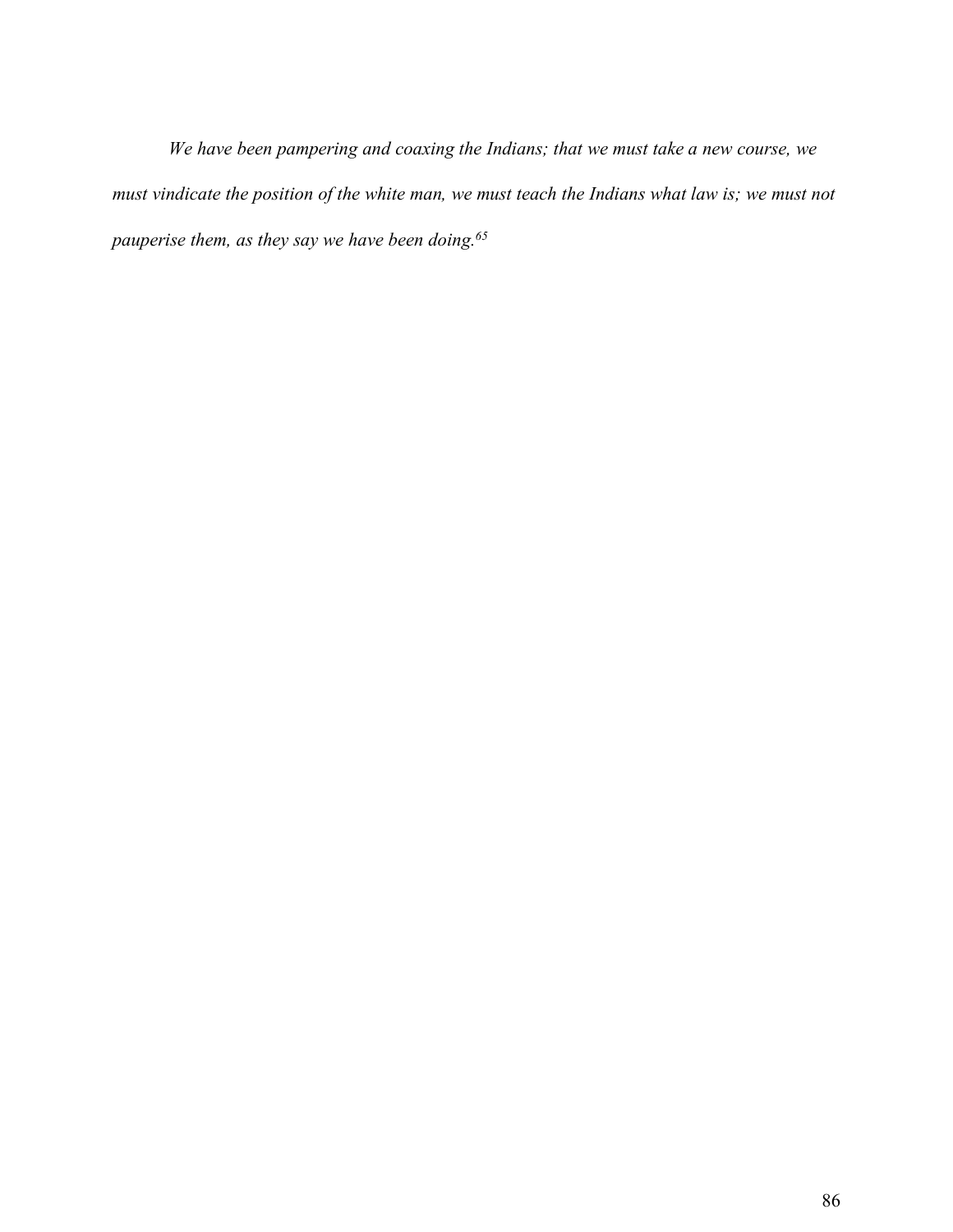*We have been pampering and coaxing the Indians; that we must take a new course, we must vindicate the position of the white man, we must teach the Indians what law is; we must not pauperise them, as they say we have been doing.*[65]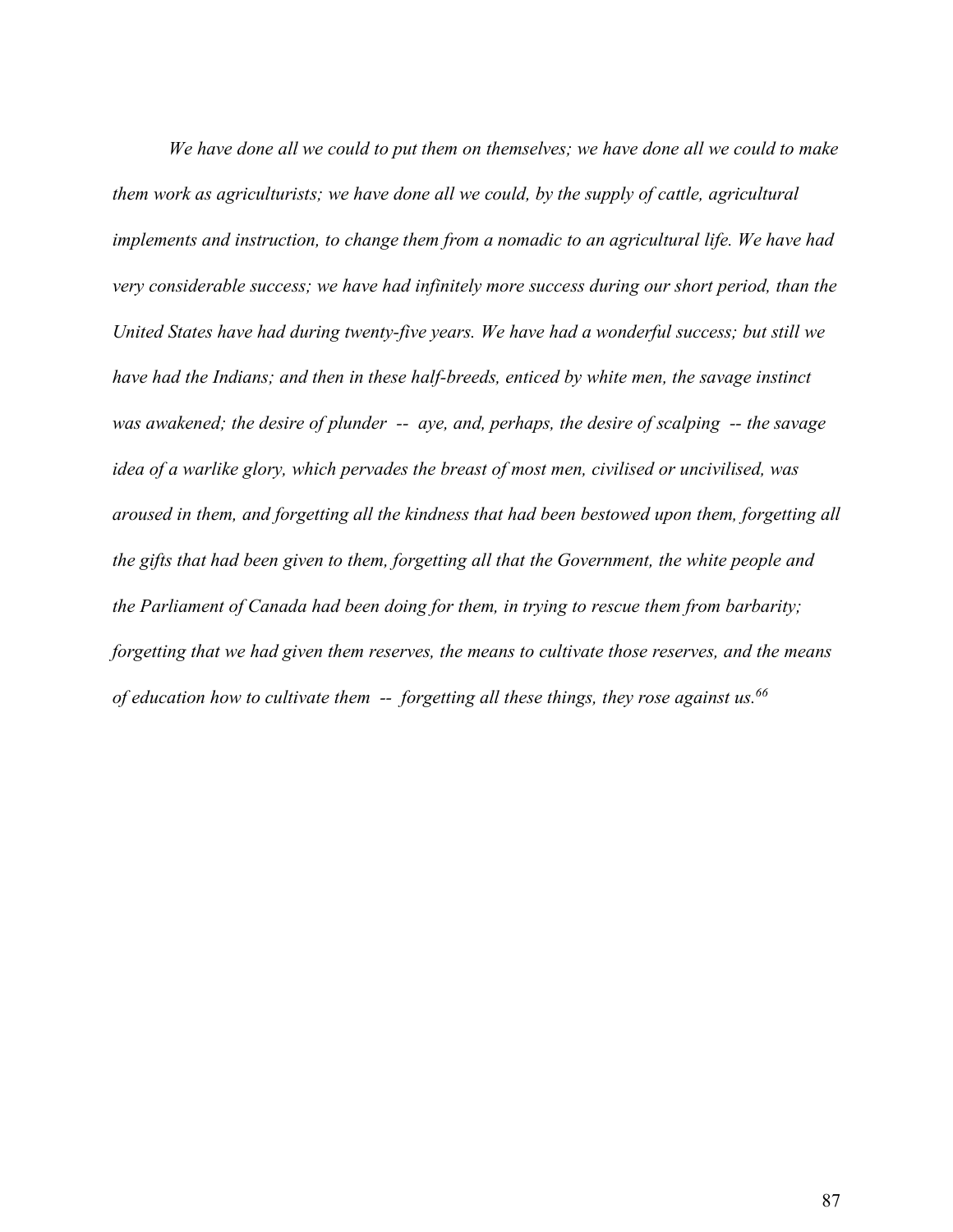*We have done all we could to put them on themselves; we have done all we could to make them work as agriculturists; we have done all we could, by the supply of cattle, agricultural implements and instruction, to change them from a nomadic to an agricultural life. We have had very considerable success; we have had infinitely more success during our short period, than the United States have had during twenty-five years. We have had a wonderful success; but still we have had the Indians; and then in these half-breeds, enticed by white men, the savage instinct was awakened; the desire of plunder -- aye, and, perhaps, the desire of scalping -- the savage idea of a warlike glory, which pervades the breast of most men, civilised or uncivilised, was aroused in them, and forgetting all the kindness that had been bestowed upon them, forgetting all the gifts that had been given to them, forgetting all that the Government, the white people and the Parliament of Canada had been doing for them, in trying to rescue them from barbarity; forgetting that we had given them reserves, the means to cultivate those reserves, and the means of education how to cultivate them -- forgetting all these things, they rose against us.*[66]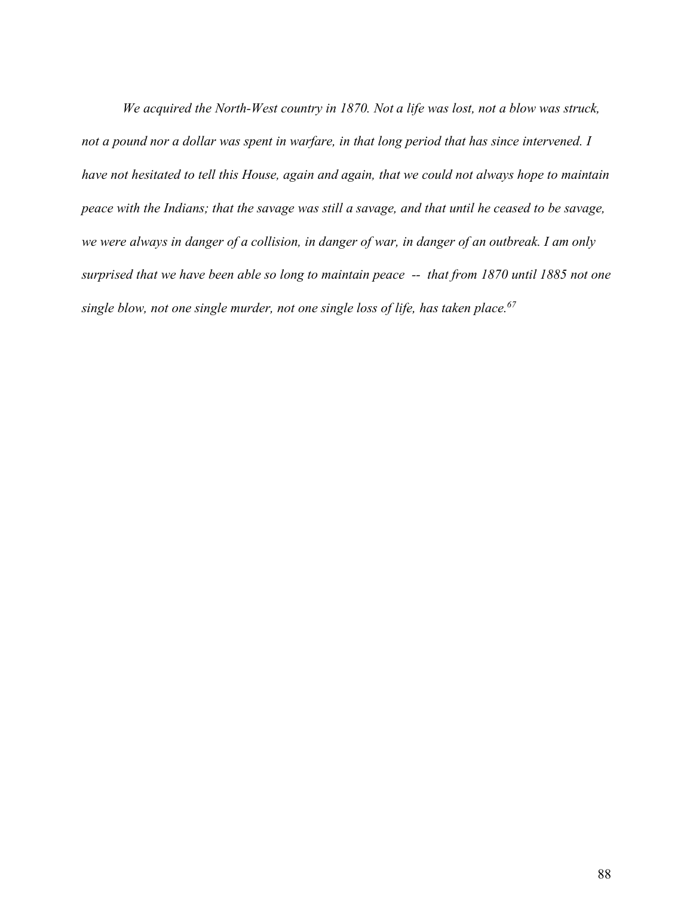*We acquired the North-West country in 1870. Not a life was lost, not a blow was struck, not a pound nor a dollar was spent in warfare, in that long period that has since intervened. I have not hesitated to tell this House, again and again, that we could not always hope to maintain peace with the Indians; that the savage was still a savage, and that until he ceased to be savage, we were always in danger of a collision, in danger of war, in danger of an outbreak. I am only surprised that we have been able so long to maintain peace -- that from 1870 until 1885 not one single blow, not one single murder, not one single loss of life, has taken place.*[67]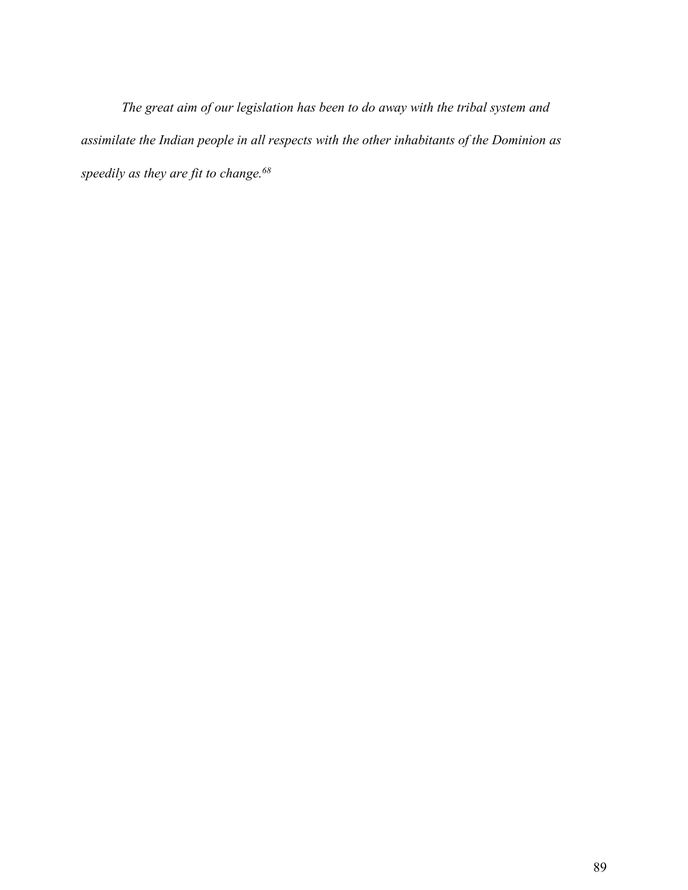*The great aim of our legislation has been to do away with the tribal system and assimilate the Indian people in all respects with the other inhabitants of the Dominion as speedily as they are fit to change.*[68]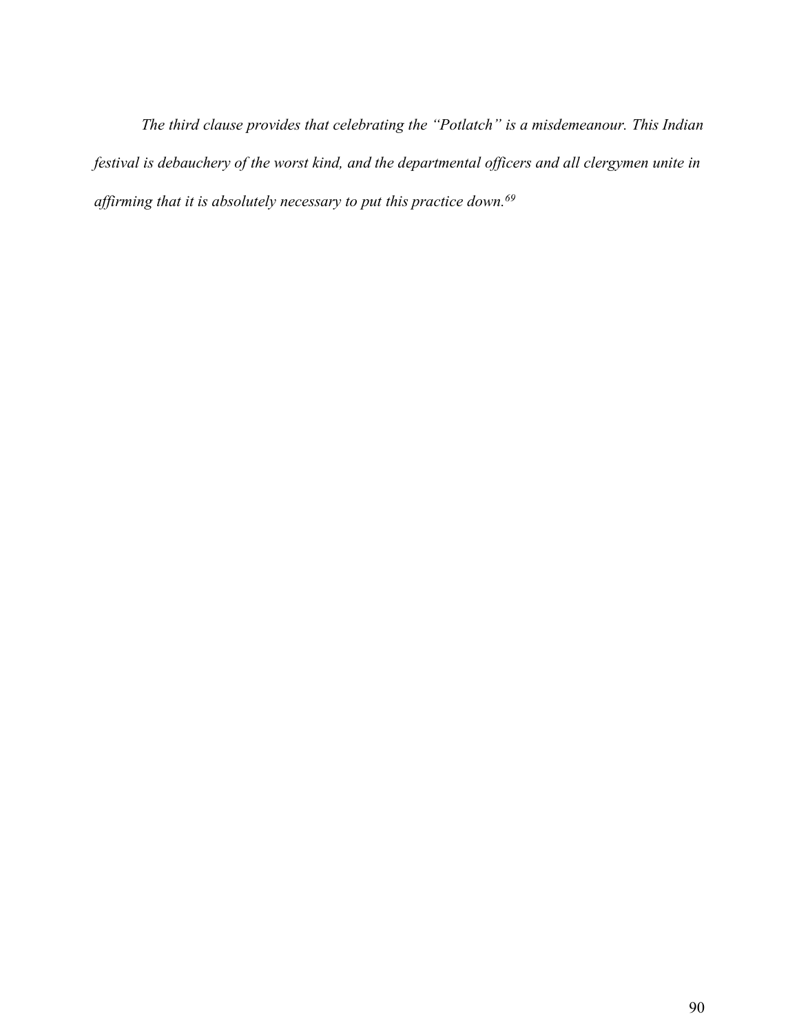*The third clause provides that celebrating the "Potlatch" is a misdemeanour. This Indian festival is debauchery of the worst kind, and the departmental officers and all clergymen unite in affirming that it is absolutely necessary to put this practice down.*[69]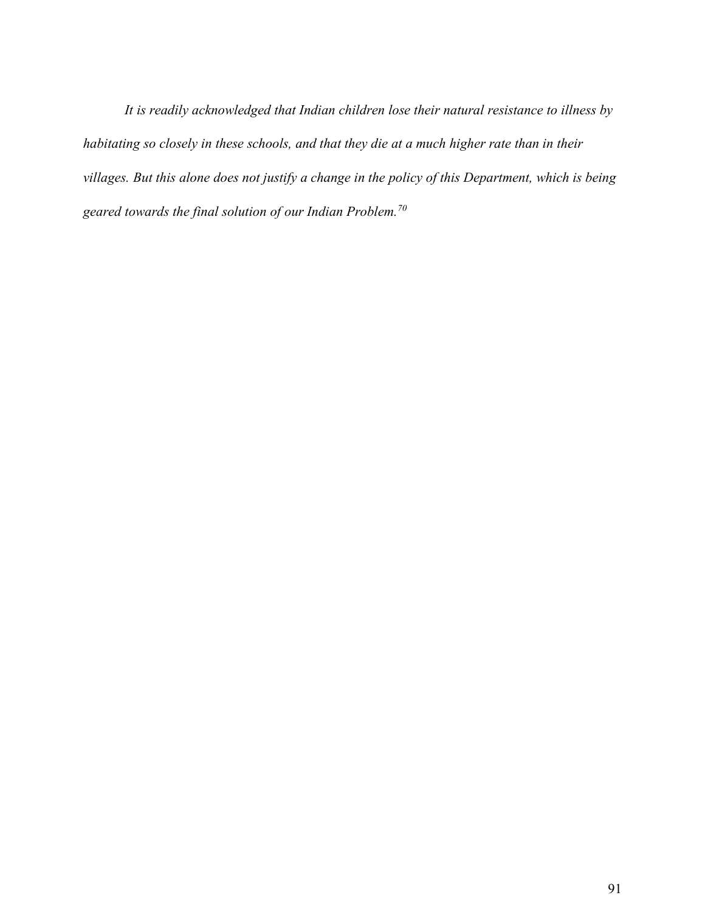*It is readily acknowledged that Indian children lose their natural resistance to illness by habitating so closely in these schools, and that they die at a much higher rate than in their villages. But this alone does not justify a change in the policy of this Department, which is being geared towards the final solution of our Indian Problem.*[70]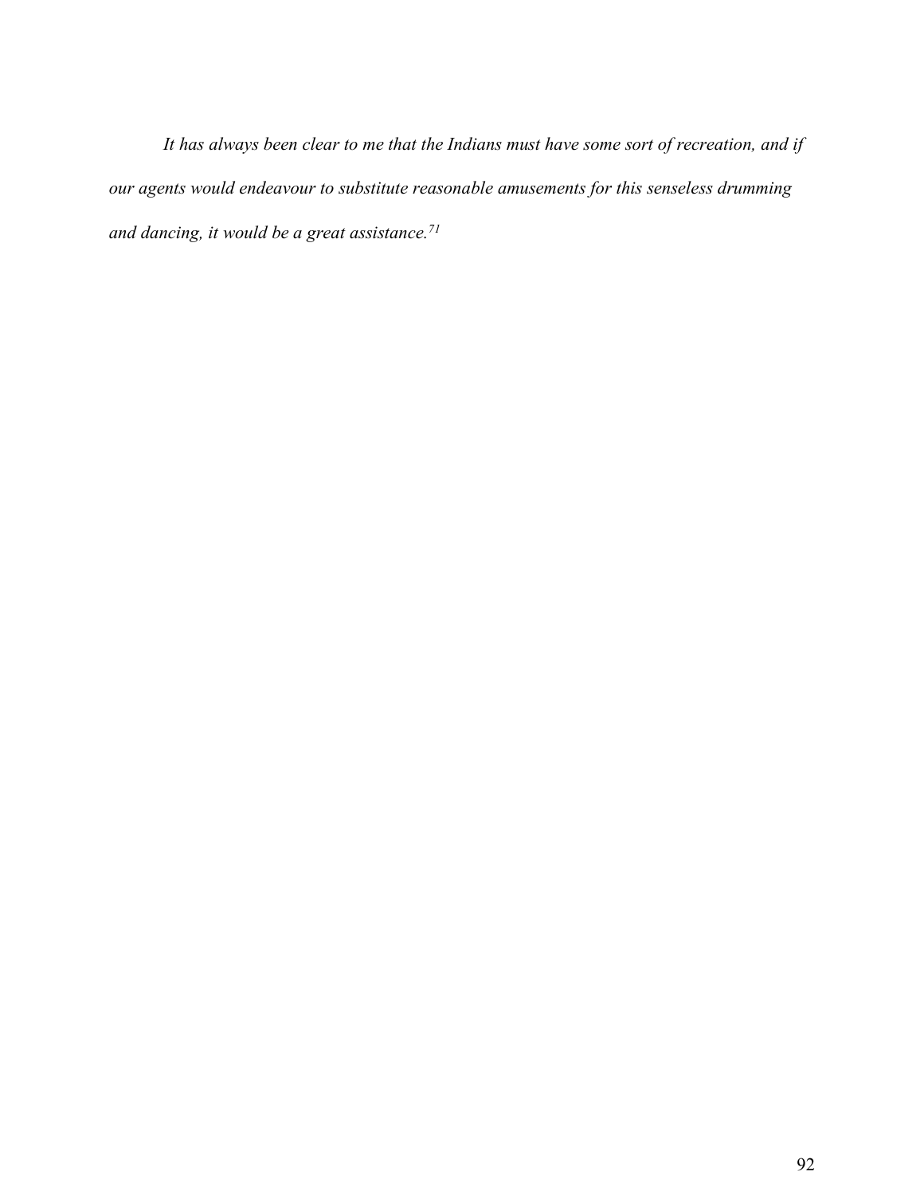*It has always been clear to me that the Indians must have some sort of recreation, and if our agents would endeavour to substitute reasonable amusements for this senseless drumming and dancing, it would be a great assistance.*[71]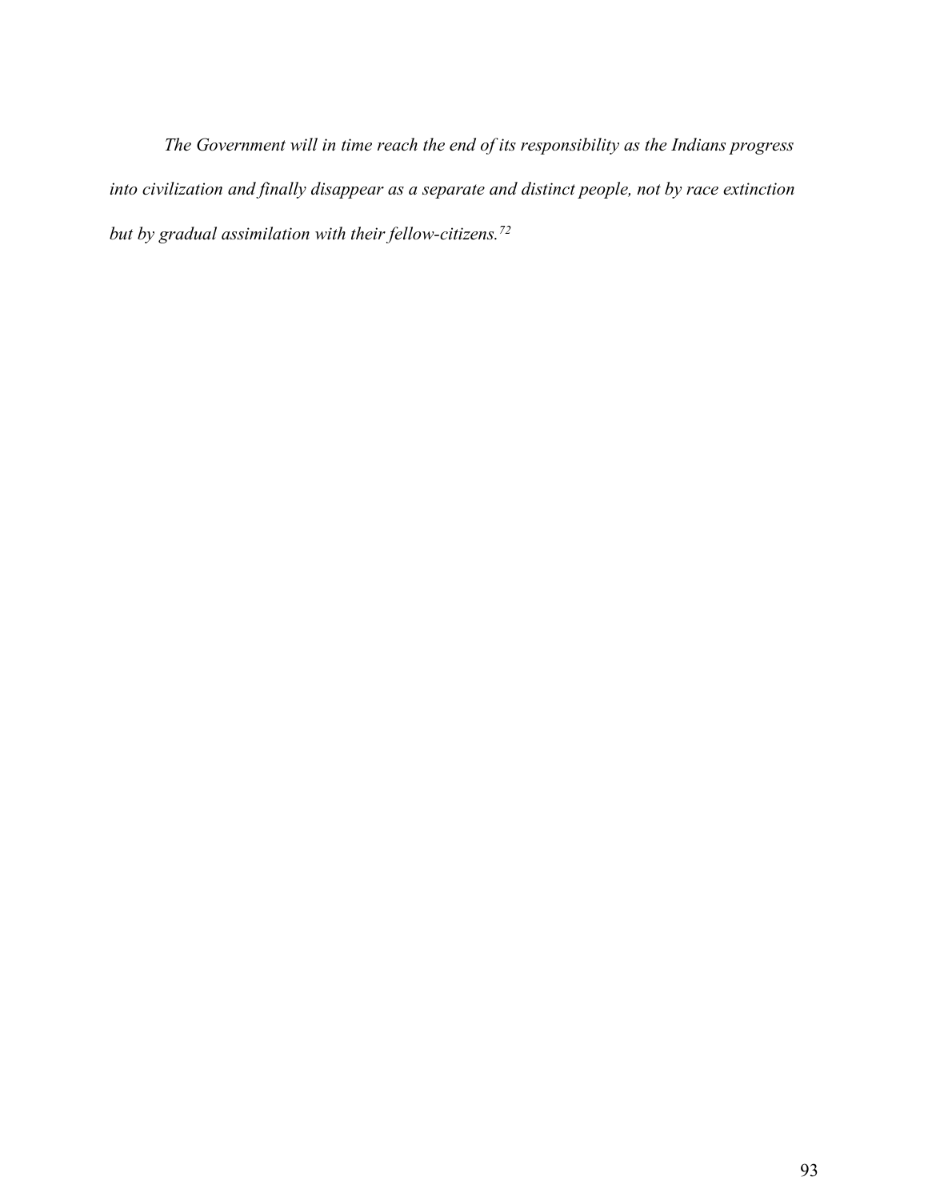*The Government will in time reach the end of its responsibility as the Indians progress into civilization and finally disappear as a separate and distinct people, not by race extinction but by gradual assimilation with their fellow-citizens.*[72]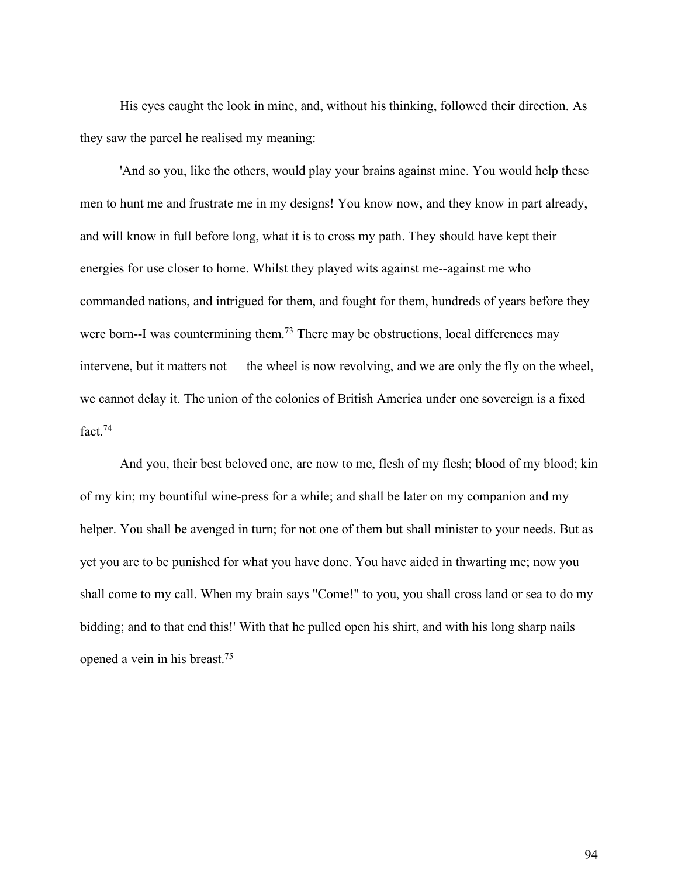His eyes caught the look in mine, and, without his thinking, followed their direction. As they saw the parcel he realised my meaning:

'And so you, like the others, would play your brains against mine. You would help these men to hunt me and frustrate me in my designs! You know now, and they know in part already, and will know in full before long, what it is to cross my path. They should have kept their energies for use closer to home. Whilst they played wits against me--against me who commanded nations, and intrigued for them, and fought for them, hundreds of years before they were born--I was countermining them.[73] There may be obstructions, local differences may intervene, but it matters not — the wheel is now revolving, and we are only the fly on the wheel, we cannot delay it. The union of the colonies of British America under one sovereign is a fixed fact.[74]

And you, their best beloved one, are now to me, flesh of my flesh; blood of my blood; kin of my kin; my bountiful wine-press for a while; and shall be later on my companion and my helper. You shall be avenged in turn; for not one of them but shall minister to your needs. But as yet you are to be punished for what you have done. You have aided in thwarting me; now you shall come to my call. When my brain says "Come!" to you, you shall cross land or sea to do my bidding; and to that end this!' With that he pulled open his shirt, and with his long sharp nails opened a vein in his breast.[75]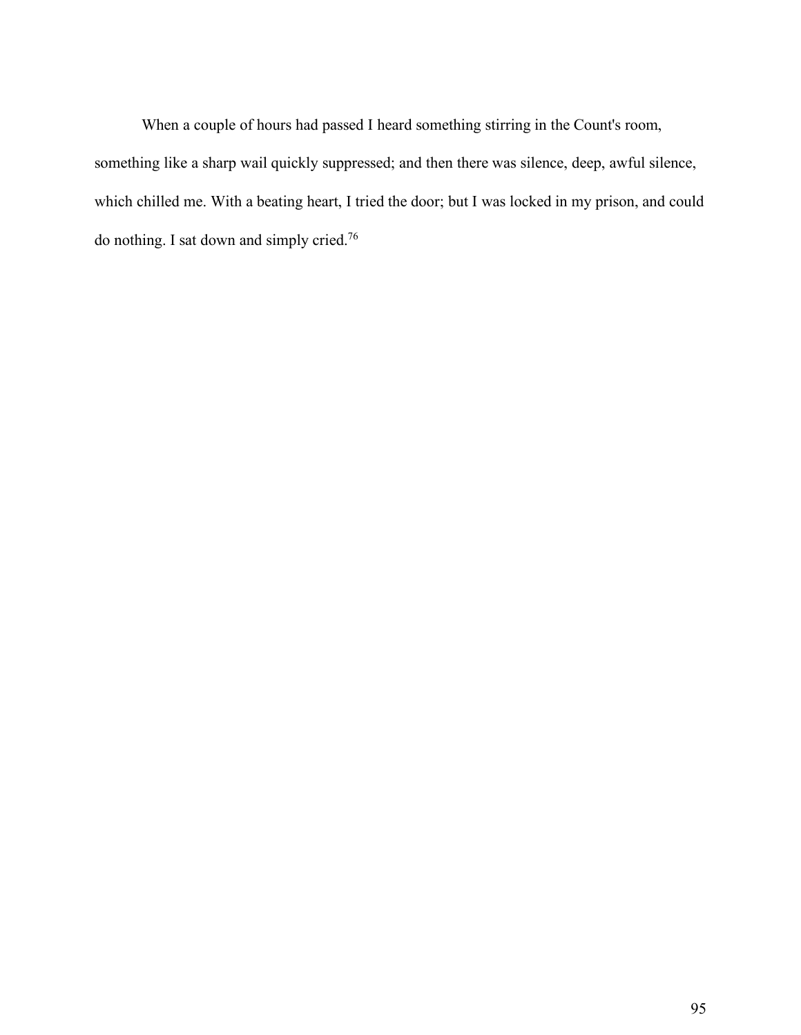When a couple of hours had passed I heard something stirring in the Count's room, something like a sharp wail quickly suppressed; and then there was silence, deep, awful silence, which chilled me. With a beating heart, I tried the door; but I was locked in my prison, and could do nothing. I sat down and simply cried.[76]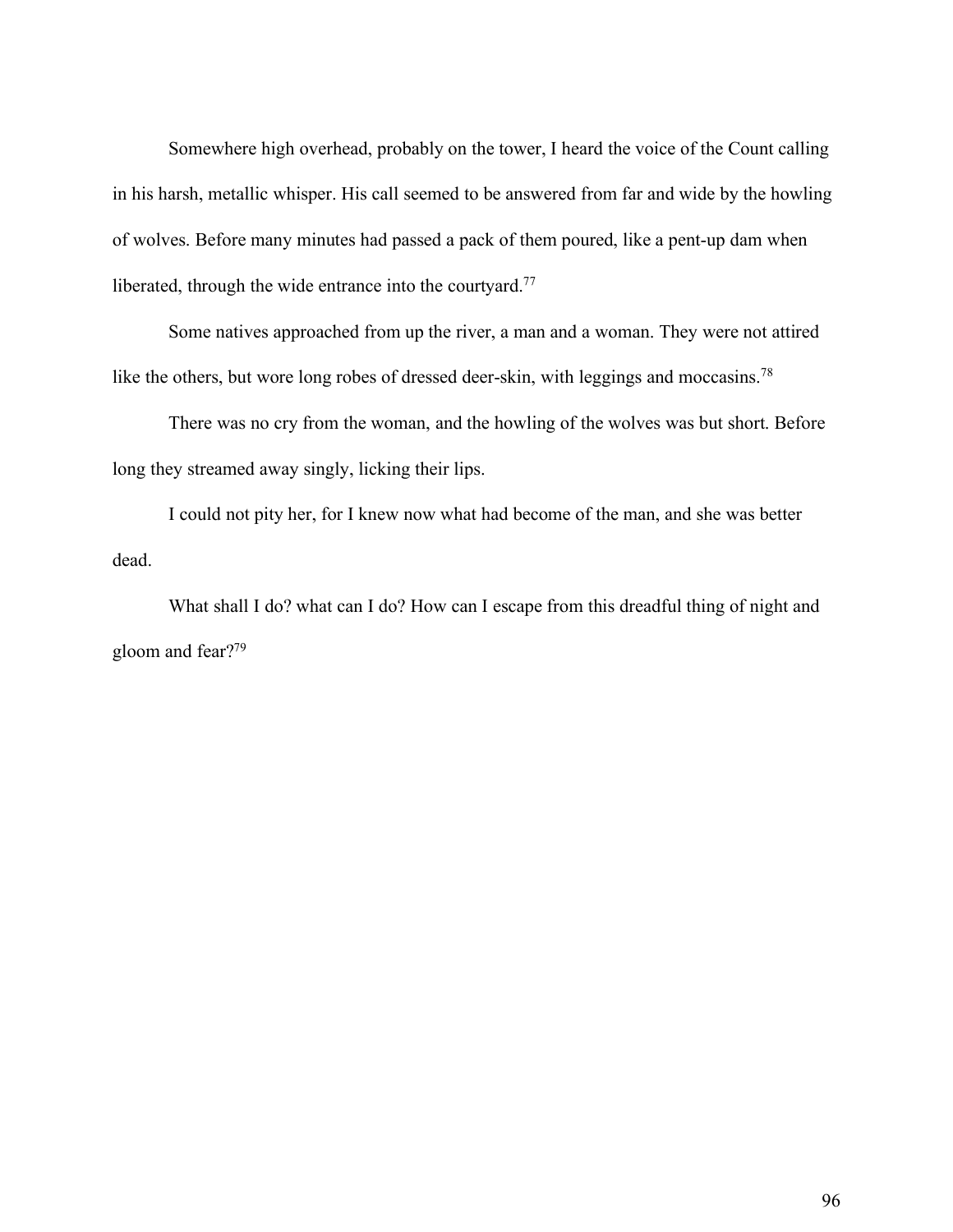Somewhere high overhead, probably on the tower, I heard the voice of the Count calling in his harsh, metallic whisper. His call seemed to be answered from far and wide by the howling of wolves. Before many minutes had passed a pack of them poured, like a pent-up dam when liberated, through the wide entrance into the courtyard.[77]

Some natives approached from up the river, a man and a woman. They were not attired like the others, but wore long robes of dressed deer-skin, with leggings and moccasins.[78]

There was no cry from the woman, and the howling of the wolves was but short. Before long they streamed away singly, licking their lips.

I could not pity her, for I knew now what had become of the man, and she was better dead.

What shall I do? what can I do? How can I escape from this dreadful thing of night and gloom and fear?[79]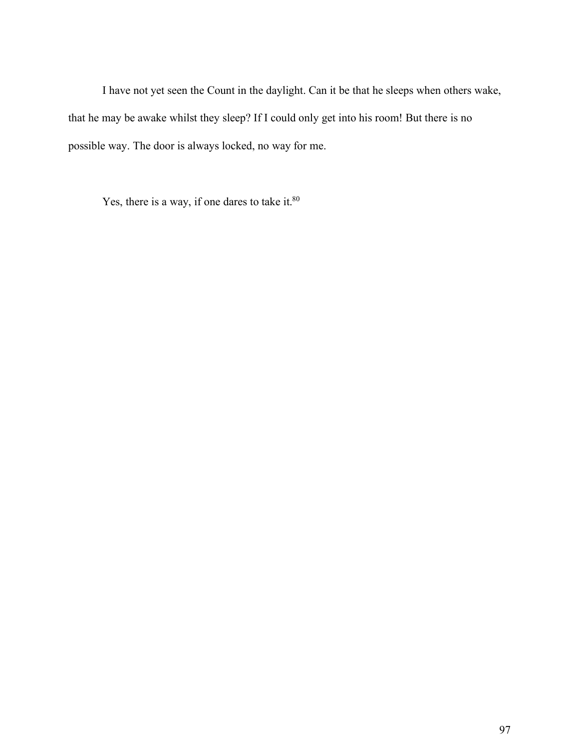I have not yet seen the Count in the daylight. Can it be that he sleeps when others wake, that he may be awake whilst they sleep? If I could only get into his room! But there is no possible way. The door is always locked, no way for me.

Yes, there is a way, if one dares to take it.[80]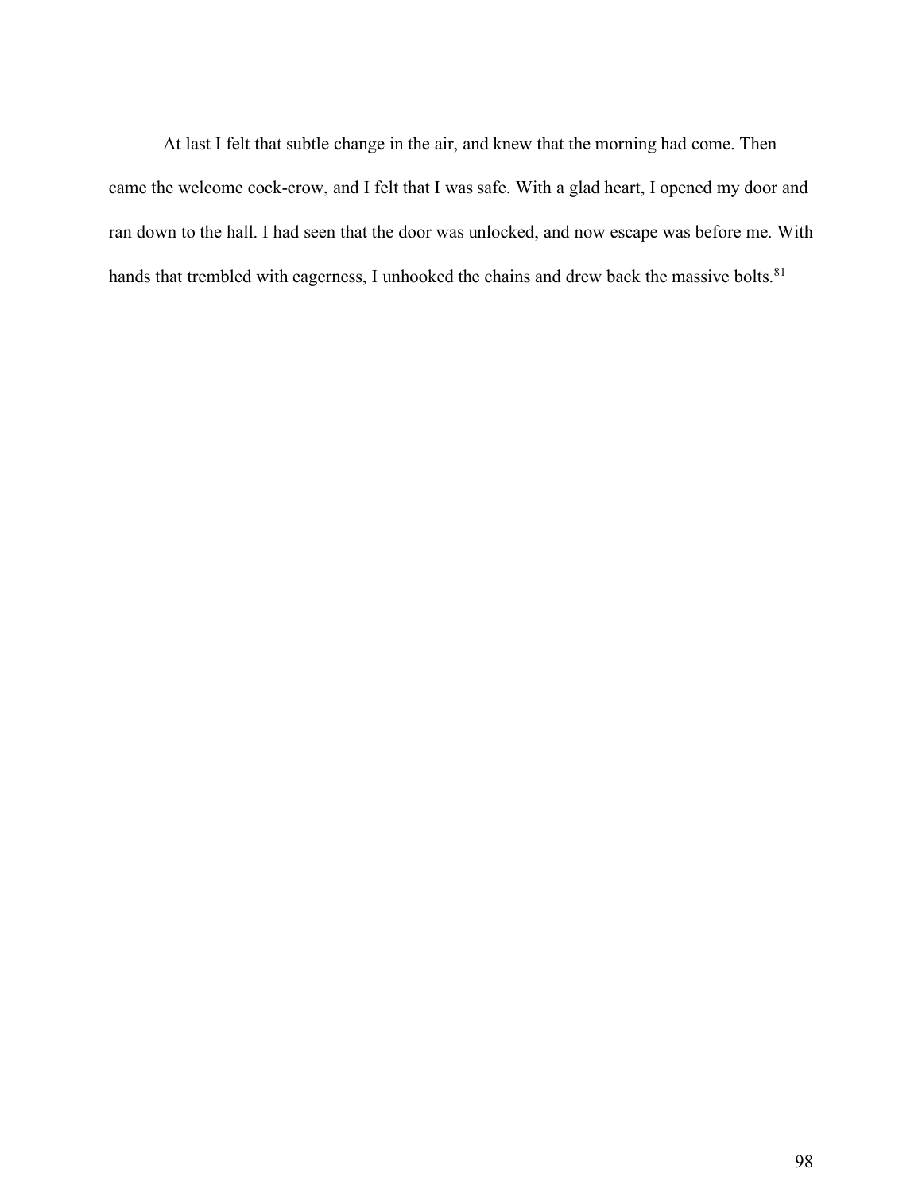At last I felt that subtle change in the air, and knew that the morning had come. Then came the welcome cock-crow, and I felt that I was safe. With a glad heart, I opened my door and ran down to the hall. I had seen that the door was unlocked, and now escape was before me. With hands that trembled with eagerness, I unhooked the chains and drew back the massive bolts.[81]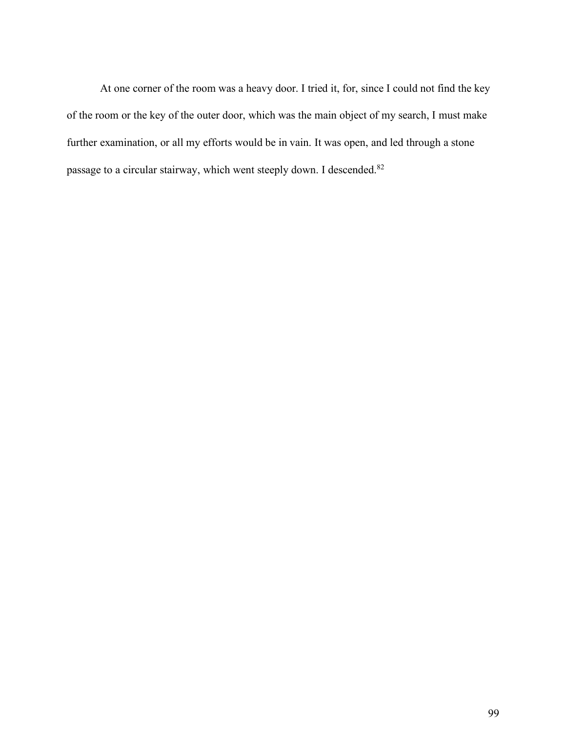At one corner of the room was a heavy door. I tried it, for, since I could not find the key of the room or the key of the outer door, which was the main object of my search, I must make further examination, or all my efforts would be in vain. It was open, and led through a stone passage to a circular stairway, which went steeply down. I descended.[82]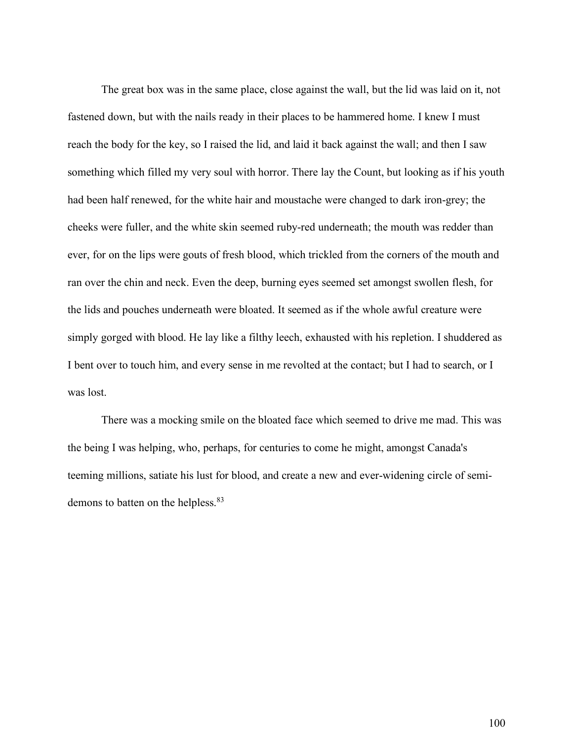The great box was in the same place, close against the wall, but the lid was laid on it, not fastened down, but with the nails ready in their places to be hammered home. I knew I must reach the body for the key, so I raised the lid, and laid it back against the wall; and then I saw something which filled my very soul with horror. There lay the Count, but looking as if his youth had been half renewed, for the white hair and moustache were changed to dark iron-grey; the cheeks were fuller, and the white skin seemed ruby-red underneath; the mouth was redder than ever, for on the lips were gouts of fresh blood, which trickled from the corners of the mouth and ran over the chin and neck. Even the deep, burning eyes seemed set amongst swollen flesh, for the lids and pouches underneath were bloated. It seemed as if the whole awful creature were simply gorged with blood. He lay like a filthy leech, exhausted with his repletion. I shuddered as I bent over to touch him, and every sense in me revolted at the contact; but I had to search, or I was lost.

There was a mocking smile on the bloated face which seemed to drive me mad. This was the being I was helping, who, perhaps, for centuries to come he might, amongst Canada's teeming millions, satiate his lust for blood, and create a new and ever-widening circle of semi-demons to batten on the helpless.[83]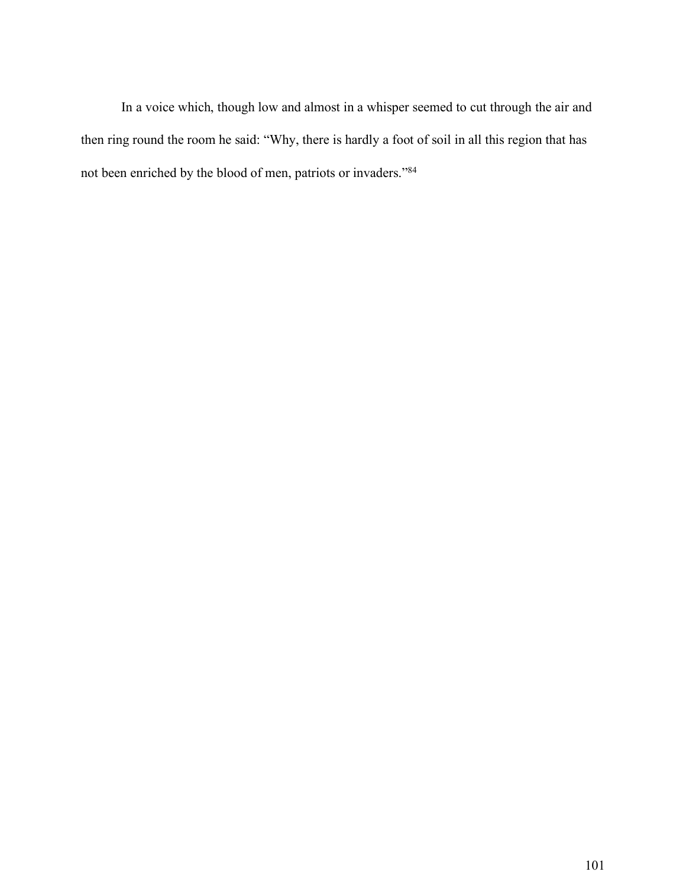In a voice which, though low and almost in a whisper seemed to cut through the air and then ring round the room he said: "Why, there is hardly a foot of soil in all this region that has not been enriched by the blood of men, patriots or invaders."[84]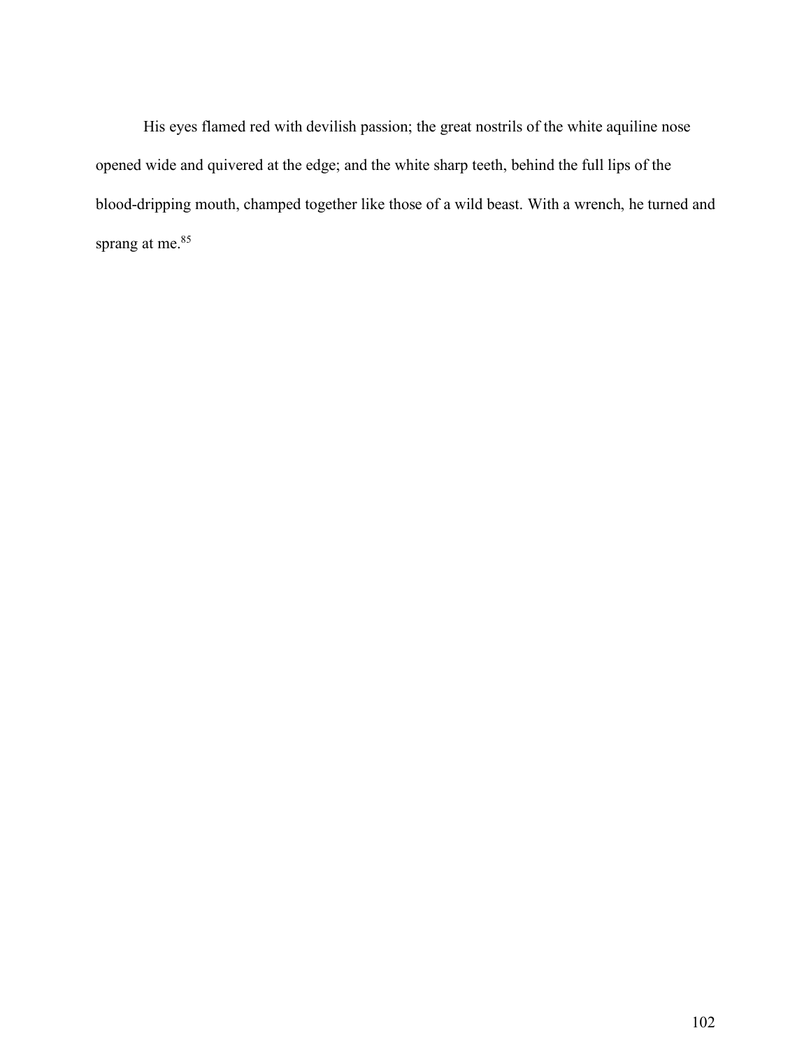His eyes flamed red with devilish passion; the great nostrils of the white aquiline nose opened wide and quivered at the edge; and the white sharp teeth, behind the full lips of the blood-dripping mouth, champed together like those of a wild beast. With a wrench, he turned and sprang at me.[85]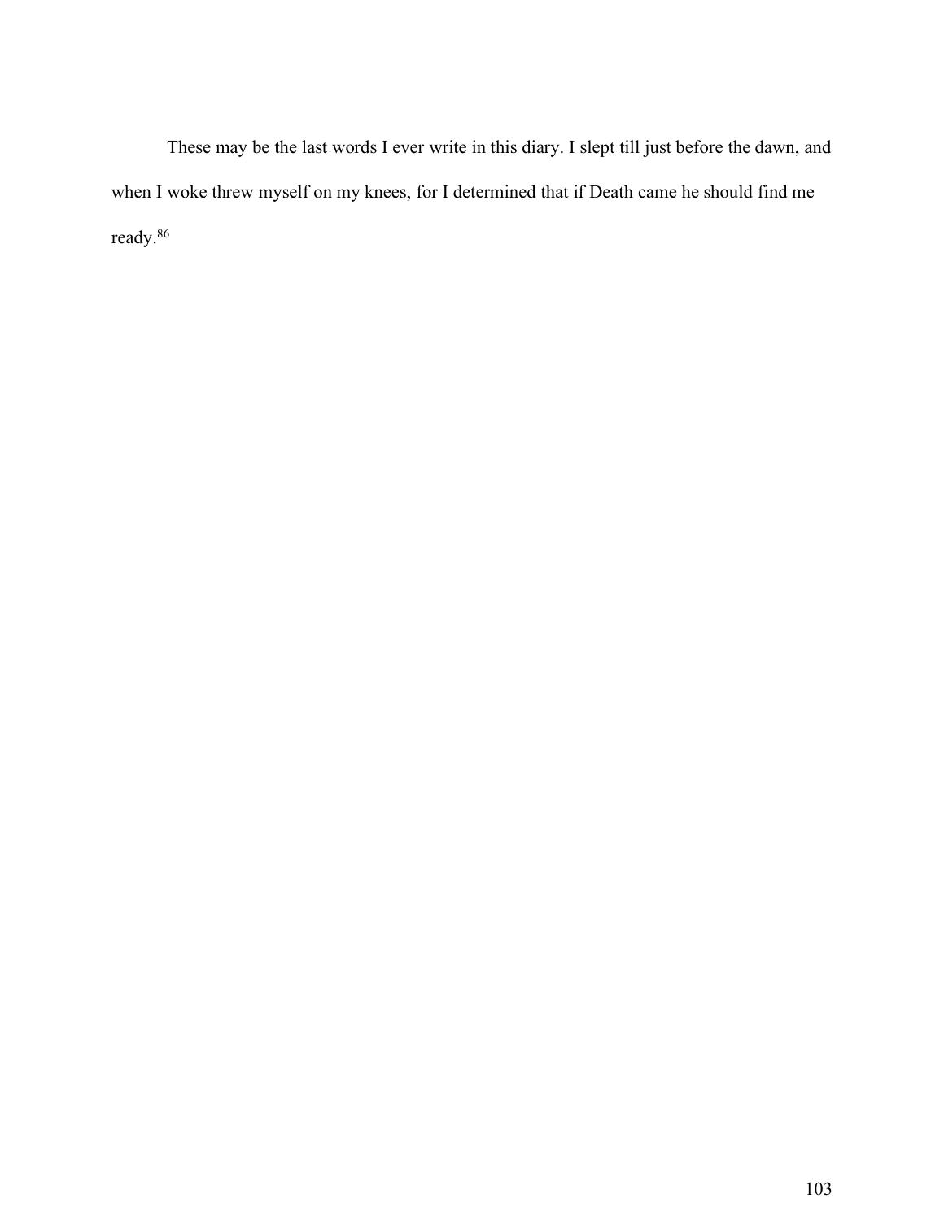These may be the last words I ever write in this diary. I slept till just before the dawn, and when I woke threw myself on my knees, for I determined that if Death came he should find me ready.[86]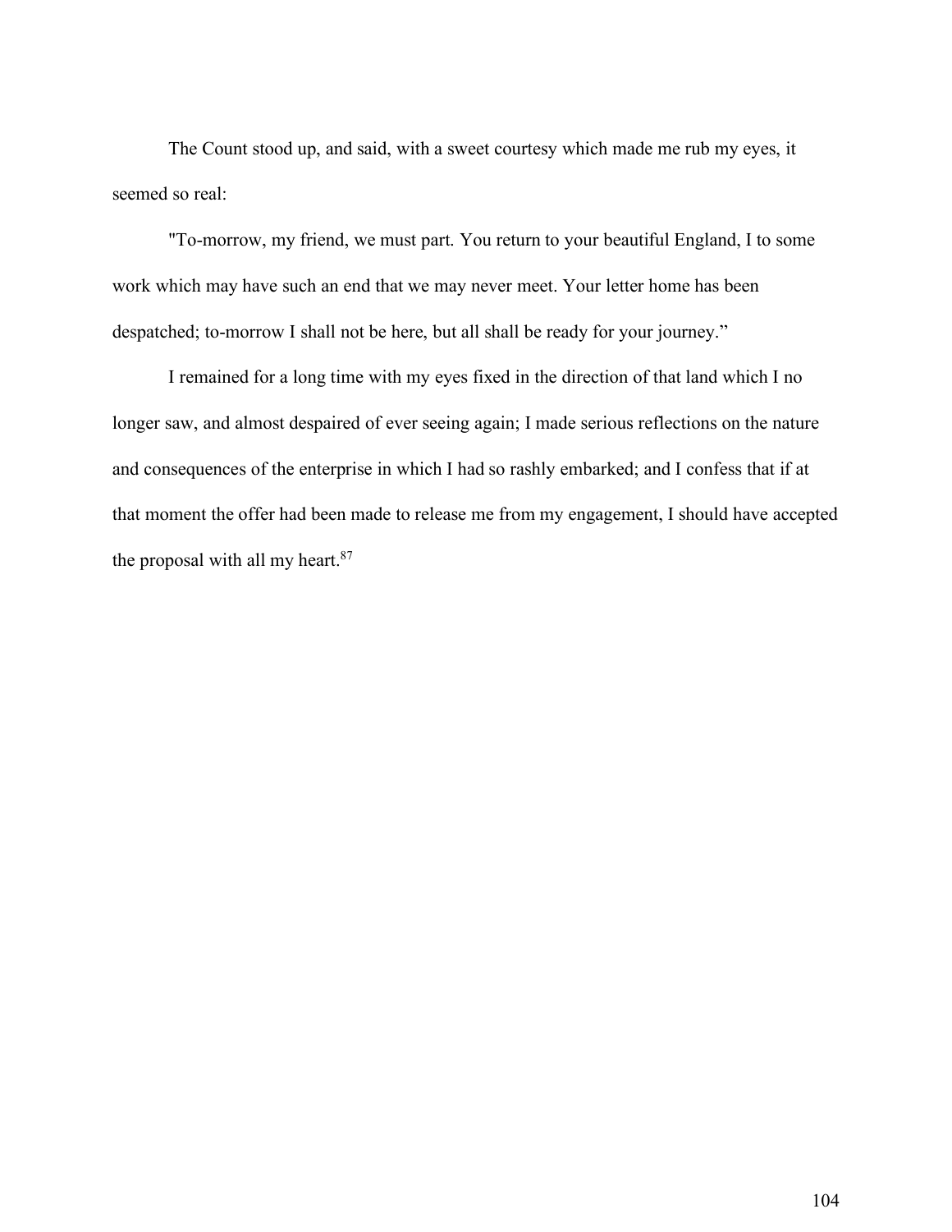The Count stood up, and said, with a sweet courtesy which made me rub my eyes, it seemed so real:

"To-morrow, my friend, we must part. You return to your beautiful England, I to some work which may have such an end that we may never meet. Your letter home has been despatched; to-morrow I shall not be here, but all shall be ready for your journey."

I remained for a long time with my eyes fixed in the direction of that land which I no longer saw, and almost despaired of ever seeing again; I made serious reflections on the nature and consequences of the enterprise in which I had so rashly embarked; and I confess that if at that moment the offer had been made to release me from my engagement, I should have accepted the proposal with all my heart.[87]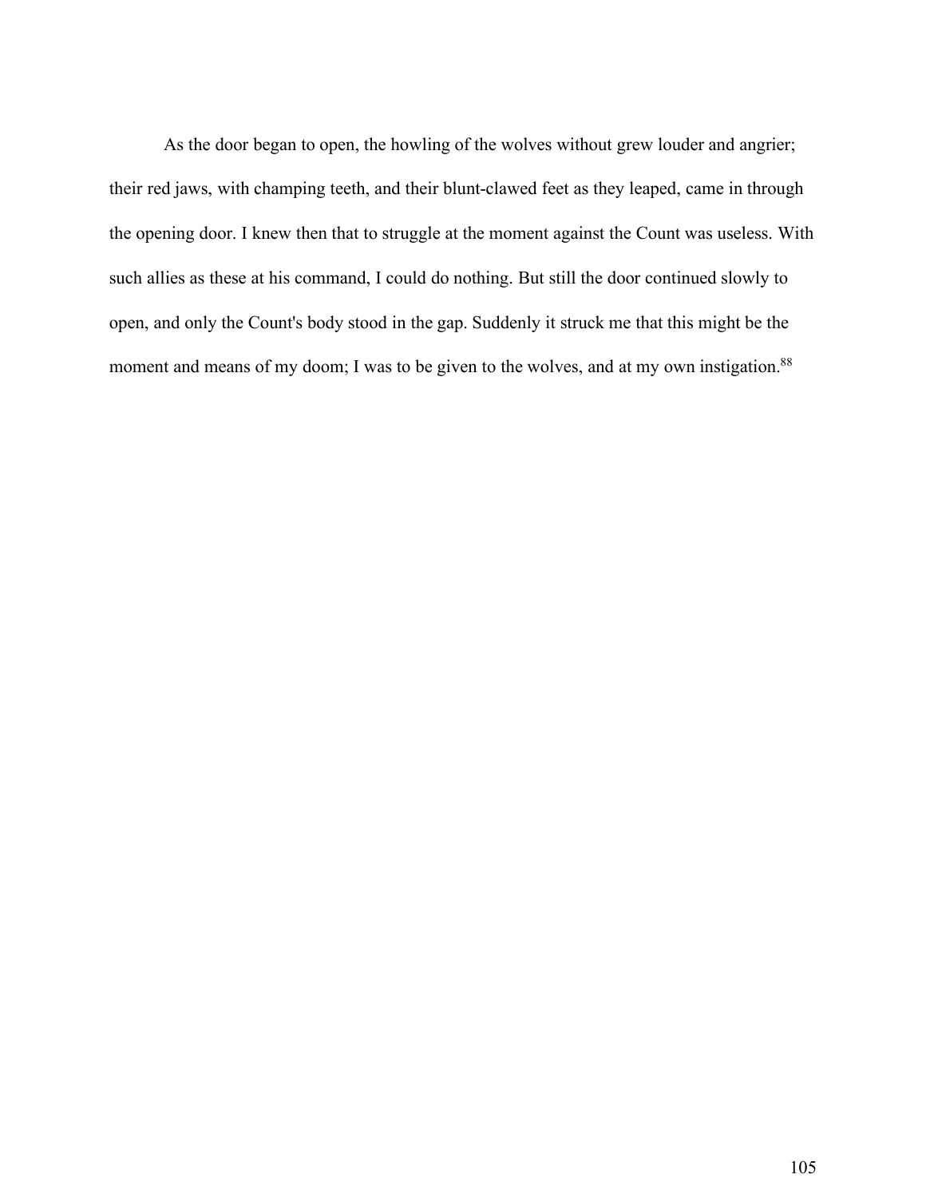As the door began to open, the howling of the wolves without grew louder and angrier; their red jaws, with champing teeth, and their blunt-clawed feet as they leaped, came in through the opening door. I knew then that to struggle at the moment against the Count was useless. With such allies as these at his command, I could do nothing. But still the door continued slowly to open, and only the Count's body stood in the gap. Suddenly it struck me that this might be the moment and means of my doom; I was to be given to the wolves, and at my own instigation.[88]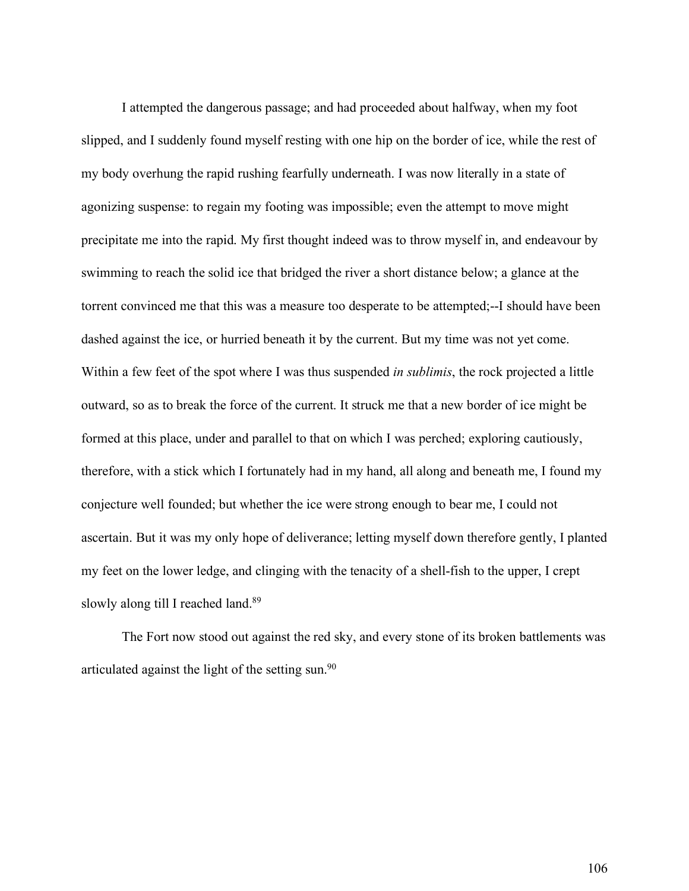I attempted the dangerous passage; and had proceeded about halfway, when my foot slipped, and I suddenly found myself resting with one hip on the border of ice, while the rest of my body overhung the rapid rushing fearfully underneath. I was now literally in a state of agonizing suspense: to regain my footing was impossible; even the attempt to move might precipitate me into the rapid. My first thought indeed was to throw myself in, and endeavour by swimming to reach the solid ice that bridged the river a short distance below; a glance at the torrent convinced me that this was a measure too desperate to be attempted;--I should have been dashed against the ice, or hurried beneath it by the current. But my time was not yet come. Within a few feet of the spot where I was thus suspended *in sublimis*, the rock projected a little outward, so as to break the force of the current. It struck me that a new border of ice might be formed at this place, under and parallel to that on which I was perched; exploring cautiously, therefore, with a stick which I fortunately had in my hand, all along and beneath me, I found my conjecture well founded; but whether the ice were strong enough to bear me, I could not ascertain. But it was my only hope of deliverance; letting myself down therefore gently, I planted my feet on the lower ledge, and clinging with the tenacity of a shell-fish to the upper, I crept slowly along till I reached land.[89]

The Fort now stood out against the red sky, and every stone of its broken battlements was articulated against the light of the setting sun.[90]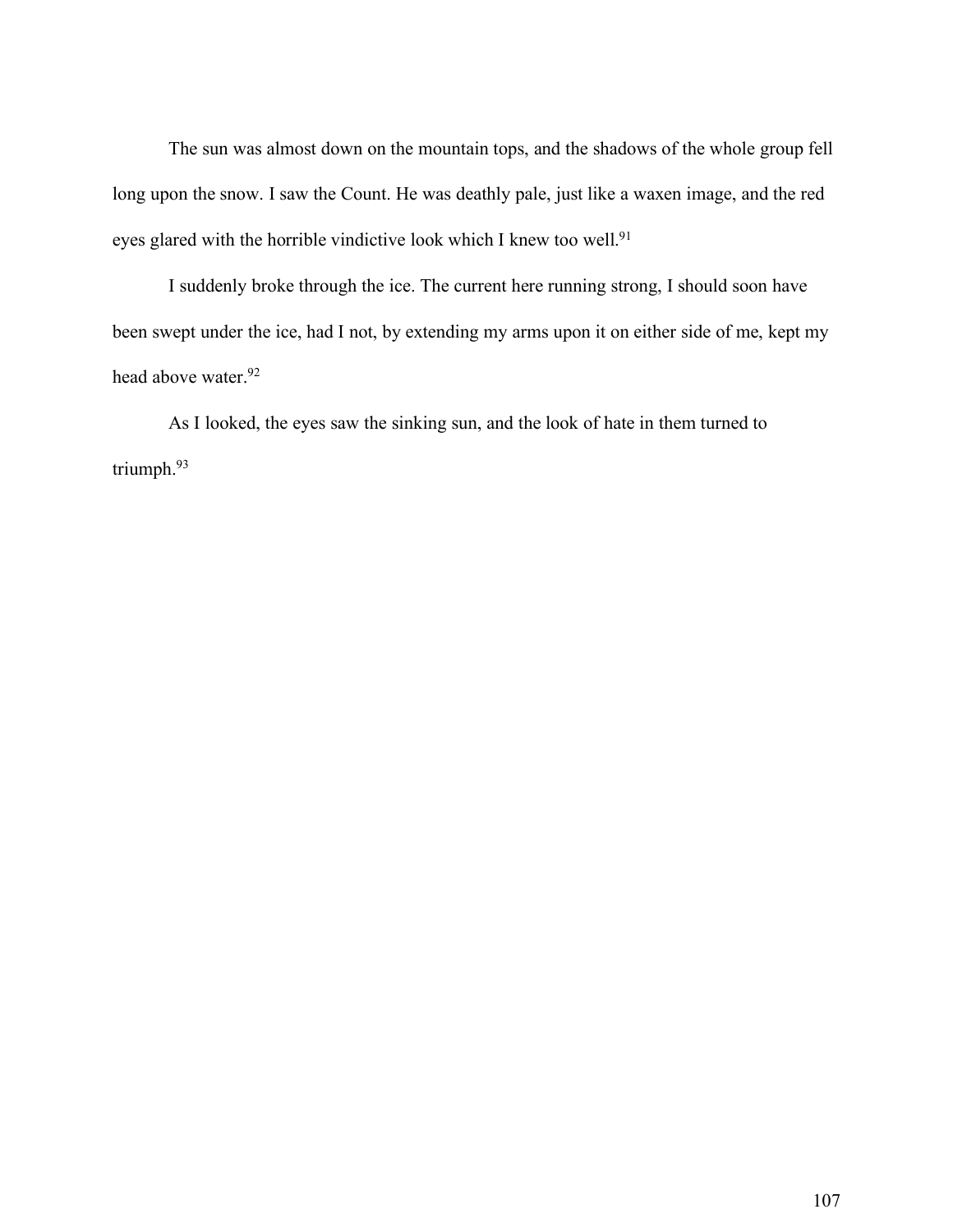The sun was almost down on the mountain tops, and the shadows of the whole group fell long upon the snow. I saw the Count. He was deathly pale, just like a waxen image, and the red eyes glared with the horrible vindictive look which I knew too well.[91]

I suddenly broke through the ice. The current here running strong, I should soon have been swept under the ice, had I not, by extending my arms upon it on either side of me, kept my head above water.[92]

As I looked, the eyes saw the sinking sun, and the look of hate in them turned to triumph.[93]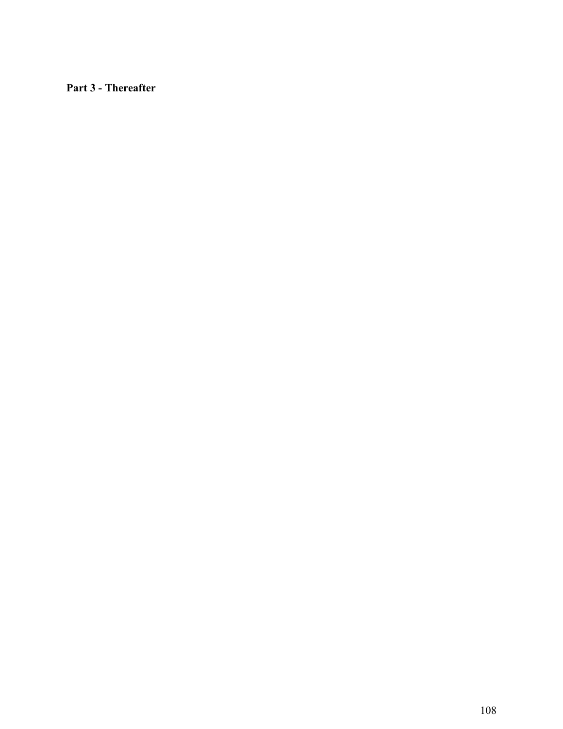## Part 3 - Thereafter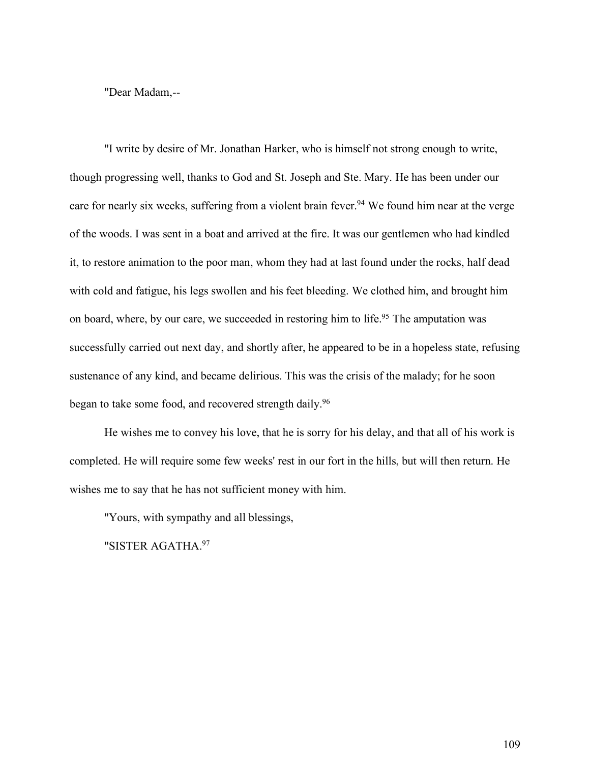"Dear Madam,--

"I write by desire of Mr. Jonathan Harker, who is himself not strong enough to write, though progressing well, thanks to God and St. Joseph and Ste. Mary. He has been under our care for nearly six weeks, suffering from a violent brain fever.[94] We found him near at the verge of the woods. I was sent in a boat and arrived at the fire. It was our gentlemen who had kindled it, to restore animation to the poor man, whom they had at last found under the rocks, half dead with cold and fatigue, his legs swollen and his feet bleeding. We clothed him, and brought him on board, where, by our care, we succeeded in restoring him to life.[95] The amputation was successfully carried out next day, and shortly after, he appeared to be in a hopeless state, refusing sustenance of any kind, and became delirious. This was the crisis of the malady; for he soon began to take some food, and recovered strength daily.[96]

He wishes me to convey his love, that he is sorry for his delay, and that all of his work is completed. He will require some few weeks' rest in our fort in the hills, but will then return. He wishes me to say that he has not sufficient money with him.

"Yours, with sympathy and all blessings,

"SISTER AGATHA.[97]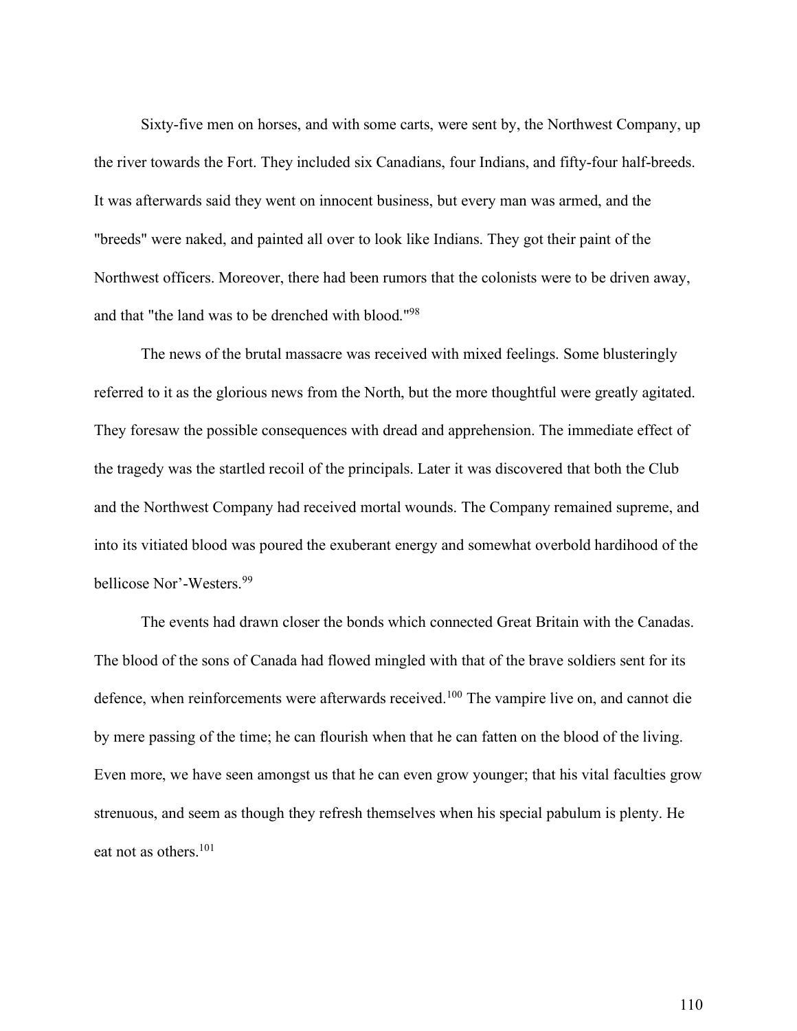Sixty-five men on horses, and with some carts, were sent by, the Northwest Company, up the river towards the Fort. They included six Canadians, four Indians, and fifty-four half-breeds. It was afterwards said they went on innocent business, but every man was armed, and the "breeds" were naked, and painted all over to look like Indians. They got their paint of the Northwest officers. Moreover, there had been rumors that the colonists were to be driven away, and that "the land was to be drenched with blood."[98]

The news of the brutal massacre was received with mixed feelings. Some blusteringly referred to it as the glorious news from the North, but the more thoughtful were greatly agitated. They foresaw the possible consequences with dread and apprehension. The immediate effect of the tragedy was the startled recoil of the principals. Later it was discovered that both the Club and the Northwest Company had received mortal wounds. The Company remained supreme, and into its vitiated blood was poured the exuberant energy and somewhat overbold hardihood of the bellicose Nor'-Westers.[99]

The events had drawn closer the bonds which connected Great Britain with the Canadas. The blood of the sons of Canada had flowed mingled with that of the brave soldiers sent for its defence, when reinforcements were afterwards received.[100] The vampire live on, and cannot die by mere passing of the time; he can flourish when that he can fatten on the blood of the living. Even more, we have seen amongst us that he can even grow younger; that his vital faculties grow strenuous, and seem as though they refresh themselves when his special pabulum is plenty. He eat not as others.[101]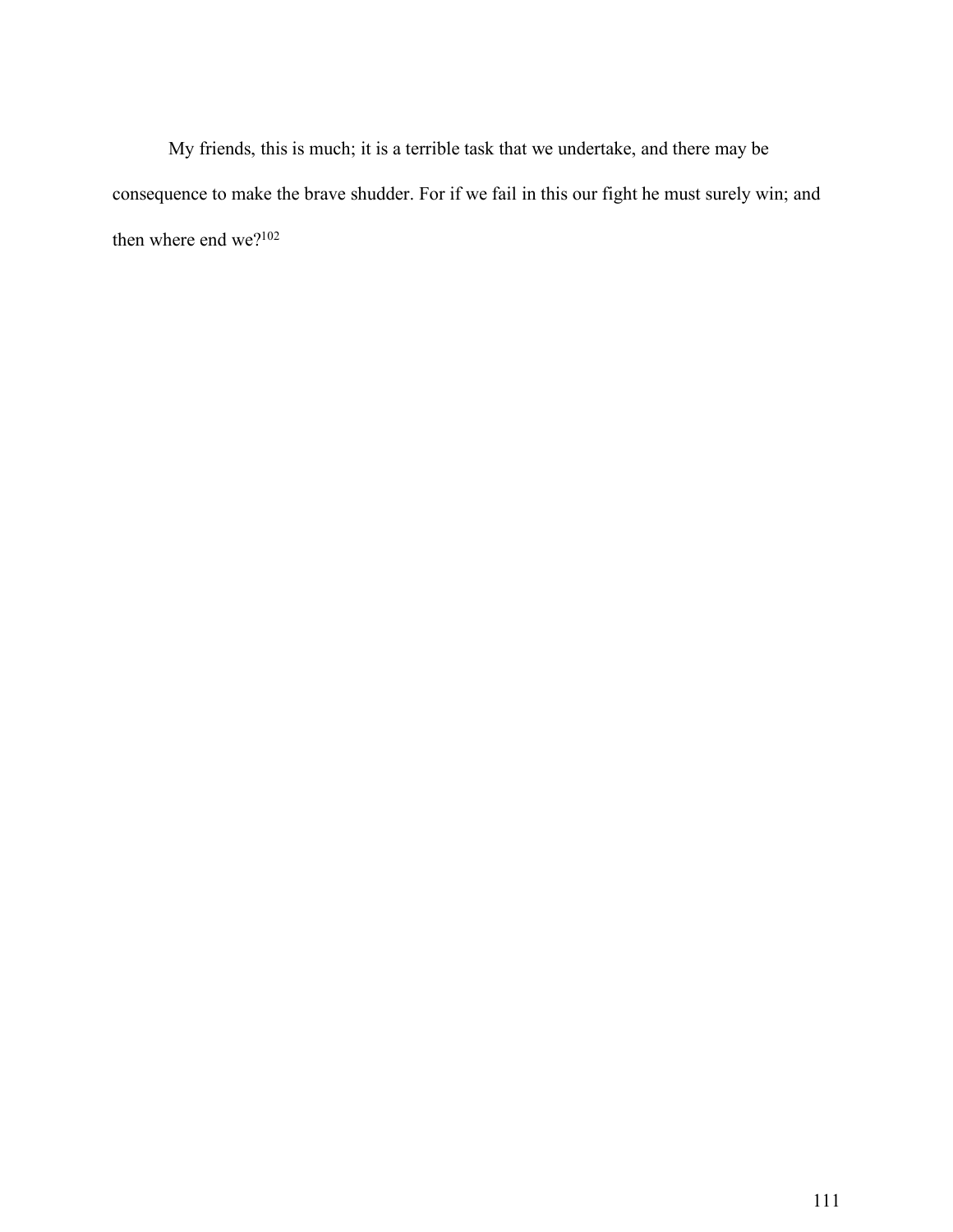My friends, this is much; it is a terrible task that we undertake, and there may be consequence to make the brave shudder. For if we fail in this our fight he must surely win; and then where end we?[102]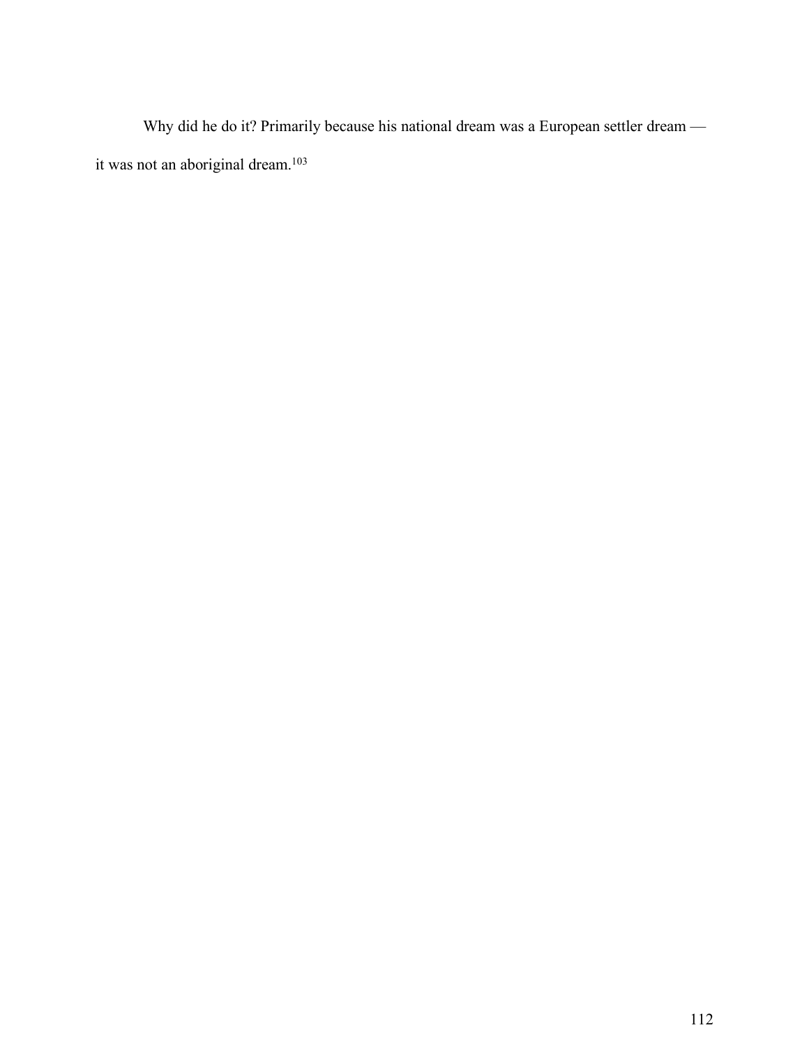Why did he do it? Primarily because his national dream was a European settler dream — it was not an aboriginal dream.[103]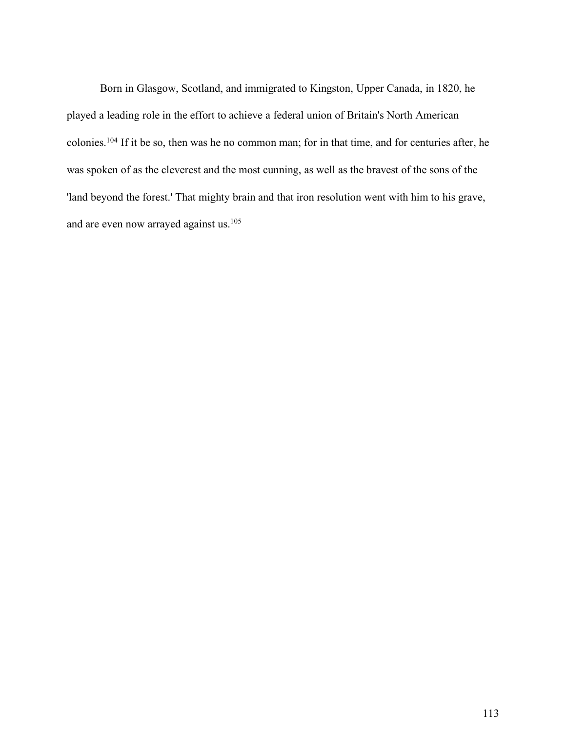Born in Glasgow, Scotland, and immigrated to Kingston, Upper Canada, in 1820, he played a leading role in the effort to achieve a federal union of Britain's North American colonies.[104] If it be so, then was he no common man; for in that time, and for centuries after, he was spoken of as the cleverest and the most cunning, as well as the bravest of the sons of the 'land beyond the forest.' That mighty brain and that iron resolution went with him to his grave, and are even now arrayed against us.[105]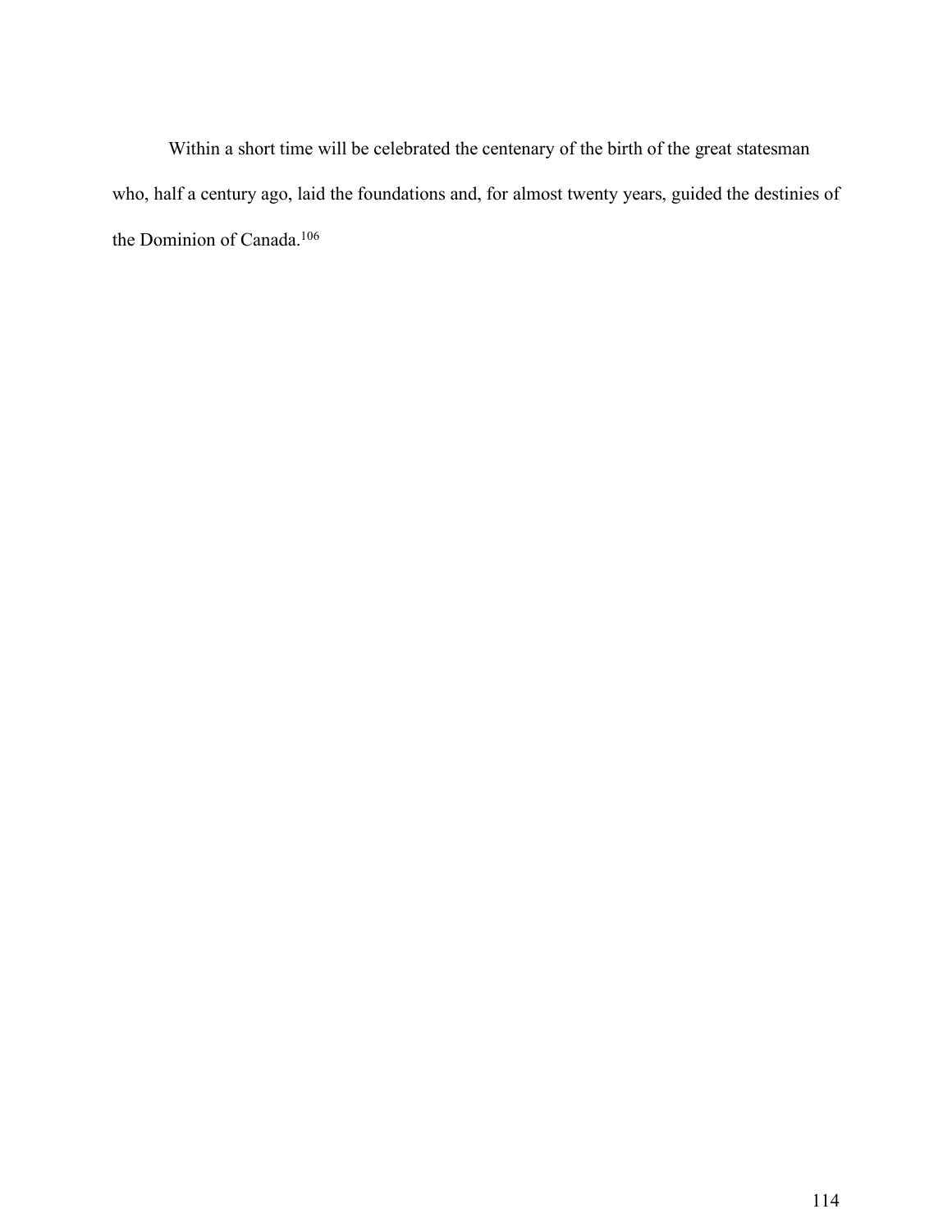Within a short time will be celebrated the centenary of the birth of the great statesman who, half a century ago, laid the foundations and, for almost twenty years, guided the destinies of the Dominion of Canada.[106]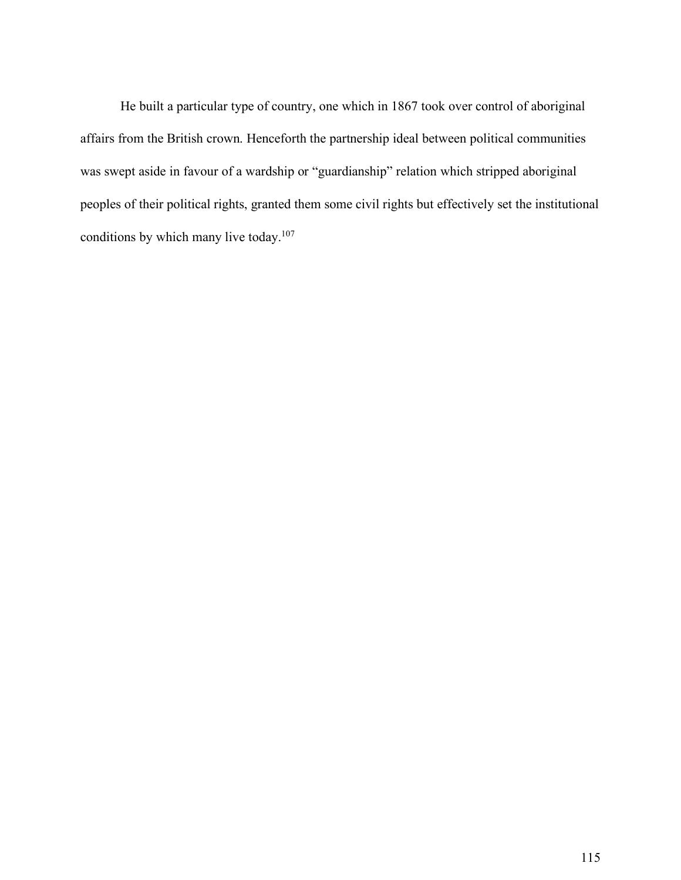He built a particular type of country, one which in 1867 took over control of aboriginal affairs from the British crown. Henceforth the partnership ideal between political communities was swept aside in favour of a wardship or "guardianship" relation which stripped aboriginal peoples of their political rights, granted them some civil rights but effectively set the institutional conditions by which many live today.[107]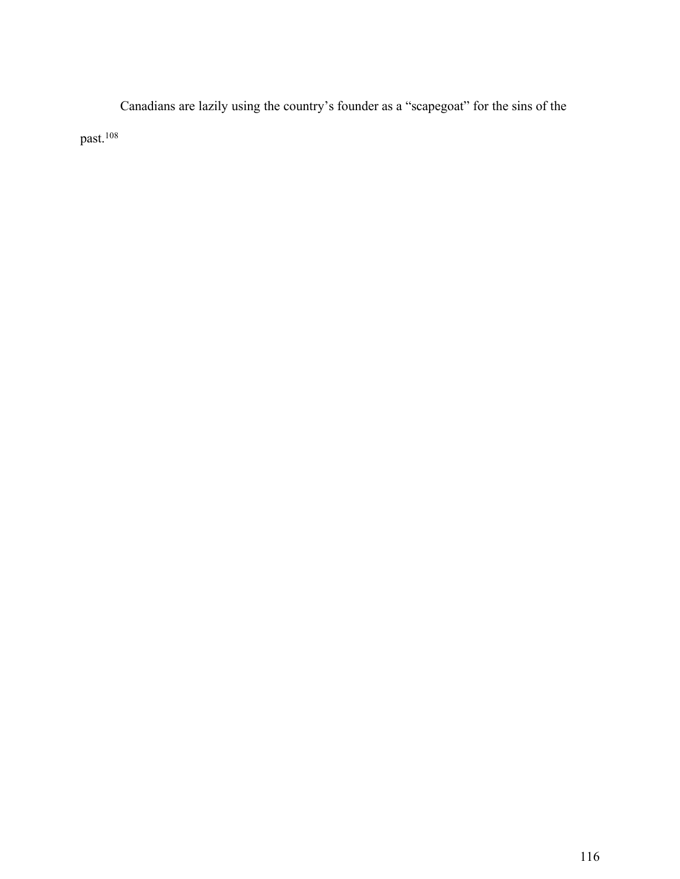Canadians are lazily using the country's founder as a "scapegoat" for the sins of the past.[108]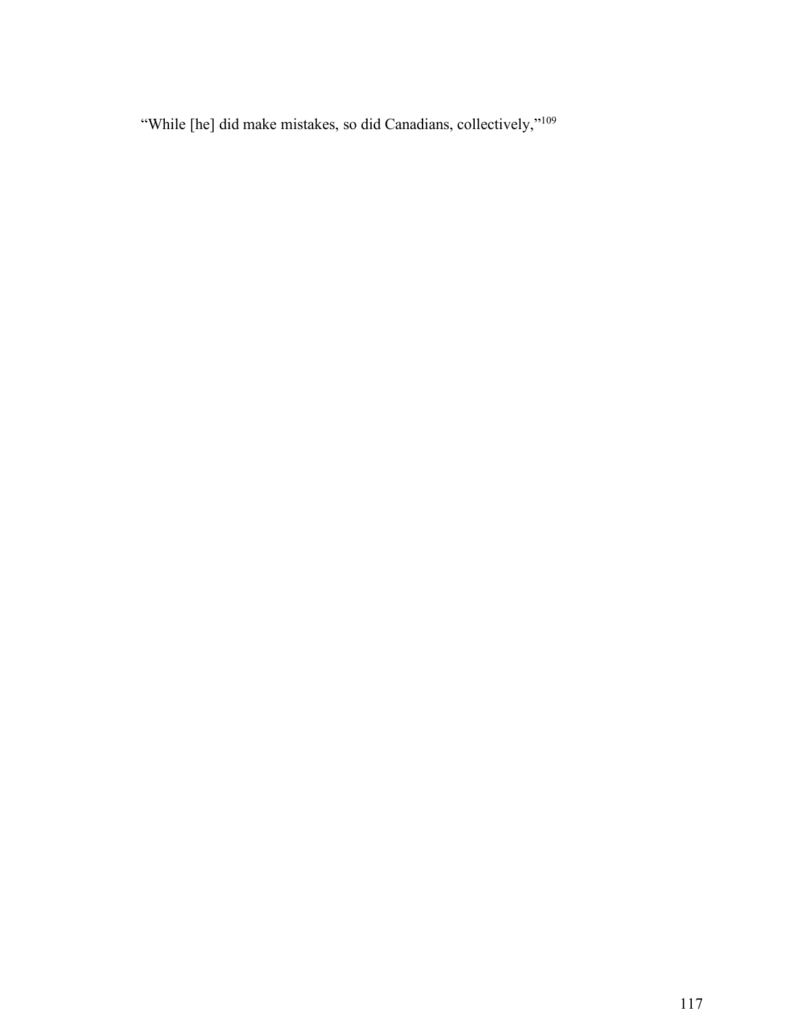"While [he] did make mistakes, so did Canadians, collectively,"[109]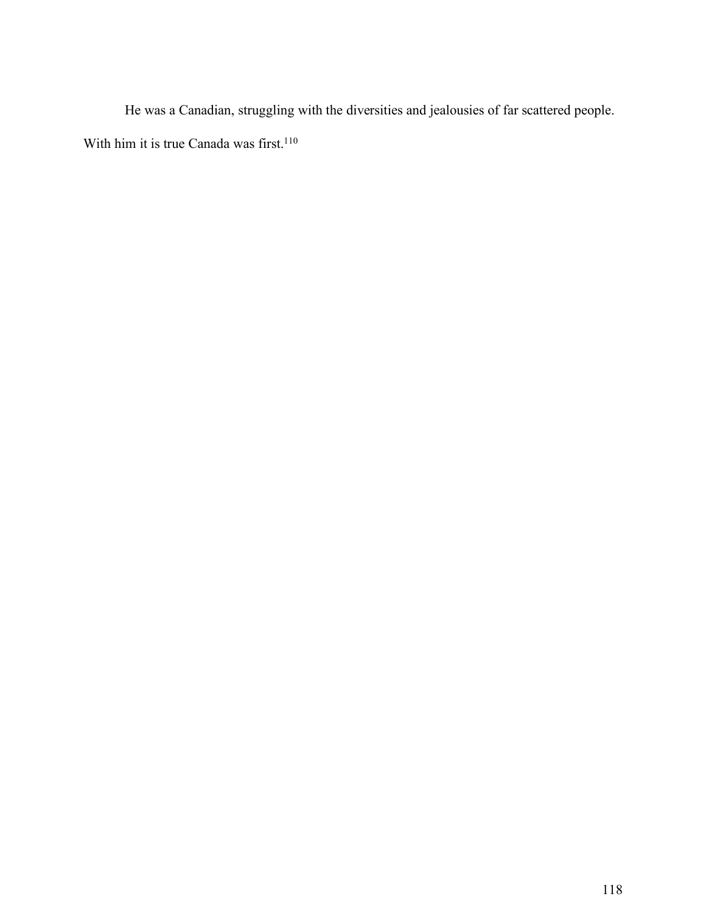He was a Canadian, struggling with the diversities and jealousies of far scattered people. With him it is true Canada was first.[110]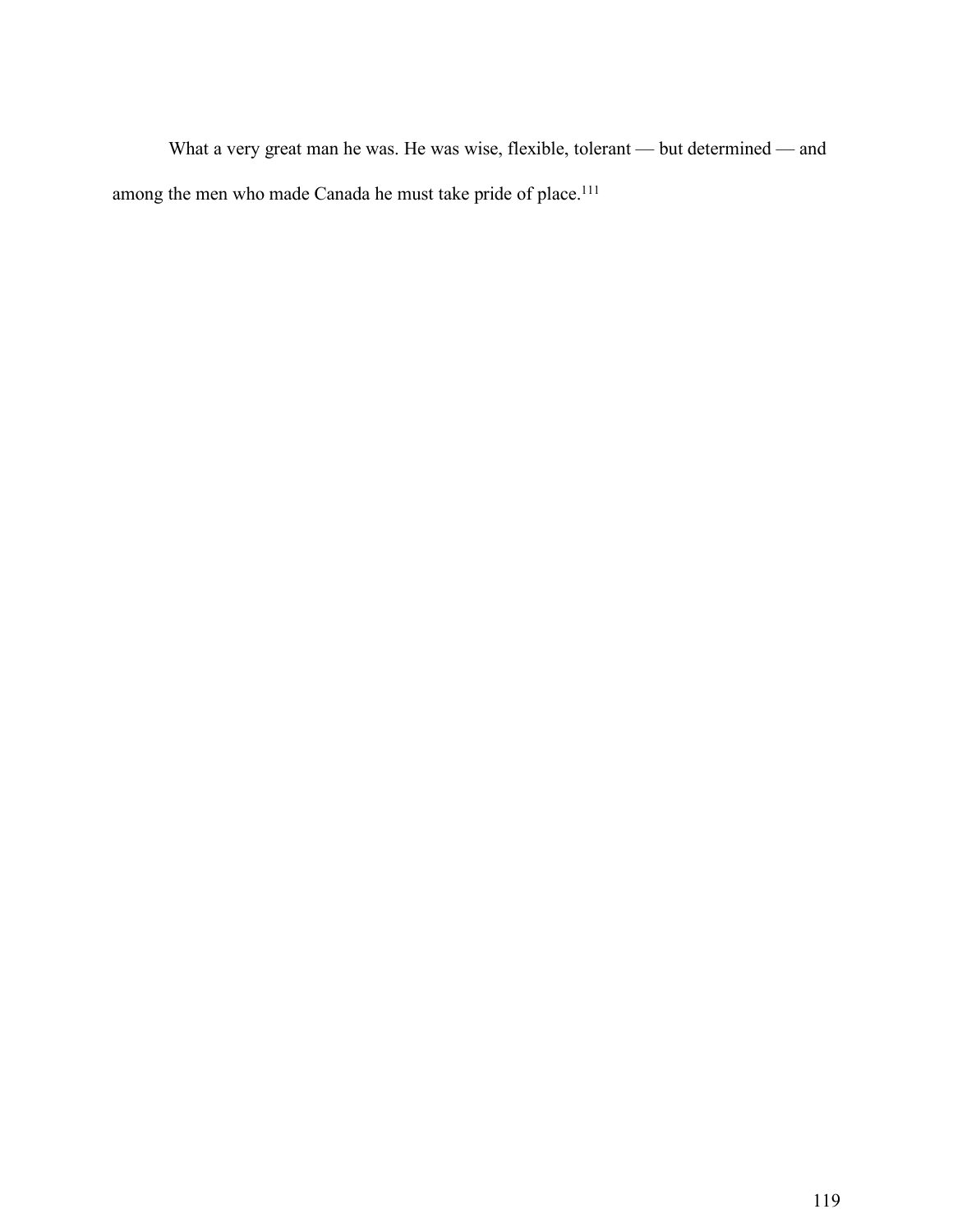What a very great man he was. He was wise, flexible, tolerant — but determined — and among the men who made Canada he must take pride of place.[111]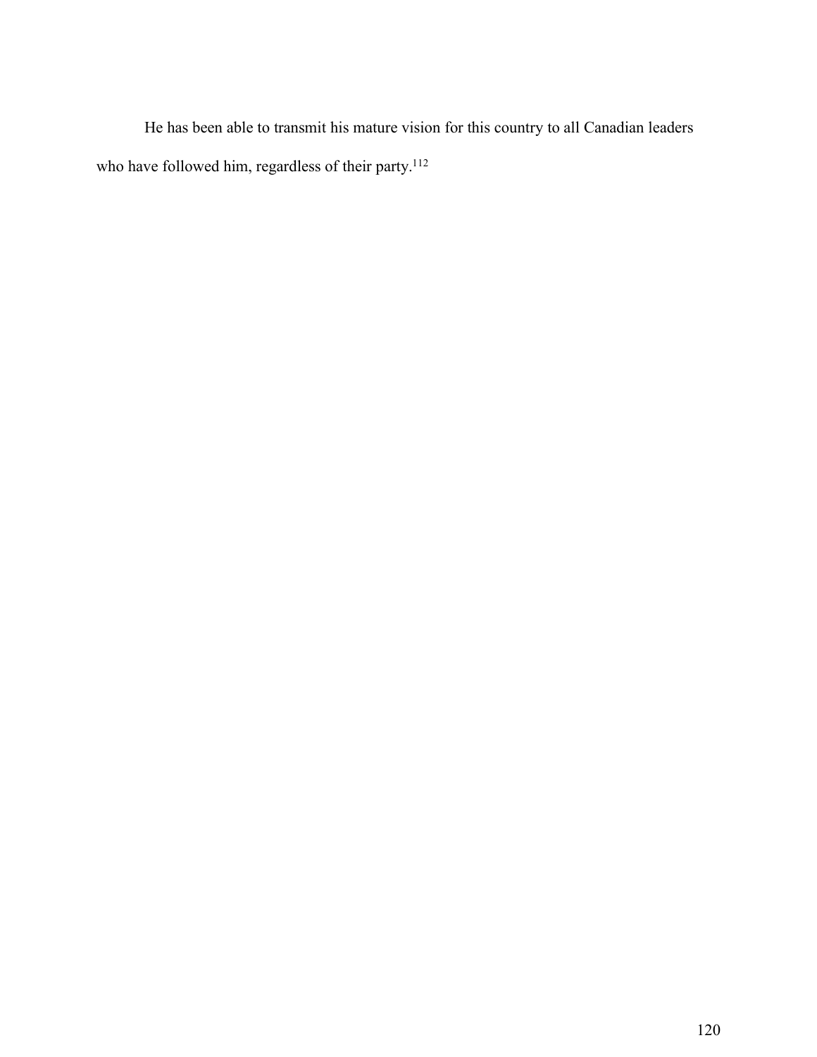He has been able to transmit his mature vision for this country to all Canadian leaders who have followed him, regardless of their party.[112]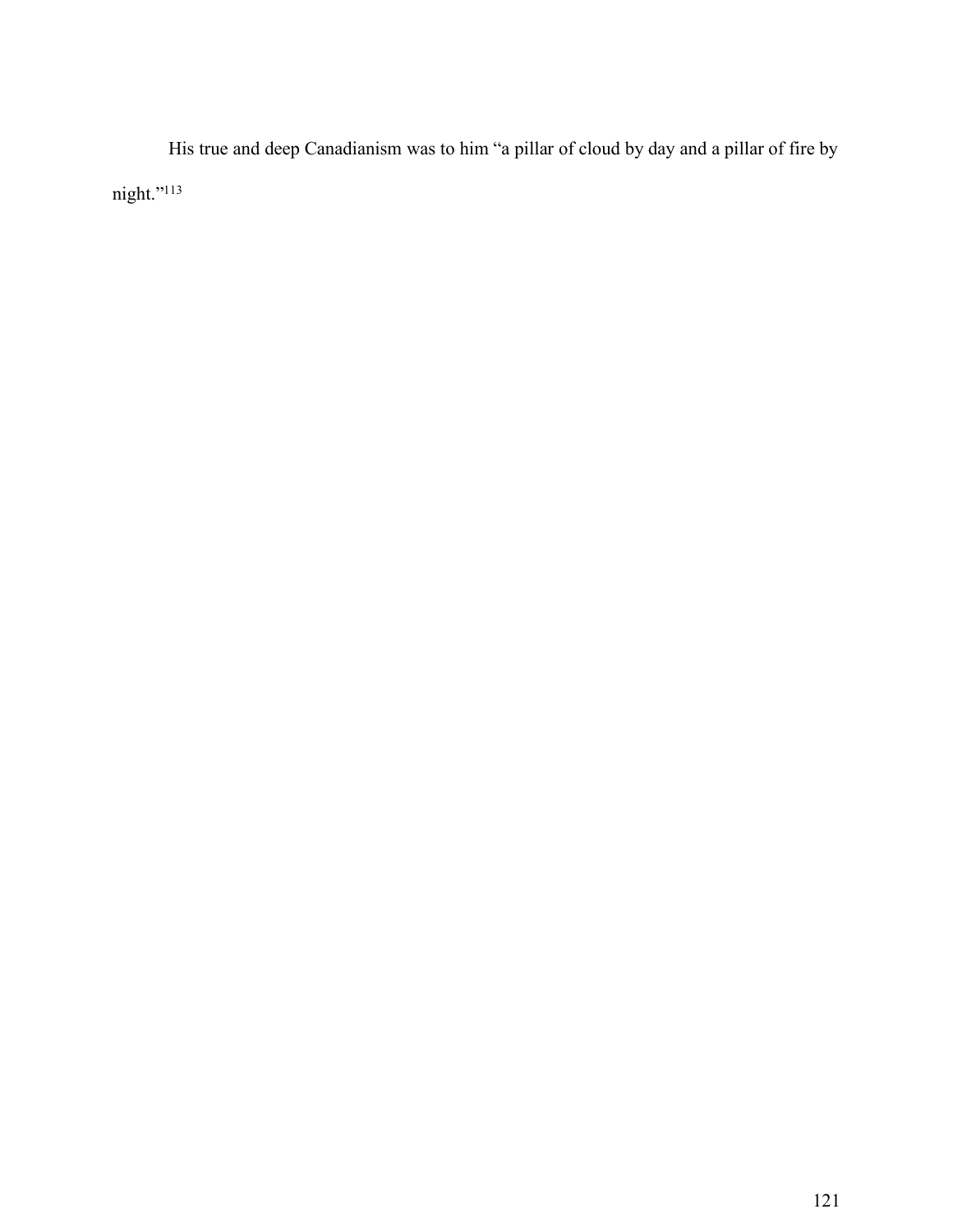His true and deep Canadianism was to him "a pillar of cloud by day and a pillar of fire by night."[113]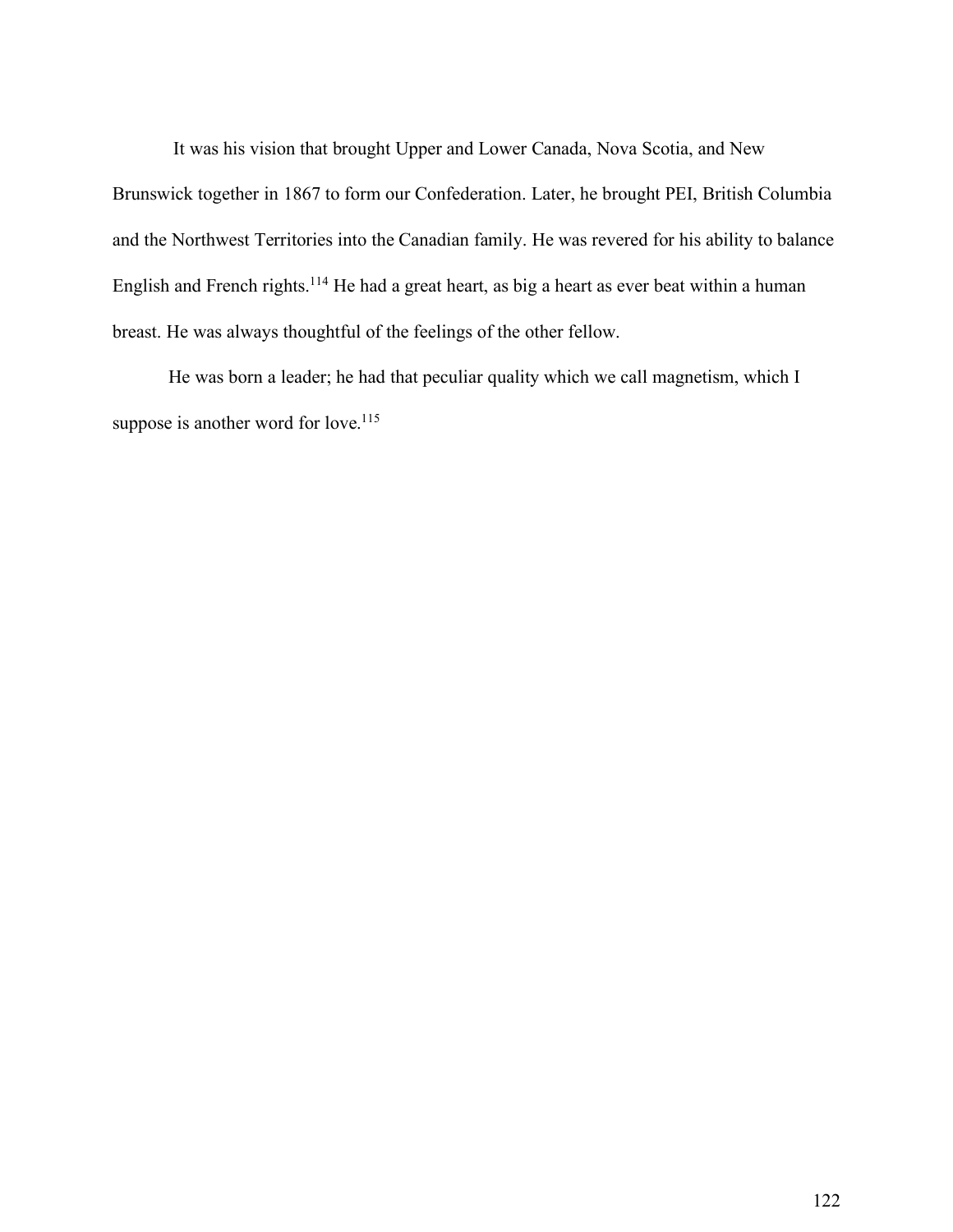It was his vision that brought Upper and Lower Canada, Nova Scotia, and New Brunswick together in 1867 to form our Confederation. Later, he brought PEI, British Columbia and the Northwest Territories into the Canadian family. He was revered for his ability to balance English and French rights.[114] He had a great heart, as big a heart as ever beat within a human breast. He was always thoughtful of the feelings of the other fellow.

He was born a leader; he had that peculiar quality which we call magnetism, which I suppose is another word for love.[115]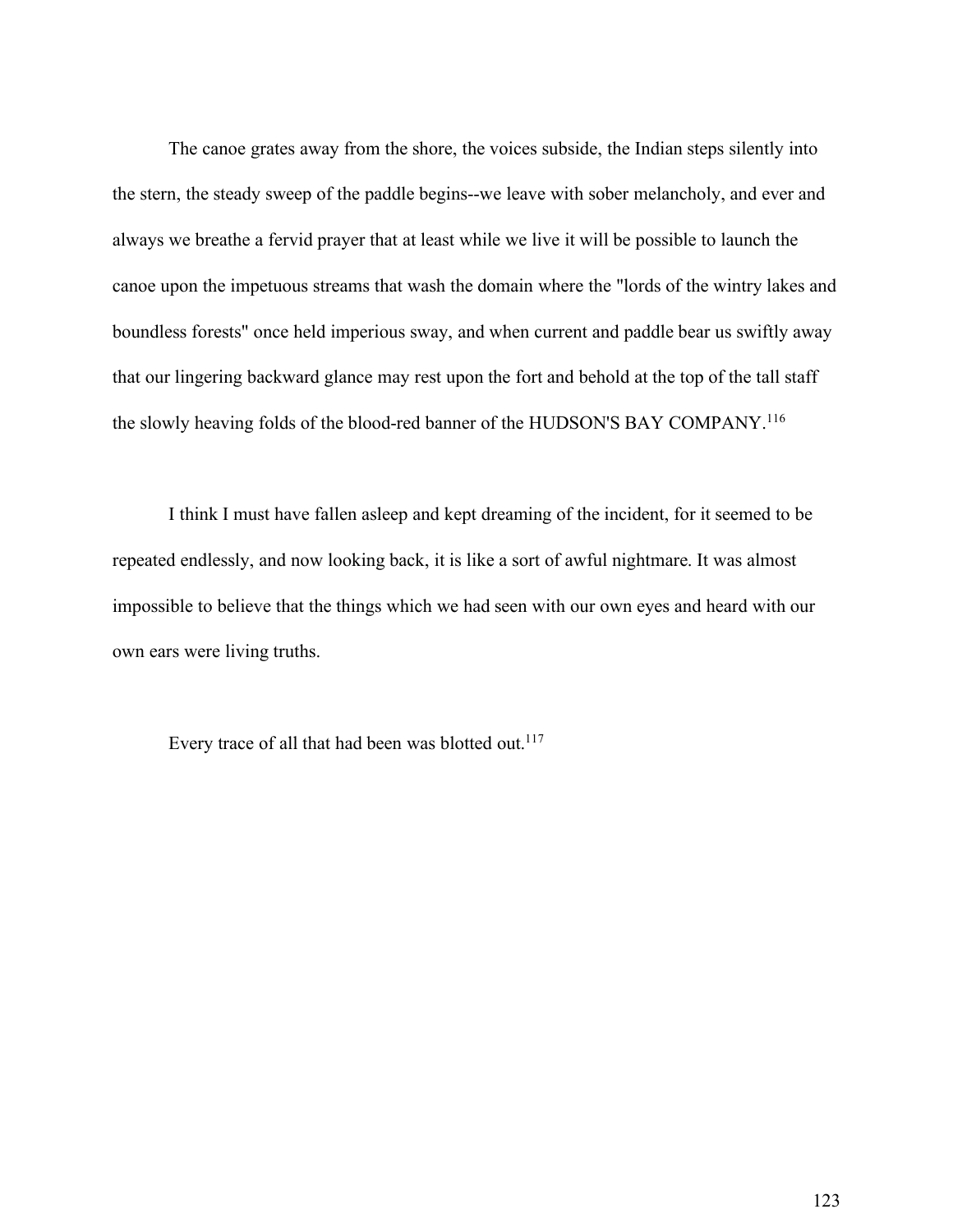The canoe grates away from the shore, the voices subside, the Indian steps silently into the stern, the steady sweep of the paddle begins--we leave with sober melancholy, and ever and always we breathe a fervid prayer that at least while we live it will be possible to launch the canoe upon the impetuous streams that wash the domain where the "lords of the wintry lakes and boundless forests" once held imperious sway, and when current and paddle bear us swiftly away that our lingering backward glance may rest upon the fort and behold at the top of the tall staff the slowly heaving folds of the blood-red banner of the HUDSON'S BAY COMPANY.[116]

I think I must have fallen asleep and kept dreaming of the incident, for it seemed to be repeated endlessly, and now looking back, it is like a sort of awful nightmare. It was almost impossible to believe that the things which we had seen with our own eyes and heard with our own ears were living truths.

Every trace of all that had been was blotted out.[117]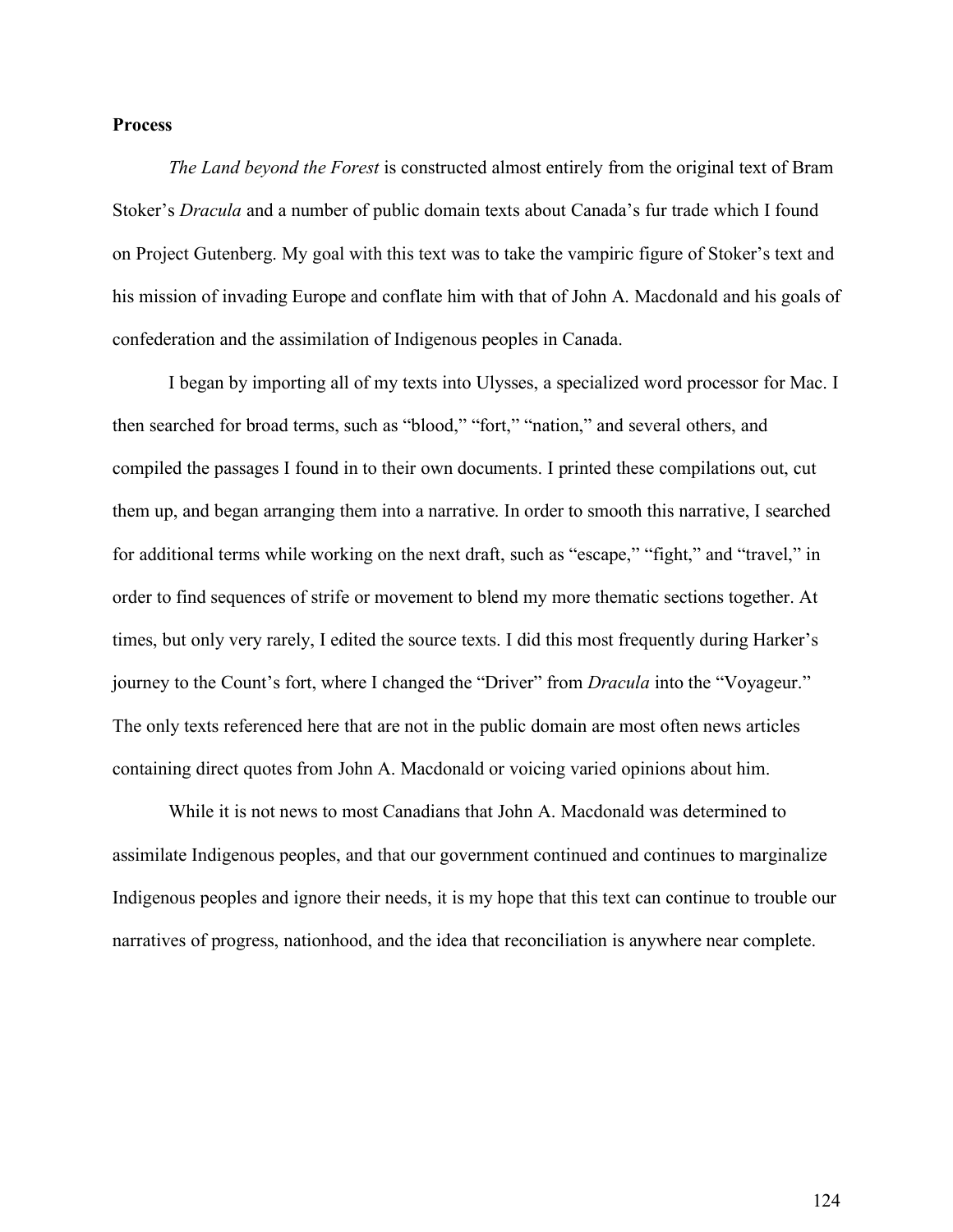**Process**

*The Land beyond the Forest* is constructed almost entirely from the original text of Bram Stoker's *Dracula* and a number of public domain texts about Canada's fur trade which I found on Project Gutenberg. My goal with this text was to take the vampiric figure of Stoker's text and his mission of invading Europe and conflate him with that of John A. Macdonald and his goals of confederation and the assimilation of Indigenous peoples in Canada.

I began by importing all of my texts into Ulysses, a specialized word processor for Mac. I then searched for broad terms, such as "blood," "fort," "nation," and several others, and compiled the passages I found in to their own documents. I printed these compilations out, cut them up, and began arranging them into a narrative. In order to smooth this narrative, I searched for additional terms while working on the next draft, such as "escape," "fight," and "travel," in order to find sequences of strife or movement to blend my more thematic sections together. At times, but only very rarely, I edited the source texts. I did this most frequently during Harker's journey to the Count's fort, where I changed the "Driver" from *Dracula* into the "Voyageur." The only texts referenced here that are not in the public domain are most often news articles containing direct quotes from John A. Macdonald or voicing varied opinions about him.

While it is not news to most Canadians that John A. Macdonald was determined to assimilate Indigenous peoples, and that our government continued and continues to marginalize Indigenous peoples and ignore their needs, it is my hope that this text can continue to trouble our narratives of progress, nationhood, and the idea that reconciliation is anywhere near complete.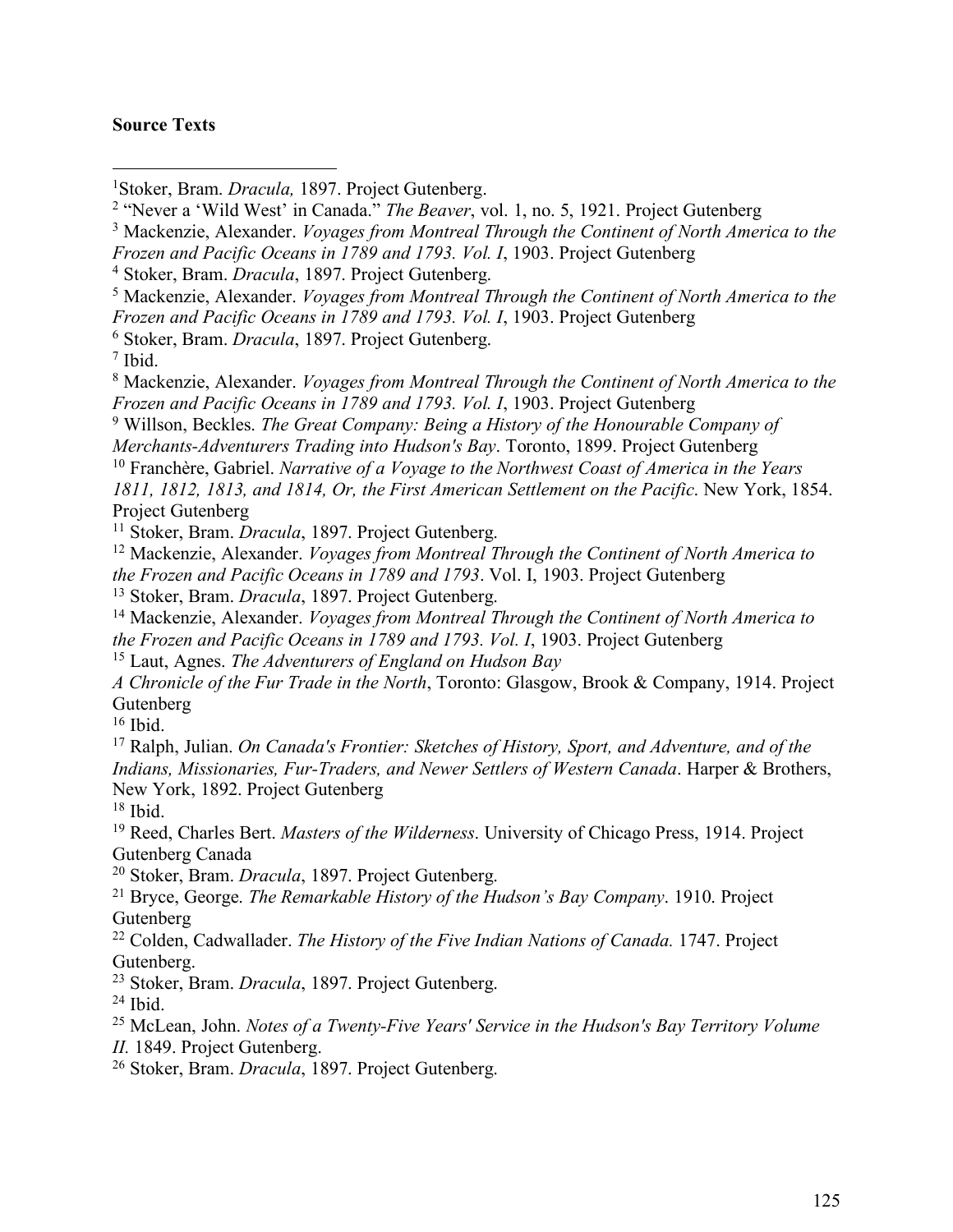**Source Texts**

---

[1]Stoker, Bram. *Dracula,* 1897. Project Gutenberg.

[2] "Never a 'Wild West' in Canada." *The Beaver*, vol. 1, no. 5, 1921. Project Gutenberg

[3] Mackenzie, Alexander. *Voyages from Montreal Through the Continent of North America to the Frozen and Pacific Oceans in 1789 and 1793. Vol. I*, 1903. Project Gutenberg

[4] Stoker, Bram. *Dracula*, 1897. Project Gutenberg.

[5] Mackenzie, Alexander. *Voyages from Montreal Through the Continent of North America to the Frozen and Pacific Oceans in 1789 and 1793. Vol. I*, 1903. Project Gutenberg

[6] Stoker, Bram. *Dracula*, 1897. Project Gutenberg.

[7] Ibid.

[8] Mackenzie, Alexander. *Voyages from Montreal Through the Continent of North America to the Frozen and Pacific Oceans in 1789 and 1793. Vol. I*, 1903. Project Gutenberg

[9] Willson, Beckles. *The Great Company: Being a History of the Honourable Company of Merchants-Adventurers Trading into Hudson's Bay*. Toronto, 1899. Project Gutenberg

[10] Franchère, Gabriel. *Narrative of a Voyage to the Northwest Coast of America in the Years 1811, 1812, 1813, and 1814, Or, the First American Settlement on the Pacific*. New York, 1854. Project Gutenberg

[11] Stoker, Bram. *Dracula*, 1897. Project Gutenberg.

[12] Mackenzie, Alexander. *Voyages from Montreal Through the Continent of North America to the Frozen and Pacific Oceans in 1789 and 1793*. Vol. I, 1903. Project Gutenberg

[13] Stoker, Bram. *Dracula*, 1897. Project Gutenberg.

[14] Mackenzie, Alexander. *Voyages from Montreal Through the Continent of North America to the Frozen and Pacific Oceans in 1789 and 1793. Vol. I*, 1903. Project Gutenberg

[15] Laut, Agnes. *The Adventurers of England on Hudson Bay A Chronicle of the Fur Trade in the North*, Toronto: Glasgow, Brook & Company, 1914. Project Gutenberg

[16] Ibid.

[17] Ralph, Julian. *On Canada's Frontier: Sketches of History, Sport, and Adventure, and of the Indians, Missionaries, Fur-Traders, and Newer Settlers of Western Canada*. Harper & Brothers, New York, 1892. Project Gutenberg

[18] Ibid.

[19] Reed, Charles Bert. *Masters of the Wilderness*. University of Chicago Press, 1914. Project Gutenberg Canada

[20] Stoker, Bram. *Dracula*, 1897. Project Gutenberg.

[21] Bryce, George. *The Remarkable History of the Hudson's Bay Company*. 1910. Project Gutenberg

[22] Colden, Cadwallader. *The History of the Five Indian Nations of Canada.* 1747. Project Gutenberg.

[23] Stoker, Bram. *Dracula*, 1897. Project Gutenberg.

[24] Ibid.

[25] McLean, John. *Notes of a Twenty-Five Years' Service in the Hudson's Bay Territory Volume II.* 1849. Project Gutenberg.

[26] Stoker, Bram. *Dracula*, 1897. Project Gutenberg.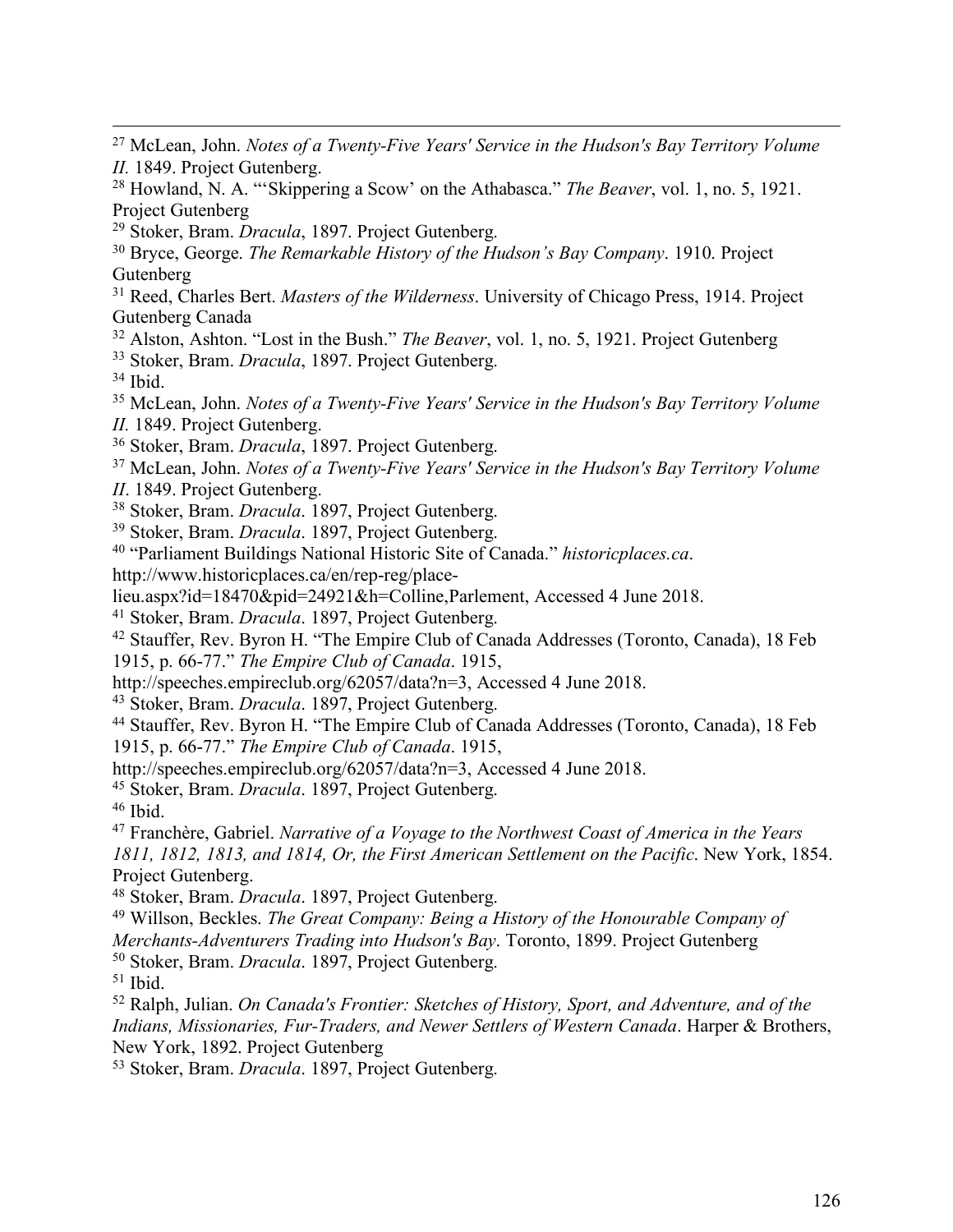[27] McLean, John. *Notes of a Twenty-Five Years' Service in the Hudson's Bay Territory Volume II.* 1849. Project Gutenberg.

[28] Howland, N. A. "'Skippering a Scow' on the Athabasca." *The Beaver*, vol. 1, no. 5, 1921. Project Gutenberg

[29] Stoker, Bram. *Dracula*, 1897. Project Gutenberg.

[30] Bryce, George. *The Remarkable History of the Hudson's Bay Company*. 1910. Project Gutenberg

[31] Reed, Charles Bert. *Masters of the Wilderness*. University of Chicago Press, 1914. Project Gutenberg Canada

[32] Alston, Ashton. "Lost in the Bush." *The Beaver*, vol. 1, no. 5, 1921. Project Gutenberg

[33] Stoker, Bram. *Dracula*, 1897. Project Gutenberg.

[34] Ibid.

[35] McLean, John. *Notes of a Twenty-Five Years' Service in the Hudson's Bay Territory Volume II.* 1849. Project Gutenberg.

[36] Stoker, Bram. *Dracula*, 1897. Project Gutenberg.

[37] McLean, John. *Notes of a Twenty-Five Years' Service in the Hudson's Bay Territory Volume II*. 1849. Project Gutenberg.

[38] Stoker, Bram. *Dracula*. 1897, Project Gutenberg.

[39] Stoker, Bram. *Dracula*. 1897, Project Gutenberg.

[40] "Parliament Buildings National Historic Site of Canada." *historicplaces.ca*. http://www.historicplaces.ca/en/rep-reg/place-lieu.aspx?id=18470&pid=24921&h=Colline,Parlement, Accessed 4 June 2018.

[41] Stoker, Bram. *Dracula*. 1897, Project Gutenberg.

[42] Stauffer, Rev. Byron H. "The Empire Club of Canada Addresses (Toronto, Canada), 18 Feb 1915, p. 66-77." *The Empire Club of Canada*. 1915, http://speeches.empireclub.org/62057/data?n=3, Accessed 4 June 2018.

[43] Stoker, Bram. *Dracula*. 1897, Project Gutenberg.

[44] Stauffer, Rev. Byron H. "The Empire Club of Canada Addresses (Toronto, Canada), 18 Feb 1915, p. 66-77." *The Empire Club of Canada*. 1915, http://speeches.empireclub.org/62057/data?n=3, Accessed 4 June 2018.

[45] Stoker, Bram. *Dracula*. 1897, Project Gutenberg.

[46] Ibid.

[47] Franchère, Gabriel. *Narrative of a Voyage to the Northwest Coast of America in the Years 1811, 1812, 1813, and 1814, Or, the First American Settlement on the Pacific*. New York, 1854. Project Gutenberg.

[48] Stoker, Bram. *Dracula*. 1897, Project Gutenberg.

[49] Willson, Beckles. *The Great Company: Being a History of the Honourable Company of Merchants-Adventurers Trading into Hudson's Bay*. Toronto, 1899. Project Gutenberg

[50] Stoker, Bram. *Dracula*. 1897, Project Gutenberg.

[51] Ibid.

[52] Ralph, Julian. *On Canada's Frontier: Sketches of History, Sport, and Adventure, and of the Indians, Missionaries, Fur-Traders, and Newer Settlers of Western Canada*. Harper & Brothers, New York, 1892. Project Gutenberg

[53] Stoker, Bram. *Dracula*. 1897, Project Gutenberg.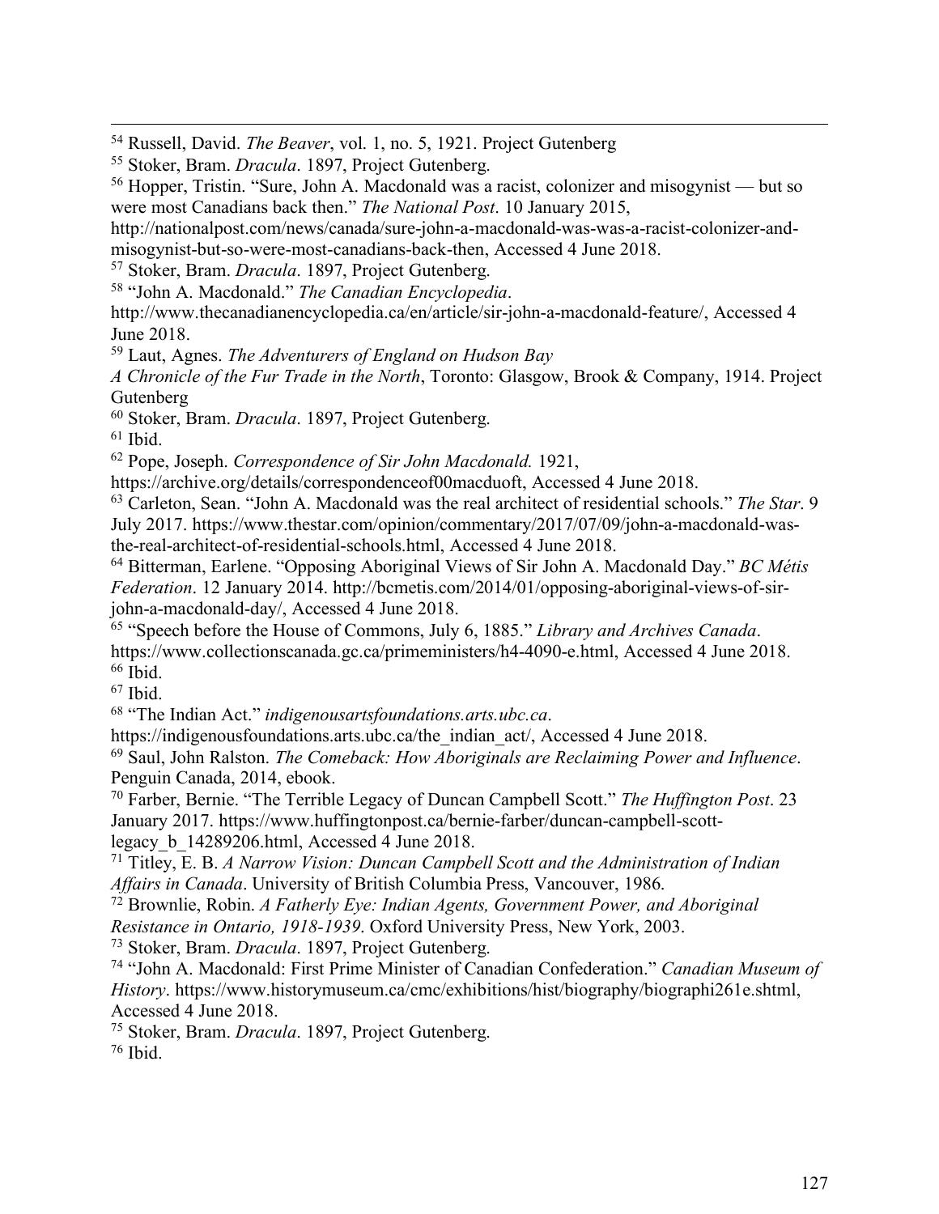[54] Russell, David. *The Beaver*, vol. 1, no. 5, 1921. Project Gutenberg

[55] Stoker, Bram. *Dracula*. 1897, Project Gutenberg.

[56] Hopper, Tristin. “Sure, John A. Macdonald was a racist, colonizer and misogynist — but so were most Canadians back then.” *The National Post*. 10 January 2015, http://nationalpost.com/news/canada/sure-john-a-macdonald-was-was-a-racist-colonizer-and-misogynist-but-so-were-most-canadians-back-then, Accessed 4 June 2018.

[57] Stoker, Bram. *Dracula*. 1897, Project Gutenberg.

[58] “John A. Macdonald.” *The Canadian Encyclopedia*. http://www.thecanadianencyclopedia.ca/en/article/sir-john-a-macdonald-feature/, Accessed 4 June 2018.

[59] Laut, Agnes. *The Adventurers of England on Hudson Bay A Chronicle of the Fur Trade in the North*, Toronto: Glasgow, Brook & Company, 1914. Project Gutenberg

[60] Stoker, Bram. *Dracula*. 1897, Project Gutenberg.

[61] Ibid.

[62] Pope, Joseph. *Correspondence of Sir John Macdonald.* 1921, https://archive.org/details/correspondenceof00macduoft, Accessed 4 June 2018.

[63] Carleton, Sean. “John A. Macdonald was the real architect of residential schools.” *The Star*. 9 July 2017. https://www.thestar.com/opinion/commentary/2017/07/09/john-a-macdonald-was-the-real-architect-of-residential-schools.html, Accessed 4 June 2018.

[64] Bitterman, Earlene. “Opposing Aboriginal Views of Sir John A. Macdonald Day.” *BC Métis Federation*. 12 January 2014. http://bcmetis.com/2014/01/opposing-aboriginal-views-of-sir-john-a-macdonald-day/, Accessed 4 June 2018.

[65] “Speech before the House of Commons, July 6, 1885.” *Library and Archives Canada*. https://www.collectionscanada.gc.ca/primeministers/h4-4090-e.html, Accessed 4 June 2018.

[66] Ibid.

[67] Ibid.

[68] “The Indian Act.” *indigenousartsfoundations.arts.ubc.ca*. https://indigenousfoundations.arts.ubc.ca/the_indian_act/, Accessed 4 June 2018.

[69] Saul, John Ralston. *The Comeback: How Aboriginals are Reclaiming Power and Influence*. Penguin Canada, 2014, ebook.

[70] Farber, Bernie. “The Terrible Legacy of Duncan Campbell Scott.” *The Huffington Post*. 23 January 2017. https://www.huffingtonpost.ca/bernie-farber/duncan-campbell-scott-legacy_b_14289206.html, Accessed 4 June 2018.

[71] Titley, E. B. *A Narrow Vision: Duncan Campbell Scott and the Administration of Indian Affairs in Canada*. University of British Columbia Press, Vancouver, 1986.

[72] Brownlie, Robin. *A Fatherly Eye: Indian Agents, Government Power, and Aboriginal Resistance in Ontario, 1918-1939*. Oxford University Press, New York, 2003.

[73] Stoker, Bram. *Dracula*. 1897, Project Gutenberg.

[74] “John A. Macdonald: First Prime Minister of Canadian Confederation.” *Canadian Museum of History*. https://www.historymuseum.ca/cmc/exhibitions/hist/biography/biographi261e.shtml, Accessed 4 June 2018.

[75] Stoker, Bram. *Dracula*. 1897, Project Gutenberg.

[76] Ibid.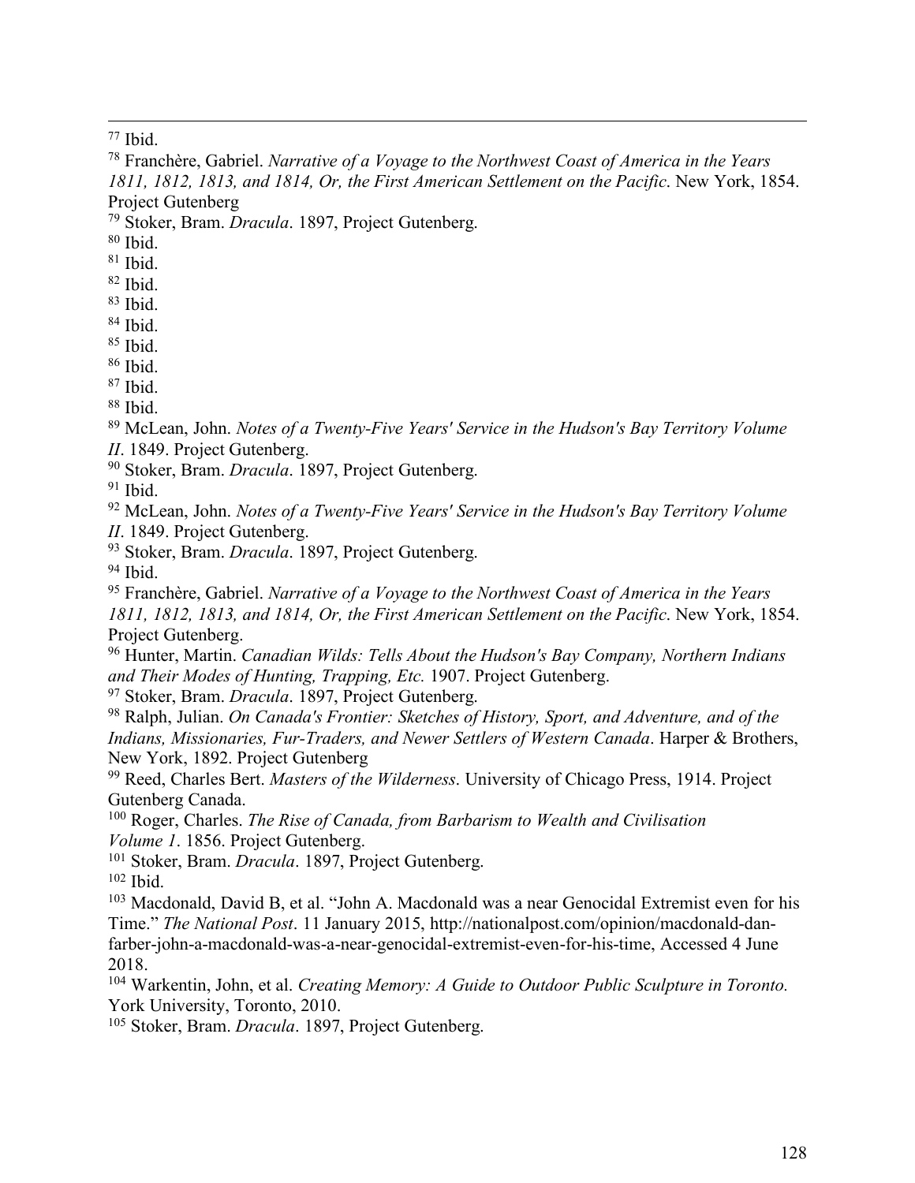[77] Ibid.

[78] Franchère, Gabriel. *Narrative of a Voyage to the Northwest Coast of America in the Years 1811, 1812, 1813, and 1814, Or, the First American Settlement on the Pacific*. New York, 1854. Project Gutenberg

[79] Stoker, Bram. *Dracula*. 1897, Project Gutenberg.

[80] Ibid.

[81] Ibid.

[82] Ibid.

[83] Ibid.

[84] Ibid.

[85] Ibid.

[86] Ibid.

[87] Ibid.

[88] Ibid.

[89] McLean, John. *Notes of a Twenty-Five Years' Service in the Hudson's Bay Territory Volume II*. 1849. Project Gutenberg.

[90] Stoker, Bram. *Dracula*. 1897, Project Gutenberg.

[91] Ibid.

[92] McLean, John. *Notes of a Twenty-Five Years' Service in the Hudson's Bay Territory Volume II*. 1849. Project Gutenberg.

[93] Stoker, Bram. *Dracula*. 1897, Project Gutenberg.

[94] Ibid.

[95] Franchère, Gabriel. *Narrative of a Voyage to the Northwest Coast of America in the Years 1811, 1812, 1813, and 1814, Or, the First American Settlement on the Pacific*. New York, 1854. Project Gutenberg.

[96] Hunter, Martin. *Canadian Wilds: Tells About the Hudson's Bay Company, Northern Indians and Their Modes of Hunting, Trapping, Etc.* 1907. Project Gutenberg.

[97] Stoker, Bram. *Dracula*. 1897, Project Gutenberg.

[98] Ralph, Julian. *On Canada's Frontier: Sketches of History, Sport, and Adventure, and of the Indians, Missionaries, Fur-Traders, and Newer Settlers of Western Canada*. Harper & Brothers, New York, 1892. Project Gutenberg

[99] Reed, Charles Bert. *Masters of the Wilderness*. University of Chicago Press, 1914. Project Gutenberg Canada.

[100] Roger, Charles. *The Rise of Canada, from Barbarism to Wealth and Civilisation Volume 1*. 1856. Project Gutenberg.

[101] Stoker, Bram. *Dracula*. 1897, Project Gutenberg.

[102] Ibid.

[103] Macdonald, David B, et al. "John A. Macdonald was a near Genocidal Extremist even for his Time." *The National Post*. 11 January 2015, http://nationalpost.com/opinion/macdonald-dan-farber-john-a-macdonald-was-a-near-genocidal-extremist-even-for-his-time, Accessed 4 June 2018.

[104] Warkentin, John, et al. *Creating Memory: A Guide to Outdoor Public Sculpture in Toronto.* York University, Toronto, 2010.

[105] Stoker, Bram. *Dracula*. 1897, Project Gutenberg.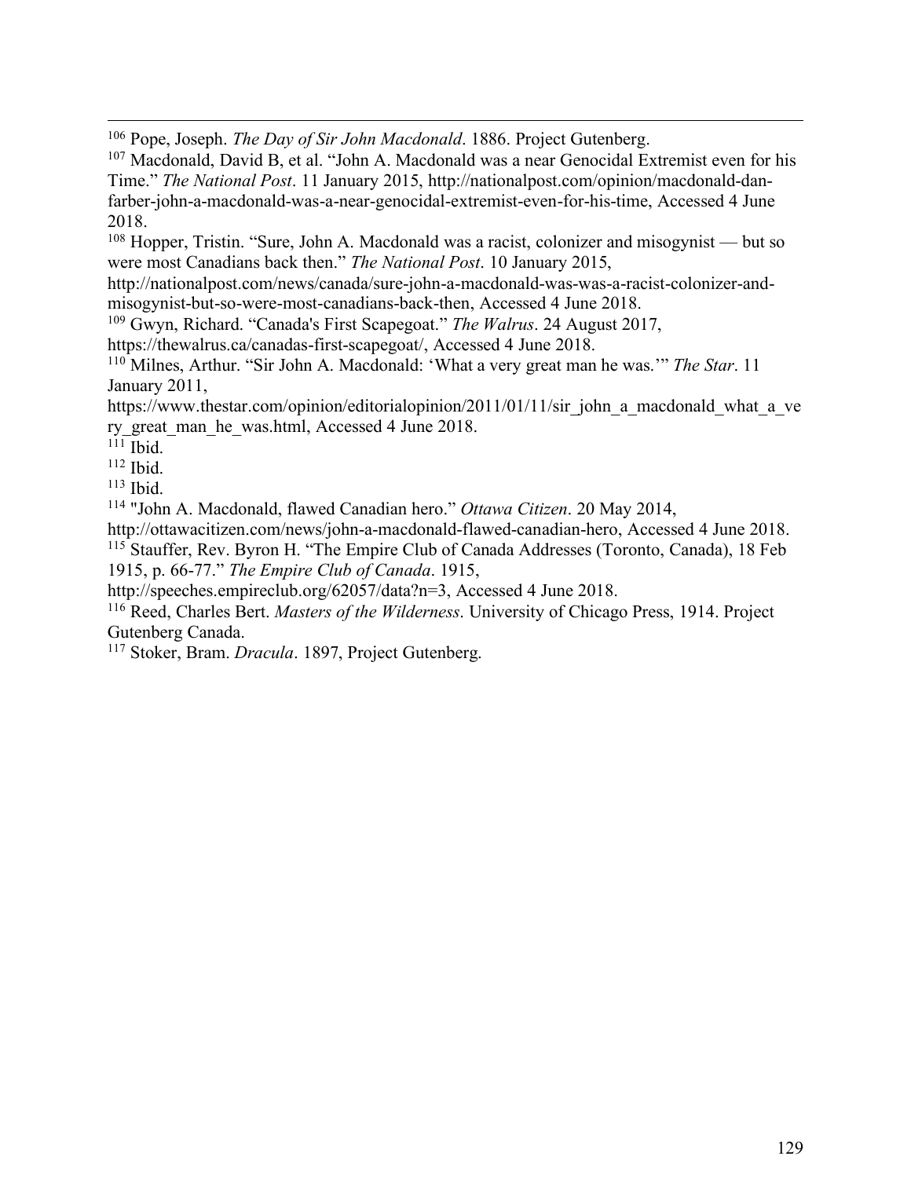[106] Pope, Joseph. *The Day of Sir John Macdonald*. 1886. Project Gutenberg.

[107] Macdonald, David B, et al. "John A. Macdonald was a near Genocidal Extremist even for his Time." *The National Post*. 11 January 2015, http://nationalpost.com/opinion/macdonald-dan-farber-john-a-macdonald-was-a-near-genocidal-extremist-even-for-his-time, Accessed 4 June 2018.

[108] Hopper, Tristin. "Sure, John A. Macdonald was a racist, colonizer and misogynist — but so were most Canadians back then." *The National Post*. 10 January 2015, http://nationalpost.com/news/canada/sure-john-a-macdonald-was-was-a-racist-colonizer-and-misogynist-but-so-were-most-canadians-back-then, Accessed 4 June 2018.

[109] Gwyn, Richard. "Canada's First Scapegoat." *The Walrus*. 24 August 2017, https://thewalrus.ca/canadas-first-scapegoat/, Accessed 4 June 2018.

[110] Milnes, Arthur. "Sir John A. Macdonald: 'What a very great man he was.'" *The Star*. 11 January 2011, https://www.thestar.com/opinion/editorialopinion/2011/01/11/sir_john_a_macdonald_what_a_very_great_man_he_was.html, Accessed 4 June 2018.

[111] Ibid.

[112] Ibid.

[113] Ibid.

[114] "John A. Macdonald, flawed Canadian hero." *Ottawa Citizen*. 20 May 2014, http://ottawacitizen.com/news/john-a-macdonald-flawed-canadian-hero, Accessed 4 June 2018.

[115] Stauffer, Rev. Byron H. "The Empire Club of Canada Addresses (Toronto, Canada), 18 Feb 1915, p. 66-77." *The Empire Club of Canada*. 1915, http://speeches.empireclub.org/62057/data?n=3, Accessed 4 June 2018.

[116] Reed, Charles Bert. *Masters of the Wilderness*. University of Chicago Press, 1914. Project Gutenberg Canada.

[117] Stoker, Bram. *Dracula*. 1897, Project Gutenberg.